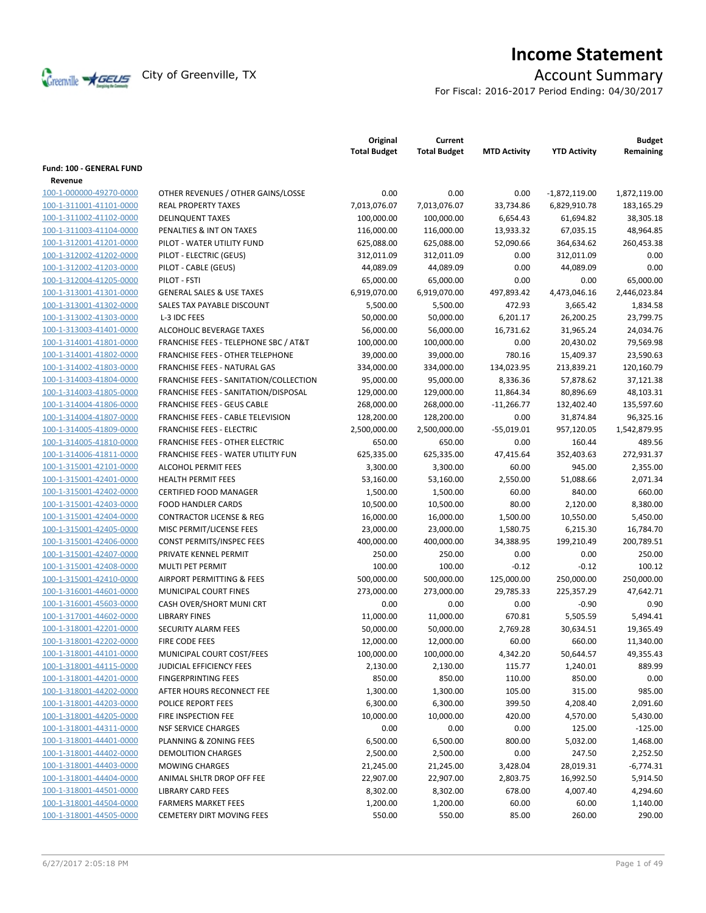# Income Statement

City of Greenville, TX

## Account Summary

For Fiscal: 2016-2017 Period Ending: 04/30/2017

| | | Original Total Budget | Current Total Budget | MTD Activity | YTD Activity | Budget Remaining |
|---|---|---|---|---|---|---|
| **Fund: 100 - GENERAL FUND** | | | | | | |
| **Revenue** | | | | | | |
| 100-1-000000-49270-0000 | OTHER REVENUES / OTHER GAINS/LOSSE | 0.00 | 0.00 | 0.00 | -1,872,119.00 | 1,872,119.00 |
| 100-1-311001-41101-0000 | REAL PROPERTY TAXES | 7,013,076.07 | 7,013,076.07 | 33,734.86 | 6,829,910.78 | 183,165.29 |
| 100-1-311002-41102-0000 | DELINQUENT TAXES | 100,000.00 | 100,000.00 | 6,654.43 | 61,694.82 | 38,305.18 |
| 100-1-311003-41104-0000 | PENALTIES & INT ON TAXES | 116,000.00 | 116,000.00 | 13,933.32 | 67,035.15 | 48,964.85 |
| 100-1-312001-41201-0000 | PILOT - WATER UTILITY FUND | 625,088.00 | 625,088.00 | 52,090.66 | 364,634.62 | 260,453.38 |
| 100-1-312002-41202-0000 | PILOT - ELECTRIC (GEUS) | 312,011.09 | 312,011.09 | 0.00 | 312,011.09 | 0.00 |
| 100-1-312002-41203-0000 | PILOT - CABLE (GEUS) | 44,089.09 | 44,089.09 | 0.00 | 44,089.09 | 0.00 |
| 100-1-312004-41205-0000 | PILOT - FSTI | 65,000.00 | 65,000.00 | 0.00 | 0.00 | 65,000.00 |
| 100-1-313001-41301-0000 | GENERAL SALES & USE TAXES | 6,919,070.00 | 6,919,070.00 | 497,893.42 | 4,473,046.16 | 2,446,023.84 |
| 100-1-313001-41302-0000 | SALES TAX PAYABLE DISCOUNT | 5,500.00 | 5,500.00 | 472.93 | 3,665.42 | 1,834.58 |
| 100-1-313002-41303-0000 | L-3 IDC FEES | 50,000.00 | 50,000.00 | 6,201.17 | 26,200.25 | 23,799.75 |
| 100-1-313003-41401-0000 | ALCOHOLIC BEVERAGE TAXES | 56,000.00 | 56,000.00 | 16,731.62 | 31,965.24 | 24,034.76 |
| 100-1-314001-41801-0000 | FRANCHISE FEES - TELEPHONE SBC / AT&T | 100,000.00 | 100,000.00 | 0.00 | 20,430.02 | 79,569.98 |
| 100-1-314001-41802-0000 | FRANCHISE FEES - OTHER TELEPHONE | 39,000.00 | 39,000.00 | 780.16 | 15,409.37 | 23,590.63 |
| 100-1-314002-41803-0000 | FRANCHISE FEES - NATURAL GAS | 334,000.00 | 334,000.00 | 134,023.95 | 213,839.21 | 120,160.79 |
| 100-1-314003-41804-0000 | FRANCHISE FEES - SANITATION/COLLECTION | 95,000.00 | 95,000.00 | 8,336.36 | 57,878.62 | 37,121.38 |
| 100-1-314003-41805-0000 | FRANCHISE FEES - SANITATION/DISPOSAL | 129,000.00 | 129,000.00 | 11,864.34 | 80,896.69 | 48,103.31 |
| 100-1-314004-41806-0000 | FRANCHISE FEES - GEUS CABLE | 268,000.00 | 268,000.00 | -11,266.77 | 132,402.40 | 135,597.60 |
| 100-1-314004-41807-0000 | FRANCHISE FEES - CABLE TELEVISION | 128,200.00 | 128,200.00 | 0.00 | 31,874.84 | 96,325.16 |
| 100-1-314005-41809-0000 | FRANCHISE FEES - ELECTRIC | 2,500,000.00 | 2,500,000.00 | -55,019.01 | 957,120.05 | 1,542,879.95 |
| 100-1-314005-41810-0000 | FRANCHISE FEES - OTHER ELECTRIC | 650.00 | 650.00 | 0.00 | 160.44 | 489.56 |
| 100-1-314006-41811-0000 | FRANCHISE FEES - WATER UTILITY FUN | 625,335.00 | 625,335.00 | 47,415.64 | 352,403.63 | 272,931.37 |
| 100-1-315001-42101-0000 | ALCOHOL PERMIT FEES | 3,300.00 | 3,300.00 | 60.00 | 945.00 | 2,355.00 |
| 100-1-315001-42401-0000 | HEALTH PERMIT FEES | 53,160.00 | 53,160.00 | 2,550.00 | 51,088.66 | 2,071.34 |
| 100-1-315001-42402-0000 | CERTIFIED FOOD MANAGER | 1,500.00 | 1,500.00 | 60.00 | 840.00 | 660.00 |
| 100-1-315001-42403-0000 | FOOD HANDLER CARDS | 10,500.00 | 10,500.00 | 80.00 | 2,120.00 | 8,380.00 |
| 100-1-315001-42404-0000 | CONTRACTOR LICENSE & REG | 16,000.00 | 16,000.00 | 1,500.00 | 10,550.00 | 5,450.00 |
| 100-1-315001-42405-0000 | MISC PERMIT/LICENSE FEES | 23,000.00 | 23,000.00 | 1,580.75 | 6,215.30 | 16,784.70 |
| 100-1-315001-42406-0000 | CONST PERMITS/INSPEC FEES | 400,000.00 | 400,000.00 | 34,388.95 | 199,210.49 | 200,789.51 |
| 100-1-315001-42407-0000 | PRIVATE KENNEL PERMIT | 250.00 | 250.00 | 0.00 | 0.00 | 250.00 |
| 100-1-315001-42408-0000 | MULTI PET PERMIT | 100.00 | 100.00 | -0.12 | -0.12 | 100.12 |
| 100-1-315001-42410-0000 | AIRPORT PERMITTING & FEES | 500,000.00 | 500,000.00 | 125,000.00 | 250,000.00 | 250,000.00 |
| 100-1-316001-44601-0000 | MUNICIPAL COURT FINES | 273,000.00 | 273,000.00 | 29,785.33 | 225,357.29 | 47,642.71 |
| 100-1-316001-45603-0000 | CASH OVER/SHORT MUNI CRT | 0.00 | 0.00 | 0.00 | -0.90 | 0.90 |
| 100-1-317001-44602-0000 | LIBRARY FINES | 11,000.00 | 11,000.00 | 670.81 | 5,505.59 | 5,494.41 |
| 100-1-318001-42201-0000 | SECURITY ALARM FEES | 50,000.00 | 50,000.00 | 2,769.28 | 30,634.51 | 19,365.49 |
| 100-1-318001-42202-0000 | FIRE CODE FEES | 12,000.00 | 12,000.00 | 60.00 | 660.00 | 11,340.00 |
| 100-1-318001-44101-0000 | MUNICIPAL COURT COST/FEES | 100,000.00 | 100,000.00 | 4,342.20 | 50,644.57 | 49,355.43 |
| 100-1-318001-44115-0000 | JUDICIAL EFFICIENCY FEES | 2,130.00 | 2,130.00 | 115.77 | 1,240.01 | 889.99 |
| 100-1-318001-44201-0000 | FINGERPRINTING FEES | 850.00 | 850.00 | 110.00 | 850.00 | 0.00 |
| 100-1-318001-44202-0000 | AFTER HOURS RECONNECT FEE | 1,300.00 | 1,300.00 | 105.00 | 315.00 | 985.00 |
| 100-1-318001-44203-0000 | POLICE REPORT FEES | 6,300.00 | 6,300.00 | 399.50 | 4,208.40 | 2,091.60 |
| 100-1-318001-44205-0000 | FIRE INSPECTION FEE | 10,000.00 | 10,000.00 | 420.00 | 4,570.00 | 5,430.00 |
| 100-1-318001-44311-0000 | NSF SERVICE CHARGES | 0.00 | 0.00 | 0.00 | 125.00 | -125.00 |
| 100-1-318001-44401-0000 | PLANNING & ZONING FEES | 6,500.00 | 6,500.00 | 800.00 | 5,032.00 | 1,468.00 |
| 100-1-318001-44402-0000 | DEMOLITION CHARGES | 2,500.00 | 2,500.00 | 0.00 | 247.50 | 2,252.50 |
| 100-1-318001-44403-0000 | MOWING CHARGES | 21,245.00 | 21,245.00 | 3,428.04 | 28,019.31 | -6,774.31 |
| 100-1-318001-44404-0000 | ANIMAL SHLTR DROP OFF FEE | 22,907.00 | 22,907.00 | 2,803.75 | 16,992.50 | 5,914.50 |
| 100-1-318001-44501-0000 | LIBRARY CARD FEES | 8,302.00 | 8,302.00 | 678.00 | 4,007.40 | 4,294.60 |
| 100-1-318001-44504-0000 | FARMERS MARKET FEES | 1,200.00 | 1,200.00 | 60.00 | 60.00 | 1,140.00 |
| 100-1-318001-44505-0000 | CEMETERY DIRT MOVING FEES | 550.00 | 550.00 | 85.00 | 260.00 | 290.00 |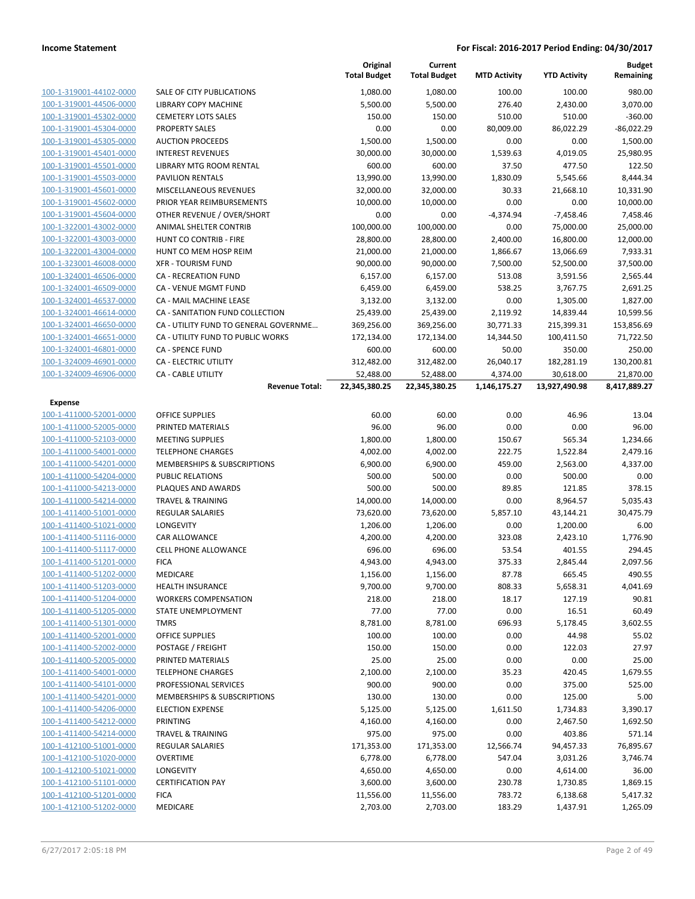**Income Statement** | **For Fiscal: 2016-2017 Period Ending: 04/30/2017**

| | | Original Total Budget | Current Total Budget | MTD Activity | YTD Activity | Budget Remaining |
|---|---|---|---|---|---|---|
| 100-1-319001-44102-0000 | SALE OF CITY PUBLICATIONS | 1,080.00 | 1,080.00 | 100.00 | 100.00 | 980.00 |
| 100-1-319001-44506-0000 | LIBRARY COPY MACHINE | 5,500.00 | 5,500.00 | 276.40 | 2,430.00 | 3,070.00 |
| 100-1-319001-45302-0000 | CEMETERY LOTS SALES | 150.00 | 150.00 | 510.00 | 510.00 | -360.00 |
| 100-1-319001-45304-0000 | PROPERTY SALES | 0.00 | 0.00 | 80,009.00 | 86,022.29 | -86,022.29 |
| 100-1-319001-45305-0000 | AUCTION PROCEEDS | 1,500.00 | 1,500.00 | 0.00 | 0.00 | 1,500.00 |
| 100-1-319001-45401-0000 | INTEREST REVENUES | 30,000.00 | 30,000.00 | 1,539.63 | 4,019.05 | 25,980.95 |
| 100-1-319001-45501-0000 | LIBRARY MTG ROOM RENTAL | 600.00 | 600.00 | 37.50 | 477.50 | 122.50 |
| 100-1-319001-45503-0000 | PAVILION RENTALS | 13,990.00 | 13,990.00 | 1,830.09 | 5,545.66 | 8,444.34 |
| 100-1-319001-45601-0000 | MISCELLANEOUS REVENUES | 32,000.00 | 32,000.00 | 30.33 | 21,668.10 | 10,331.90 |
| 100-1-319001-45602-0000 | PRIOR YEAR REIMBURSEMENTS | 10,000.00 | 10,000.00 | 0.00 | 0.00 | 10,000.00 |
| 100-1-319001-45604-0000 | OTHER REVENUE / OVER/SHORT | 0.00 | 0.00 | -4,374.94 | -7,458.46 | 7,458.46 |
| 100-1-322001-43002-0000 | ANIMAL SHELTER CONTRIB | 100,000.00 | 100,000.00 | 0.00 | 75,000.00 | 25,000.00 |
| 100-1-322001-43003-0000 | HUNT CO CONTRIB - FIRE | 28,800.00 | 28,800.00 | 2,400.00 | 16,800.00 | 12,000.00 |
| 100-1-322001-43004-0000 | HUNT CO MEM HOSP REIM | 21,000.00 | 21,000.00 | 1,866.67 | 13,066.69 | 7,933.31 |
| 100-1-323001-46008-0000 | XFR - TOURISM FUND | 90,000.00 | 90,000.00 | 7,500.00 | 52,500.00 | 37,500.00 |
| 100-1-324001-46506-0000 | CA - RECREATION FUND | 6,157.00 | 6,157.00 | 513.08 | 3,591.56 | 2,565.44 |
| 100-1-324001-46509-0000 | CA - VENUE MGMT FUND | 6,459.00 | 6,459.00 | 538.25 | 3,767.75 | 2,691.25 |
| 100-1-324001-46537-0000 | CA - MAIL MACHINE LEASE | 3,132.00 | 3,132.00 | 0.00 | 1,305.00 | 1,827.00 |
| 100-1-324001-46614-0000 | CA - SANITATION FUND COLLECTION | 25,439.00 | 25,439.00 | 2,119.92 | 14,839.44 | 10,599.56 |
| 100-1-324001-46650-0000 | CA - UTILITY FUND TO GENERAL GOVERNME... | 369,256.00 | 369,256.00 | 30,771.33 | 215,399.31 | 153,856.69 |
| 100-1-324001-46651-0000 | CA - UTILITY FUND TO PUBLIC WORKS | 172,134.00 | 172,134.00 | 14,344.50 | 100,411.50 | 71,722.50 |
| 100-1-324001-46801-0000 | CA - SPENCE FUND | 600.00 | 600.00 | 50.00 | 350.00 | 250.00 |
| 100-1-324009-46901-0000 | CA - ELECTRIC UTILITY | 312,482.00 | 312,482.00 | 26,040.17 | 182,281.19 | 130,200.81 |
| 100-1-324009-46906-0000 | CA - CABLE UTILITY | 52,488.00 | 52,488.00 | 4,374.00 | 30,618.00 | 21,870.00 |
| | **Revenue Total:** | **22,345,380.25** | **22,345,380.25** | **1,146,175.27** | **13,927,490.98** | **8,417,889.27** |
| **Expense** | | | | | | |
| 100-1-411000-52001-0000 | OFFICE SUPPLIES | 60.00 | 60.00 | 0.00 | 46.96 | 13.04 |
| 100-1-411000-52005-0000 | PRINTED MATERIALS | 96.00 | 96.00 | 0.00 | 0.00 | 96.00 |
| 100-1-411000-52103-0000 | MEETING SUPPLIES | 1,800.00 | 1,800.00 | 150.67 | 565.34 | 1,234.66 |
| 100-1-411000-54001-0000 | TELEPHONE CHARGES | 4,002.00 | 4,002.00 | 222.75 | 1,522.84 | 2,479.16 |
| 100-1-411000-54201-0000 | MEMBERSHIPS & SUBSCRIPTIONS | 6,900.00 | 6,900.00 | 459.00 | 2,563.00 | 4,337.00 |
| 100-1-411000-54204-0000 | PUBLIC RELATIONS | 500.00 | 500.00 | 0.00 | 500.00 | 0.00 |
| 100-1-411000-54213-0000 | PLAQUES AND AWARDS | 500.00 | 500.00 | 89.85 | 121.85 | 378.15 |
| 100-1-411000-54214-0000 | TRAVEL & TRAINING | 14,000.00 | 14,000.00 | 0.00 | 8,964.57 | 5,035.43 |
| 100-1-411400-51001-0000 | REGULAR SALARIES | 73,620.00 | 73,620.00 | 5,857.10 | 43,144.21 | 30,475.79 |
| 100-1-411400-51021-0000 | LONGEVITY | 1,206.00 | 1,206.00 | 0.00 | 1,200.00 | 6.00 |
| 100-1-411400-51116-0000 | CAR ALLOWANCE | 4,200.00 | 4,200.00 | 323.08 | 2,423.10 | 1,776.90 |
| 100-1-411400-51117-0000 | CELL PHONE ALLOWANCE | 696.00 | 696.00 | 53.54 | 401.55 | 294.45 |
| 100-1-411400-51201-0000 | FICA | 4,943.00 | 4,943.00 | 375.33 | 2,845.44 | 2,097.56 |
| 100-1-411400-51202-0000 | MEDICARE | 1,156.00 | 1,156.00 | 87.78 | 665.45 | 490.55 |
| 100-1-411400-51203-0000 | HEALTH INSURANCE | 9,700.00 | 9,700.00 | 808.33 | 5,658.31 | 4,041.69 |
| 100-1-411400-51204-0000 | WORKERS COMPENSATION | 218.00 | 218.00 | 18.17 | 127.19 | 90.81 |
| 100-1-411400-51205-0000 | STATE UNEMPLOYMENT | 77.00 | 77.00 | 0.00 | 16.51 | 60.49 |
| 100-1-411400-51301-0000 | TMRS | 8,781.00 | 8,781.00 | 696.93 | 5,178.45 | 3,602.55 |
| 100-1-411400-52001-0000 | OFFICE SUPPLIES | 100.00 | 100.00 | 0.00 | 44.98 | 55.02 |
| 100-1-411400-52002-0000 | POSTAGE / FREIGHT | 150.00 | 150.00 | 0.00 | 122.03 | 27.97 |
| 100-1-411400-52005-0000 | PRINTED MATERIALS | 25.00 | 25.00 | 0.00 | 0.00 | 25.00 |
| 100-1-411400-54001-0000 | TELEPHONE CHARGES | 2,100.00 | 2,100.00 | 35.23 | 420.45 | 1,679.55 |
| 100-1-411400-54101-0000 | PROFESSIONAL SERVICES | 900.00 | 900.00 | 0.00 | 375.00 | 525.00 |
| 100-1-411400-54201-0000 | MEMBERSHIPS & SUBSCRIPTIONS | 130.00 | 130.00 | 0.00 | 125.00 | 5.00 |
| 100-1-411400-54206-0000 | ELECTION EXPENSE | 5,125.00 | 5,125.00 | 1,611.50 | 1,734.83 | 3,390.17 |
| 100-1-411400-54212-0000 | PRINTING | 4,160.00 | 4,160.00 | 0.00 | 2,467.50 | 1,692.50 |
| 100-1-411400-54214-0000 | TRAVEL & TRAINING | 975.00 | 975.00 | 0.00 | 403.86 | 571.14 |
| 100-1-412100-51001-0000 | REGULAR SALARIES | 171,353.00 | 171,353.00 | 12,566.74 | 94,457.33 | 76,895.67 |
| 100-1-412100-51020-0000 | OVERTIME | 6,778.00 | 6,778.00 | 547.04 | 3,031.26 | 3,746.74 |
| 100-1-412100-51021-0000 | LONGEVITY | 4,650.00 | 4,650.00 | 0.00 | 4,614.00 | 36.00 |
| 100-1-412100-51101-0000 | CERTIFICATION PAY | 3,600.00 | 3,600.00 | 230.78 | 1,730.85 | 1,869.15 |
| 100-1-412100-51201-0000 | FICA | 11,556.00 | 11,556.00 | 783.72 | 6,138.68 | 5,417.32 |
| 100-1-412100-51202-0000 | MEDICARE | 2,703.00 | 2,703.00 | 183.29 | 1,437.91 | 1,265.09 |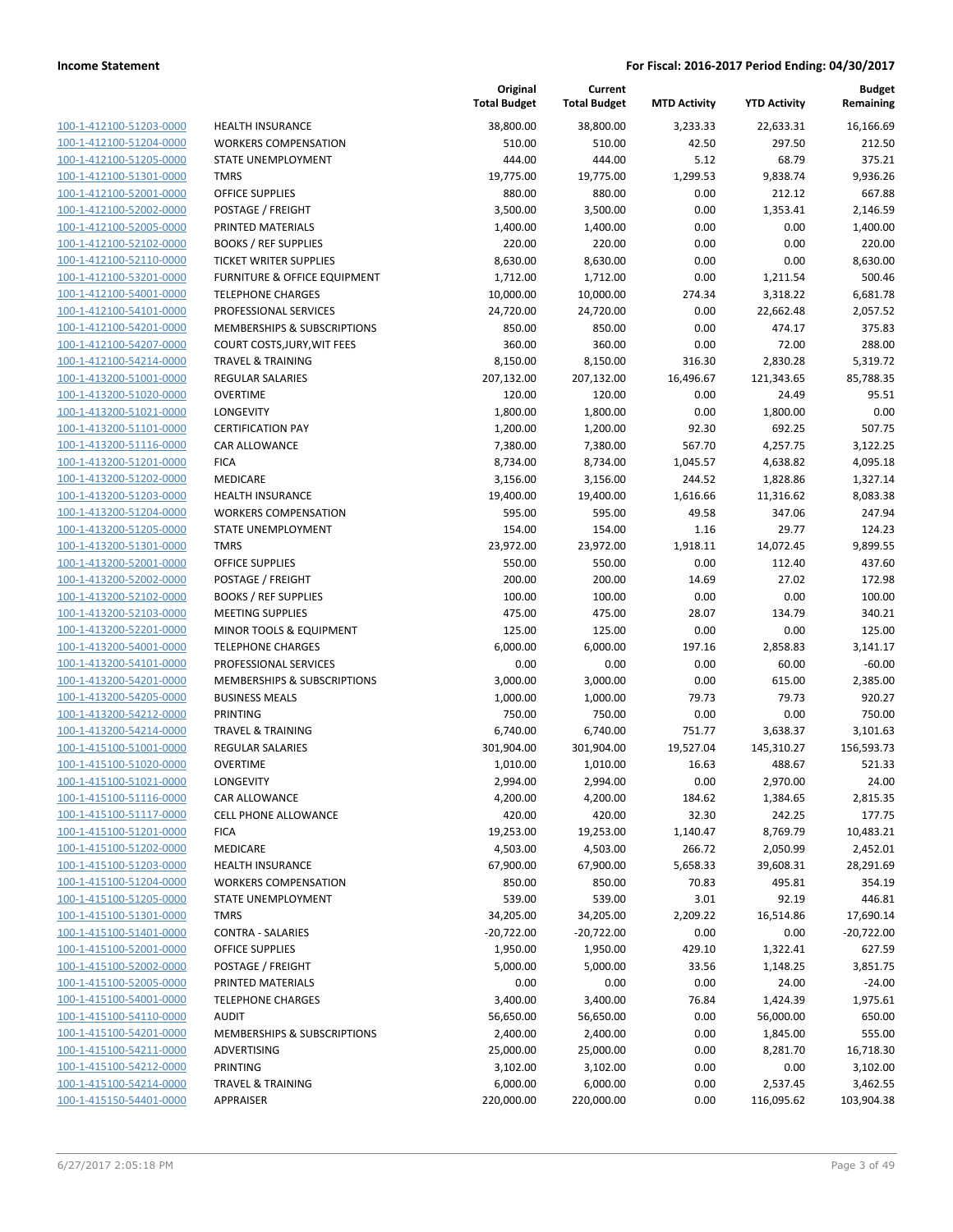**Income Statement** | **For Fiscal: 2016-2017 Period Ending: 04/30/2017**

| | | Original Total Budget | Current Total Budget | MTD Activity | YTD Activity | Budget Remaining |
|---|---|---|---|---|---|---|
| 100-1-412100-51203-0000 | HEALTH INSURANCE | 38,800.00 | 38,800.00 | 3,233.33 | 22,633.31 | 16,166.69 |
| 100-1-412100-51204-0000 | WORKERS COMPENSATION | 510.00 | 510.00 | 42.50 | 297.50 | 212.50 |
| 100-1-412100-51205-0000 | STATE UNEMPLOYMENT | 444.00 | 444.00 | 5.12 | 68.79 | 375.21 |
| 100-1-412100-51301-0000 | TMRS | 19,775.00 | 19,775.00 | 1,299.53 | 9,838.74 | 9,936.26 |
| 100-1-412100-52001-0000 | OFFICE SUPPLIES | 880.00 | 880.00 | 0.00 | 212.12 | 667.88 |
| 100-1-412100-52002-0000 | POSTAGE / FREIGHT | 3,500.00 | 3,500.00 | 0.00 | 1,353.41 | 2,146.59 |
| 100-1-412100-52005-0000 | PRINTED MATERIALS | 1,400.00 | 1,400.00 | 0.00 | 0.00 | 1,400.00 |
| 100-1-412100-52102-0000 | BOOKS / REF SUPPLIES | 220.00 | 220.00 | 0.00 | 0.00 | 220.00 |
| 100-1-412100-52110-0000 | TICKET WRITER SUPPLIES | 8,630.00 | 8,630.00 | 0.00 | 0.00 | 8,630.00 |
| 100-1-412100-53201-0000 | FURNITURE & OFFICE EQUIPMENT | 1,712.00 | 1,712.00 | 0.00 | 1,211.54 | 500.46 |
| 100-1-412100-54001-0000 | TELEPHONE CHARGES | 10,000.00 | 10,000.00 | 274.34 | 3,318.22 | 6,681.78 |
| 100-1-412100-54101-0000 | PROFESSIONAL SERVICES | 24,720.00 | 24,720.00 | 0.00 | 22,662.48 | 2,057.52 |
| 100-1-412100-54201-0000 | MEMBERSHIPS & SUBSCRIPTIONS | 850.00 | 850.00 | 0.00 | 474.17 | 375.83 |
| 100-1-412100-54207-0000 | COURT COSTS,JURY,WIT FEES | 360.00 | 360.00 | 0.00 | 72.00 | 288.00 |
| 100-1-412100-54214-0000 | TRAVEL & TRAINING | 8,150.00 | 8,150.00 | 316.30 | 2,830.28 | 5,319.72 |
| 100-1-413200-51001-0000 | REGULAR SALARIES | 207,132.00 | 207,132.00 | 16,496.67 | 121,343.65 | 85,788.35 |
| 100-1-413200-51020-0000 | OVERTIME | 120.00 | 120.00 | 0.00 | 24.49 | 95.51 |
| 100-1-413200-51021-0000 | LONGEVITY | 1,800.00 | 1,800.00 | 0.00 | 1,800.00 | 0.00 |
| 100-1-413200-51101-0000 | CERTIFICATION PAY | 1,200.00 | 1,200.00 | 92.30 | 692.25 | 507.75 |
| 100-1-413200-51116-0000 | CAR ALLOWANCE | 7,380.00 | 7,380.00 | 567.70 | 4,257.75 | 3,122.25 |
| 100-1-413200-51201-0000 | FICA | 8,734.00 | 8,734.00 | 1,045.57 | 4,638.82 | 4,095.18 |
| 100-1-413200-51202-0000 | MEDICARE | 3,156.00 | 3,156.00 | 244.52 | 1,828.86 | 1,327.14 |
| 100-1-413200-51203-0000 | HEALTH INSURANCE | 19,400.00 | 19,400.00 | 1,616.66 | 11,316.62 | 8,083.38 |
| 100-1-413200-51204-0000 | WORKERS COMPENSATION | 595.00 | 595.00 | 49.58 | 347.06 | 247.94 |
| 100-1-413200-51205-0000 | STATE UNEMPLOYMENT | 154.00 | 154.00 | 1.16 | 29.77 | 124.23 |
| 100-1-413200-51301-0000 | TMRS | 23,972.00 | 23,972.00 | 1,918.11 | 14,072.45 | 9,899.55 |
| 100-1-413200-52001-0000 | OFFICE SUPPLIES | 550.00 | 550.00 | 0.00 | 112.40 | 437.60 |
| 100-1-413200-52002-0000 | POSTAGE / FREIGHT | 200.00 | 200.00 | 14.69 | 27.02 | 172.98 |
| 100-1-413200-52102-0000 | BOOKS / REF SUPPLIES | 100.00 | 100.00 | 0.00 | 0.00 | 100.00 |
| 100-1-413200-52103-0000 | MEETING SUPPLIES | 475.00 | 475.00 | 28.07 | 134.79 | 340.21 |
| 100-1-413200-52201-0000 | MINOR TOOLS & EQUIPMENT | 125.00 | 125.00 | 0.00 | 0.00 | 125.00 |
| 100-1-413200-54001-0000 | TELEPHONE CHARGES | 6,000.00 | 6,000.00 | 197.16 | 2,858.83 | 3,141.17 |
| 100-1-413200-54101-0000 | PROFESSIONAL SERVICES | 0.00 | 0.00 | 0.00 | 60.00 | -60.00 |
| 100-1-413200-54201-0000 | MEMBERSHIPS & SUBSCRIPTIONS | 3,000.00 | 3,000.00 | 0.00 | 615.00 | 2,385.00 |
| 100-1-413200-54205-0000 | BUSINESS MEALS | 1,000.00 | 1,000.00 | 79.73 | 79.73 | 920.27 |
| 100-1-413200-54212-0000 | PRINTING | 750.00 | 750.00 | 0.00 | 0.00 | 750.00 |
| 100-1-413200-54214-0000 | TRAVEL & TRAINING | 6,740.00 | 6,740.00 | 751.77 | 3,638.37 | 3,101.63 |
| 100-1-415100-51001-0000 | REGULAR SALARIES | 301,904.00 | 301,904.00 | 19,527.04 | 145,310.27 | 156,593.73 |
| 100-1-415100-51020-0000 | OVERTIME | 1,010.00 | 1,010.00 | 16.63 | 488.67 | 521.33 |
| 100-1-415100-51021-0000 | LONGEVITY | 2,994.00 | 2,994.00 | 0.00 | 2,970.00 | 24.00 |
| 100-1-415100-51116-0000 | CAR ALLOWANCE | 4,200.00 | 4,200.00 | 184.62 | 1,384.65 | 2,815.35 |
| 100-1-415100-51117-0000 | CELL PHONE ALLOWANCE | 420.00 | 420.00 | 32.30 | 242.25 | 177.75 |
| 100-1-415100-51201-0000 | FICA | 19,253.00 | 19,253.00 | 1,140.47 | 8,769.79 | 10,483.21 |
| 100-1-415100-51202-0000 | MEDICARE | 4,503.00 | 4,503.00 | 266.72 | 2,050.99 | 2,452.01 |
| 100-1-415100-51203-0000 | HEALTH INSURANCE | 67,900.00 | 67,900.00 | 5,658.33 | 39,608.31 | 28,291.69 |
| 100-1-415100-51204-0000 | WORKERS COMPENSATION | 850.00 | 850.00 | 70.83 | 495.81 | 354.19 |
| 100-1-415100-51205-0000 | STATE UNEMPLOYMENT | 539.00 | 539.00 | 3.01 | 92.19 | 446.81 |
| 100-1-415100-51301-0000 | TMRS | 34,205.00 | 34,205.00 | 2,209.22 | 16,514.86 | 17,690.14 |
| 100-1-415100-51401-0000 | CONTRA - SALARIES | -20,722.00 | -20,722.00 | 0.00 | 0.00 | -20,722.00 |
| 100-1-415100-52001-0000 | OFFICE SUPPLIES | 1,950.00 | 1,950.00 | 429.10 | 1,322.41 | 627.59 |
| 100-1-415100-52002-0000 | POSTAGE / FREIGHT | 5,000.00 | 5,000.00 | 33.56 | 1,148.25 | 3,851.75 |
| 100-1-415100-52005-0000 | PRINTED MATERIALS | 0.00 | 0.00 | 0.00 | 24.00 | -24.00 |
| 100-1-415100-54001-0000 | TELEPHONE CHARGES | 3,400.00 | 3,400.00 | 76.84 | 1,424.39 | 1,975.61 |
| 100-1-415100-54110-0000 | AUDIT | 56,650.00 | 56,650.00 | 0.00 | 56,000.00 | 650.00 |
| 100-1-415100-54201-0000 | MEMBERSHIPS & SUBSCRIPTIONS | 2,400.00 | 2,400.00 | 0.00 | 1,845.00 | 555.00 |
| 100-1-415100-54211-0000 | ADVERTISING | 25,000.00 | 25,000.00 | 0.00 | 8,281.70 | 16,718.30 |
| 100-1-415100-54212-0000 | PRINTING | 3,102.00 | 3,102.00 | 0.00 | 0.00 | 3,102.00 |
| 100-1-415100-54214-0000 | TRAVEL & TRAINING | 6,000.00 | 6,000.00 | 0.00 | 2,537.45 | 3,462.55 |
| 100-1-415150-54401-0000 | APPRAISER | 220,000.00 | 220,000.00 | 0.00 | 116,095.62 | 103,904.38 |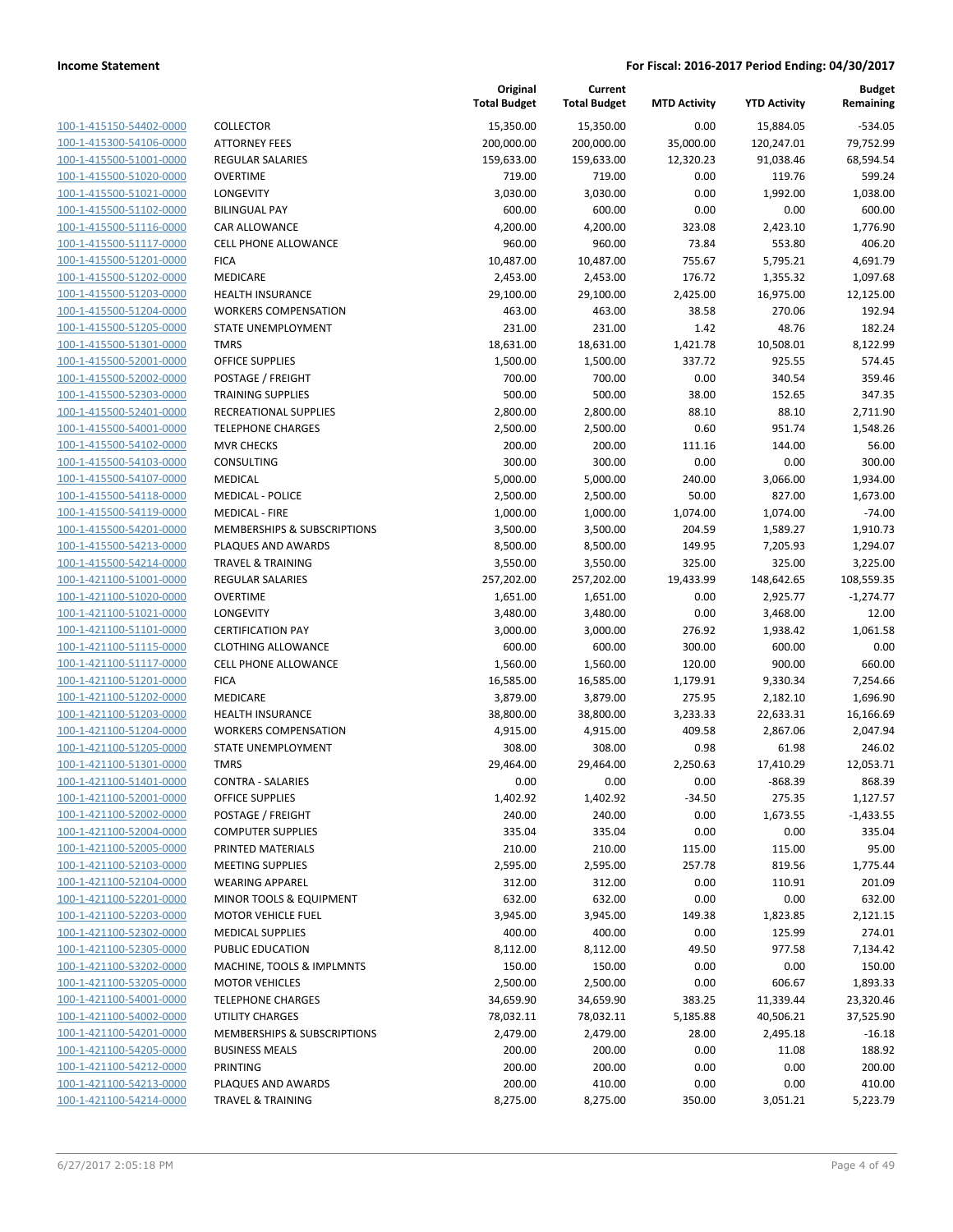**Income Statement** | **For Fiscal: 2016-2017 Period Ending: 04/30/2017**

| | | Original Total Budget | Current Total Budget | MTD Activity | YTD Activity | Budget Remaining |
|---|---|---|---|---|---|---|
| 100-1-415150-54402-0000 | COLLECTOR | 15,350.00 | 15,350.00 | 0.00 | 15,884.05 | -534.05 |
| 100-1-415300-54106-0000 | ATTORNEY FEES | 200,000.00 | 200,000.00 | 35,000.00 | 120,247.01 | 79,752.99 |
| 100-1-415500-51001-0000 | REGULAR SALARIES | 159,633.00 | 159,633.00 | 12,320.23 | 91,038.46 | 68,594.54 |
| 100-1-415500-51020-0000 | OVERTIME | 719.00 | 719.00 | 0.00 | 119.76 | 599.24 |
| 100-1-415500-51021-0000 | LONGEVITY | 3,030.00 | 3,030.00 | 0.00 | 1,992.00 | 1,038.00 |
| 100-1-415500-51102-0000 | BILINGUAL PAY | 600.00 | 600.00 | 0.00 | 0.00 | 600.00 |
| 100-1-415500-51116-0000 | CAR ALLOWANCE | 4,200.00 | 4,200.00 | 323.08 | 2,423.10 | 1,776.90 |
| 100-1-415500-51117-0000 | CELL PHONE ALLOWANCE | 960.00 | 960.00 | 73.84 | 553.80 | 406.20 |
| 100-1-415500-51201-0000 | FICA | 10,487.00 | 10,487.00 | 755.67 | 5,795.21 | 4,691.79 |
| 100-1-415500-51202-0000 | MEDICARE | 2,453.00 | 2,453.00 | 176.72 | 1,355.32 | 1,097.68 |
| 100-1-415500-51203-0000 | HEALTH INSURANCE | 29,100.00 | 29,100.00 | 2,425.00 | 16,975.00 | 12,125.00 |
| 100-1-415500-51204-0000 | WORKERS COMPENSATION | 463.00 | 463.00 | 38.58 | 270.06 | 192.94 |
| 100-1-415500-51205-0000 | STATE UNEMPLOYMENT | 231.00 | 231.00 | 1.42 | 48.76 | 182.24 |
| 100-1-415500-51301-0000 | TMRS | 18,631.00 | 18,631.00 | 1,421.78 | 10,508.01 | 8,122.99 |
| 100-1-415500-52001-0000 | OFFICE SUPPLIES | 1,500.00 | 1,500.00 | 337.72 | 925.55 | 574.45 |
| 100-1-415500-52002-0000 | POSTAGE / FREIGHT | 700.00 | 700.00 | 0.00 | 340.54 | 359.46 |
| 100-1-415500-52303-0000 | TRAINING SUPPLIES | 500.00 | 500.00 | 38.00 | 152.65 | 347.35 |
| 100-1-415500-52401-0000 | RECREATIONAL SUPPLIES | 2,800.00 | 2,800.00 | 88.10 | 88.10 | 2,711.90 |
| 100-1-415500-54001-0000 | TELEPHONE CHARGES | 2,500.00 | 2,500.00 | 0.60 | 951.74 | 1,548.26 |
| 100-1-415500-54102-0000 | MVR CHECKS | 200.00 | 200.00 | 111.16 | 144.00 | 56.00 |
| 100-1-415500-54103-0000 | CONSULTING | 300.00 | 300.00 | 0.00 | 0.00 | 300.00 |
| 100-1-415500-54107-0000 | MEDICAL | 5,000.00 | 5,000.00 | 240.00 | 3,066.00 | 1,934.00 |
| 100-1-415500-54118-0000 | MEDICAL - POLICE | 2,500.00 | 2,500.00 | 50.00 | 827.00 | 1,673.00 |
| 100-1-415500-54119-0000 | MEDICAL - FIRE | 1,000.00 | 1,000.00 | 1,074.00 | 1,074.00 | -74.00 |
| 100-1-415500-54201-0000 | MEMBERSHIPS & SUBSCRIPTIONS | 3,500.00 | 3,500.00 | 204.59 | 1,589.27 | 1,910.73 |
| 100-1-415500-54213-0000 | PLAQUES AND AWARDS | 8,500.00 | 8,500.00 | 149.95 | 7,205.93 | 1,294.07 |
| 100-1-415500-54214-0000 | TRAVEL & TRAINING | 3,550.00 | 3,550.00 | 325.00 | 325.00 | 3,225.00 |
| 100-1-421100-51001-0000 | REGULAR SALARIES | 257,202.00 | 257,202.00 | 19,433.99 | 148,642.65 | 108,559.35 |
| 100-1-421100-51020-0000 | OVERTIME | 1,651.00 | 1,651.00 | 0.00 | 2,925.77 | -1,274.77 |
| 100-1-421100-51021-0000 | LONGEVITY | 3,480.00 | 3,480.00 | 0.00 | 3,468.00 | 12.00 |
| 100-1-421100-51101-0000 | CERTIFICATION PAY | 3,000.00 | 3,000.00 | 276.92 | 1,938.42 | 1,061.58 |
| 100-1-421100-51115-0000 | CLOTHING ALLOWANCE | 600.00 | 600.00 | 300.00 | 600.00 | 0.00 |
| 100-1-421100-51117-0000 | CELL PHONE ALLOWANCE | 1,560.00 | 1,560.00 | 120.00 | 900.00 | 660.00 |
| 100-1-421100-51201-0000 | FICA | 16,585.00 | 16,585.00 | 1,179.91 | 9,330.34 | 7,254.66 |
| 100-1-421100-51202-0000 | MEDICARE | 3,879.00 | 3,879.00 | 275.95 | 2,182.10 | 1,696.90 |
| 100-1-421100-51203-0000 | HEALTH INSURANCE | 38,800.00 | 38,800.00 | 3,233.33 | 22,633.31 | 16,166.69 |
| 100-1-421100-51204-0000 | WORKERS COMPENSATION | 4,915.00 | 4,915.00 | 409.58 | 2,867.06 | 2,047.94 |
| 100-1-421100-51205-0000 | STATE UNEMPLOYMENT | 308.00 | 308.00 | 0.98 | 61.98 | 246.02 |
| 100-1-421100-51301-0000 | TMRS | 29,464.00 | 29,464.00 | 2,250.63 | 17,410.29 | 12,053.71 |
| 100-1-421100-51401-0000 | CONTRA - SALARIES | 0.00 | 0.00 | 0.00 | -868.39 | 868.39 |
| 100-1-421100-52001-0000 | OFFICE SUPPLIES | 1,402.92 | 1,402.92 | -34.50 | 275.35 | 1,127.57 |
| 100-1-421100-52002-0000 | POSTAGE / FREIGHT | 240.00 | 240.00 | 0.00 | 1,673.55 | -1,433.55 |
| 100-1-421100-52004-0000 | COMPUTER SUPPLIES | 335.04 | 335.04 | 0.00 | 0.00 | 335.04 |
| 100-1-421100-52005-0000 | PRINTED MATERIALS | 210.00 | 210.00 | 115.00 | 115.00 | 95.00 |
| 100-1-421100-52103-0000 | MEETING SUPPLIES | 2,595.00 | 2,595.00 | 257.78 | 819.56 | 1,775.44 |
| 100-1-421100-52104-0000 | WEARING APPAREL | 312.00 | 312.00 | 0.00 | 110.91 | 201.09 |
| 100-1-421100-52201-0000 | MINOR TOOLS & EQUIPMENT | 632.00 | 632.00 | 0.00 | 0.00 | 632.00 |
| 100-1-421100-52203-0000 | MOTOR VEHICLE FUEL | 3,945.00 | 3,945.00 | 149.38 | 1,823.85 | 2,121.15 |
| 100-1-421100-52302-0000 | MEDICAL SUPPLIES | 400.00 | 400.00 | 0.00 | 125.99 | 274.01 |
| 100-1-421100-52305-0000 | PUBLIC EDUCATION | 8,112.00 | 8,112.00 | 49.50 | 977.58 | 7,134.42 |
| 100-1-421100-53202-0000 | MACHINE, TOOLS & IMPLMNTS | 150.00 | 150.00 | 0.00 | 0.00 | 150.00 |
| 100-1-421100-53205-0000 | MOTOR VEHICLES | 2,500.00 | 2,500.00 | 0.00 | 606.67 | 1,893.33 |
| 100-1-421100-54001-0000 | TELEPHONE CHARGES | 34,659.90 | 34,659.90 | 383.25 | 11,339.44 | 23,320.46 |
| 100-1-421100-54002-0000 | UTILITY CHARGES | 78,032.11 | 78,032.11 | 5,185.88 | 40,506.21 | 37,525.90 |
| 100-1-421100-54201-0000 | MEMBERSHIPS & SUBSCRIPTIONS | 2,479.00 | 2,479.00 | 28.00 | 2,495.18 | -16.18 |
| 100-1-421100-54205-0000 | BUSINESS MEALS | 200.00 | 200.00 | 0.00 | 11.08 | 188.92 |
| 100-1-421100-54212-0000 | PRINTING | 200.00 | 200.00 | 0.00 | 0.00 | 200.00 |
| 100-1-421100-54213-0000 | PLAQUES AND AWARDS | 200.00 | 410.00 | 0.00 | 0.00 | 410.00 |
| 100-1-421100-54214-0000 | TRAVEL & TRAINING | 8,275.00 | 8,275.00 | 350.00 | 3,051.21 | 5,223.79 |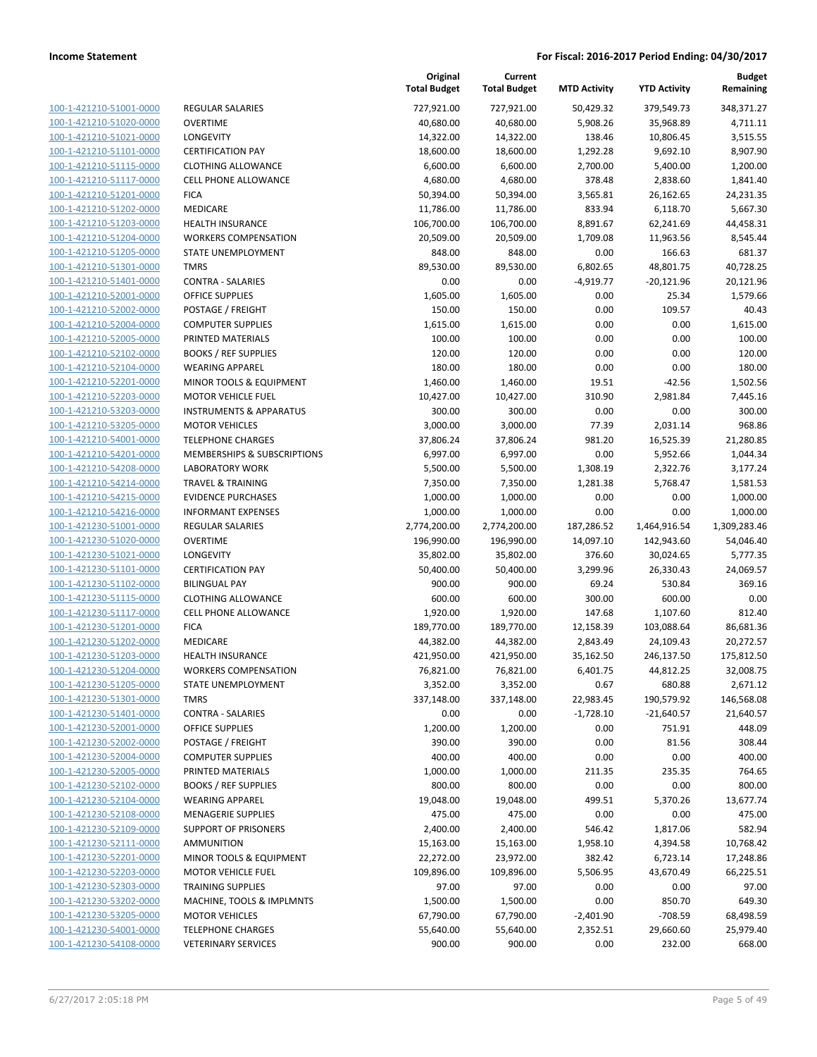**Income Statement** — **For Fiscal: 2016-2017 Period Ending: 04/30/2017**

| | | Original Total Budget | Current Total Budget | MTD Activity | YTD Activity | Budget Remaining |
|---|---|---|---|---|---|---|
| 100-1-421210-51001-0000 | REGULAR SALARIES | 727,921.00 | 727,921.00 | 50,429.32 | 379,549.73 | 348,371.27 |
| 100-1-421210-51020-0000 | OVERTIME | 40,680.00 | 40,680.00 | 5,908.26 | 35,968.89 | 4,711.11 |
| 100-1-421210-51021-0000 | LONGEVITY | 14,322.00 | 14,322.00 | 138.46 | 10,806.45 | 3,515.55 |
| 100-1-421210-51101-0000 | CERTIFICATION PAY | 18,600.00 | 18,600.00 | 1,292.28 | 9,692.10 | 8,907.90 |
| 100-1-421210-51115-0000 | CLOTHING ALLOWANCE | 6,600.00 | 6,600.00 | 2,700.00 | 5,400.00 | 1,200.00 |
| 100-1-421210-51117-0000 | CELL PHONE ALLOWANCE | 4,680.00 | 4,680.00 | 378.48 | 2,838.60 | 1,841.40 |
| 100-1-421210-51201-0000 | FICA | 50,394.00 | 50,394.00 | 3,565.81 | 26,162.65 | 24,231.35 |
| 100-1-421210-51202-0000 | MEDICARE | 11,786.00 | 11,786.00 | 833.94 | 6,118.70 | 5,667.30 |
| 100-1-421210-51203-0000 | HEALTH INSURANCE | 106,700.00 | 106,700.00 | 8,891.67 | 62,241.69 | 44,458.31 |
| 100-1-421210-51204-0000 | WORKERS COMPENSATION | 20,509.00 | 20,509.00 | 1,709.08 | 11,963.56 | 8,545.44 |
| 100-1-421210-51205-0000 | STATE UNEMPLOYMENT | 848.00 | 848.00 | 0.00 | 166.63 | 681.37 |
| 100-1-421210-51301-0000 | TMRS | 89,530.00 | 89,530.00 | 6,802.65 | 48,801.75 | 40,728.25 |
| 100-1-421210-51401-0000 | CONTRA - SALARIES | 0.00 | 0.00 | -4,919.77 | -20,121.96 | 20,121.96 |
| 100-1-421210-52001-0000 | OFFICE SUPPLIES | 1,605.00 | 1,605.00 | 0.00 | 25.34 | 1,579.66 |
| 100-1-421210-52002-0000 | POSTAGE / FREIGHT | 150.00 | 150.00 | 0.00 | 109.57 | 40.43 |
| 100-1-421210-52004-0000 | COMPUTER SUPPLIES | 1,615.00 | 1,615.00 | 0.00 | 0.00 | 1,615.00 |
| 100-1-421210-52005-0000 | PRINTED MATERIALS | 100.00 | 100.00 | 0.00 | 0.00 | 100.00 |
| 100-1-421210-52102-0000 | BOOKS / REF SUPPLIES | 120.00 | 120.00 | 0.00 | 0.00 | 120.00 |
| 100-1-421210-52104-0000 | WEARING APPAREL | 180.00 | 180.00 | 0.00 | 0.00 | 180.00 |
| 100-1-421210-52201-0000 | MINOR TOOLS & EQUIPMENT | 1,460.00 | 1,460.00 | 19.51 | -42.56 | 1,502.56 |
| 100-1-421210-52203-0000 | MOTOR VEHICLE FUEL | 10,427.00 | 10,427.00 | 310.90 | 2,981.84 | 7,445.16 |
| 100-1-421210-53203-0000 | INSTRUMENTS & APPARATUS | 300.00 | 300.00 | 0.00 | 0.00 | 300.00 |
| 100-1-421210-53205-0000 | MOTOR VEHICLES | 3,000.00 | 3,000.00 | 77.39 | 2,031.14 | 968.86 |
| 100-1-421210-54001-0000 | TELEPHONE CHARGES | 37,806.24 | 37,806.24 | 981.20 | 16,525.39 | 21,280.85 |
| 100-1-421210-54201-0000 | MEMBERSHIPS & SUBSCRIPTIONS | 6,997.00 | 6,997.00 | 0.00 | 5,952.66 | 1,044.34 |
| 100-1-421210-54208-0000 | LABORATORY WORK | 5,500.00 | 5,500.00 | 1,308.19 | 2,322.76 | 3,177.24 |
| 100-1-421210-54214-0000 | TRAVEL & TRAINING | 7,350.00 | 7,350.00 | 1,281.38 | 5,768.47 | 1,581.53 |
| 100-1-421210-54215-0000 | EVIDENCE PURCHASES | 1,000.00 | 1,000.00 | 0.00 | 0.00 | 1,000.00 |
| 100-1-421210-54216-0000 | INFORMANT EXPENSES | 1,000.00 | 1,000.00 | 0.00 | 0.00 | 1,000.00 |
| 100-1-421230-51001-0000 | REGULAR SALARIES | 2,774,200.00 | 2,774,200.00 | 187,286.52 | 1,464,916.54 | 1,309,283.46 |
| 100-1-421230-51020-0000 | OVERTIME | 196,990.00 | 196,990.00 | 14,097.10 | 142,943.60 | 54,046.40 |
| 100-1-421230-51021-0000 | LONGEVITY | 35,802.00 | 35,802.00 | 376.60 | 30,024.65 | 5,777.35 |
| 100-1-421230-51101-0000 | CERTIFICATION PAY | 50,400.00 | 50,400.00 | 3,299.96 | 26,330.43 | 24,069.57 |
| 100-1-421230-51102-0000 | BILINGUAL PAY | 900.00 | 900.00 | 69.24 | 530.84 | 369.16 |
| 100-1-421230-51115-0000 | CLOTHING ALLOWANCE | 600.00 | 600.00 | 300.00 | 600.00 | 0.00 |
| 100-1-421230-51117-0000 | CELL PHONE ALLOWANCE | 1,920.00 | 1,920.00 | 147.68 | 1,107.60 | 812.40 |
| 100-1-421230-51201-0000 | FICA | 189,770.00 | 189,770.00 | 12,158.39 | 103,088.64 | 86,681.36 |
| 100-1-421230-51202-0000 | MEDICARE | 44,382.00 | 44,382.00 | 2,843.49 | 24,109.43 | 20,272.57 |
| 100-1-421230-51203-0000 | HEALTH INSURANCE | 421,950.00 | 421,950.00 | 35,162.50 | 246,137.50 | 175,812.50 |
| 100-1-421230-51204-0000 | WORKERS COMPENSATION | 76,821.00 | 76,821.00 | 6,401.75 | 44,812.25 | 32,008.75 |
| 100-1-421230-51205-0000 | STATE UNEMPLOYMENT | 3,352.00 | 3,352.00 | 0.67 | 680.88 | 2,671.12 |
| 100-1-421230-51301-0000 | TMRS | 337,148.00 | 337,148.00 | 22,983.45 | 190,579.92 | 146,568.08 |
| 100-1-421230-51401-0000 | CONTRA - SALARIES | 0.00 | 0.00 | -1,728.10 | -21,640.57 | 21,640.57 |
| 100-1-421230-52001-0000 | OFFICE SUPPLIES | 1,200.00 | 1,200.00 | 0.00 | 751.91 | 448.09 |
| 100-1-421230-52002-0000 | POSTAGE / FREIGHT | 390.00 | 390.00 | 0.00 | 81.56 | 308.44 |
| 100-1-421230-52004-0000 | COMPUTER SUPPLIES | 400.00 | 400.00 | 0.00 | 0.00 | 400.00 |
| 100-1-421230-52005-0000 | PRINTED MATERIALS | 1,000.00 | 1,000.00 | 211.35 | 235.35 | 764.65 |
| 100-1-421230-52102-0000 | BOOKS / REF SUPPLIES | 800.00 | 800.00 | 0.00 | 0.00 | 800.00 |
| 100-1-421230-52104-0000 | WEARING APPAREL | 19,048.00 | 19,048.00 | 499.51 | 5,370.26 | 13,677.74 |
| 100-1-421230-52108-0000 | MENAGERIE SUPPLIES | 475.00 | 475.00 | 0.00 | 0.00 | 475.00 |
| 100-1-421230-52109-0000 | SUPPORT OF PRISONERS | 2,400.00 | 2,400.00 | 546.42 | 1,817.06 | 582.94 |
| 100-1-421230-52111-0000 | AMMUNITION | 15,163.00 | 15,163.00 | 1,958.10 | 4,394.58 | 10,768.42 |
| 100-1-421230-52201-0000 | MINOR TOOLS & EQUIPMENT | 22,272.00 | 23,972.00 | 382.42 | 6,723.14 | 17,248.86 |
| 100-1-421230-52203-0000 | MOTOR VEHICLE FUEL | 109,896.00 | 109,896.00 | 5,506.95 | 43,670.49 | 66,225.51 |
| 100-1-421230-52303-0000 | TRAINING SUPPLIES | 97.00 | 97.00 | 0.00 | 0.00 | 97.00 |
| 100-1-421230-53202-0000 | MACHINE, TOOLS & IMPLMNTS | 1,500.00 | 1,500.00 | 0.00 | 850.70 | 649.30 |
| 100-1-421230-53205-0000 | MOTOR VEHICLES | 67,790.00 | 67,790.00 | -2,401.90 | -708.59 | 68,498.59 |
| 100-1-421230-54001-0000 | TELEPHONE CHARGES | 55,640.00 | 55,640.00 | 2,352.51 | 29,660.60 | 25,979.40 |
| 100-1-421230-54108-0000 | VETERINARY SERVICES | 900.00 | 900.00 | 0.00 | 232.00 | 668.00 |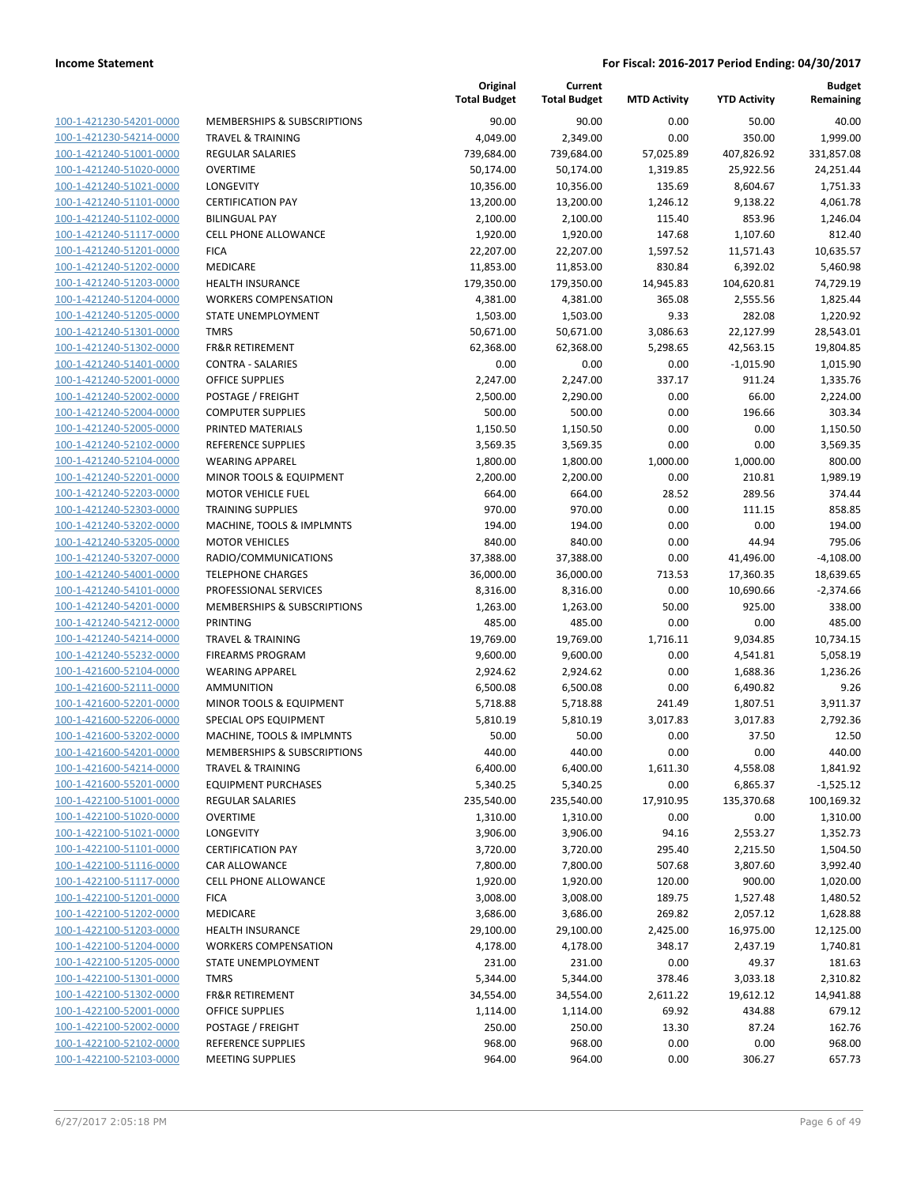**Income Statement** — **For Fiscal: 2016-2017 Period Ending: 04/30/2017**

| | | Original Total Budget | Current Total Budget | MTD Activity | YTD Activity | Budget Remaining |
|---|---|---|---|---|---|---|
| 100-1-421230-54201-0000 | MEMBERSHIPS & SUBSCRIPTIONS | 90.00 | 90.00 | 0.00 | 50.00 | 40.00 |
| 100-1-421230-54214-0000 | TRAVEL & TRAINING | 4,049.00 | 2,349.00 | 0.00 | 350.00 | 1,999.00 |
| 100-1-421240-51001-0000 | REGULAR SALARIES | 739,684.00 | 739,684.00 | 57,025.89 | 407,826.92 | 331,857.08 |
| 100-1-421240-51020-0000 | OVERTIME | 50,174.00 | 50,174.00 | 1,319.85 | 25,922.56 | 24,251.44 |
| 100-1-421240-51021-0000 | LONGEVITY | 10,356.00 | 10,356.00 | 135.69 | 8,604.67 | 1,751.33 |
| 100-1-421240-51101-0000 | CERTIFICATION PAY | 13,200.00 | 13,200.00 | 1,246.12 | 9,138.22 | 4,061.78 |
| 100-1-421240-51102-0000 | BILINGUAL PAY | 2,100.00 | 2,100.00 | 115.40 | 853.96 | 1,246.04 |
| 100-1-421240-51117-0000 | CELL PHONE ALLOWANCE | 1,920.00 | 1,920.00 | 147.68 | 1,107.60 | 812.40 |
| 100-1-421240-51201-0000 | FICA | 22,207.00 | 22,207.00 | 1,597.52 | 11,571.43 | 10,635.57 |
| 100-1-421240-51202-0000 | MEDICARE | 11,853.00 | 11,853.00 | 830.84 | 6,392.02 | 5,460.98 |
| 100-1-421240-51203-0000 | HEALTH INSURANCE | 179,350.00 | 179,350.00 | 14,945.83 | 104,620.81 | 74,729.19 |
| 100-1-421240-51204-0000 | WORKERS COMPENSATION | 4,381.00 | 4,381.00 | 365.08 | 2,555.56 | 1,825.44 |
| 100-1-421240-51205-0000 | STATE UNEMPLOYMENT | 1,503.00 | 1,503.00 | 9.33 | 282.08 | 1,220.92 |
| 100-1-421240-51301-0000 | TMRS | 50,671.00 | 50,671.00 | 3,086.63 | 22,127.99 | 28,543.01 |
| 100-1-421240-51302-0000 | FR&R RETIREMENT | 62,368.00 | 62,368.00 | 5,298.65 | 42,563.15 | 19,804.85 |
| 100-1-421240-51401-0000 | CONTRA - SALARIES | 0.00 | 0.00 | 0.00 | -1,015.90 | 1,015.90 |
| 100-1-421240-52001-0000 | OFFICE SUPPLIES | 2,247.00 | 2,247.00 | 337.17 | 911.24 | 1,335.76 |
| 100-1-421240-52002-0000 | POSTAGE / FREIGHT | 2,500.00 | 2,290.00 | 0.00 | 66.00 | 2,224.00 |
| 100-1-421240-52004-0000 | COMPUTER SUPPLIES | 500.00 | 500.00 | 0.00 | 196.66 | 303.34 |
| 100-1-421240-52005-0000 | PRINTED MATERIALS | 1,150.50 | 1,150.50 | 0.00 | 0.00 | 1,150.50 |
| 100-1-421240-52102-0000 | REFERENCE SUPPLIES | 3,569.35 | 3,569.35 | 0.00 | 0.00 | 3,569.35 |
| 100-1-421240-52104-0000 | WEARING APPAREL | 1,800.00 | 1,800.00 | 1,000.00 | 1,000.00 | 800.00 |
| 100-1-421240-52201-0000 | MINOR TOOLS & EQUIPMENT | 2,200.00 | 2,200.00 | 0.00 | 210.81 | 1,989.19 |
| 100-1-421240-52203-0000 | MOTOR VEHICLE FUEL | 664.00 | 664.00 | 28.52 | 289.56 | 374.44 |
| 100-1-421240-52303-0000 | TRAINING SUPPLIES | 970.00 | 970.00 | 0.00 | 111.15 | 858.85 |
| 100-1-421240-53202-0000 | MACHINE, TOOLS & IMPLMNTS | 194.00 | 194.00 | 0.00 | 0.00 | 194.00 |
| 100-1-421240-53205-0000 | MOTOR VEHICLES | 840.00 | 840.00 | 0.00 | 44.94 | 795.06 |
| 100-1-421240-53207-0000 | RADIO/COMMUNICATIONS | 37,388.00 | 37,388.00 | 0.00 | 41,496.00 | -4,108.00 |
| 100-1-421240-54001-0000 | TELEPHONE CHARGES | 36,000.00 | 36,000.00 | 713.53 | 17,360.35 | 18,639.65 |
| 100-1-421240-54101-0000 | PROFESSIONAL SERVICES | 8,316.00 | 8,316.00 | 0.00 | 10,690.66 | -2,374.66 |
| 100-1-421240-54201-0000 | MEMBERSHIPS & SUBSCRIPTIONS | 1,263.00 | 1,263.00 | 50.00 | 925.00 | 338.00 |
| 100-1-421240-54212-0000 | PRINTING | 485.00 | 485.00 | 0.00 | 0.00 | 485.00 |
| 100-1-421240-54214-0000 | TRAVEL & TRAINING | 19,769.00 | 19,769.00 | 1,716.11 | 9,034.85 | 10,734.15 |
| 100-1-421240-55232-0000 | FIREARMS PROGRAM | 9,600.00 | 9,600.00 | 0.00 | 4,541.81 | 5,058.19 |
| 100-1-421600-52104-0000 | WEARING APPAREL | 2,924.62 | 2,924.62 | 0.00 | 1,688.36 | 1,236.26 |
| 100-1-421600-52111-0000 | AMMUNITION | 6,500.08 | 6,500.08 | 0.00 | 6,490.82 | 9.26 |
| 100-1-421600-52201-0000 | MINOR TOOLS & EQUIPMENT | 5,718.88 | 5,718.88 | 241.49 | 1,807.51 | 3,911.37 |
| 100-1-421600-52206-0000 | SPECIAL OPS EQUIPMENT | 5,810.19 | 5,810.19 | 3,017.83 | 3,017.83 | 2,792.36 |
| 100-1-421600-53202-0000 | MACHINE, TOOLS & IMPLMNTS | 50.00 | 50.00 | 0.00 | 37.50 | 12.50 |
| 100-1-421600-54201-0000 | MEMBERSHIPS & SUBSCRIPTIONS | 440.00 | 440.00 | 0.00 | 0.00 | 440.00 |
| 100-1-421600-54214-0000 | TRAVEL & TRAINING | 6,400.00 | 6,400.00 | 1,611.30 | 4,558.08 | 1,841.92 |
| 100-1-421600-55201-0000 | EQUIPMENT PURCHASES | 5,340.25 | 5,340.25 | 0.00 | 6,865.37 | -1,525.12 |
| 100-1-422100-51001-0000 | REGULAR SALARIES | 235,540.00 | 235,540.00 | 17,910.95 | 135,370.68 | 100,169.32 |
| 100-1-422100-51020-0000 | OVERTIME | 1,310.00 | 1,310.00 | 0.00 | 0.00 | 1,310.00 |
| 100-1-422100-51021-0000 | LONGEVITY | 3,906.00 | 3,906.00 | 94.16 | 2,553.27 | 1,352.73 |
| 100-1-422100-51101-0000 | CERTIFICATION PAY | 3,720.00 | 3,720.00 | 295.40 | 2,215.50 | 1,504.50 |
| 100-1-422100-51116-0000 | CAR ALLOWANCE | 7,800.00 | 7,800.00 | 507.68 | 3,807.60 | 3,992.40 |
| 100-1-422100-51117-0000 | CELL PHONE ALLOWANCE | 1,920.00 | 1,920.00 | 120.00 | 900.00 | 1,020.00 |
| 100-1-422100-51201-0000 | FICA | 3,008.00 | 3,008.00 | 189.75 | 1,527.48 | 1,480.52 |
| 100-1-422100-51202-0000 | MEDICARE | 3,686.00 | 3,686.00 | 269.82 | 2,057.12 | 1,628.88 |
| 100-1-422100-51203-0000 | HEALTH INSURANCE | 29,100.00 | 29,100.00 | 2,425.00 | 16,975.00 | 12,125.00 |
| 100-1-422100-51204-0000 | WORKERS COMPENSATION | 4,178.00 | 4,178.00 | 348.17 | 2,437.19 | 1,740.81 |
| 100-1-422100-51205-0000 | STATE UNEMPLOYMENT | 231.00 | 231.00 | 0.00 | 49.37 | 181.63 |
| 100-1-422100-51301-0000 | TMRS | 5,344.00 | 5,344.00 | 378.46 | 3,033.18 | 2,310.82 |
| 100-1-422100-51302-0000 | FR&R RETIREMENT | 34,554.00 | 34,554.00 | 2,611.22 | 19,612.12 | 14,941.88 |
| 100-1-422100-52001-0000 | OFFICE SUPPLIES | 1,114.00 | 1,114.00 | 69.92 | 434.88 | 679.12 |
| 100-1-422100-52002-0000 | POSTAGE / FREIGHT | 250.00 | 250.00 | 13.30 | 87.24 | 162.76 |
| 100-1-422100-52102-0000 | REFERENCE SUPPLIES | 968.00 | 968.00 | 0.00 | 0.00 | 968.00 |
| 100-1-422100-52103-0000 | MEETING SUPPLIES | 964.00 | 964.00 | 0.00 | 306.27 | 657.73 |

6/27/2017 2:05:18 PM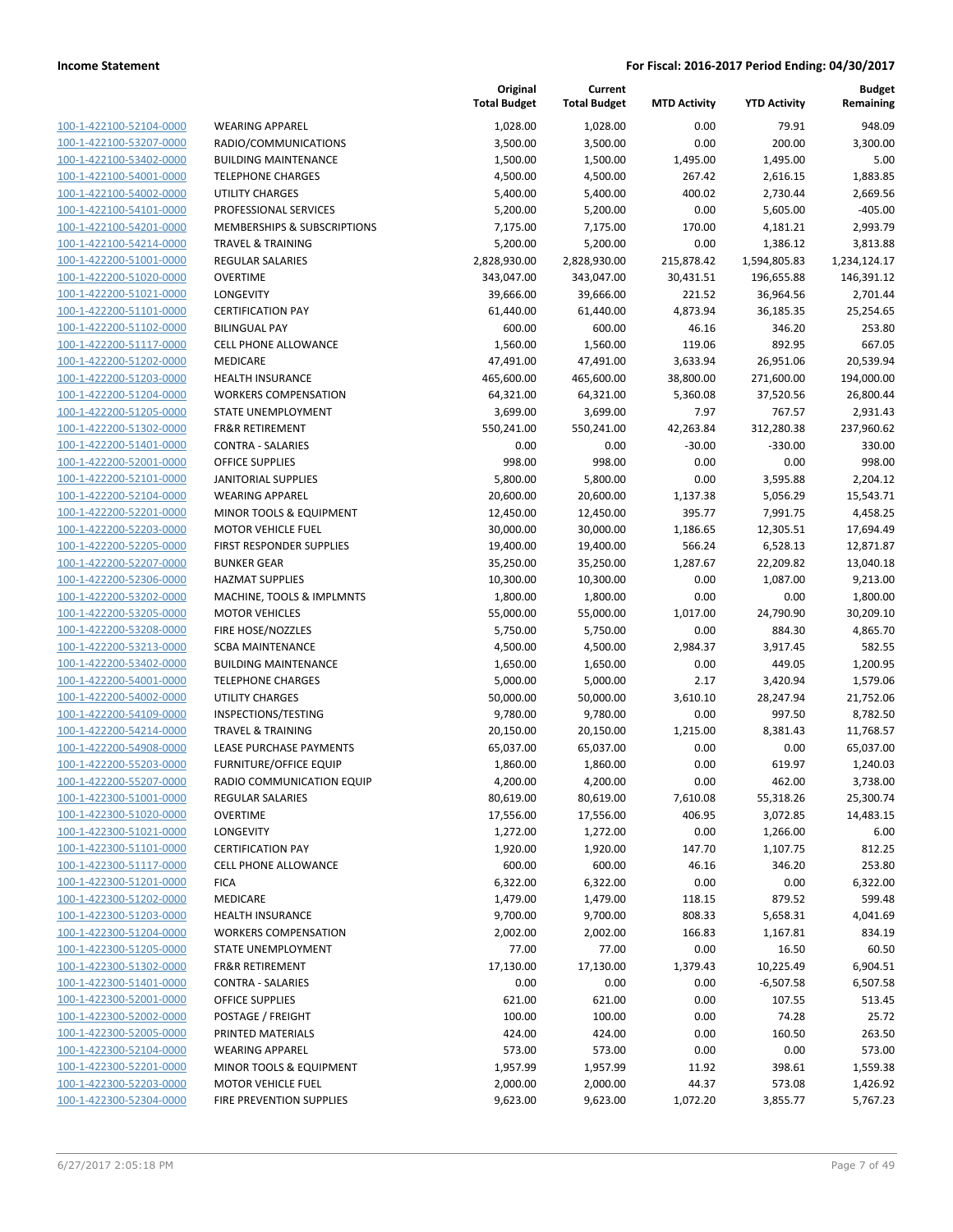**Income Statement** — For Fiscal: 2016-2017 Period Ending: 04/30/2017

| | | Original Total Budget | Current Total Budget | MTD Activity | YTD Activity | Budget Remaining |
|---|---|---|---|---|---|---|
| 100-1-422100-52104-0000 | WEARING APPAREL | 1,028.00 | 1,028.00 | 0.00 | 79.91 | 948.09 |
| 100-1-422100-53207-0000 | RADIO/COMMUNICATIONS | 3,500.00 | 3,500.00 | 0.00 | 200.00 | 3,300.00 |
| 100-1-422100-53402-0000 | BUILDING MAINTENANCE | 1,500.00 | 1,500.00 | 1,495.00 | 1,495.00 | 5.00 |
| 100-1-422100-54001-0000 | TELEPHONE CHARGES | 4,500.00 | 4,500.00 | 267.42 | 2,616.15 | 1,883.85 |
| 100-1-422100-54002-0000 | UTILITY CHARGES | 5,400.00 | 5,400.00 | 400.02 | 2,730.44 | 2,669.56 |
| 100-1-422100-54101-0000 | PROFESSIONAL SERVICES | 5,200.00 | 5,200.00 | 0.00 | 5,605.00 | -405.00 |
| 100-1-422100-54201-0000 | MEMBERSHIPS & SUBSCRIPTIONS | 7,175.00 | 7,175.00 | 170.00 | 4,181.21 | 2,993.79 |
| 100-1-422100-54214-0000 | TRAVEL & TRAINING | 5,200.00 | 5,200.00 | 0.00 | 1,386.12 | 3,813.88 |
| 100-1-422200-51001-0000 | REGULAR SALARIES | 2,828,930.00 | 2,828,930.00 | 215,878.42 | 1,594,805.83 | 1,234,124.17 |
| 100-1-422200-51020-0000 | OVERTIME | 343,047.00 | 343,047.00 | 30,431.51 | 196,655.88 | 146,391.12 |
| 100-1-422200-51021-0000 | LONGEVITY | 39,666.00 | 39,666.00 | 221.52 | 36,964.56 | 2,701.44 |
| 100-1-422200-51101-0000 | CERTIFICATION PAY | 61,440.00 | 61,440.00 | 4,873.94 | 36,185.35 | 25,254.65 |
| 100-1-422200-51102-0000 | BILINGUAL PAY | 600.00 | 600.00 | 46.16 | 346.20 | 253.80 |
| 100-1-422200-51117-0000 | CELL PHONE ALLOWANCE | 1,560.00 | 1,560.00 | 119.06 | 892.95 | 667.05 |
| 100-1-422200-51202-0000 | MEDICARE | 47,491.00 | 47,491.00 | 3,633.94 | 26,951.06 | 20,539.94 |
| 100-1-422200-51203-0000 | HEALTH INSURANCE | 465,600.00 | 465,600.00 | 38,800.00 | 271,600.00 | 194,000.00 |
| 100-1-422200-51204-0000 | WORKERS COMPENSATION | 64,321.00 | 64,321.00 | 5,360.08 | 37,520.56 | 26,800.44 |
| 100-1-422200-51205-0000 | STATE UNEMPLOYMENT | 3,699.00 | 3,699.00 | 7.97 | 767.57 | 2,931.43 |
| 100-1-422200-51302-0000 | FR&R RETIREMENT | 550,241.00 | 550,241.00 | 42,263.84 | 312,280.38 | 237,960.62 |
| 100-1-422200-51401-0000 | CONTRA - SALARIES | 0.00 | 0.00 | -30.00 | -330.00 | 330.00 |
| 100-1-422200-52001-0000 | OFFICE SUPPLIES | 998.00 | 998.00 | 0.00 | 0.00 | 998.00 |
| 100-1-422200-52101-0000 | JANITORIAL SUPPLIES | 5,800.00 | 5,800.00 | 0.00 | 3,595.88 | 2,204.12 |
| 100-1-422200-52104-0000 | WEARING APPAREL | 20,600.00 | 20,600.00 | 1,137.38 | 5,056.29 | 15,543.71 |
| 100-1-422200-52201-0000 | MINOR TOOLS & EQUIPMENT | 12,450.00 | 12,450.00 | 395.77 | 7,991.75 | 4,458.25 |
| 100-1-422200-52203-0000 | MOTOR VEHICLE FUEL | 30,000.00 | 30,000.00 | 1,186.65 | 12,305.51 | 17,694.49 |
| 100-1-422200-52205-0000 | FIRST RESPONDER SUPPLIES | 19,400.00 | 19,400.00 | 566.24 | 6,528.13 | 12,871.87 |
| 100-1-422200-52207-0000 | BUNKER GEAR | 35,250.00 | 35,250.00 | 1,287.67 | 22,209.82 | 13,040.18 |
| 100-1-422200-52306-0000 | HAZMAT SUPPLIES | 10,300.00 | 10,300.00 | 0.00 | 1,087.00 | 9,213.00 |
| 100-1-422200-53202-0000 | MACHINE, TOOLS & IMPLMNTS | 1,800.00 | 1,800.00 | 0.00 | 0.00 | 1,800.00 |
| 100-1-422200-53205-0000 | MOTOR VEHICLES | 55,000.00 | 55,000.00 | 1,017.00 | 24,790.90 | 30,209.10 |
| 100-1-422200-53208-0000 | FIRE HOSE/NOZZLES | 5,750.00 | 5,750.00 | 0.00 | 884.30 | 4,865.70 |
| 100-1-422200-53213-0000 | SCBA MAINTENANCE | 4,500.00 | 4,500.00 | 2,984.37 | 3,917.45 | 582.55 |
| 100-1-422200-53402-0000 | BUILDING MAINTENANCE | 1,650.00 | 1,650.00 | 0.00 | 449.05 | 1,200.95 |
| 100-1-422200-54001-0000 | TELEPHONE CHARGES | 5,000.00 | 5,000.00 | 2.17 | 3,420.94 | 1,579.06 |
| 100-1-422200-54002-0000 | UTILITY CHARGES | 50,000.00 | 50,000.00 | 3,610.10 | 28,247.94 | 21,752.06 |
| 100-1-422200-54109-0000 | INSPECTIONS/TESTING | 9,780.00 | 9,780.00 | 0.00 | 997.50 | 8,782.50 |
| 100-1-422200-54214-0000 | TRAVEL & TRAINING | 20,150.00 | 20,150.00 | 1,215.00 | 8,381.43 | 11,768.57 |
| 100-1-422200-54908-0000 | LEASE PURCHASE PAYMENTS | 65,037.00 | 65,037.00 | 0.00 | 0.00 | 65,037.00 |
| 100-1-422200-55203-0000 | FURNITURE/OFFICE EQUIP | 1,860.00 | 1,860.00 | 0.00 | 619.97 | 1,240.03 |
| 100-1-422200-55207-0000 | RADIO COMMUNICATION EQUIP | 4,200.00 | 4,200.00 | 0.00 | 462.00 | 3,738.00 |
| 100-1-422300-51001-0000 | REGULAR SALARIES | 80,619.00 | 80,619.00 | 7,610.08 | 55,318.26 | 25,300.74 |
| 100-1-422300-51020-0000 | OVERTIME | 17,556.00 | 17,556.00 | 406.95 | 3,072.85 | 14,483.15 |
| 100-1-422300-51021-0000 | LONGEVITY | 1,272.00 | 1,272.00 | 0.00 | 1,266.00 | 6.00 |
| 100-1-422300-51101-0000 | CERTIFICATION PAY | 1,920.00 | 1,920.00 | 147.70 | 1,107.75 | 812.25 |
| 100-1-422300-51117-0000 | CELL PHONE ALLOWANCE | 600.00 | 600.00 | 46.16 | 346.20 | 253.80 |
| 100-1-422300-51201-0000 | FICA | 6,322.00 | 6,322.00 | 0.00 | 0.00 | 6,322.00 |
| 100-1-422300-51202-0000 | MEDICARE | 1,479.00 | 1,479.00 | 118.15 | 879.52 | 599.48 |
| 100-1-422300-51203-0000 | HEALTH INSURANCE | 9,700.00 | 9,700.00 | 808.33 | 5,658.31 | 4,041.69 |
| 100-1-422300-51204-0000 | WORKERS COMPENSATION | 2,002.00 | 2,002.00 | 166.83 | 1,167.81 | 834.19 |
| 100-1-422300-51205-0000 | STATE UNEMPLOYMENT | 77.00 | 77.00 | 0.00 | 16.50 | 60.50 |
| 100-1-422300-51302-0000 | FR&R RETIREMENT | 17,130.00 | 17,130.00 | 1,379.43 | 10,225.49 | 6,904.51 |
| 100-1-422300-51401-0000 | CONTRA - SALARIES | 0.00 | 0.00 | 0.00 | -6,507.58 | 6,507.58 |
| 100-1-422300-52001-0000 | OFFICE SUPPLIES | 621.00 | 621.00 | 0.00 | 107.55 | 513.45 |
| 100-1-422300-52002-0000 | POSTAGE / FREIGHT | 100.00 | 100.00 | 0.00 | 74.28 | 25.72 |
| 100-1-422300-52005-0000 | PRINTED MATERIALS | 424.00 | 424.00 | 0.00 | 160.50 | 263.50 |
| 100-1-422300-52104-0000 | WEARING APPAREL | 573.00 | 573.00 | 0.00 | 0.00 | 573.00 |
| 100-1-422300-52201-0000 | MINOR TOOLS & EQUIPMENT | 1,957.99 | 1,957.99 | 11.92 | 398.61 | 1,559.38 |
| 100-1-422300-52203-0000 | MOTOR VEHICLE FUEL | 2,000.00 | 2,000.00 | 44.37 | 573.08 | 1,426.92 |
| 100-1-422300-52304-0000 | FIRE PREVENTION SUPPLIES | 9,623.00 | 9,623.00 | 1,072.20 | 3,855.77 | 5,767.23 |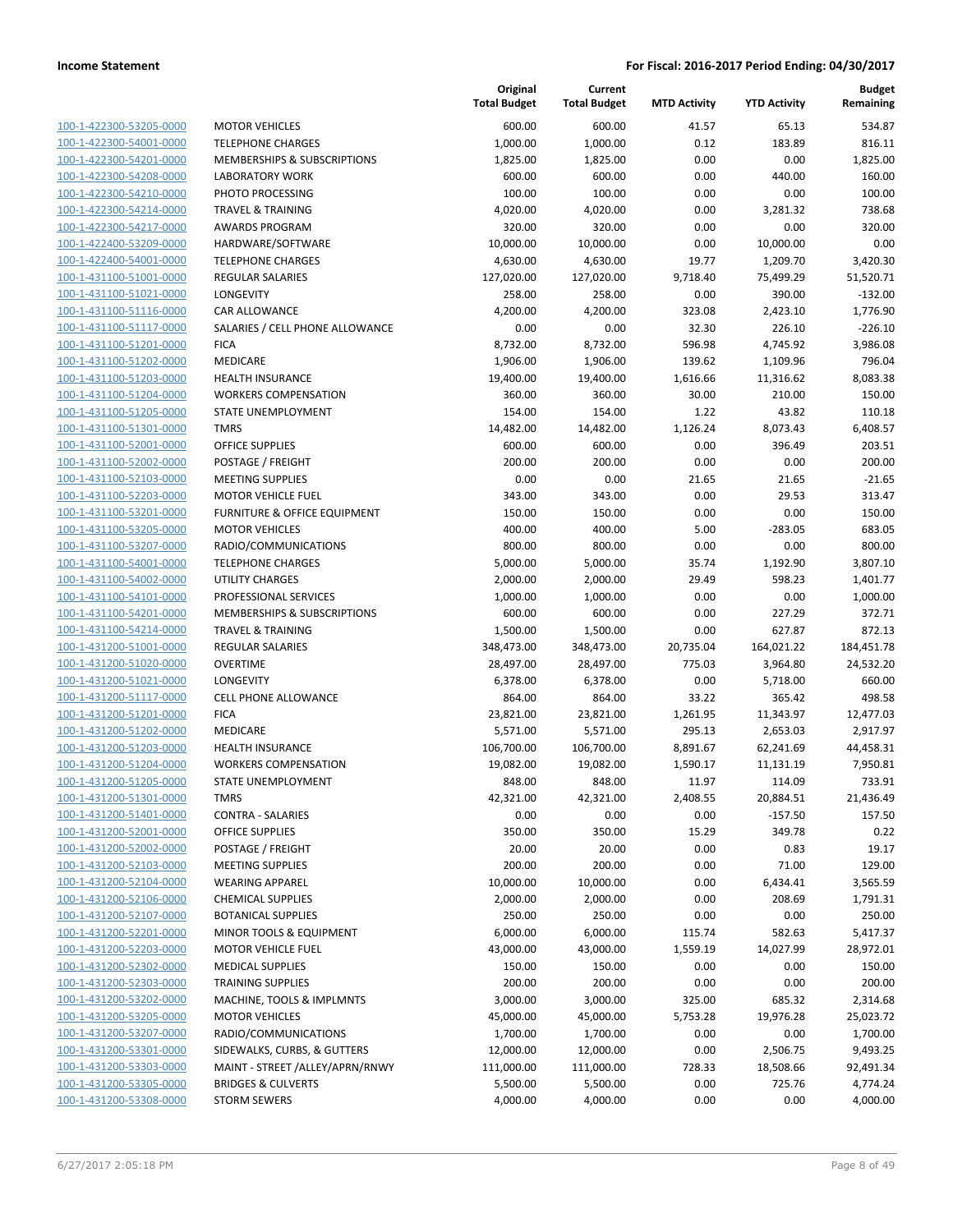| | | Original Total Budget | Current Total Budget | MTD Activity | YTD Activity | Budget Remaining |
|---|---|---|---|---|---|---|
| 100-1-422300-53205-0000 | MOTOR VEHICLES | 600.00 | 600.00 | 41.57 | 65.13 | 534.87 |
| 100-1-422300-54001-0000 | TELEPHONE CHARGES | 1,000.00 | 1,000.00 | 0.12 | 183.89 | 816.11 |
| 100-1-422300-54201-0000 | MEMBERSHIPS & SUBSCRIPTIONS | 1,825.00 | 1,825.00 | 0.00 | 0.00 | 1,825.00 |
| 100-1-422300-54208-0000 | LABORATORY WORK | 600.00 | 600.00 | 0.00 | 440.00 | 160.00 |
| 100-1-422300-54210-0000 | PHOTO PROCESSING | 100.00 | 100.00 | 0.00 | 0.00 | 100.00 |
| 100-1-422300-54214-0000 | TRAVEL & TRAINING | 4,020.00 | 4,020.00 | 0.00 | 3,281.32 | 738.68 |
| 100-1-422300-54217-0000 | AWARDS PROGRAM | 320.00 | 320.00 | 0.00 | 0.00 | 320.00 |
| 100-1-422400-53209-0000 | HARDWARE/SOFTWARE | 10,000.00 | 10,000.00 | 0.00 | 10,000.00 | 0.00 |
| 100-1-422400-54001-0000 | TELEPHONE CHARGES | 4,630.00 | 4,630.00 | 19.77 | 1,209.70 | 3,420.30 |
| 100-1-431100-51001-0000 | REGULAR SALARIES | 127,020.00 | 127,020.00 | 9,718.40 | 75,499.29 | 51,520.71 |
| 100-1-431100-51021-0000 | LONGEVITY | 258.00 | 258.00 | 0.00 | 390.00 | -132.00 |
| 100-1-431100-51116-0000 | CAR ALLOWANCE | 4,200.00 | 4,200.00 | 323.08 | 2,423.10 | 1,776.90 |
| 100-1-431100-51117-0000 | SALARIES / CELL PHONE ALLOWANCE | 0.00 | 0.00 | 32.30 | 226.10 | -226.10 |
| 100-1-431100-51201-0000 | FICA | 8,732.00 | 8,732.00 | 596.98 | 4,745.92 | 3,986.08 |
| 100-1-431100-51202-0000 | MEDICARE | 1,906.00 | 1,906.00 | 139.62 | 1,109.96 | 796.04 |
| 100-1-431100-51203-0000 | HEALTH INSURANCE | 19,400.00 | 19,400.00 | 1,616.66 | 11,316.62 | 8,083.38 |
| 100-1-431100-51204-0000 | WORKERS COMPENSATION | 360.00 | 360.00 | 30.00 | 210.00 | 150.00 |
| 100-1-431100-51205-0000 | STATE UNEMPLOYMENT | 154.00 | 154.00 | 1.22 | 43.82 | 110.18 |
| 100-1-431100-51301-0000 | TMRS | 14,482.00 | 14,482.00 | 1,126.24 | 8,073.43 | 6,408.57 |
| 100-1-431100-52001-0000 | OFFICE SUPPLIES | 600.00 | 600.00 | 0.00 | 396.49 | 203.51 |
| 100-1-431100-52002-0000 | POSTAGE / FREIGHT | 200.00 | 200.00 | 0.00 | 0.00 | 200.00 |
| 100-1-431100-52103-0000 | MEETING SUPPLIES | 0.00 | 0.00 | 21.65 | 21.65 | -21.65 |
| 100-1-431100-52203-0000 | MOTOR VEHICLE FUEL | 343.00 | 343.00 | 0.00 | 29.53 | 313.47 |
| 100-1-431100-53201-0000 | FURNITURE & OFFICE EQUIPMENT | 150.00 | 150.00 | 0.00 | 0.00 | 150.00 |
| 100-1-431100-53205-0000 | MOTOR VEHICLES | 400.00 | 400.00 | 5.00 | -283.05 | 683.05 |
| 100-1-431100-53207-0000 | RADIO/COMMUNICATIONS | 800.00 | 800.00 | 0.00 | 0.00 | 800.00 |
| 100-1-431100-54001-0000 | TELEPHONE CHARGES | 5,000.00 | 5,000.00 | 35.74 | 1,192.90 | 3,807.10 |
| 100-1-431100-54002-0000 | UTILITY CHARGES | 2,000.00 | 2,000.00 | 29.49 | 598.23 | 1,401.77 |
| 100-1-431100-54101-0000 | PROFESSIONAL SERVICES | 1,000.00 | 1,000.00 | 0.00 | 0.00 | 1,000.00 |
| 100-1-431100-54201-0000 | MEMBERSHIPS & SUBSCRIPTIONS | 600.00 | 600.00 | 0.00 | 227.29 | 372.71 |
| 100-1-431100-54214-0000 | TRAVEL & TRAINING | 1,500.00 | 1,500.00 | 0.00 | 627.87 | 872.13 |
| 100-1-431200-51001-0000 | REGULAR SALARIES | 348,473.00 | 348,473.00 | 20,735.04 | 164,021.22 | 184,451.78 |
| 100-1-431200-51020-0000 | OVERTIME | 28,497.00 | 28,497.00 | 775.03 | 3,964.80 | 24,532.20 |
| 100-1-431200-51021-0000 | LONGEVITY | 6,378.00 | 6,378.00 | 0.00 | 5,718.00 | 660.00 |
| 100-1-431200-51117-0000 | CELL PHONE ALLOWANCE | 864.00 | 864.00 | 33.22 | 365.42 | 498.58 |
| 100-1-431200-51201-0000 | FICA | 23,821.00 | 23,821.00 | 1,261.95 | 11,343.97 | 12,477.03 |
| 100-1-431200-51202-0000 | MEDICARE | 5,571.00 | 5,571.00 | 295.13 | 2,653.03 | 2,917.97 |
| 100-1-431200-51203-0000 | HEALTH INSURANCE | 106,700.00 | 106,700.00 | 8,891.67 | 62,241.69 | 44,458.31 |
| 100-1-431200-51204-0000 | WORKERS COMPENSATION | 19,082.00 | 19,082.00 | 1,590.17 | 11,131.19 | 7,950.81 |
| 100-1-431200-51205-0000 | STATE UNEMPLOYMENT | 848.00 | 848.00 | 11.97 | 114.09 | 733.91 |
| 100-1-431200-51301-0000 | TMRS | 42,321.00 | 42,321.00 | 2,408.55 | 20,884.51 | 21,436.49 |
| 100-1-431200-51401-0000 | CONTRA - SALARIES | 0.00 | 0.00 | 0.00 | -157.50 | 157.50 |
| 100-1-431200-52001-0000 | OFFICE SUPPLIES | 350.00 | 350.00 | 15.29 | 349.78 | 0.22 |
| 100-1-431200-52002-0000 | POSTAGE / FREIGHT | 20.00 | 20.00 | 0.00 | 0.83 | 19.17 |
| 100-1-431200-52103-0000 | MEETING SUPPLIES | 200.00 | 200.00 | 0.00 | 71.00 | 129.00 |
| 100-1-431200-52104-0000 | WEARING APPAREL | 10,000.00 | 10,000.00 | 0.00 | 6,434.41 | 3,565.59 |
| 100-1-431200-52106-0000 | CHEMICAL SUPPLIES | 2,000.00 | 2,000.00 | 0.00 | 208.69 | 1,791.31 |
| 100-1-431200-52107-0000 | BOTANICAL SUPPLIES | 250.00 | 250.00 | 0.00 | 0.00 | 250.00 |
| 100-1-431200-52201-0000 | MINOR TOOLS & EQUIPMENT | 6,000.00 | 6,000.00 | 115.74 | 582.63 | 5,417.37 |
| 100-1-431200-52203-0000 | MOTOR VEHICLE FUEL | 43,000.00 | 43,000.00 | 1,559.19 | 14,027.99 | 28,972.01 |
| 100-1-431200-52302-0000 | MEDICAL SUPPLIES | 150.00 | 150.00 | 0.00 | 0.00 | 150.00 |
| 100-1-431200-52303-0000 | TRAINING SUPPLIES | 200.00 | 200.00 | 0.00 | 0.00 | 200.00 |
| 100-1-431200-53202-0000 | MACHINE, TOOLS & IMPLMNTS | 3,000.00 | 3,000.00 | 325.00 | 685.32 | 2,314.68 |
| 100-1-431200-53205-0000 | MOTOR VEHICLES | 45,000.00 | 45,000.00 | 5,753.28 | 19,976.28 | 25,023.72 |
| 100-1-431200-53207-0000 | RADIO/COMMUNICATIONS | 1,700.00 | 1,700.00 | 0.00 | 0.00 | 1,700.00 |
| 100-1-431200-53301-0000 | SIDEWALKS, CURBS, & GUTTERS | 12,000.00 | 12,000.00 | 0.00 | 2,506.75 | 9,493.25 |
| 100-1-431200-53303-0000 | MAINT - STREET /ALLEY/APRN/RNWY | 111,000.00 | 111,000.00 | 728.33 | 18,508.66 | 92,491.34 |
| 100-1-431200-53305-0000 | BRIDGES & CULVERTS | 5,500.00 | 5,500.00 | 0.00 | 725.76 | 4,774.24 |
| 100-1-431200-53308-0000 | STORM SEWERS | 4,000.00 | 4,000.00 | 0.00 | 0.00 | 4,000.00 |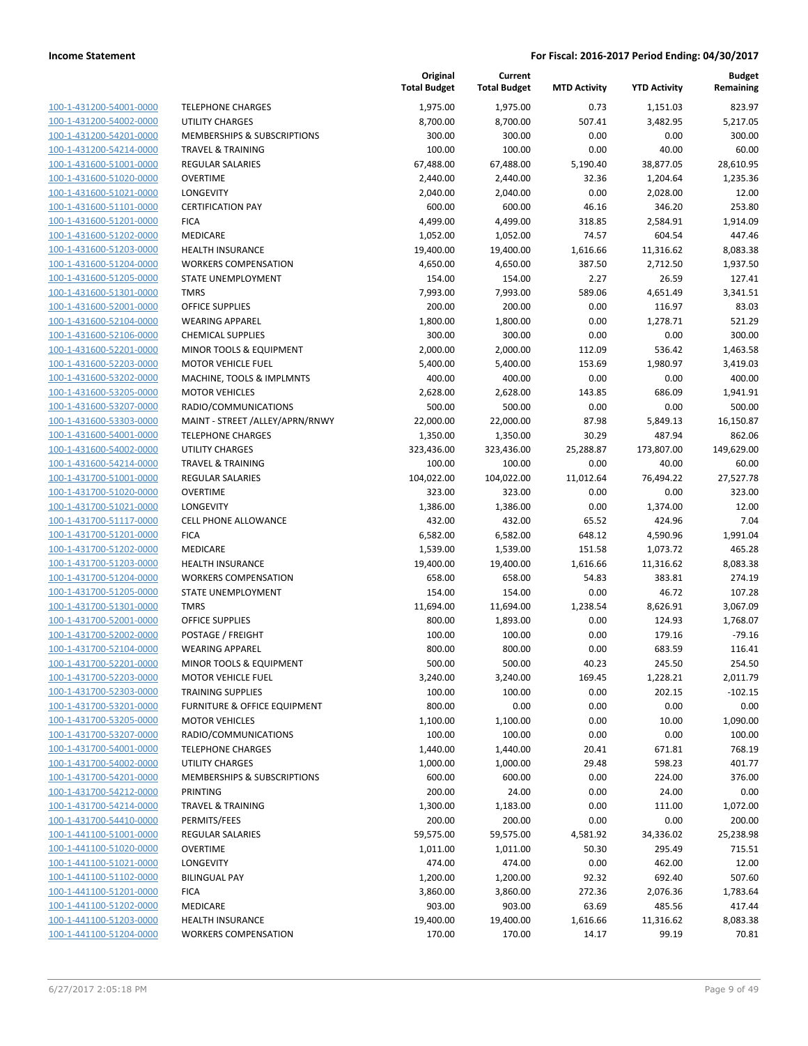**Income Statement** | **For Fiscal: 2016-2017 Period Ending: 04/30/2017**

| | | Original Total Budget | Current Total Budget | MTD Activity | YTD Activity | Budget Remaining |
|---|---|---|---|---|---|---|
| 100-1-431200-54001-0000 | TELEPHONE CHARGES | 1,975.00 | 1,975.00 | 0.73 | 1,151.03 | 823.97 |
| 100-1-431200-54002-0000 | UTILITY CHARGES | 8,700.00 | 8,700.00 | 507.41 | 3,482.95 | 5,217.05 |
| 100-1-431200-54201-0000 | MEMBERSHIPS & SUBSCRIPTIONS | 300.00 | 300.00 | 0.00 | 0.00 | 300.00 |
| 100-1-431200-54214-0000 | TRAVEL & TRAINING | 100.00 | 100.00 | 0.00 | 40.00 | 60.00 |
| 100-1-431600-51001-0000 | REGULAR SALARIES | 67,488.00 | 67,488.00 | 5,190.40 | 38,877.05 | 28,610.95 |
| 100-1-431600-51020-0000 | OVERTIME | 2,440.00 | 2,440.00 | 32.36 | 1,204.64 | 1,235.36 |
| 100-1-431600-51021-0000 | LONGEVITY | 2,040.00 | 2,040.00 | 0.00 | 2,028.00 | 12.00 |
| 100-1-431600-51101-0000 | CERTIFICATION PAY | 600.00 | 600.00 | 46.16 | 346.20 | 253.80 |
| 100-1-431600-51201-0000 | FICA | 4,499.00 | 4,499.00 | 318.85 | 2,584.91 | 1,914.09 |
| 100-1-431600-51202-0000 | MEDICARE | 1,052.00 | 1,052.00 | 74.57 | 604.54 | 447.46 |
| 100-1-431600-51203-0000 | HEALTH INSURANCE | 19,400.00 | 19,400.00 | 1,616.66 | 11,316.62 | 8,083.38 |
| 100-1-431600-51204-0000 | WORKERS COMPENSATION | 4,650.00 | 4,650.00 | 387.50 | 2,712.50 | 1,937.50 |
| 100-1-431600-51205-0000 | STATE UNEMPLOYMENT | 154.00 | 154.00 | 2.27 | 26.59 | 127.41 |
| 100-1-431600-51301-0000 | TMRS | 7,993.00 | 7,993.00 | 589.06 | 4,651.49 | 3,341.51 |
| 100-1-431600-52001-0000 | OFFICE SUPPLIES | 200.00 | 200.00 | 0.00 | 116.97 | 83.03 |
| 100-1-431600-52104-0000 | WEARING APPAREL | 1,800.00 | 1,800.00 | 0.00 | 1,278.71 | 521.29 |
| 100-1-431600-52106-0000 | CHEMICAL SUPPLIES | 300.00 | 300.00 | 0.00 | 0.00 | 300.00 |
| 100-1-431600-52201-0000 | MINOR TOOLS & EQUIPMENT | 2,000.00 | 2,000.00 | 112.09 | 536.42 | 1,463.58 |
| 100-1-431600-52203-0000 | MOTOR VEHICLE FUEL | 5,400.00 | 5,400.00 | 153.69 | 1,980.97 | 3,419.03 |
| 100-1-431600-53202-0000 | MACHINE, TOOLS & IMPLMNTS | 400.00 | 400.00 | 0.00 | 0.00 | 400.00 |
| 100-1-431600-53205-0000 | MOTOR VEHICLES | 2,628.00 | 2,628.00 | 143.85 | 686.09 | 1,941.91 |
| 100-1-431600-53207-0000 | RADIO/COMMUNICATIONS | 500.00 | 500.00 | 0.00 | 0.00 | 500.00 |
| 100-1-431600-53303-0000 | MAINT - STREET /ALLEY/APRN/RNWY | 22,000.00 | 22,000.00 | 87.98 | 5,849.13 | 16,150.87 |
| 100-1-431600-54001-0000 | TELEPHONE CHARGES | 1,350.00 | 1,350.00 | 30.29 | 487.94 | 862.06 |
| 100-1-431600-54002-0000 | UTILITY CHARGES | 323,436.00 | 323,436.00 | 25,288.87 | 173,807.00 | 149,629.00 |
| 100-1-431600-54214-0000 | TRAVEL & TRAINING | 100.00 | 100.00 | 0.00 | 40.00 | 60.00 |
| 100-1-431700-51001-0000 | REGULAR SALARIES | 104,022.00 | 104,022.00 | 11,012.64 | 76,494.22 | 27,527.78 |
| 100-1-431700-51020-0000 | OVERTIME | 323.00 | 323.00 | 0.00 | 0.00 | 323.00 |
| 100-1-431700-51021-0000 | LONGEVITY | 1,386.00 | 1,386.00 | 0.00 | 1,374.00 | 12.00 |
| 100-1-431700-51117-0000 | CELL PHONE ALLOWANCE | 432.00 | 432.00 | 65.52 | 424.96 | 7.04 |
| 100-1-431700-51201-0000 | FICA | 6,582.00 | 6,582.00 | 648.12 | 4,590.96 | 1,991.04 |
| 100-1-431700-51202-0000 | MEDICARE | 1,539.00 | 1,539.00 | 151.58 | 1,073.72 | 465.28 |
| 100-1-431700-51203-0000 | HEALTH INSURANCE | 19,400.00 | 19,400.00 | 1,616.66 | 11,316.62 | 8,083.38 |
| 100-1-431700-51204-0000 | WORKERS COMPENSATION | 658.00 | 658.00 | 54.83 | 383.81 | 274.19 |
| 100-1-431700-51205-0000 | STATE UNEMPLOYMENT | 154.00 | 154.00 | 0.00 | 46.72 | 107.28 |
| 100-1-431700-51301-0000 | TMRS | 11,694.00 | 11,694.00 | 1,238.54 | 8,626.91 | 3,067.09 |
| 100-1-431700-52001-0000 | OFFICE SUPPLIES | 800.00 | 1,893.00 | 0.00 | 124.93 | 1,768.07 |
| 100-1-431700-52002-0000 | POSTAGE / FREIGHT | 100.00 | 100.00 | 0.00 | 179.16 | -79.16 |
| 100-1-431700-52104-0000 | WEARING APPAREL | 800.00 | 800.00 | 0.00 | 683.59 | 116.41 |
| 100-1-431700-52201-0000 | MINOR TOOLS & EQUIPMENT | 500.00 | 500.00 | 40.23 | 245.50 | 254.50 |
| 100-1-431700-52203-0000 | MOTOR VEHICLE FUEL | 3,240.00 | 3,240.00 | 169.45 | 1,228.21 | 2,011.79 |
| 100-1-431700-52303-0000 | TRAINING SUPPLIES | 100.00 | 100.00 | 0.00 | 202.15 | -102.15 |
| 100-1-431700-53201-0000 | FURNITURE & OFFICE EQUIPMENT | 800.00 | 0.00 | 0.00 | 0.00 | 0.00 |
| 100-1-431700-53205-0000 | MOTOR VEHICLES | 1,100.00 | 1,100.00 | 0.00 | 10.00 | 1,090.00 |
| 100-1-431700-53207-0000 | RADIO/COMMUNICATIONS | 100.00 | 100.00 | 0.00 | 0.00 | 100.00 |
| 100-1-431700-54001-0000 | TELEPHONE CHARGES | 1,440.00 | 1,440.00 | 20.41 | 671.81 | 768.19 |
| 100-1-431700-54002-0000 | UTILITY CHARGES | 1,000.00 | 1,000.00 | 29.48 | 598.23 | 401.77 |
| 100-1-431700-54201-0000 | MEMBERSHIPS & SUBSCRIPTIONS | 600.00 | 600.00 | 0.00 | 224.00 | 376.00 |
| 100-1-431700-54212-0000 | PRINTING | 200.00 | 24.00 | 0.00 | 24.00 | 0.00 |
| 100-1-431700-54214-0000 | TRAVEL & TRAINING | 1,300.00 | 1,183.00 | 0.00 | 111.00 | 1,072.00 |
| 100-1-431700-54410-0000 | PERMITS/FEES | 200.00 | 200.00 | 0.00 | 0.00 | 200.00 |
| 100-1-441100-51001-0000 | REGULAR SALARIES | 59,575.00 | 59,575.00 | 4,581.92 | 34,336.02 | 25,238.98 |
| 100-1-441100-51020-0000 | OVERTIME | 1,011.00 | 1,011.00 | 50.30 | 295.49 | 715.51 |
| 100-1-441100-51021-0000 | LONGEVITY | 474.00 | 474.00 | 0.00 | 462.00 | 12.00 |
| 100-1-441100-51102-0000 | BILINGUAL PAY | 1,200.00 | 1,200.00 | 92.32 | 692.40 | 507.60 |
| 100-1-441100-51201-0000 | FICA | 3,860.00 | 3,860.00 | 272.36 | 2,076.36 | 1,783.64 |
| 100-1-441100-51202-0000 | MEDICARE | 903.00 | 903.00 | 63.69 | 485.56 | 417.44 |
| 100-1-441100-51203-0000 | HEALTH INSURANCE | 19,400.00 | 19,400.00 | 1,616.66 | 11,316.62 | 8,083.38 |
| 100-1-441100-51204-0000 | WORKERS COMPENSATION | 170.00 | 170.00 | 14.17 | 99.19 | 70.81 |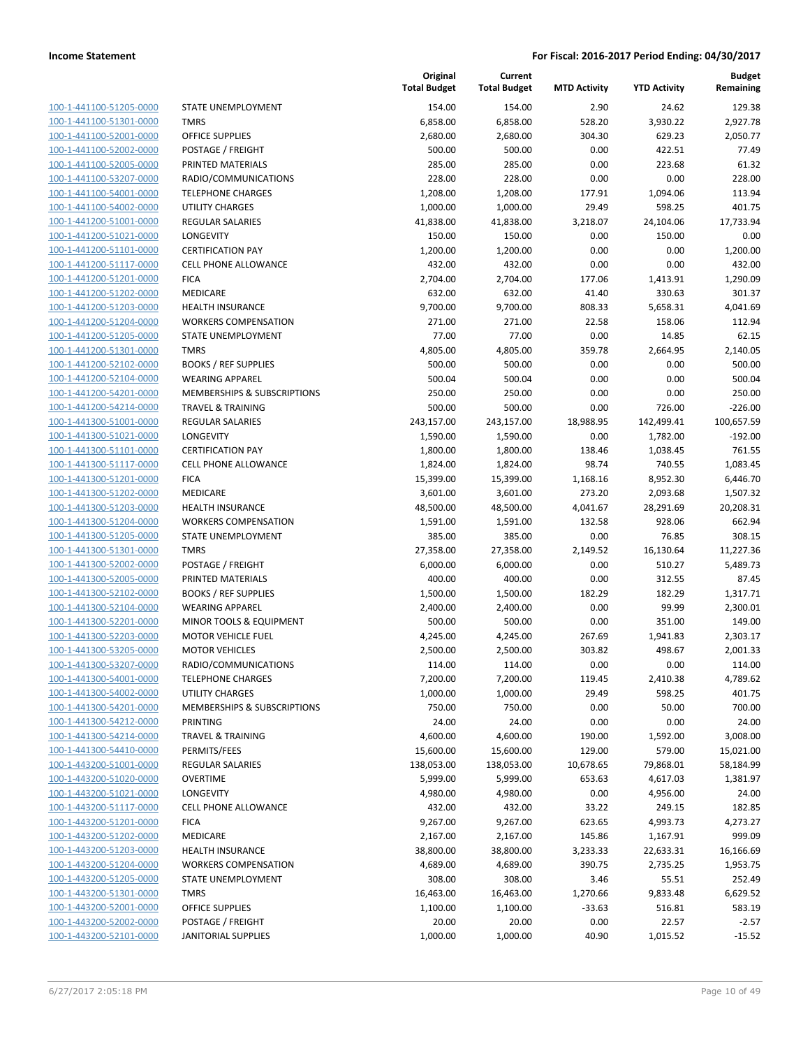| | | Original Total Budget | Current Total Budget | MTD Activity | YTD Activity | Budget Remaining |
|---|---|---|---|---|---|---|
| 100-1-441100-51205-0000 | STATE UNEMPLOYMENT | 154.00 | 154.00 | 2.90 | 24.62 | 129.38 |
| 100-1-441100-51301-0000 | TMRS | 6,858.00 | 6,858.00 | 528.20 | 3,930.22 | 2,927.78 |
| 100-1-441100-52001-0000 | OFFICE SUPPLIES | 2,680.00 | 2,680.00 | 304.30 | 629.23 | 2,050.77 |
| 100-1-441100-52002-0000 | POSTAGE / FREIGHT | 500.00 | 500.00 | 0.00 | 422.51 | 77.49 |
| 100-1-441100-52005-0000 | PRINTED MATERIALS | 285.00 | 285.00 | 0.00 | 223.68 | 61.32 |
| 100-1-441100-53207-0000 | RADIO/COMMUNICATIONS | 228.00 | 228.00 | 0.00 | 0.00 | 228.00 |
| 100-1-441100-54001-0000 | TELEPHONE CHARGES | 1,208.00 | 1,208.00 | 177.91 | 1,094.06 | 113.94 |
| 100-1-441100-54002-0000 | UTILITY CHARGES | 1,000.00 | 1,000.00 | 29.49 | 598.25 | 401.75 |
| 100-1-441200-51001-0000 | REGULAR SALARIES | 41,838.00 | 41,838.00 | 3,218.07 | 24,104.06 | 17,733.94 |
| 100-1-441200-51021-0000 | LONGEVITY | 150.00 | 150.00 | 0.00 | 150.00 | 0.00 |
| 100-1-441200-51101-0000 | CERTIFICATION PAY | 1,200.00 | 1,200.00 | 0.00 | 0.00 | 1,200.00 |
| 100-1-441200-51117-0000 | CELL PHONE ALLOWANCE | 432.00 | 432.00 | 0.00 | 0.00 | 432.00 |
| 100-1-441200-51201-0000 | FICA | 2,704.00 | 2,704.00 | 177.06 | 1,413.91 | 1,290.09 |
| 100-1-441200-51202-0000 | MEDICARE | 632.00 | 632.00 | 41.40 | 330.63 | 301.37 |
| 100-1-441200-51203-0000 | HEALTH INSURANCE | 9,700.00 | 9,700.00 | 808.33 | 5,658.31 | 4,041.69 |
| 100-1-441200-51204-0000 | WORKERS COMPENSATION | 271.00 | 271.00 | 22.58 | 158.06 | 112.94 |
| 100-1-441200-51205-0000 | STATE UNEMPLOYMENT | 77.00 | 77.00 | 0.00 | 14.85 | 62.15 |
| 100-1-441200-51301-0000 | TMRS | 4,805.00 | 4,805.00 | 359.78 | 2,664.95 | 2,140.05 |
| 100-1-441200-52102-0000 | BOOKS / REF SUPPLIES | 500.00 | 500.00 | 0.00 | 0.00 | 500.00 |
| 100-1-441200-52104-0000 | WEARING APPAREL | 500.04 | 500.04 | 0.00 | 0.00 | 500.04 |
| 100-1-441200-54201-0000 | MEMBERSHIPS & SUBSCRIPTIONS | 250.00 | 250.00 | 0.00 | 0.00 | 250.00 |
| 100-1-441200-54214-0000 | TRAVEL & TRAINING | 500.00 | 500.00 | 0.00 | 726.00 | -226.00 |
| 100-1-441300-51001-0000 | REGULAR SALARIES | 243,157.00 | 243,157.00 | 18,988.95 | 142,499.41 | 100,657.59 |
| 100-1-441300-51021-0000 | LONGEVITY | 1,590.00 | 1,590.00 | 0.00 | 1,782.00 | -192.00 |
| 100-1-441300-51101-0000 | CERTIFICATION PAY | 1,800.00 | 1,800.00 | 138.46 | 1,038.45 | 761.55 |
| 100-1-441300-51117-0000 | CELL PHONE ALLOWANCE | 1,824.00 | 1,824.00 | 98.74 | 740.55 | 1,083.45 |
| 100-1-441300-51201-0000 | FICA | 15,399.00 | 15,399.00 | 1,168.16 | 8,952.30 | 6,446.70 |
| 100-1-441300-51202-0000 | MEDICARE | 3,601.00 | 3,601.00 | 273.20 | 2,093.68 | 1,507.32 |
| 100-1-441300-51203-0000 | HEALTH INSURANCE | 48,500.00 | 48,500.00 | 4,041.67 | 28,291.69 | 20,208.31 |
| 100-1-441300-51204-0000 | WORKERS COMPENSATION | 1,591.00 | 1,591.00 | 132.58 | 928.06 | 662.94 |
| 100-1-441300-51205-0000 | STATE UNEMPLOYMENT | 385.00 | 385.00 | 0.00 | 76.85 | 308.15 |
| 100-1-441300-51301-0000 | TMRS | 27,358.00 | 27,358.00 | 2,149.52 | 16,130.64 | 11,227.36 |
| 100-1-441300-52002-0000 | POSTAGE / FREIGHT | 6,000.00 | 6,000.00 | 0.00 | 510.27 | 5,489.73 |
| 100-1-441300-52005-0000 | PRINTED MATERIALS | 400.00 | 400.00 | 0.00 | 312.55 | 87.45 |
| 100-1-441300-52102-0000 | BOOKS / REF SUPPLIES | 1,500.00 | 1,500.00 | 182.29 | 182.29 | 1,317.71 |
| 100-1-441300-52104-0000 | WEARING APPAREL | 2,400.00 | 2,400.00 | 0.00 | 99.99 | 2,300.01 |
| 100-1-441300-52201-0000 | MINOR TOOLS & EQUIPMENT | 500.00 | 500.00 | 0.00 | 351.00 | 149.00 |
| 100-1-441300-52203-0000 | MOTOR VEHICLE FUEL | 4,245.00 | 4,245.00 | 267.69 | 1,941.83 | 2,303.17 |
| 100-1-441300-53205-0000 | MOTOR VEHICLES | 2,500.00 | 2,500.00 | 303.82 | 498.67 | 2,001.33 |
| 100-1-441300-53207-0000 | RADIO/COMMUNICATIONS | 114.00 | 114.00 | 0.00 | 0.00 | 114.00 |
| 100-1-441300-54001-0000 | TELEPHONE CHARGES | 7,200.00 | 7,200.00 | 119.45 | 2,410.38 | 4,789.62 |
| 100-1-441300-54002-0000 | UTILITY CHARGES | 1,000.00 | 1,000.00 | 29.49 | 598.25 | 401.75 |
| 100-1-441300-54201-0000 | MEMBERSHIPS & SUBSCRIPTIONS | 750.00 | 750.00 | 0.00 | 50.00 | 700.00 |
| 100-1-441300-54212-0000 | PRINTING | 24.00 | 24.00 | 0.00 | 0.00 | 24.00 |
| 100-1-441300-54214-0000 | TRAVEL & TRAINING | 4,600.00 | 4,600.00 | 190.00 | 1,592.00 | 3,008.00 |
| 100-1-441300-54410-0000 | PERMITS/FEES | 15,600.00 | 15,600.00 | 129.00 | 579.00 | 15,021.00 |
| 100-1-443200-51001-0000 | REGULAR SALARIES | 138,053.00 | 138,053.00 | 10,678.65 | 79,868.01 | 58,184.99 |
| 100-1-443200-51020-0000 | OVERTIME | 5,999.00 | 5,999.00 | 653.63 | 4,617.03 | 1,381.97 |
| 100-1-443200-51021-0000 | LONGEVITY | 4,980.00 | 4,980.00 | 0.00 | 4,956.00 | 24.00 |
| 100-1-443200-51117-0000 | CELL PHONE ALLOWANCE | 432.00 | 432.00 | 33.22 | 249.15 | 182.85 |
| 100-1-443200-51201-0000 | FICA | 9,267.00 | 9,267.00 | 623.65 | 4,993.73 | 4,273.27 |
| 100-1-443200-51202-0000 | MEDICARE | 2,167.00 | 2,167.00 | 145.86 | 1,167.91 | 999.09 |
| 100-1-443200-51203-0000 | HEALTH INSURANCE | 38,800.00 | 38,800.00 | 3,233.33 | 22,633.31 | 16,166.69 |
| 100-1-443200-51204-0000 | WORKERS COMPENSATION | 4,689.00 | 4,689.00 | 390.75 | 2,735.25 | 1,953.75 |
| 100-1-443200-51205-0000 | STATE UNEMPLOYMENT | 308.00 | 308.00 | 3.46 | 55.51 | 252.49 |
| 100-1-443200-51301-0000 | TMRS | 16,463.00 | 16,463.00 | 1,270.66 | 9,833.48 | 6,629.52 |
| 100-1-443200-52001-0000 | OFFICE SUPPLIES | 1,100.00 | 1,100.00 | -33.63 | 516.81 | 583.19 |
| 100-1-443200-52002-0000 | POSTAGE / FREIGHT | 20.00 | 20.00 | 0.00 | 22.57 | -2.57 |
| 100-1-443200-52101-0000 | JANITORIAL SUPPLIES | 1,000.00 | 1,000.00 | 40.90 | 1,015.52 | -15.52 |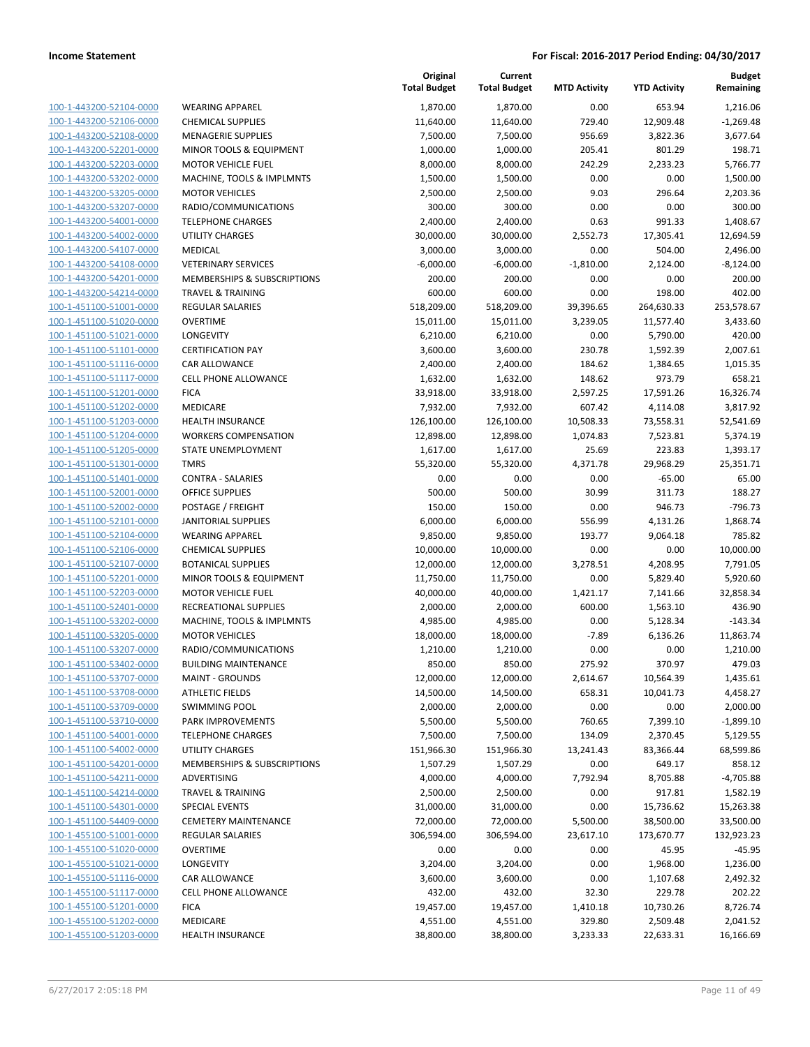| | | Original Total Budget | Current Total Budget | MTD Activity | YTD Activity | Budget Remaining |
|---|---|---|---|---|---|---|
| 100-1-443200-52104-0000 | WEARING APPAREL | 1,870.00 | 1,870.00 | 0.00 | 653.94 | 1,216.06 |
| 100-1-443200-52106-0000 | CHEMICAL SUPPLIES | 11,640.00 | 11,640.00 | 729.40 | 12,909.48 | -1,269.48 |
| 100-1-443200-52108-0000 | MENAGERIE SUPPLIES | 7,500.00 | 7,500.00 | 956.69 | 3,822.36 | 3,677.64 |
| 100-1-443200-52201-0000 | MINOR TOOLS & EQUIPMENT | 1,000.00 | 1,000.00 | 205.41 | 801.29 | 198.71 |
| 100-1-443200-52203-0000 | MOTOR VEHICLE FUEL | 8,000.00 | 8,000.00 | 242.29 | 2,233.23 | 5,766.77 |
| 100-1-443200-53202-0000 | MACHINE, TOOLS & IMPLMNTS | 1,500.00 | 1,500.00 | 0.00 | 0.00 | 1,500.00 |
| 100-1-443200-53205-0000 | MOTOR VEHICLES | 2,500.00 | 2,500.00 | 9.03 | 296.64 | 2,203.36 |
| 100-1-443200-53207-0000 | RADIO/COMMUNICATIONS | 300.00 | 300.00 | 0.00 | 0.00 | 300.00 |
| 100-1-443200-54001-0000 | TELEPHONE CHARGES | 2,400.00 | 2,400.00 | 0.63 | 991.33 | 1,408.67 |
| 100-1-443200-54002-0000 | UTILITY CHARGES | 30,000.00 | 30,000.00 | 2,552.73 | 17,305.41 | 12,694.59 |
| 100-1-443200-54107-0000 | MEDICAL | 3,000.00 | 3,000.00 | 0.00 | 504.00 | 2,496.00 |
| 100-1-443200-54108-0000 | VETERINARY SERVICES | -6,000.00 | -6,000.00 | -1,810.00 | 2,124.00 | -8,124.00 |
| 100-1-443200-54201-0000 | MEMBERSHIPS & SUBSCRIPTIONS | 200.00 | 200.00 | 0.00 | 0.00 | 200.00 |
| 100-1-443200-54214-0000 | TRAVEL & TRAINING | 600.00 | 600.00 | 0.00 | 198.00 | 402.00 |
| 100-1-451100-51001-0000 | REGULAR SALARIES | 518,209.00 | 518,209.00 | 39,396.65 | 264,630.33 | 253,578.67 |
| 100-1-451100-51020-0000 | OVERTIME | 15,011.00 | 15,011.00 | 3,239.05 | 11,577.40 | 3,433.60 |
| 100-1-451100-51021-0000 | LONGEVITY | 6,210.00 | 6,210.00 | 0.00 | 5,790.00 | 420.00 |
| 100-1-451100-51101-0000 | CERTIFICATION PAY | 3,600.00 | 3,600.00 | 230.78 | 1,592.39 | 2,007.61 |
| 100-1-451100-51116-0000 | CAR ALLOWANCE | 2,400.00 | 2,400.00 | 184.62 | 1,384.65 | 1,015.35 |
| 100-1-451100-51117-0000 | CELL PHONE ALLOWANCE | 1,632.00 | 1,632.00 | 148.62 | 973.79 | 658.21 |
| 100-1-451100-51201-0000 | FICA | 33,918.00 | 33,918.00 | 2,597.25 | 17,591.26 | 16,326.74 |
| 100-1-451100-51202-0000 | MEDICARE | 7,932.00 | 7,932.00 | 607.42 | 4,114.08 | 3,817.92 |
| 100-1-451100-51203-0000 | HEALTH INSURANCE | 126,100.00 | 126,100.00 | 10,508.33 | 73,558.31 | 52,541.69 |
| 100-1-451100-51204-0000 | WORKERS COMPENSATION | 12,898.00 | 12,898.00 | 1,074.83 | 7,523.81 | 5,374.19 |
| 100-1-451100-51205-0000 | STATE UNEMPLOYMENT | 1,617.00 | 1,617.00 | 25.69 | 223.83 | 1,393.17 |
| 100-1-451100-51301-0000 | TMRS | 55,320.00 | 55,320.00 | 4,371.78 | 29,968.29 | 25,351.71 |
| 100-1-451100-51401-0000 | CONTRA - SALARIES | 0.00 | 0.00 | 0.00 | -65.00 | 65.00 |
| 100-1-451100-52001-0000 | OFFICE SUPPLIES | 500.00 | 500.00 | 30.99 | 311.73 | 188.27 |
| 100-1-451100-52002-0000 | POSTAGE / FREIGHT | 150.00 | 150.00 | 0.00 | 946.73 | -796.73 |
| 100-1-451100-52101-0000 | JANITORIAL SUPPLIES | 6,000.00 | 6,000.00 | 556.99 | 4,131.26 | 1,868.74 |
| 100-1-451100-52104-0000 | WEARING APPAREL | 9,850.00 | 9,850.00 | 193.77 | 9,064.18 | 785.82 |
| 100-1-451100-52106-0000 | CHEMICAL SUPPLIES | 10,000.00 | 10,000.00 | 0.00 | 0.00 | 10,000.00 |
| 100-1-451100-52107-0000 | BOTANICAL SUPPLIES | 12,000.00 | 12,000.00 | 3,278.51 | 4,208.95 | 7,791.05 |
| 100-1-451100-52201-0000 | MINOR TOOLS & EQUIPMENT | 11,750.00 | 11,750.00 | 0.00 | 5,829.40 | 5,920.60 |
| 100-1-451100-52203-0000 | MOTOR VEHICLE FUEL | 40,000.00 | 40,000.00 | 1,421.17 | 7,141.66 | 32,858.34 |
| 100-1-451100-52401-0000 | RECREATIONAL SUPPLIES | 2,000.00 | 2,000.00 | 600.00 | 1,563.10 | 436.90 |
| 100-1-451100-53202-0000 | MACHINE, TOOLS & IMPLMNTS | 4,985.00 | 4,985.00 | 0.00 | 5,128.34 | -143.34 |
| 100-1-451100-53205-0000 | MOTOR VEHICLES | 18,000.00 | 18,000.00 | -7.89 | 6,136.26 | 11,863.74 |
| 100-1-451100-53207-0000 | RADIO/COMMUNICATIONS | 1,210.00 | 1,210.00 | 0.00 | 0.00 | 1,210.00 |
| 100-1-451100-53402-0000 | BUILDING MAINTENANCE | 850.00 | 850.00 | 275.92 | 370.97 | 479.03 |
| 100-1-451100-53707-0000 | MAINT - GROUNDS | 12,000.00 | 12,000.00 | 2,614.67 | 10,564.39 | 1,435.61 |
| 100-1-451100-53708-0000 | ATHLETIC FIELDS | 14,500.00 | 14,500.00 | 658.31 | 10,041.73 | 4,458.27 |
| 100-1-451100-53709-0000 | SWIMMING POOL | 2,000.00 | 2,000.00 | 0.00 | 0.00 | 2,000.00 |
| 100-1-451100-53710-0000 | PARK IMPROVEMENTS | 5,500.00 | 5,500.00 | 760.65 | 7,399.10 | -1,899.10 |
| 100-1-451100-54001-0000 | TELEPHONE CHARGES | 7,500.00 | 7,500.00 | 134.09 | 2,370.45 | 5,129.55 |
| 100-1-451100-54002-0000 | UTILITY CHARGES | 151,966.30 | 151,966.30 | 13,241.43 | 83,366.44 | 68,599.86 |
| 100-1-451100-54201-0000 | MEMBERSHIPS & SUBSCRIPTIONS | 1,507.29 | 1,507.29 | 0.00 | 649.17 | 858.12 |
| 100-1-451100-54211-0000 | ADVERTISING | 4,000.00 | 4,000.00 | 7,792.94 | 8,705.88 | -4,705.88 |
| 100-1-451100-54214-0000 | TRAVEL & TRAINING | 2,500.00 | 2,500.00 | 0.00 | 917.81 | 1,582.19 |
| 100-1-451100-54301-0000 | SPECIAL EVENTS | 31,000.00 | 31,000.00 | 0.00 | 15,736.62 | 15,263.38 |
| 100-1-451100-54409-0000 | CEMETERY MAINTENANCE | 72,000.00 | 72,000.00 | 5,500.00 | 38,500.00 | 33,500.00 |
| 100-1-455100-51001-0000 | REGULAR SALARIES | 306,594.00 | 306,594.00 | 23,617.10 | 173,670.77 | 132,923.23 |
| 100-1-455100-51020-0000 | OVERTIME | 0.00 | 0.00 | 0.00 | 45.95 | -45.95 |
| 100-1-455100-51021-0000 | LONGEVITY | 3,204.00 | 3,204.00 | 0.00 | 1,968.00 | 1,236.00 |
| 100-1-455100-51116-0000 | CAR ALLOWANCE | 3,600.00 | 3,600.00 | 0.00 | 1,107.68 | 2,492.32 |
| 100-1-455100-51117-0000 | CELL PHONE ALLOWANCE | 432.00 | 432.00 | 32.30 | 229.78 | 202.22 |
| 100-1-455100-51201-0000 | FICA | 19,457.00 | 19,457.00 | 1,410.18 | 10,730.26 | 8,726.74 |
| 100-1-455100-51202-0000 | MEDICARE | 4,551.00 | 4,551.00 | 329.80 | 2,509.48 | 2,041.52 |
| 100-1-455100-51203-0000 | HEALTH INSURANCE | 38,800.00 | 38,800.00 | 3,233.33 | 22,633.31 | 16,166.69 |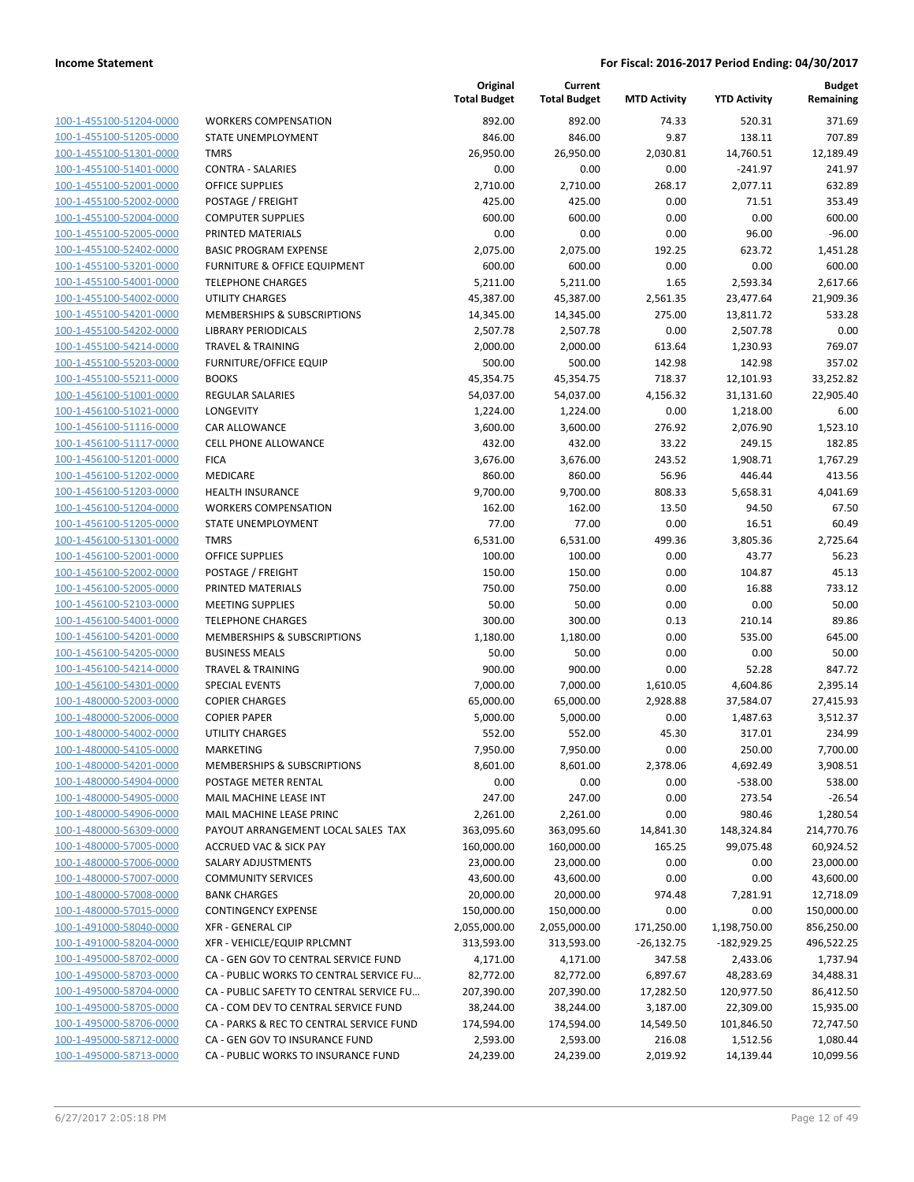**Income Statement** | **For Fiscal: 2016-2017 Period Ending: 04/30/2017**

| | | Original Total Budget | Current Total Budget | MTD Activity | YTD Activity | Budget Remaining |
|---|---|---|---|---|---|---|
| 100-1-455100-51204-0000 | WORKERS COMPENSATION | 892.00 | 892.00 | 74.33 | 520.31 | 371.69 |
| 100-1-455100-51205-0000 | STATE UNEMPLOYMENT | 846.00 | 846.00 | 9.87 | 138.11 | 707.89 |
| 100-1-455100-51301-0000 | TMRS | 26,950.00 | 26,950.00 | 2,030.81 | 14,760.51 | 12,189.49 |
| 100-1-455100-51401-0000 | CONTRA - SALARIES | 0.00 | 0.00 | 0.00 | -241.97 | 241.97 |
| 100-1-455100-52001-0000 | OFFICE SUPPLIES | 2,710.00 | 2,710.00 | 268.17 | 2,077.11 | 632.89 |
| 100-1-455100-52002-0000 | POSTAGE / FREIGHT | 425.00 | 425.00 | 0.00 | 71.51 | 353.49 |
| 100-1-455100-52004-0000 | COMPUTER SUPPLIES | 600.00 | 600.00 | 0.00 | 0.00 | 600.00 |
| 100-1-455100-52005-0000 | PRINTED MATERIALS | 0.00 | 0.00 | 0.00 | 96.00 | -96.00 |
| 100-1-455100-52402-0000 | BASIC PROGRAM EXPENSE | 2,075.00 | 2,075.00 | 192.25 | 623.72 | 1,451.28 |
| 100-1-455100-53201-0000 | FURNITURE & OFFICE EQUIPMENT | 600.00 | 600.00 | 0.00 | 0.00 | 600.00 |
| 100-1-455100-54001-0000 | TELEPHONE CHARGES | 5,211.00 | 5,211.00 | 1.65 | 2,593.34 | 2,617.66 |
| 100-1-455100-54002-0000 | UTILITY CHARGES | 45,387.00 | 45,387.00 | 2,561.35 | 23,477.64 | 21,909.36 |
| 100-1-455100-54201-0000 | MEMBERSHIPS & SUBSCRIPTIONS | 14,345.00 | 14,345.00 | 275.00 | 13,811.72 | 533.28 |
| 100-1-455100-54202-0000 | LIBRARY PERIODICALS | 2,507.78 | 2,507.78 | 0.00 | 2,507.78 | 0.00 |
| 100-1-455100-54214-0000 | TRAVEL & TRAINING | 2,000.00 | 2,000.00 | 613.64 | 1,230.93 | 769.07 |
| 100-1-455100-55203-0000 | FURNITURE/OFFICE EQUIP | 500.00 | 500.00 | 142.98 | 142.98 | 357.02 |
| 100-1-455100-55211-0000 | BOOKS | 45,354.75 | 45,354.75 | 718.37 | 12,101.93 | 33,252.82 |
| 100-1-456100-51001-0000 | REGULAR SALARIES | 54,037.00 | 54,037.00 | 4,156.32 | 31,131.60 | 22,905.40 |
| 100-1-456100-51021-0000 | LONGEVITY | 1,224.00 | 1,224.00 | 0.00 | 1,218.00 | 6.00 |
| 100-1-456100-51116-0000 | CAR ALLOWANCE | 3,600.00 | 3,600.00 | 276.92 | 2,076.90 | 1,523.10 |
| 100-1-456100-51117-0000 | CELL PHONE ALLOWANCE | 432.00 | 432.00 | 33.22 | 249.15 | 182.85 |
| 100-1-456100-51201-0000 | FICA | 3,676.00 | 3,676.00 | 243.52 | 1,908.71 | 1,767.29 |
| 100-1-456100-51202-0000 | MEDICARE | 860.00 | 860.00 | 56.96 | 446.44 | 413.56 |
| 100-1-456100-51203-0000 | HEALTH INSURANCE | 9,700.00 | 9,700.00 | 808.33 | 5,658.31 | 4,041.69 |
| 100-1-456100-51204-0000 | WORKERS COMPENSATION | 162.00 | 162.00 | 13.50 | 94.50 | 67.50 |
| 100-1-456100-51205-0000 | STATE UNEMPLOYMENT | 77.00 | 77.00 | 0.00 | 16.51 | 60.49 |
| 100-1-456100-51301-0000 | TMRS | 6,531.00 | 6,531.00 | 499.36 | 3,805.36 | 2,725.64 |
| 100-1-456100-52001-0000 | OFFICE SUPPLIES | 100.00 | 100.00 | 0.00 | 43.77 | 56.23 |
| 100-1-456100-52002-0000 | POSTAGE / FREIGHT | 150.00 | 150.00 | 0.00 | 104.87 | 45.13 |
| 100-1-456100-52005-0000 | PRINTED MATERIALS | 750.00 | 750.00 | 0.00 | 16.88 | 733.12 |
| 100-1-456100-52103-0000 | MEETING SUPPLIES | 50.00 | 50.00 | 0.00 | 0.00 | 50.00 |
| 100-1-456100-54001-0000 | TELEPHONE CHARGES | 300.00 | 300.00 | 0.13 | 210.14 | 89.86 |
| 100-1-456100-54201-0000 | MEMBERSHIPS & SUBSCRIPTIONS | 1,180.00 | 1,180.00 | 0.00 | 535.00 | 645.00 |
| 100-1-456100-54205-0000 | BUSINESS MEALS | 50.00 | 50.00 | 0.00 | 0.00 | 50.00 |
| 100-1-456100-54214-0000 | TRAVEL & TRAINING | 900.00 | 900.00 | 0.00 | 52.28 | 847.72 |
| 100-1-456100-54301-0000 | SPECIAL EVENTS | 7,000.00 | 7,000.00 | 1,610.05 | 4,604.86 | 2,395.14 |
| 100-1-480000-52003-0000 | COPIER CHARGES | 65,000.00 | 65,000.00 | 2,928.88 | 37,584.07 | 27,415.93 |
| 100-1-480000-52006-0000 | COPIER PAPER | 5,000.00 | 5,000.00 | 0.00 | 1,487.63 | 3,512.37 |
| 100-1-480000-54002-0000 | UTILITY CHARGES | 552.00 | 552.00 | 45.30 | 317.01 | 234.99 |
| 100-1-480000-54105-0000 | MARKETING | 7,950.00 | 7,950.00 | 0.00 | 250.00 | 7,700.00 |
| 100-1-480000-54201-0000 | MEMBERSHIPS & SUBSCRIPTIONS | 8,601.00 | 8,601.00 | 2,378.06 | 4,692.49 | 3,908.51 |
| 100-1-480000-54904-0000 | POSTAGE METER RENTAL | 0.00 | 0.00 | 0.00 | -538.00 | 538.00 |
| 100-1-480000-54905-0000 | MAIL MACHINE LEASE INT | 247.00 | 247.00 | 0.00 | 273.54 | -26.54 |
| 100-1-480000-54906-0000 | MAIL MACHINE LEASE PRINC | 2,261.00 | 2,261.00 | 0.00 | 980.46 | 1,280.54 |
| 100-1-480000-56309-0000 | PAYOUT ARRANGEMENT LOCAL SALES TAX | 363,095.60 | 363,095.60 | 14,841.30 | 148,324.84 | 214,770.76 |
| 100-1-480000-57005-0000 | ACCRUED VAC & SICK PAY | 160,000.00 | 160,000.00 | 165.25 | 99,075.48 | 60,924.52 |
| 100-1-480000-57006-0000 | SALARY ADJUSTMENTS | 23,000.00 | 23,000.00 | 0.00 | 0.00 | 23,000.00 |
| 100-1-480000-57007-0000 | COMMUNITY SERVICES | 43,600.00 | 43,600.00 | 0.00 | 0.00 | 43,600.00 |
| 100-1-480000-57008-0000 | BANK CHARGES | 20,000.00 | 20,000.00 | 974.48 | 7,281.91 | 12,718.09 |
| 100-1-480000-57015-0000 | CONTINGENCY EXPENSE | 150,000.00 | 150,000.00 | 0.00 | 0.00 | 150,000.00 |
| 100-1-491000-58040-0000 | XFR - GENERAL CIP | 2,055,000.00 | 2,055,000.00 | 171,250.00 | 1,198,750.00 | 856,250.00 |
| 100-1-491000-58204-0000 | XFR - VEHICLE/EQUIP RPLCMNT | 313,593.00 | 313,593.00 | -26,132.75 | -182,929.25 | 496,522.25 |
| 100-1-495000-58702-0000 | CA - GEN GOV TO CENTRAL SERVICE FUND | 4,171.00 | 4,171.00 | 347.58 | 2,433.06 | 1,737.94 |
| 100-1-495000-58703-0000 | CA - PUBLIC WORKS TO CENTRAL SERVICE FU… | 82,772.00 | 82,772.00 | 6,897.67 | 48,283.69 | 34,488.31 |
| 100-1-495000-58704-0000 | CA - PUBLIC SAFETY TO CENTRAL SERVICE FU… | 207,390.00 | 207,390.00 | 17,282.50 | 120,977.50 | 86,412.50 |
| 100-1-495000-58705-0000 | CA - COM DEV TO CENTRAL SERVICE FUND | 38,244.00 | 38,244.00 | 3,187.00 | 22,309.00 | 15,935.00 |
| 100-1-495000-58706-0000 | CA - PARKS & REC TO CENTRAL SERVICE FUND | 174,594.00 | 174,594.00 | 14,549.50 | 101,846.50 | 72,747.50 |
| 100-1-495000-58712-0000 | CA - GEN GOV TO INSURANCE FUND | 2,593.00 | 2,593.00 | 216.08 | 1,512.56 | 1,080.44 |
| 100-1-495000-58713-0000 | CA - PUBLIC WORKS TO INSURANCE FUND | 24,239.00 | 24,239.00 | 2,019.92 | 14,139.44 | 10,099.56 |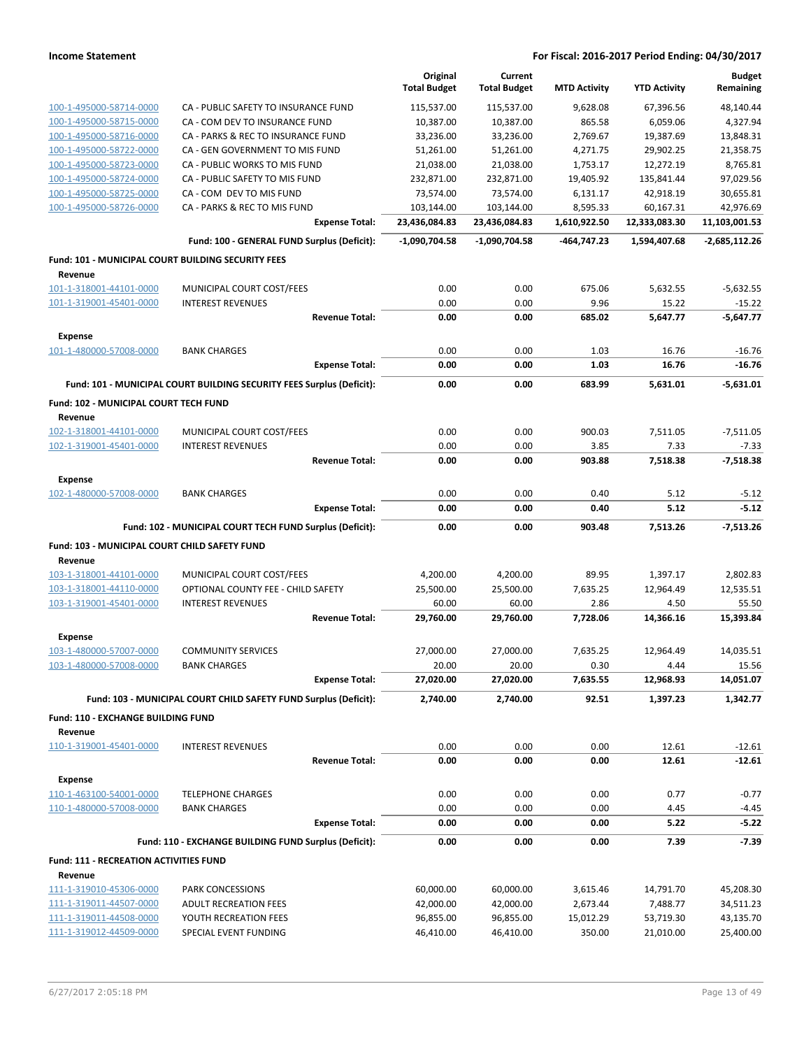| | | Original Total Budget | Current Total Budget | MTD Activity | YTD Activity | Budget Remaining |
|---|---|---|---|---|---|---|
| 100-1-495000-58714-0000 | CA - PUBLIC SAFETY TO INSURANCE FUND | 115,537.00 | 115,537.00 | 9,628.08 | 67,396.56 | 48,140.44 |
| 100-1-495000-58715-0000 | CA - COM DEV TO INSURANCE FUND | 10,387.00 | 10,387.00 | 865.58 | 6,059.06 | 4,327.94 |
| 100-1-495000-58716-0000 | CA - PARKS & REC TO INSURANCE FUND | 33,236.00 | 33,236.00 | 2,769.67 | 19,387.69 | 13,848.31 |
| 100-1-495000-58722-0000 | CA - GEN GOVERNMENT TO MIS FUND | 51,261.00 | 51,261.00 | 4,271.75 | 29,902.25 | 21,358.75 |
| 100-1-495000-58723-0000 | CA - PUBLIC WORKS TO MIS FUND | 21,038.00 | 21,038.00 | 1,753.17 | 12,272.19 | 8,765.81 |
| 100-1-495000-58724-0000 | CA - PUBLIC SAFETY TO MIS FUND | 232,871.00 | 232,871.00 | 19,405.92 | 135,841.44 | 97,029.56 |
| 100-1-495000-58725-0000 | CA - COM DEV TO MIS FUND | 73,574.00 | 73,574.00 | 6,131.17 | 42,918.19 | 30,655.81 |
| 100-1-495000-58726-0000 | CA - PARKS & REC TO MIS FUND | 103,144.00 | 103,144.00 | 8,595.33 | 60,167.31 | 42,976.69 |
| | **Expense Total:** | **23,436,084.83** | **23,436,084.83** | **1,610,922.50** | **12,333,083.30** | **11,103,001.53** |
| | **Fund: 100 - GENERAL FUND Surplus (Deficit):** | **-1,090,704.58** | **-1,090,704.58** | **-464,747.23** | **1,594,407.68** | **-2,685,112.26** |
| **Fund: 101 - MUNICIPAL COURT BUILDING SECURITY FEES** | | | | | | |
| **Revenue** | | | | | | |
| 101-1-318001-44101-0000 | MUNICIPAL COURT COST/FEES | 0.00 | 0.00 | 675.06 | 5,632.55 | -5,632.55 |
| 101-1-319001-45401-0000 | INTEREST REVENUES | 0.00 | 0.00 | 9.96 | 15.22 | -15.22 |
| | **Revenue Total:** | **0.00** | **0.00** | **685.02** | **5,647.77** | **-5,647.77** |
| **Expense** | | | | | | |
| 101-1-480000-57008-0000 | BANK CHARGES | 0.00 | 0.00 | 1.03 | 16.76 | -16.76 |
| | **Expense Total:** | **0.00** | **0.00** | **1.03** | **16.76** | **-16.76** |
| | **Fund: 101 - MUNICIPAL COURT BUILDING SECURITY FEES Surplus (Deficit):** | **0.00** | **0.00** | **683.99** | **5,631.01** | **-5,631.01** |
| **Fund: 102 - MUNICIPAL COURT TECH FUND** | | | | | | |
| **Revenue** | | | | | | |
| 102-1-318001-44101-0000 | MUNICIPAL COURT COST/FEES | 0.00 | 0.00 | 900.03 | 7,511.05 | -7,511.05 |
| 102-1-319001-45401-0000 | INTEREST REVENUES | 0.00 | 0.00 | 3.85 | 7.33 | -7.33 |
| | **Revenue Total:** | **0.00** | **0.00** | **903.88** | **7,518.38** | **-7,518.38** |
| **Expense** | | | | | | |
| 102-1-480000-57008-0000 | BANK CHARGES | 0.00 | 0.00 | 0.40 | 5.12 | -5.12 |
| | **Expense Total:** | **0.00** | **0.00** | **0.40** | **5.12** | **-5.12** |
| | **Fund: 102 - MUNICIPAL COURT TECH FUND Surplus (Deficit):** | **0.00** | **0.00** | **903.48** | **7,513.26** | **-7,513.26** |
| **Fund: 103 - MUNICIPAL COURT CHILD SAFETY FUND** | | | | | | |
| **Revenue** | | | | | | |
| 103-1-318001-44101-0000 | MUNICIPAL COURT COST/FEES | 4,200.00 | 4,200.00 | 89.95 | 1,397.17 | 2,802.83 |
| 103-1-318001-44110-0000 | OPTIONAL COUNTY FEE - CHILD SAFETY | 25,500.00 | 25,500.00 | 7,635.25 | 12,964.49 | 12,535.51 |
| 103-1-319001-45401-0000 | INTEREST REVENUES | 60.00 | 60.00 | 2.86 | 4.50 | 55.50 |
| | **Revenue Total:** | **29,760.00** | **29,760.00** | **7,728.06** | **14,366.16** | **15,393.84** |
| **Expense** | | | | | | |
| 103-1-480000-57007-0000 | COMMUNITY SERVICES | 27,000.00 | 27,000.00 | 7,635.25 | 12,964.49 | 14,035.51 |
| 103-1-480000-57008-0000 | BANK CHARGES | 20.00 | 20.00 | 0.30 | 4.44 | 15.56 |
| | **Expense Total:** | **27,020.00** | **27,020.00** | **7,635.55** | **12,968.93** | **14,051.07** |
| | **Fund: 103 - MUNICIPAL COURT CHILD SAFETY FUND Surplus (Deficit):** | **2,740.00** | **2,740.00** | **92.51** | **1,397.23** | **1,342.77** |
| **Fund: 110 - EXCHANGE BUILDING FUND** | | | | | | |
| **Revenue** | | | | | | |
| 110-1-319001-45401-0000 | INTEREST REVENUES | 0.00 | 0.00 | 0.00 | 12.61 | -12.61 |
| | **Revenue Total:** | **0.00** | **0.00** | **0.00** | **12.61** | **-12.61** |
| **Expense** | | | | | | |
| 110-1-463100-54001-0000 | TELEPHONE CHARGES | 0.00 | 0.00 | 0.00 | 0.77 | -0.77 |
| 110-1-480000-57008-0000 | BANK CHARGES | 0.00 | 0.00 | 0.00 | 4.45 | -4.45 |
| | **Expense Total:** | **0.00** | **0.00** | **0.00** | **5.22** | **-5.22** |
| | **Fund: 110 - EXCHANGE BUILDING FUND Surplus (Deficit):** | **0.00** | **0.00** | **0.00** | **7.39** | **-7.39** |
| **Fund: 111 - RECREATION ACTIVITIES FUND** | | | | | | |
| **Revenue** | | | | | | |
| 111-1-319010-45306-0000 | PARK CONCESSIONS | 60,000.00 | 60,000.00 | 3,615.46 | 14,791.70 | 45,208.30 |
| 111-1-319011-44507-0000 | ADULT RECREATION FEES | 42,000.00 | 42,000.00 | 2,673.44 | 7,488.77 | 34,511.23 |
| 111-1-319011-44508-0000 | YOUTH RECREATION FEES | 96,855.00 | 96,855.00 | 15,012.29 | 53,719.30 | 43,135.70 |
| 111-1-319012-44509-0000 | SPECIAL EVENT FUNDING | 46,410.00 | 46,410.00 | 350.00 | 21,010.00 | 25,400.00 |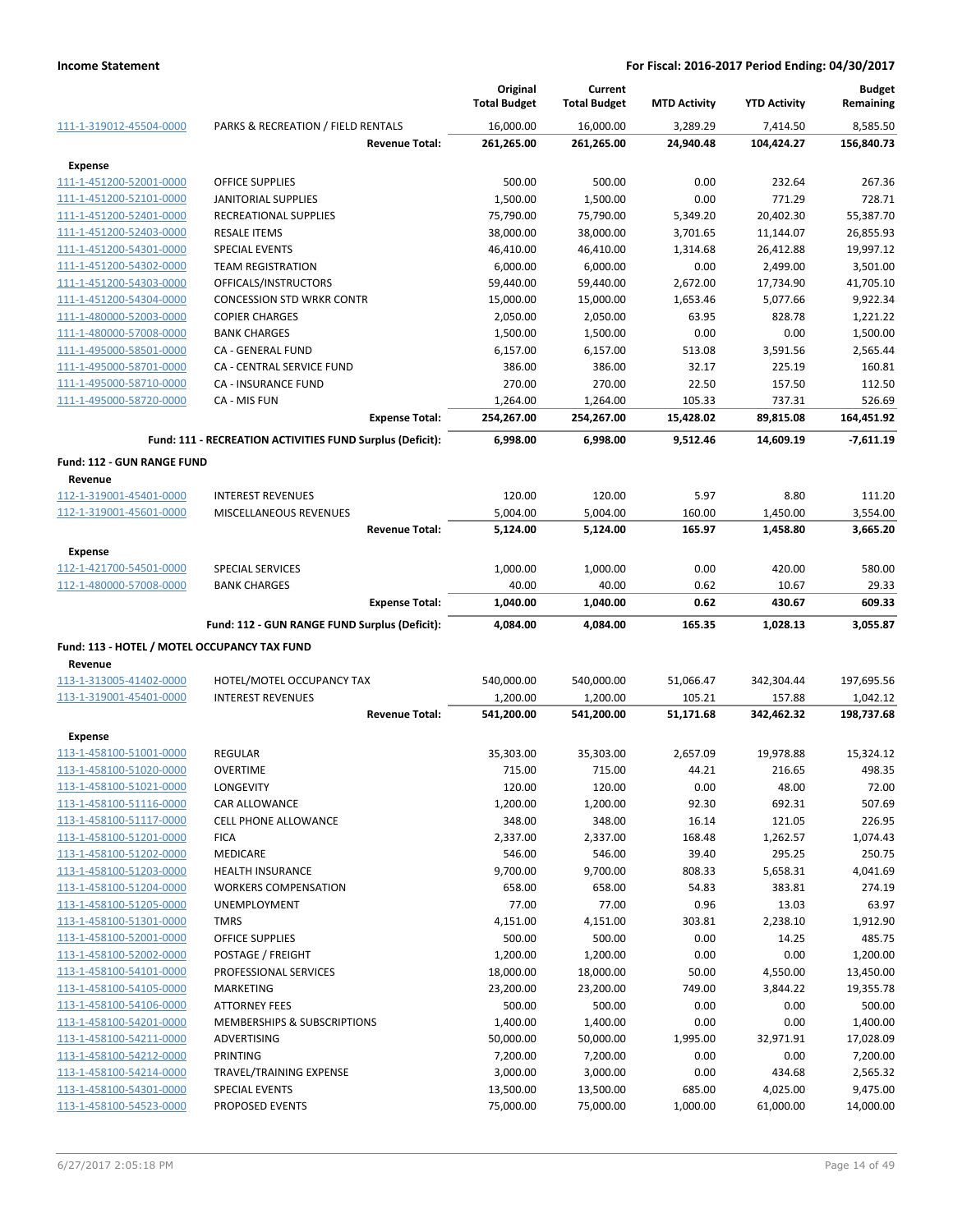| | | Original Total Budget | Current Total Budget | MTD Activity | YTD Activity | Budget Remaining |
|---|---|---|---|---|---|---|
| 111-1-319012-45504-0000 | PARKS & RECREATION / FIELD RENTALS | 16,000.00 | 16,000.00 | 3,289.29 | 7,414.50 | 8,585.50 |
| | **Revenue Total:** | **261,265.00** | **261,265.00** | **24,940.48** | **104,424.27** | **156,840.73** |
| **Expense** | | | | | | |
| 111-1-451200-52001-0000 | OFFICE SUPPLIES | 500.00 | 500.00 | 0.00 | 232.64 | 267.36 |
| 111-1-451200-52101-0000 | JANITORIAL SUPPLIES | 1,500.00 | 1,500.00 | 0.00 | 771.29 | 728.71 |
| 111-1-451200-52401-0000 | RECREATIONAL SUPPLIES | 75,790.00 | 75,790.00 | 5,349.20 | 20,402.30 | 55,387.70 |
| 111-1-451200-52403-0000 | RESALE ITEMS | 38,000.00 | 38,000.00 | 3,701.65 | 11,144.07 | 26,855.93 |
| 111-1-451200-54301-0000 | SPECIAL EVENTS | 46,410.00 | 46,410.00 | 1,314.68 | 26,412.88 | 19,997.12 |
| 111-1-451200-54302-0000 | TEAM REGISTRATION | 6,000.00 | 6,000.00 | 0.00 | 2,499.00 | 3,501.00 |
| 111-1-451200-54303-0000 | OFFICALS/INSTRUCTORS | 59,440.00 | 59,440.00 | 2,672.00 | 17,734.90 | 41,705.10 |
| 111-1-451200-54304-0000 | CONCESSION STD WRKR CONTR | 15,000.00 | 15,000.00 | 1,653.46 | 5,077.66 | 9,922.34 |
| 111-1-480000-52003-0000 | COPIER CHARGES | 2,050.00 | 2,050.00 | 63.95 | 828.78 | 1,221.22 |
| 111-1-480000-57008-0000 | BANK CHARGES | 1,500.00 | 1,500.00 | 0.00 | 0.00 | 1,500.00 |
| 111-1-495000-58501-0000 | CA - GENERAL FUND | 6,157.00 | 6,157.00 | 513.08 | 3,591.56 | 2,565.44 |
| 111-1-495000-58701-0000 | CA - CENTRAL SERVICE FUND | 386.00 | 386.00 | 32.17 | 225.19 | 160.81 |
| 111-1-495000-58710-0000 | CA - INSURANCE FUND | 270.00 | 270.00 | 22.50 | 157.50 | 112.50 |
| 111-1-495000-58720-0000 | CA - MIS FUN | 1,264.00 | 1,264.00 | 105.33 | 737.31 | 526.69 |
| | **Expense Total:** | **254,267.00** | **254,267.00** | **15,428.02** | **89,815.08** | **164,451.92** |
| | **Fund: 111 - RECREATION ACTIVITIES FUND Surplus (Deficit):** | **6,998.00** | **6,998.00** | **9,512.46** | **14,609.19** | **-7,611.19** |
| **Fund: 112 - GUN RANGE FUND** | | | | | | |
| **Revenue** | | | | | | |
| 112-1-319001-45401-0000 | INTEREST REVENUES | 120.00 | 120.00 | 5.97 | 8.80 | 111.20 |
| 112-1-319001-45601-0000 | MISCELLANEOUS REVENUES | 5,004.00 | 5,004.00 | 160.00 | 1,450.00 | 3,554.00 |
| | **Revenue Total:** | **5,124.00** | **5,124.00** | **165.97** | **1,458.80** | **3,665.20** |
| **Expense** | | | | | | |
| 112-1-421700-54501-0000 | SPECIAL SERVICES | 1,000.00 | 1,000.00 | 0.00 | 420.00 | 580.00 |
| 112-1-480000-57008-0000 | BANK CHARGES | 40.00 | 40.00 | 0.62 | 10.67 | 29.33 |
| | **Expense Total:** | **1,040.00** | **1,040.00** | **0.62** | **430.67** | **609.33** |
| | **Fund: 112 - GUN RANGE FUND Surplus (Deficit):** | **4,084.00** | **4,084.00** | **165.35** | **1,028.13** | **3,055.87** |
| **Fund: 113 - HOTEL / MOTEL OCCUPANCY TAX FUND** | | | | | | |
| **Revenue** | | | | | | |
| 113-1-313005-41402-0000 | HOTEL/MOTEL OCCUPANCY TAX | 540,000.00 | 540,000.00 | 51,066.47 | 342,304.44 | 197,695.56 |
| 113-1-319001-45401-0000 | INTEREST REVENUES | 1,200.00 | 1,200.00 | 105.21 | 157.88 | 1,042.12 |
| | **Revenue Total:** | **541,200.00** | **541,200.00** | **51,171.68** | **342,462.32** | **198,737.68** |
| **Expense** | | | | | | |
| 113-1-458100-51001-0000 | REGULAR | 35,303.00 | 35,303.00 | 2,657.09 | 19,978.88 | 15,324.12 |
| 113-1-458100-51020-0000 | OVERTIME | 715.00 | 715.00 | 44.21 | 216.65 | 498.35 |
| 113-1-458100-51021-0000 | LONGEVITY | 120.00 | 120.00 | 0.00 | 48.00 | 72.00 |
| 113-1-458100-51116-0000 | CAR ALLOWANCE | 1,200.00 | 1,200.00 | 92.30 | 692.31 | 507.69 |
| 113-1-458100-51117-0000 | CELL PHONE ALLOWANCE | 348.00 | 348.00 | 16.14 | 121.05 | 226.95 |
| 113-1-458100-51201-0000 | FICA | 2,337.00 | 2,337.00 | 168.48 | 1,262.57 | 1,074.43 |
| 113-1-458100-51202-0000 | MEDICARE | 546.00 | 546.00 | 39.40 | 295.25 | 250.75 |
| 113-1-458100-51203-0000 | HEALTH INSURANCE | 9,700.00 | 9,700.00 | 808.33 | 5,658.31 | 4,041.69 |
| 113-1-458100-51204-0000 | WORKERS COMPENSATION | 658.00 | 658.00 | 54.83 | 383.81 | 274.19 |
| 113-1-458100-51205-0000 | UNEMPLOYMENT | 77.00 | 77.00 | 0.96 | 13.03 | 63.97 |
| 113-1-458100-51301-0000 | TMRS | 4,151.00 | 4,151.00 | 303.81 | 2,238.10 | 1,912.90 |
| 113-1-458100-52001-0000 | OFFICE SUPPLIES | 500.00 | 500.00 | 0.00 | 14.25 | 485.75 |
| 113-1-458100-52002-0000 | POSTAGE / FREIGHT | 1,200.00 | 1,200.00 | 0.00 | 0.00 | 1,200.00 |
| 113-1-458100-54101-0000 | PROFESSIONAL SERVICES | 18,000.00 | 18,000.00 | 50.00 | 4,550.00 | 13,450.00 |
| 113-1-458100-54105-0000 | MARKETING | 23,200.00 | 23,200.00 | 749.00 | 3,844.22 | 19,355.78 |
| 113-1-458100-54106-0000 | ATTORNEY FEES | 500.00 | 500.00 | 0.00 | 0.00 | 500.00 |
| 113-1-458100-54201-0000 | MEMBERSHIPS & SUBSCRIPTIONS | 1,400.00 | 1,400.00 | 0.00 | 0.00 | 1,400.00 |
| 113-1-458100-54211-0000 | ADVERTISING | 50,000.00 | 50,000.00 | 1,995.00 | 32,971.91 | 17,028.09 |
| 113-1-458100-54212-0000 | PRINTING | 7,200.00 | 7,200.00 | 0.00 | 0.00 | 7,200.00 |
| 113-1-458100-54214-0000 | TRAVEL/TRAINING EXPENSE | 3,000.00 | 3,000.00 | 0.00 | 434.68 | 2,565.32 |
| 113-1-458100-54301-0000 | SPECIAL EVENTS | 13,500.00 | 13,500.00 | 685.00 | 4,025.00 | 9,475.00 |
| 113-1-458100-54523-0000 | PROPOSED EVENTS | 75,000.00 | 75,000.00 | 1,000.00 | 61,000.00 | 14,000.00 |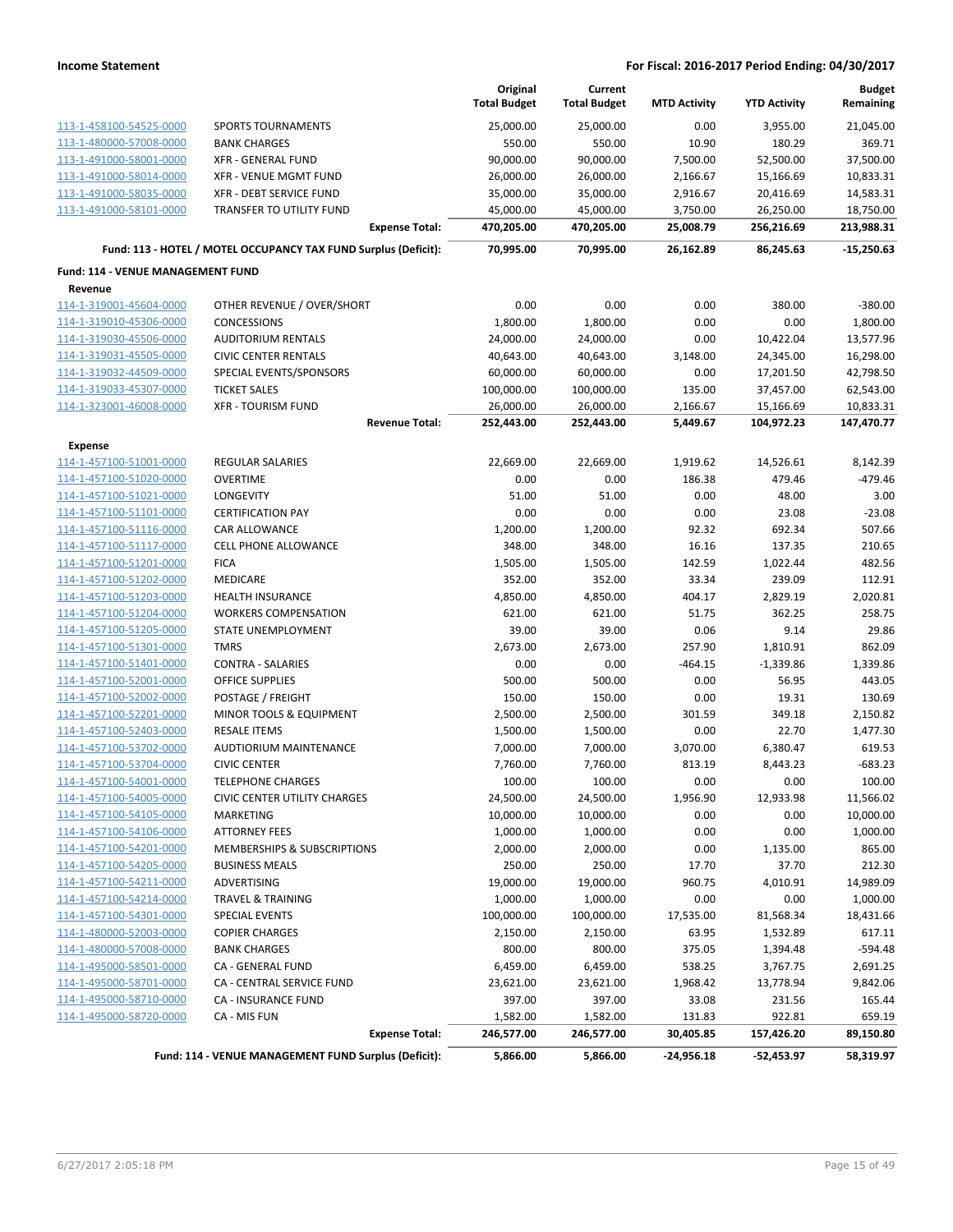| | | Original Total Budget | Current Total Budget | MTD Activity | YTD Activity | Budget Remaining |
|---|---|---|---|---|---|---|
| 113-1-458100-54525-0000 | SPORTS TOURNAMENTS | 25,000.00 | 25,000.00 | 0.00 | 3,955.00 | 21,045.00 |
| 113-1-480000-57008-0000 | BANK CHARGES | 550.00 | 550.00 | 10.90 | 180.29 | 369.71 |
| 113-1-491000-58001-0000 | XFR - GENERAL FUND | 90,000.00 | 90,000.00 | 7,500.00 | 52,500.00 | 37,500.00 |
| 113-1-491000-58014-0000 | XFR - VENUE MGMT FUND | 26,000.00 | 26,000.00 | 2,166.67 | 15,166.69 | 10,833.31 |
| 113-1-491000-58035-0000 | XFR - DEBT SERVICE FUND | 35,000.00 | 35,000.00 | 2,916.67 | 20,416.69 | 14,583.31 |
| 113-1-491000-58101-0000 | TRANSFER TO UTILITY FUND | 45,000.00 | 45,000.00 | 3,750.00 | 26,250.00 | 18,750.00 |
| | **Expense Total:** | **470,205.00** | **470,205.00** | **25,008.79** | **256,216.69** | **213,988.31** |
| | **Fund: 113 - HOTEL / MOTEL OCCUPANCY TAX FUND Surplus (Deficit):** | **70,995.00** | **70,995.00** | **26,162.89** | **86,245.63** | **-15,250.63** |
| **Fund: 114 - VENUE MANAGEMENT FUND** | | | | | | |
| **Revenue** | | | | | | |
| 114-1-319001-45604-0000 | OTHER REVENUE / OVER/SHORT | 0.00 | 0.00 | 0.00 | 380.00 | -380.00 |
| 114-1-319010-45306-0000 | CONCESSIONS | 1,800.00 | 1,800.00 | 0.00 | 0.00 | 1,800.00 |
| 114-1-319030-45506-0000 | AUDITORIUM RENTALS | 24,000.00 | 24,000.00 | 0.00 | 10,422.04 | 13,577.96 |
| 114-1-319031-45505-0000 | CIVIC CENTER RENTALS | 40,643.00 | 40,643.00 | 3,148.00 | 24,345.00 | 16,298.00 |
| 114-1-319032-44509-0000 | SPECIAL EVENTS/SPONSORS | 60,000.00 | 60,000.00 | 0.00 | 17,201.50 | 42,798.50 |
| 114-1-319033-45307-0000 | TICKET SALES | 100,000.00 | 100,000.00 | 135.00 | 37,457.00 | 62,543.00 |
| 114-1-323001-46008-0000 | XFR - TOURISM FUND | 26,000.00 | 26,000.00 | 2,166.67 | 15,166.69 | 10,833.31 |
| | **Revenue Total:** | **252,443.00** | **252,443.00** | **5,449.67** | **104,972.23** | **147,470.77** |
| **Expense** | | | | | | |
| 114-1-457100-51001-0000 | REGULAR SALARIES | 22,669.00 | 22,669.00 | 1,919.62 | 14,526.61 | 8,142.39 |
| 114-1-457100-51020-0000 | OVERTIME | 0.00 | 0.00 | 186.38 | 479.46 | -479.46 |
| 114-1-457100-51021-0000 | LONGEVITY | 51.00 | 51.00 | 0.00 | 48.00 | 3.00 |
| 114-1-457100-51101-0000 | CERTIFICATION PAY | 0.00 | 0.00 | 0.00 | 23.08 | -23.08 |
| 114-1-457100-51116-0000 | CAR ALLOWANCE | 1,200.00 | 1,200.00 | 92.32 | 692.34 | 507.66 |
| 114-1-457100-51117-0000 | CELL PHONE ALLOWANCE | 348.00 | 348.00 | 16.16 | 137.35 | 210.65 |
| 114-1-457100-51201-0000 | FICA | 1,505.00 | 1,505.00 | 142.59 | 1,022.44 | 482.56 |
| 114-1-457100-51202-0000 | MEDICARE | 352.00 | 352.00 | 33.34 | 239.09 | 112.91 |
| 114-1-457100-51203-0000 | HEALTH INSURANCE | 4,850.00 | 4,850.00 | 404.17 | 2,829.19 | 2,020.81 |
| 114-1-457100-51204-0000 | WORKERS COMPENSATION | 621.00 | 621.00 | 51.75 | 362.25 | 258.75 |
| 114-1-457100-51205-0000 | STATE UNEMPLOYMENT | 39.00 | 39.00 | 0.06 | 9.14 | 29.86 |
| 114-1-457100-51301-0000 | TMRS | 2,673.00 | 2,673.00 | 257.90 | 1,810.91 | 862.09 |
| 114-1-457100-51401-0000 | CONTRA - SALARIES | 0.00 | 0.00 | -464.15 | -1,339.86 | 1,339.86 |
| 114-1-457100-52001-0000 | OFFICE SUPPLIES | 500.00 | 500.00 | 0.00 | 56.95 | 443.05 |
| 114-1-457100-52002-0000 | POSTAGE / FREIGHT | 150.00 | 150.00 | 0.00 | 19.31 | 130.69 |
| 114-1-457100-52201-0000 | MINOR TOOLS & EQUIPMENT | 2,500.00 | 2,500.00 | 301.59 | 349.18 | 2,150.82 |
| 114-1-457100-52403-0000 | RESALE ITEMS | 1,500.00 | 1,500.00 | 0.00 | 22.70 | 1,477.30 |
| 114-1-457100-53702-0000 | AUDTIORIUM MAINTENANCE | 7,000.00 | 7,000.00 | 3,070.00 | 6,380.47 | 619.53 |
| 114-1-457100-53704-0000 | CIVIC CENTER | 7,760.00 | 7,760.00 | 813.19 | 8,443.23 | -683.23 |
| 114-1-457100-54001-0000 | TELEPHONE CHARGES | 100.00 | 100.00 | 0.00 | 0.00 | 100.00 |
| 114-1-457100-54005-0000 | CIVIC CENTER UTILITY CHARGES | 24,500.00 | 24,500.00 | 1,956.90 | 12,933.98 | 11,566.02 |
| 114-1-457100-54105-0000 | MARKETING | 10,000.00 | 10,000.00 | 0.00 | 0.00 | 10,000.00 |
| 114-1-457100-54106-0000 | ATTORNEY FEES | 1,000.00 | 1,000.00 | 0.00 | 0.00 | 1,000.00 |
| 114-1-457100-54201-0000 | MEMBERSHIPS & SUBSCRIPTIONS | 2,000.00 | 2,000.00 | 0.00 | 1,135.00 | 865.00 |
| 114-1-457100-54205-0000 | BUSINESS MEALS | 250.00 | 250.00 | 17.70 | 37.70 | 212.30 |
| 114-1-457100-54211-0000 | ADVERTISING | 19,000.00 | 19,000.00 | 960.75 | 4,010.91 | 14,989.09 |
| 114-1-457100-54214-0000 | TRAVEL & TRAINING | 1,000.00 | 1,000.00 | 0.00 | 0.00 | 1,000.00 |
| 114-1-457100-54301-0000 | SPECIAL EVENTS | 100,000.00 | 100,000.00 | 17,535.00 | 81,568.34 | 18,431.66 |
| 114-1-480000-52003-0000 | COPIER CHARGES | 2,150.00 | 2,150.00 | 63.95 | 1,532.89 | 617.11 |
| 114-1-480000-57008-0000 | BANK CHARGES | 800.00 | 800.00 | 375.05 | 1,394.48 | -594.48 |
| 114-1-495000-58501-0000 | CA - GENERAL FUND | 6,459.00 | 6,459.00 | 538.25 | 3,767.75 | 2,691.25 |
| 114-1-495000-58701-0000 | CA - CENTRAL SERVICE FUND | 23,621.00 | 23,621.00 | 1,968.42 | 13,778.94 | 9,842.06 |
| 114-1-495000-58710-0000 | CA - INSURANCE FUND | 397.00 | 397.00 | 33.08 | 231.56 | 165.44 |
| 114-1-495000-58720-0000 | CA - MIS FUN | 1,582.00 | 1,582.00 | 131.83 | 922.81 | 659.19 |
| | **Expense Total:** | **246,577.00** | **246,577.00** | **30,405.85** | **157,426.20** | **89,150.80** |
| | **Fund: 114 - VENUE MANAGEMENT FUND Surplus (Deficit):** | **5,866.00** | **5,866.00** | **-24,956.18** | **-52,453.97** | **58,319.97** |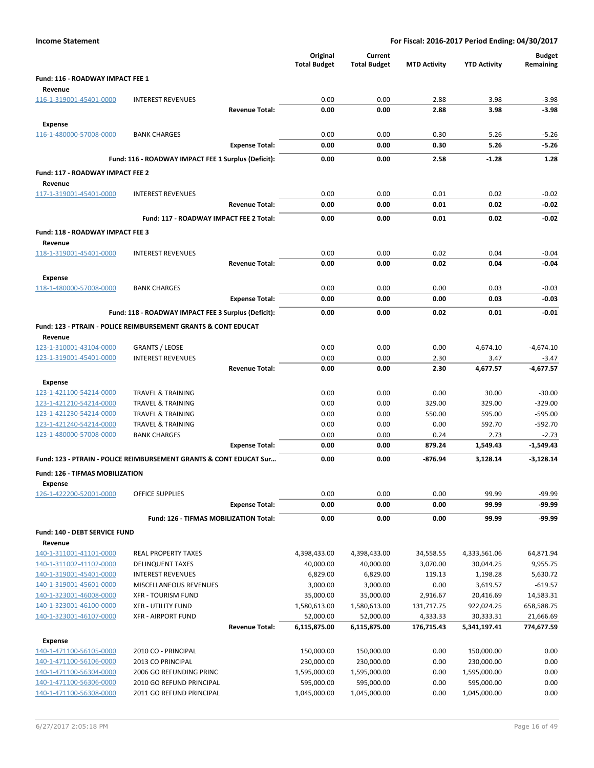**Income Statement** | **For Fiscal: 2016-2017 Period Ending: 04/30/2017**

| | | Original Total Budget | Current Total Budget | MTD Activity | YTD Activity | Budget Remaining |
|---|---|---|---|---|---|---|
| **Fund: 116 - ROADWAY IMPACT FEE 1** | | | | | | |
| **Revenue** | | | | | | |
| 116-1-319001-45401-0000 | INTEREST REVENUES | 0.00 | 0.00 | 2.88 | 3.98 | -3.98 |
| | **Revenue Total:** | **0.00** | **0.00** | **2.88** | **3.98** | **-3.98** |
| **Expense** | | | | | | |
| 116-1-480000-57008-0000 | BANK CHARGES | 0.00 | 0.00 | 0.30 | 5.26 | -5.26 |
| | **Expense Total:** | **0.00** | **0.00** | **0.30** | **5.26** | **-5.26** |
| | **Fund: 116 - ROADWAY IMPACT FEE 1 Surplus (Deficit):** | **0.00** | **0.00** | **2.58** | **-1.28** | **1.28** |
| **Fund: 117 - ROADWAY IMPACT FEE 2** | | | | | | |
| **Revenue** | | | | | | |
| 117-1-319001-45401-0000 | INTEREST REVENUES | 0.00 | 0.00 | 0.01 | 0.02 | -0.02 |
| | **Revenue Total:** | **0.00** | **0.00** | **0.01** | **0.02** | **-0.02** |
| | **Fund: 117 - ROADWAY IMPACT FEE 2 Total:** | **0.00** | **0.00** | **0.01** | **0.02** | **-0.02** |
| **Fund: 118 - ROADWAY IMPACT FEE 3** | | | | | | |
| **Revenue** | | | | | | |
| 118-1-319001-45401-0000 | INTEREST REVENUES | 0.00 | 0.00 | 0.02 | 0.04 | -0.04 |
| | **Revenue Total:** | **0.00** | **0.00** | **0.02** | **0.04** | **-0.04** |
| **Expense** | | | | | | |
| 118-1-480000-57008-0000 | BANK CHARGES | 0.00 | 0.00 | 0.00 | 0.03 | -0.03 |
| | **Expense Total:** | **0.00** | **0.00** | **0.00** | **0.03** | **-0.03** |
| | **Fund: 118 - ROADWAY IMPACT FEE 3 Surplus (Deficit):** | **0.00** | **0.00** | **0.02** | **0.01** | **-0.01** |
| **Fund: 123 - PTRAIN - POLICE REIMBURSEMENT GRANTS & CONT EDUCAT** | | | | | | |
| **Revenue** | | | | | | |
| 123-1-310001-43104-0000 | GRANTS / LEOSE | 0.00 | 0.00 | 0.00 | 4,674.10 | -4,674.10 |
| 123-1-319001-45401-0000 | INTEREST REVENUES | 0.00 | 0.00 | 2.30 | 3.47 | -3.47 |
| | **Revenue Total:** | **0.00** | **0.00** | **2.30** | **4,677.57** | **-4,677.57** |
| **Expense** | | | | | | |
| 123-1-421100-54214-0000 | TRAVEL & TRAINING | 0.00 | 0.00 | 0.00 | 30.00 | -30.00 |
| 123-1-421210-54214-0000 | TRAVEL & TRAINING | 0.00 | 0.00 | 329.00 | 329.00 | -329.00 |
| 123-1-421230-54214-0000 | TRAVEL & TRAINING | 0.00 | 0.00 | 550.00 | 595.00 | -595.00 |
| 123-1-421240-54214-0000 | TRAVEL & TRAINING | 0.00 | 0.00 | 0.00 | 592.70 | -592.70 |
| 123-1-480000-57008-0000 | BANK CHARGES | 0.00 | 0.00 | 0.24 | 2.73 | -2.73 |
| | **Expense Total:** | **0.00** | **0.00** | **879.24** | **1,549.43** | **-1,549.43** |
| **Fund: 123 - PTRAIN - POLICE REIMBURSEMENT GRANTS & CONT EDUCAT Sur...** | | **0.00** | **0.00** | **-876.94** | **3,128.14** | **-3,128.14** |
| **Fund: 126 - TIFMAS MOBILIZATION** | | | | | | |
| **Expense** | | | | | | |
| 126-1-422200-52001-0000 | OFFICE SUPPLIES | 0.00 | 0.00 | 0.00 | 99.99 | -99.99 |
| | **Expense Total:** | **0.00** | **0.00** | **0.00** | **99.99** | **-99.99** |
| | **Fund: 126 - TIFMAS MOBILIZATION Total:** | **0.00** | **0.00** | **0.00** | **99.99** | **-99.99** |
| **Fund: 140 - DEBT SERVICE FUND** | | | | | | |
| **Revenue** | | | | | | |
| 140-1-311001-41101-0000 | REAL PROPERTY TAXES | 4,398,433.00 | 4,398,433.00 | 34,558.55 | 4,333,561.06 | 64,871.94 |
| 140-1-311002-41102-0000 | DELINQUENT TAXES | 40,000.00 | 40,000.00 | 3,070.00 | 30,044.25 | 9,955.75 |
| 140-1-319001-45401-0000 | INTEREST REVENUES | 6,829.00 | 6,829.00 | 119.13 | 1,198.28 | 5,630.72 |
| 140-1-319001-45601-0000 | MISCELLANEOUS REVENUES | 3,000.00 | 3,000.00 | 0.00 | 3,619.57 | -619.57 |
| 140-1-323001-46008-0000 | XFR - TOURISM FUND | 35,000.00 | 35,000.00 | 2,916.67 | 20,416.69 | 14,583.31 |
| 140-1-323001-46100-0000 | XFR - UTILITY FUND | 1,580,613.00 | 1,580,613.00 | 131,717.75 | 922,024.25 | 658,588.75 |
| 140-1-323001-46107-0000 | XFR - AIRPORT FUND | 52,000.00 | 52,000.00 | 4,333.33 | 30,333.31 | 21,666.69 |
| | **Revenue Total:** | **6,115,875.00** | **6,115,875.00** | **176,715.43** | **5,341,197.41** | **774,677.59** |
| **Expense** | | | | | | |
| 140-1-471100-56105-0000 | 2010 CO - PRINCIPAL | 150,000.00 | 150,000.00 | 0.00 | 150,000.00 | 0.00 |
| 140-1-471100-56106-0000 | 2013 CO PRINCIPAL | 230,000.00 | 230,000.00 | 0.00 | 230,000.00 | 0.00 |
| 140-1-471100-56304-0000 | 2006 GO REFUNDING PRINC | 1,595,000.00 | 1,595,000.00 | 0.00 | 1,595,000.00 | 0.00 |
| 140-1-471100-56306-0000 | 2010 GO REFUND PRINCIPAL | 595,000.00 | 595,000.00 | 0.00 | 595,000.00 | 0.00 |
| 140-1-471100-56308-0000 | 2011 GO REFUND PRINCIPAL | 1,045,000.00 | 1,045,000.00 | 0.00 | 1,045,000.00 | 0.00 |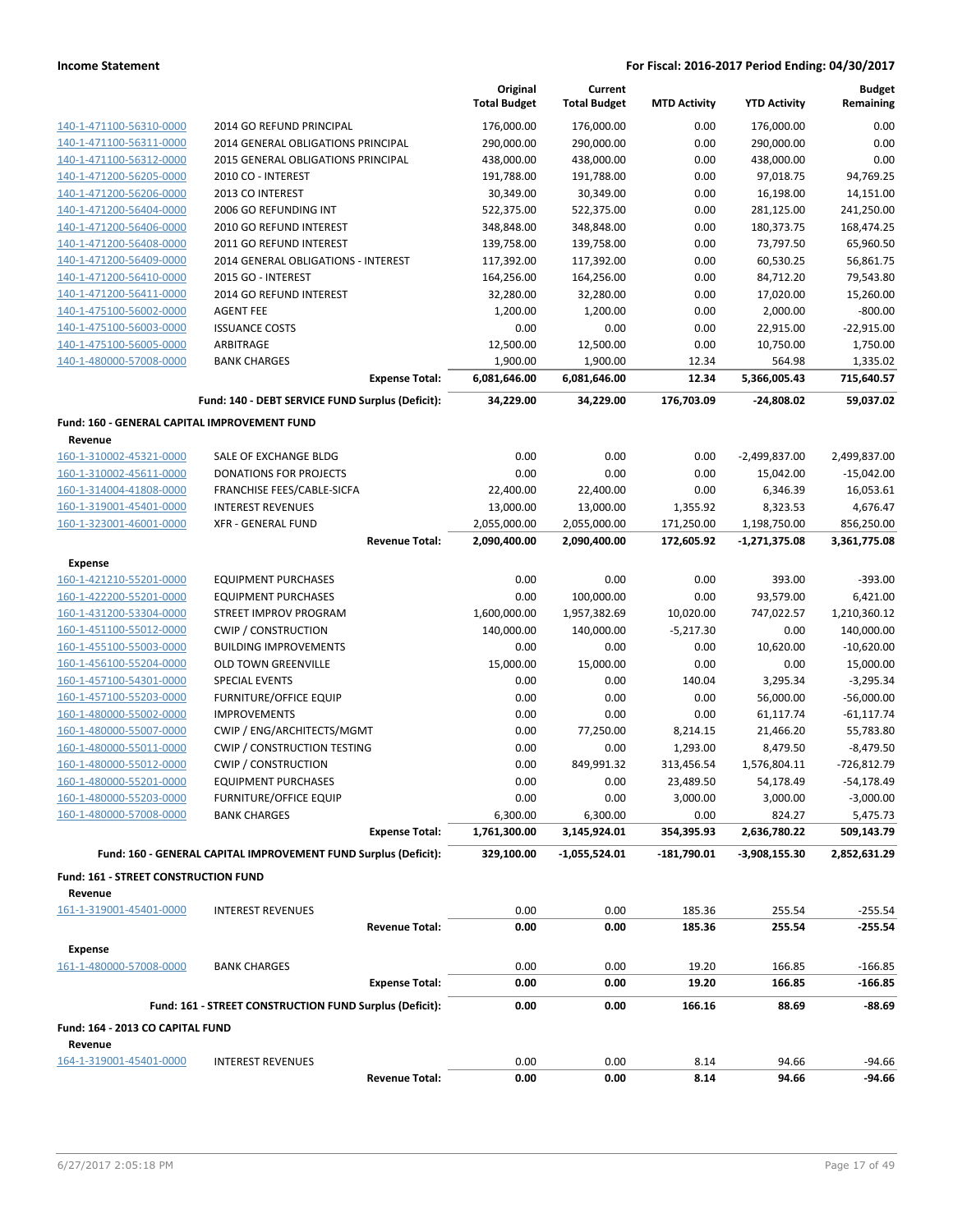**Income Statement** | **For Fiscal: 2016-2017 Period Ending: 04/30/2017**

| | | Original Total Budget | Current Total Budget | MTD Activity | YTD Activity | Budget Remaining |
|---|---|---|---|---|---|---|
| 140-1-471100-56310-0000 | 2014 GO REFUND PRINCIPAL | 176,000.00 | 176,000.00 | 0.00 | 176,000.00 | 0.00 |
| 140-1-471100-56311-0000 | 2014 GENERAL OBLIGATIONS PRINCIPAL | 290,000.00 | 290,000.00 | 0.00 | 290,000.00 | 0.00 |
| 140-1-471100-56312-0000 | 2015 GENERAL OBLIGATIONS PRINCIPAL | 438,000.00 | 438,000.00 | 0.00 | 438,000.00 | 0.00 |
| 140-1-471200-56205-0000 | 2010 CO - INTEREST | 191,788.00 | 191,788.00 | 0.00 | 97,018.75 | 94,769.25 |
| 140-1-471200-56206-0000 | 2013 CO INTEREST | 30,349.00 | 30,349.00 | 0.00 | 16,198.00 | 14,151.00 |
| 140-1-471200-56404-0000 | 2006 GO REFUNDING INT | 522,375.00 | 522,375.00 | 0.00 | 281,125.00 | 241,250.00 |
| 140-1-471200-56406-0000 | 2010 GO REFUND INTEREST | 348,848.00 | 348,848.00 | 0.00 | 180,373.75 | 168,474.25 |
| 140-1-471200-56408-0000 | 2011 GO REFUND INTEREST | 139,758.00 | 139,758.00 | 0.00 | 73,797.50 | 65,960.50 |
| 140-1-471200-56409-0000 | 2014 GENERAL OBLIGATIONS - INTEREST | 117,392.00 | 117,392.00 | 0.00 | 60,530.25 | 56,861.75 |
| 140-1-471200-56410-0000 | 2015 GO - INTEREST | 164,256.00 | 164,256.00 | 0.00 | 84,712.20 | 79,543.80 |
| 140-1-471200-56411-0000 | 2014 GO REFUND INTEREST | 32,280.00 | 32,280.00 | 0.00 | 17,020.00 | 15,260.00 |
| 140-1-475100-56002-0000 | AGENT FEE | 1,200.00 | 1,200.00 | 0.00 | 2,000.00 | -800.00 |
| 140-1-475100-56003-0000 | ISSUANCE COSTS | 0.00 | 0.00 | 0.00 | 22,915.00 | -22,915.00 |
| 140-1-475100-56005-0000 | ARBITRAGE | 12,500.00 | 12,500.00 | 0.00 | 10,750.00 | 1,750.00 |
| 140-1-480000-57008-0000 | BANK CHARGES | 1,900.00 | 1,900.00 | 12.34 | 564.98 | 1,335.02 |
| | **Expense Total:** | **6,081,646.00** | **6,081,646.00** | **12.34** | **5,366,005.43** | **715,640.57** |
| | **Fund: 140 - DEBT SERVICE FUND Surplus (Deficit):** | **34,229.00** | **34,229.00** | **176,703.09** | **-24,808.02** | **59,037.02** |
| **Fund: 160 - GENERAL CAPITAL IMPROVEMENT FUND** | | | | | | |
| **Revenue** | | | | | | |
| 160-1-310002-45321-0000 | SALE OF EXCHANGE BLDG | 0.00 | 0.00 | 0.00 | -2,499,837.00 | 2,499,837.00 |
| 160-1-310002-45611-0000 | DONATIONS FOR PROJECTS | 0.00 | 0.00 | 0.00 | 15,042.00 | -15,042.00 |
| 160-1-314004-41808-0000 | FRANCHISE FEES/CABLE-SICFA | 22,400.00 | 22,400.00 | 0.00 | 6,346.39 | 16,053.61 |
| 160-1-319001-45401-0000 | INTEREST REVENUES | 13,000.00 | 13,000.00 | 1,355.92 | 8,323.53 | 4,676.47 |
| 160-1-323001-46001-0000 | XFR - GENERAL FUND | 2,055,000.00 | 2,055,000.00 | 171,250.00 | 1,198,750.00 | 856,250.00 |
| | **Revenue Total:** | **2,090,400.00** | **2,090,400.00** | **172,605.92** | **-1,271,375.08** | **3,361,775.08** |
| **Expense** | | | | | | |
| 160-1-421210-55201-0000 | EQUIPMENT PURCHASES | 0.00 | 0.00 | 0.00 | 393.00 | -393.00 |
| 160-1-422200-55201-0000 | EQUIPMENT PURCHASES | 0.00 | 100,000.00 | 0.00 | 93,579.00 | 6,421.00 |
| 160-1-431200-53304-0000 | STREET IMPROV PROGRAM | 1,600,000.00 | 1,957,382.69 | 10,020.00 | 747,022.57 | 1,210,360.12 |
| 160-1-451100-55012-0000 | CWIP / CONSTRUCTION | 140,000.00 | 140,000.00 | -5,217.30 | 0.00 | 140,000.00 |
| 160-1-455100-55003-0000 | BUILDING IMPROVEMENTS | 0.00 | 0.00 | 0.00 | 10,620.00 | -10,620.00 |
| 160-1-456100-55204-0000 | OLD TOWN GREENVILLE | 15,000.00 | 15,000.00 | 0.00 | 0.00 | 15,000.00 |
| 160-1-457100-54301-0000 | SPECIAL EVENTS | 0.00 | 0.00 | 140.04 | 3,295.34 | -3,295.34 |
| 160-1-457100-55203-0000 | FURNITURE/OFFICE EQUIP | 0.00 | 0.00 | 0.00 | 56,000.00 | -56,000.00 |
| 160-1-480000-55002-0000 | IMPROVEMENTS | 0.00 | 0.00 | 0.00 | 61,117.74 | -61,117.74 |
| 160-1-480000-55007-0000 | CWIP / ENG/ARCHITECTS/MGMT | 0.00 | 77,250.00 | 8,214.15 | 21,466.20 | 55,783.80 |
| 160-1-480000-55011-0000 | CWIP / CONSTRUCTION TESTING | 0.00 | 0.00 | 1,293.00 | 8,479.50 | -8,479.50 |
| 160-1-480000-55012-0000 | CWIP / CONSTRUCTION | 0.00 | 849,991.32 | 313,456.54 | 1,576,804.11 | -726,812.79 |
| 160-1-480000-55201-0000 | EQUIPMENT PURCHASES | 0.00 | 0.00 | 23,489.50 | 54,178.49 | -54,178.49 |
| 160-1-480000-55203-0000 | FURNITURE/OFFICE EQUIP | 0.00 | 0.00 | 3,000.00 | 3,000.00 | -3,000.00 |
| 160-1-480000-57008-0000 | BANK CHARGES | 6,300.00 | 6,300.00 | 0.00 | 824.27 | 5,475.73 |
| | **Expense Total:** | **1,761,300.00** | **3,145,924.01** | **354,395.93** | **2,636,780.22** | **509,143.79** |
| | **Fund: 160 - GENERAL CAPITAL IMPROVEMENT FUND Surplus (Deficit):** | **329,100.00** | **-1,055,524.01** | **-181,790.01** | **-3,908,155.30** | **2,852,631.29** |
| **Fund: 161 - STREET CONSTRUCTION FUND** | | | | | | |
| **Revenue** | | | | | | |
| 161-1-319001-45401-0000 | INTEREST REVENUES | 0.00 | 0.00 | 185.36 | 255.54 | -255.54 |
| | **Revenue Total:** | **0.00** | **0.00** | **185.36** | **255.54** | **-255.54** |
| **Expense** | | | | | | |
| 161-1-480000-57008-0000 | BANK CHARGES | 0.00 | 0.00 | 19.20 | 166.85 | -166.85 |
| | **Expense Total:** | **0.00** | **0.00** | **19.20** | **166.85** | **-166.85** |
| | **Fund: 161 - STREET CONSTRUCTION FUND Surplus (Deficit):** | **0.00** | **0.00** | **166.16** | **88.69** | **-88.69** |
| **Fund: 164 - 2013 CO CAPITAL FUND** | | | | | | |
| **Revenue** | | | | | | |
| 164-1-319001-45401-0000 | INTEREST REVENUES | 0.00 | 0.00 | 8.14 | 94.66 | -94.66 |
| | **Revenue Total:** | **0.00** | **0.00** | **8.14** | **94.66** | **-94.66** |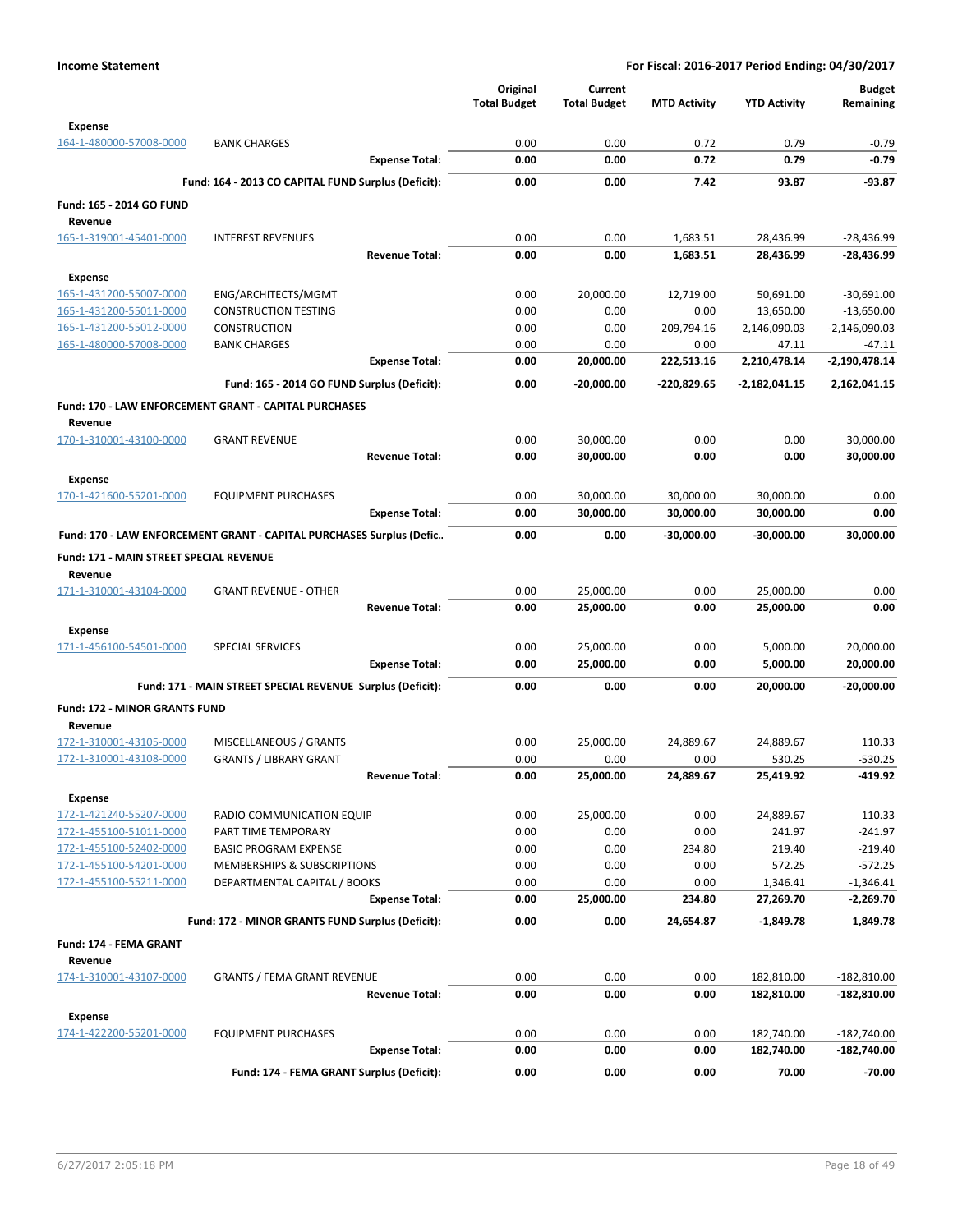**Income Statement** — For Fiscal: 2016-2017 Period Ending: 04/30/2017

| | | Original Total Budget | Current Total Budget | MTD Activity | YTD Activity | Budget Remaining |
|---|---|---|---|---|---|---|
| **Expense** | | | | | | |
| 164-1-480000-57008-0000 | BANK CHARGES | 0.00 | 0.00 | 0.72 | 0.79 | -0.79 |
| | **Expense Total:** | **0.00** | **0.00** | **0.72** | **0.79** | **-0.79** |
| | **Fund: 164 - 2013 CO CAPITAL FUND Surplus (Deficit):** | **0.00** | **0.00** | **7.42** | **93.87** | **-93.87** |
| **Fund: 165 - 2014 GO FUND** | | | | | | |
| **Revenue** | | | | | | |
| 165-1-319001-45401-0000 | INTEREST REVENUES | 0.00 | 0.00 | 1,683.51 | 28,436.99 | -28,436.99 |
| | **Revenue Total:** | **0.00** | **0.00** | **1,683.51** | **28,436.99** | **-28,436.99** |
| **Expense** | | | | | | |
| 165-1-431200-55007-0000 | ENG/ARCHITECTS/MGMT | 0.00 | 20,000.00 | 12,719.00 | 50,691.00 | -30,691.00 |
| 165-1-431200-55011-0000 | CONSTRUCTION TESTING | 0.00 | 0.00 | 0.00 | 13,650.00 | -13,650.00 |
| 165-1-431200-55012-0000 | CONSTRUCTION | 0.00 | 0.00 | 209,794.16 | 2,146,090.03 | -2,146,090.03 |
| 165-1-480000-57008-0000 | BANK CHARGES | 0.00 | 0.00 | 0.00 | 47.11 | -47.11 |
| | **Expense Total:** | **0.00** | **20,000.00** | **222,513.16** | **2,210,478.14** | **-2,190,478.14** |
| | **Fund: 165 - 2014 GO FUND Surplus (Deficit):** | **0.00** | **-20,000.00** | **-220,829.65** | **-2,182,041.15** | **2,162,041.15** |
| **Fund: 170 - LAW ENFORCEMENT GRANT - CAPITAL PURCHASES** | | | | | | |
| **Revenue** | | | | | | |
| 170-1-310001-43100-0000 | GRANT REVENUE | 0.00 | 30,000.00 | 0.00 | 0.00 | 30,000.00 |
| | **Revenue Total:** | **0.00** | **30,000.00** | **0.00** | **0.00** | **30,000.00** |
| **Expense** | | | | | | |
| 170-1-421600-55201-0000 | EQUIPMENT PURCHASES | 0.00 | 30,000.00 | 30,000.00 | 30,000.00 | 0.00 |
| | **Expense Total:** | **0.00** | **30,000.00** | **30,000.00** | **30,000.00** | **0.00** |
| **Fund: 170 - LAW ENFORCEMENT GRANT - CAPITAL PURCHASES Surplus (Defic..** | | **0.00** | **0.00** | **-30,000.00** | **-30,000.00** | **30,000.00** |
| **Fund: 171 - MAIN STREET SPECIAL REVENUE** | | | | | | |
| **Revenue** | | | | | | |
| 171-1-310001-43104-0000 | GRANT REVENUE - OTHER | 0.00 | 25,000.00 | 0.00 | 25,000.00 | 0.00 |
| | **Revenue Total:** | **0.00** | **25,000.00** | **0.00** | **25,000.00** | **0.00** |
| **Expense** | | | | | | |
| 171-1-456100-54501-0000 | SPECIAL SERVICES | 0.00 | 25,000.00 | 0.00 | 5,000.00 | 20,000.00 |
| | **Expense Total:** | **0.00** | **25,000.00** | **0.00** | **5,000.00** | **20,000.00** |
| | **Fund: 171 - MAIN STREET SPECIAL REVENUE Surplus (Deficit):** | **0.00** | **0.00** | **0.00** | **20,000.00** | **-20,000.00** |
| **Fund: 172 - MINOR GRANTS FUND** | | | | | | |
| **Revenue** | | | | | | |
| 172-1-310001-43105-0000 | MISCELLANEOUS / GRANTS | 0.00 | 25,000.00 | 24,889.67 | 24,889.67 | 110.33 |
| 172-1-310001-43108-0000 | GRANTS / LIBRARY GRANT | 0.00 | 0.00 | 0.00 | 530.25 | -530.25 |
| | **Revenue Total:** | **0.00** | **25,000.00** | **24,889.67** | **25,419.92** | **-419.92** |
| **Expense** | | | | | | |
| 172-1-421240-55207-0000 | RADIO COMMUNICATION EQUIP | 0.00 | 25,000.00 | 0.00 | 24,889.67 | 110.33 |
| 172-1-455100-51011-0000 | PART TIME TEMPORARY | 0.00 | 0.00 | 0.00 | 241.97 | -241.97 |
| 172-1-455100-52402-0000 | BASIC PROGRAM EXPENSE | 0.00 | 0.00 | 234.80 | 219.40 | -219.40 |
| 172-1-455100-54201-0000 | MEMBERSHIPS & SUBSCRIPTIONS | 0.00 | 0.00 | 0.00 | 572.25 | -572.25 |
| 172-1-455100-55211-0000 | DEPARTMENTAL CAPITAL / BOOKS | 0.00 | 0.00 | 0.00 | 1,346.41 | -1,346.41 |
| | **Expense Total:** | **0.00** | **25,000.00** | **234.80** | **27,269.70** | **-2,269.70** |
| | **Fund: 172 - MINOR GRANTS FUND Surplus (Deficit):** | **0.00** | **0.00** | **24,654.87** | **-1,849.78** | **1,849.78** |
| **Fund: 174 - FEMA GRANT** | | | | | | |
| **Revenue** | | | | | | |
| 174-1-310001-43107-0000 | GRANTS / FEMA GRANT REVENUE | 0.00 | 0.00 | 0.00 | 182,810.00 | -182,810.00 |
| | **Revenue Total:** | **0.00** | **0.00** | **0.00** | **182,810.00** | **-182,810.00** |
| **Expense** | | | | | | |
| 174-1-422200-55201-0000 | EQUIPMENT PURCHASES | 0.00 | 0.00 | 0.00 | 182,740.00 | -182,740.00 |
| | **Expense Total:** | **0.00** | **0.00** | **0.00** | **182,740.00** | **-182,740.00** |
| | **Fund: 174 - FEMA GRANT Surplus (Deficit):** | **0.00** | **0.00** | **0.00** | **70.00** | **-70.00** |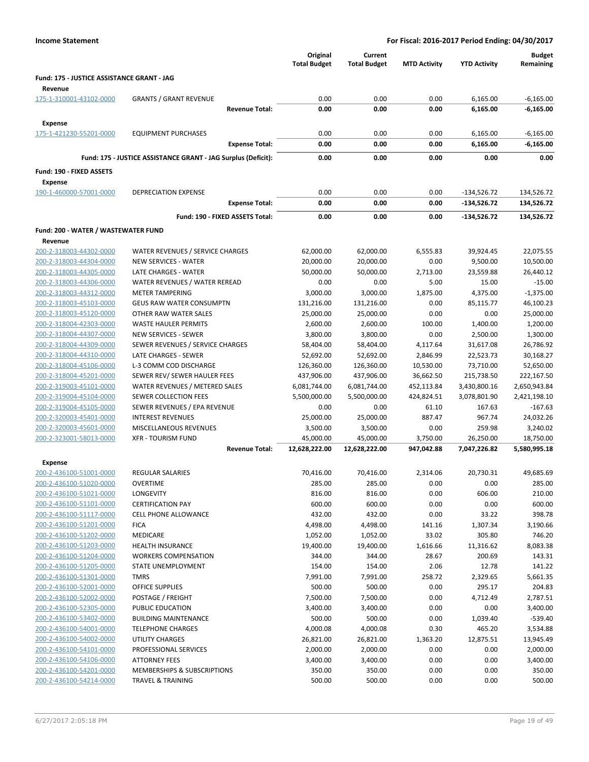**Income Statement** — **For Fiscal: 2016-2017 Period Ending: 04/30/2017**

| | | Original Total Budget | Current Total Budget | MTD Activity | YTD Activity | Budget Remaining |
|---|---|---|---|---|---|---|
| **Fund: 175 - JUSTICE ASSISTANCE GRANT - JAG** | | | | | | |
| **Revenue** | | | | | | |
| 175-1-310001-43102-0000 | GRANTS / GRANT REVENUE | 0.00 | 0.00 | 0.00 | 6,165.00 | -6,165.00 |
| | **Revenue Total:** | **0.00** | **0.00** | **0.00** | **6,165.00** | **-6,165.00** |
| **Expense** | | | | | | |
| 175-1-421230-55201-0000 | EQUIPMENT PURCHASES | 0.00 | 0.00 | 0.00 | 6,165.00 | -6,165.00 |
| | **Expense Total:** | **0.00** | **0.00** | **0.00** | **6,165.00** | **-6,165.00** |
| | **Fund: 175 - JUSTICE ASSISTANCE GRANT - JAG Surplus (Deficit):** | **0.00** | **0.00** | **0.00** | **0.00** | **0.00** |
| **Fund: 190 - FIXED ASSETS** | | | | | | |
| **Expense** | | | | | | |
| 190-1-460000-57001-0000 | DEPRECIATION EXPENSE | 0.00 | 0.00 | 0.00 | -134,526.72 | 134,526.72 |
| | **Expense Total:** | **0.00** | **0.00** | **0.00** | **-134,526.72** | **134,526.72** |
| | **Fund: 190 - FIXED ASSETS Total:** | **0.00** | **0.00** | **0.00** | **-134,526.72** | **134,526.72** |
| **Fund: 200 - WATER / WASTEWATER FUND** | | | | | | |
| **Revenue** | | | | | | |
| 200-2-318003-44302-0000 | WATER REVENUES / SERVICE CHARGES | 62,000.00 | 62,000.00 | 6,555.83 | 39,924.45 | 22,075.55 |
| 200-2-318003-44304-0000 | NEW SERVICES - WATER | 20,000.00 | 20,000.00 | 0.00 | 9,500.00 | 10,500.00 |
| 200-2-318003-44305-0000 | LATE CHARGES - WATER | 50,000.00 | 50,000.00 | 2,713.00 | 23,559.88 | 26,440.12 |
| 200-2-318003-44306-0000 | WATER REVENUES / WATER REREAD | 0.00 | 0.00 | 5.00 | 15.00 | -15.00 |
| 200-2-318003-44312-0000 | METER TAMPERING | 3,000.00 | 3,000.00 | 1,875.00 | 4,375.00 | -1,375.00 |
| 200-2-318003-45103-0000 | GEUS RAW WATER CONSUMPTN | 131,216.00 | 131,216.00 | 0.00 | 85,115.77 | 46,100.23 |
| 200-2-318003-45120-0000 | OTHER RAW WATER SALES | 25,000.00 | 25,000.00 | 0.00 | 0.00 | 25,000.00 |
| 200-2-318004-42303-0000 | WASTE HAULER PERMITS | 2,600.00 | 2,600.00 | 100.00 | 1,400.00 | 1,200.00 |
| 200-2-318004-44307-0000 | NEW SERVICES - SEWER | 3,800.00 | 3,800.00 | 0.00 | 2,500.00 | 1,300.00 |
| 200-2-318004-44309-0000 | SEWER REVENUES / SERVICE CHARGES | 58,404.00 | 58,404.00 | 4,117.64 | 31,617.08 | 26,786.92 |
| 200-2-318004-44310-0000 | LATE CHARGES - SEWER | 52,692.00 | 52,692.00 | 2,846.99 | 22,523.73 | 30,168.27 |
| 200-2-318004-45106-0000 | L-3 COMM COD DISCHARGE | 126,360.00 | 126,360.00 | 10,530.00 | 73,710.00 | 52,650.00 |
| 200-2-318004-45201-0000 | SEWER REV/ SEWER HAULER FEES | 437,906.00 | 437,906.00 | 36,662.50 | 215,738.50 | 222,167.50 |
| 200-2-319003-45101-0000 | WATER REVENUES / METERED SALES | 6,081,744.00 | 6,081,744.00 | 452,113.84 | 3,430,800.16 | 2,650,943.84 |
| 200-2-319004-45104-0000 | SEWER COLLECTION FEES | 5,500,000.00 | 5,500,000.00 | 424,824.51 | 3,078,801.90 | 2,421,198.10 |
| 200-2-319004-45105-0000 | SEWER REVENUES / EPA REVENUE | 0.00 | 0.00 | 61.10 | 167.63 | -167.63 |
| 200-2-320003-45401-0000 | INTEREST REVENUES | 25,000.00 | 25,000.00 | 887.47 | 967.74 | 24,032.26 |
| 200-2-320003-45601-0000 | MISCELLANEOUS REVENUES | 3,500.00 | 3,500.00 | 0.00 | 259.98 | 3,240.02 |
| 200-2-323001-58013-0000 | XFR - TOURISM FUND | 45,000.00 | 45,000.00 | 3,750.00 | 26,250.00 | 18,750.00 |
| | **Revenue Total:** | **12,628,222.00** | **12,628,222.00** | **947,042.88** | **7,047,226.82** | **5,580,995.18** |
| **Expense** | | | | | | |
| 200-2-436100-51001-0000 | REGULAR SALARIES | 70,416.00 | 70,416.00 | 2,314.06 | 20,730.31 | 49,685.69 |
| 200-2-436100-51020-0000 | OVERTIME | 285.00 | 285.00 | 0.00 | 0.00 | 285.00 |
| 200-2-436100-51021-0000 | LONGEVITY | 816.00 | 816.00 | 0.00 | 606.00 | 210.00 |
| 200-2-436100-51101-0000 | CERTIFICATION PAY | 600.00 | 600.00 | 0.00 | 0.00 | 600.00 |
| 200-2-436100-51117-0000 | CELL PHONE ALLOWANCE | 432.00 | 432.00 | 0.00 | 33.22 | 398.78 |
| 200-2-436100-51201-0000 | FICA | 4,498.00 | 4,498.00 | 141.16 | 1,307.34 | 3,190.66 |
| 200-2-436100-51202-0000 | MEDICARE | 1,052.00 | 1,052.00 | 33.02 | 305.80 | 746.20 |
| 200-2-436100-51203-0000 | HEALTH INSURANCE | 19,400.00 | 19,400.00 | 1,616.66 | 11,316.62 | 8,083.38 |
| 200-2-436100-51204-0000 | WORKERS COMPENSATION | 344.00 | 344.00 | 28.67 | 200.69 | 143.31 |
| 200-2-436100-51205-0000 | STATE UNEMPLOYMENT | 154.00 | 154.00 | 2.06 | 12.78 | 141.22 |
| 200-2-436100-51301-0000 | TMRS | 7,991.00 | 7,991.00 | 258.72 | 2,329.65 | 5,661.35 |
| 200-2-436100-52001-0000 | OFFICE SUPPLIES | 500.00 | 500.00 | 0.00 | 295.17 | 204.83 |
| 200-2-436100-52002-0000 | POSTAGE / FREIGHT | 7,500.00 | 7,500.00 | 0.00 | 4,712.49 | 2,787.51 |
| 200-2-436100-52305-0000 | PUBLIC EDUCATION | 3,400.00 | 3,400.00 | 0.00 | 0.00 | 3,400.00 |
| 200-2-436100-53402-0000 | BUILDING MAINTENANCE | 500.00 | 500.00 | 0.00 | 1,039.40 | -539.40 |
| 200-2-436100-54001-0000 | TELEPHONE CHARGES | 4,000.08 | 4,000.08 | 0.30 | 465.20 | 3,534.88 |
| 200-2-436100-54002-0000 | UTILITY CHARGES | 26,821.00 | 26,821.00 | 1,363.20 | 12,875.51 | 13,945.49 |
| 200-2-436100-54101-0000 | PROFESSIONAL SERVICES | 2,000.00 | 2,000.00 | 0.00 | 0.00 | 2,000.00 |
| 200-2-436100-54106-0000 | ATTORNEY FEES | 3,400.00 | 3,400.00 | 0.00 | 0.00 | 3,400.00 |
| 200-2-436100-54201-0000 | MEMBERSHIPS & SUBSCRIPTIONS | 350.00 | 350.00 | 0.00 | 0.00 | 350.00 |
| 200-2-436100-54214-0000 | TRAVEL & TRAINING | 500.00 | 500.00 | 0.00 | 0.00 | 500.00 |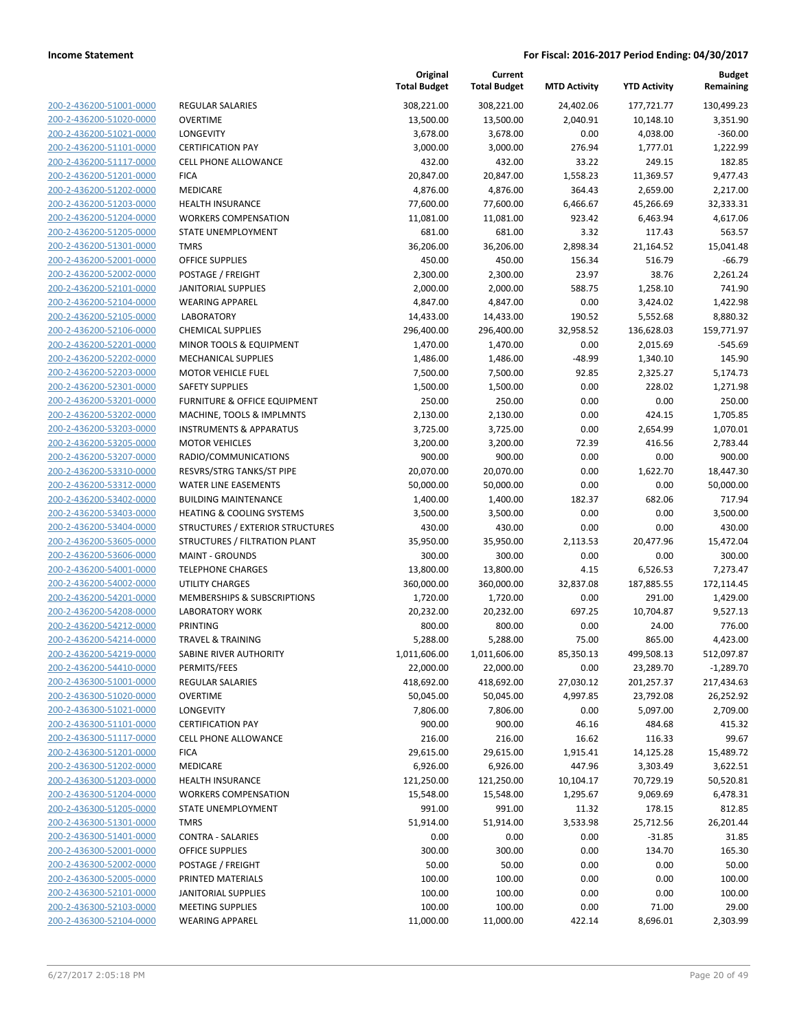**Income Statement** | **For Fiscal: 2016-2017 Period Ending: 04/30/2017**

| | | Original Total Budget | Current Total Budget | MTD Activity | YTD Activity | Budget Remaining |
|---|---|---|---|---|---|---|
| 200-2-436200-51001-0000 | REGULAR SALARIES | 308,221.00 | 308,221.00 | 24,402.06 | 177,721.77 | 130,499.23 |
| 200-2-436200-51020-0000 | OVERTIME | 13,500.00 | 13,500.00 | 2,040.91 | 10,148.10 | 3,351.90 |
| 200-2-436200-51021-0000 | LONGEVITY | 3,678.00 | 3,678.00 | 0.00 | 4,038.00 | -360.00 |
| 200-2-436200-51101-0000 | CERTIFICATION PAY | 3,000.00 | 3,000.00 | 276.94 | 1,777.01 | 1,222.99 |
| 200-2-436200-51117-0000 | CELL PHONE ALLOWANCE | 432.00 | 432.00 | 33.22 | 249.15 | 182.85 |
| 200-2-436200-51201-0000 | FICA | 20,847.00 | 20,847.00 | 1,558.23 | 11,369.57 | 9,477.43 |
| 200-2-436200-51202-0000 | MEDICARE | 4,876.00 | 4,876.00 | 364.43 | 2,659.00 | 2,217.00 |
| 200-2-436200-51203-0000 | HEALTH INSURANCE | 77,600.00 | 77,600.00 | 6,466.67 | 45,266.69 | 32,333.31 |
| 200-2-436200-51204-0000 | WORKERS COMPENSATION | 11,081.00 | 11,081.00 | 923.42 | 6,463.94 | 4,617.06 |
| 200-2-436200-51205-0000 | STATE UNEMPLOYMENT | 681.00 | 681.00 | 3.32 | 117.43 | 563.57 |
| 200-2-436200-51301-0000 | TMRS | 36,206.00 | 36,206.00 | 2,898.34 | 21,164.52 | 15,041.48 |
| 200-2-436200-52001-0000 | OFFICE SUPPLIES | 450.00 | 450.00 | 156.34 | 516.79 | -66.79 |
| 200-2-436200-52002-0000 | POSTAGE / FREIGHT | 2,300.00 | 2,300.00 | 23.97 | 38.76 | 2,261.24 |
| 200-2-436200-52101-0000 | JANITORIAL SUPPLIES | 2,000.00 | 2,000.00 | 588.75 | 1,258.10 | 741.90 |
| 200-2-436200-52104-0000 | WEARING APPAREL | 4,847.00 | 4,847.00 | 0.00 | 3,424.02 | 1,422.98 |
| 200-2-436200-52105-0000 | LABORATORY | 14,433.00 | 14,433.00 | 190.52 | 5,552.68 | 8,880.32 |
| 200-2-436200-52106-0000 | CHEMICAL SUPPLIES | 296,400.00 | 296,400.00 | 32,958.52 | 136,628.03 | 159,771.97 |
| 200-2-436200-52201-0000 | MINOR TOOLS & EQUIPMENT | 1,470.00 | 1,470.00 | 0.00 | 2,015.69 | -545.69 |
| 200-2-436200-52202-0000 | MECHANICAL SUPPLIES | 1,486.00 | 1,486.00 | -48.99 | 1,340.10 | 145.90 |
| 200-2-436200-52203-0000 | MOTOR VEHICLE FUEL | 7,500.00 | 7,500.00 | 92.85 | 2,325.27 | 5,174.73 |
| 200-2-436200-52301-0000 | SAFETY SUPPLIES | 1,500.00 | 1,500.00 | 0.00 | 228.02 | 1,271.98 |
| 200-2-436200-53201-0000 | FURNITURE & OFFICE EQUIPMENT | 250.00 | 250.00 | 0.00 | 0.00 | 250.00 |
| 200-2-436200-53202-0000 | MACHINE, TOOLS & IMPLMNTS | 2,130.00 | 2,130.00 | 0.00 | 424.15 | 1,705.85 |
| 200-2-436200-53203-0000 | INSTRUMENTS & APPARATUS | 3,725.00 | 3,725.00 | 0.00 | 2,654.99 | 1,070.01 |
| 200-2-436200-53205-0000 | MOTOR VEHICLES | 3,200.00 | 3,200.00 | 72.39 | 416.56 | 2,783.44 |
| 200-2-436200-53207-0000 | RADIO/COMMUNICATIONS | 900.00 | 900.00 | 0.00 | 0.00 | 900.00 |
| 200-2-436200-53310-0000 | RESVRS/STRG TANKS/ST PIPE | 20,070.00 | 20,070.00 | 0.00 | 1,622.70 | 18,447.30 |
| 200-2-436200-53312-0000 | WATER LINE EASEMENTS | 50,000.00 | 50,000.00 | 0.00 | 0.00 | 50,000.00 |
| 200-2-436200-53402-0000 | BUILDING MAINTENANCE | 1,400.00 | 1,400.00 | 182.37 | 682.06 | 717.94 |
| 200-2-436200-53403-0000 | HEATING & COOLING SYSTEMS | 3,500.00 | 3,500.00 | 0.00 | 0.00 | 3,500.00 |
| 200-2-436200-53404-0000 | STRUCTURES / EXTERIOR STRUCTURES | 430.00 | 430.00 | 0.00 | 0.00 | 430.00 |
| 200-2-436200-53605-0000 | STRUCTURES / FILTRATION PLANT | 35,950.00 | 35,950.00 | 2,113.53 | 20,477.96 | 15,472.04 |
| 200-2-436200-53606-0000 | MAINT - GROUNDS | 300.00 | 300.00 | 0.00 | 0.00 | 300.00 |
| 200-2-436200-54001-0000 | TELEPHONE CHARGES | 13,800.00 | 13,800.00 | 4.15 | 6,526.53 | 7,273.47 |
| 200-2-436200-54002-0000 | UTILITY CHARGES | 360,000.00 | 360,000.00 | 32,837.08 | 187,885.55 | 172,114.45 |
| 200-2-436200-54201-0000 | MEMBERSHIPS & SUBSCRIPTIONS | 1,720.00 | 1,720.00 | 0.00 | 291.00 | 1,429.00 |
| 200-2-436200-54208-0000 | LABORATORY WORK | 20,232.00 | 20,232.00 | 697.25 | 10,704.87 | 9,527.13 |
| 200-2-436200-54212-0000 | PRINTING | 800.00 | 800.00 | 0.00 | 24.00 | 776.00 |
| 200-2-436200-54214-0000 | TRAVEL & TRAINING | 5,288.00 | 5,288.00 | 75.00 | 865.00 | 4,423.00 |
| 200-2-436200-54219-0000 | SABINE RIVER AUTHORITY | 1,011,606.00 | 1,011,606.00 | 85,350.13 | 499,508.13 | 512,097.87 |
| 200-2-436200-54410-0000 | PERMITS/FEES | 22,000.00 | 22,000.00 | 0.00 | 23,289.70 | -1,289.70 |
| 200-2-436300-51001-0000 | REGULAR SALARIES | 418,692.00 | 418,692.00 | 27,030.12 | 201,257.37 | 217,434.63 |
| 200-2-436300-51020-0000 | OVERTIME | 50,045.00 | 50,045.00 | 4,997.85 | 23,792.08 | 26,252.92 |
| 200-2-436300-51021-0000 | LONGEVITY | 7,806.00 | 7,806.00 | 0.00 | 5,097.00 | 2,709.00 |
| 200-2-436300-51101-0000 | CERTIFICATION PAY | 900.00 | 900.00 | 46.16 | 484.68 | 415.32 |
| 200-2-436300-51117-0000 | CELL PHONE ALLOWANCE | 216.00 | 216.00 | 16.62 | 116.33 | 99.67 |
| 200-2-436300-51201-0000 | FICA | 29,615.00 | 29,615.00 | 1,915.41 | 14,125.28 | 15,489.72 |
| 200-2-436300-51202-0000 | MEDICARE | 6,926.00 | 6,926.00 | 447.96 | 3,303.49 | 3,622.51 |
| 200-2-436300-51203-0000 | HEALTH INSURANCE | 121,250.00 | 121,250.00 | 10,104.17 | 70,729.19 | 50,520.81 |
| 200-2-436300-51204-0000 | WORKERS COMPENSATION | 15,548.00 | 15,548.00 | 1,295.67 | 9,069.69 | 6,478.31 |
| 200-2-436300-51205-0000 | STATE UNEMPLOYMENT | 991.00 | 991.00 | 11.32 | 178.15 | 812.85 |
| 200-2-436300-51301-0000 | TMRS | 51,914.00 | 51,914.00 | 3,533.98 | 25,712.56 | 26,201.44 |
| 200-2-436300-51401-0000 | CONTRA - SALARIES | 0.00 | 0.00 | 0.00 | -31.85 | 31.85 |
| 200-2-436300-52001-0000 | OFFICE SUPPLIES | 300.00 | 300.00 | 0.00 | 134.70 | 165.30 |
| 200-2-436300-52002-0000 | POSTAGE / FREIGHT | 50.00 | 50.00 | 0.00 | 0.00 | 50.00 |
| 200-2-436300-52005-0000 | PRINTED MATERIALS | 100.00 | 100.00 | 0.00 | 0.00 | 100.00 |
| 200-2-436300-52101-0000 | JANITORIAL SUPPLIES | 100.00 | 100.00 | 0.00 | 0.00 | 100.00 |
| 200-2-436300-52103-0000 | MEETING SUPPLIES | 100.00 | 100.00 | 0.00 | 71.00 | 29.00 |
| 200-2-436300-52104-0000 | WEARING APPAREL | 11,000.00 | 11,000.00 | 422.14 | 8,696.01 | 2,303.99 |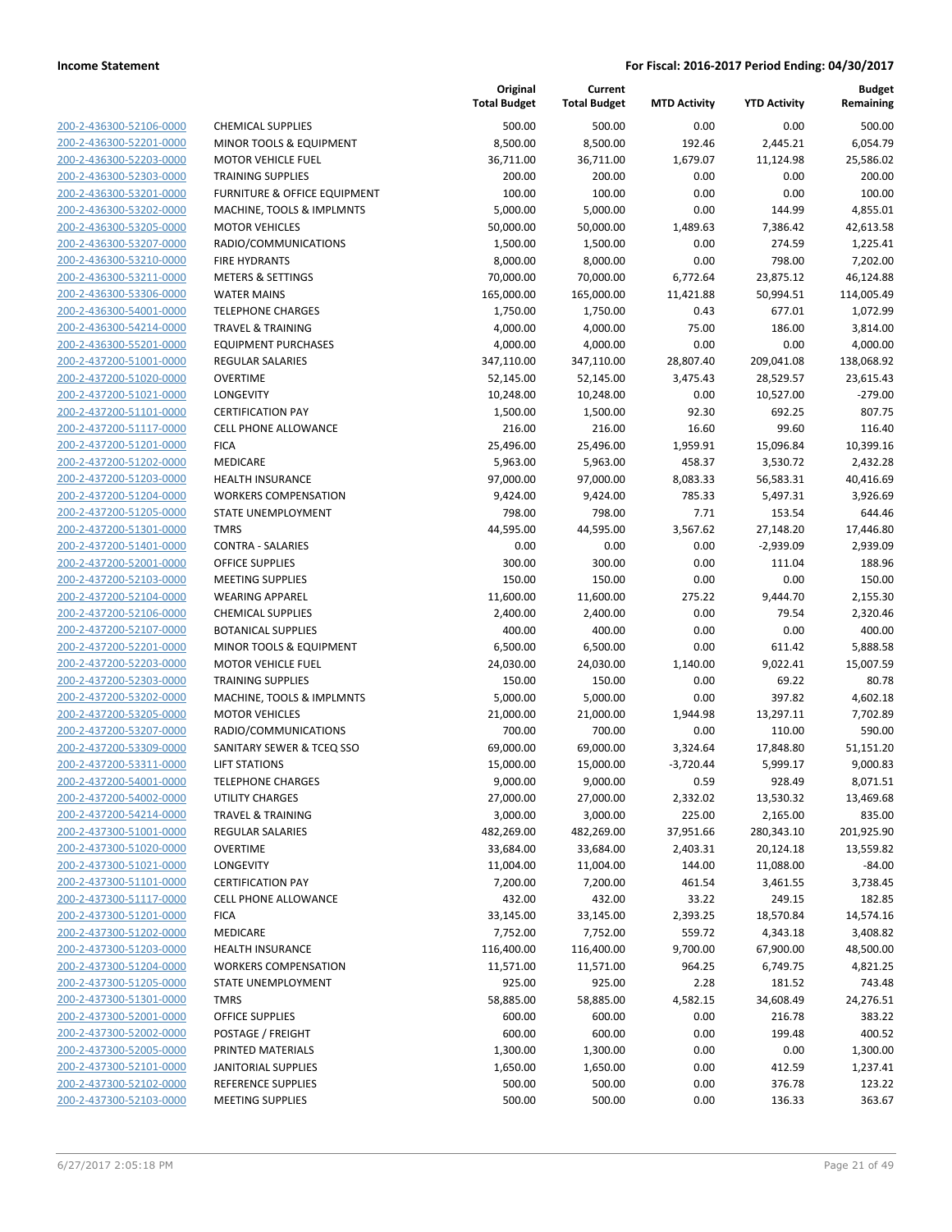**Income Statement** | **For Fiscal: 2016-2017 Period Ending: 04/30/2017**

| | | Original Total Budget | Current Total Budget | MTD Activity | YTD Activity | Budget Remaining |
|---|---|---|---|---|---|---|
| 200-2-436300-52106-0000 | CHEMICAL SUPPLIES | 500.00 | 500.00 | 0.00 | 0.00 | 500.00 |
| 200-2-436300-52201-0000 | MINOR TOOLS & EQUIPMENT | 8,500.00 | 8,500.00 | 192.46 | 2,445.21 | 6,054.79 |
| 200-2-436300-52203-0000 | MOTOR VEHICLE FUEL | 36,711.00 | 36,711.00 | 1,679.07 | 11,124.98 | 25,586.02 |
| 200-2-436300-52303-0000 | TRAINING SUPPLIES | 200.00 | 200.00 | 0.00 | 0.00 | 200.00 |
| 200-2-436300-53201-0000 | FURNITURE & OFFICE EQUIPMENT | 100.00 | 100.00 | 0.00 | 0.00 | 100.00 |
| 200-2-436300-53202-0000 | MACHINE, TOOLS & IMPLMNTS | 5,000.00 | 5,000.00 | 0.00 | 144.99 | 4,855.01 |
| 200-2-436300-53205-0000 | MOTOR VEHICLES | 50,000.00 | 50,000.00 | 1,489.63 | 7,386.42 | 42,613.58 |
| 200-2-436300-53207-0000 | RADIO/COMMUNICATIONS | 1,500.00 | 1,500.00 | 0.00 | 274.59 | 1,225.41 |
| 200-2-436300-53210-0000 | FIRE HYDRANTS | 8,000.00 | 8,000.00 | 0.00 | 798.00 | 7,202.00 |
| 200-2-436300-53211-0000 | METERS & SETTINGS | 70,000.00 | 70,000.00 | 6,772.64 | 23,875.12 | 46,124.88 |
| 200-2-436300-53306-0000 | WATER MAINS | 165,000.00 | 165,000.00 | 11,421.88 | 50,994.51 | 114,005.49 |
| 200-2-436300-54001-0000 | TELEPHONE CHARGES | 1,750.00 | 1,750.00 | 0.43 | 677.01 | 1,072.99 |
| 200-2-436300-54214-0000 | TRAVEL & TRAINING | 4,000.00 | 4,000.00 | 75.00 | 186.00 | 3,814.00 |
| 200-2-436300-55201-0000 | EQUIPMENT PURCHASES | 4,000.00 | 4,000.00 | 0.00 | 0.00 | 4,000.00 |
| 200-2-437200-51001-0000 | REGULAR SALARIES | 347,110.00 | 347,110.00 | 28,807.40 | 209,041.08 | 138,068.92 |
| 200-2-437200-51020-0000 | OVERTIME | 52,145.00 | 52,145.00 | 3,475.43 | 28,529.57 | 23,615.43 |
| 200-2-437200-51021-0000 | LONGEVITY | 10,248.00 | 10,248.00 | 0.00 | 10,527.00 | -279.00 |
| 200-2-437200-51101-0000 | CERTIFICATION PAY | 1,500.00 | 1,500.00 | 92.30 | 692.25 | 807.75 |
| 200-2-437200-51117-0000 | CELL PHONE ALLOWANCE | 216.00 | 216.00 | 16.60 | 99.60 | 116.40 |
| 200-2-437200-51201-0000 | FICA | 25,496.00 | 25,496.00 | 1,959.91 | 15,096.84 | 10,399.16 |
| 200-2-437200-51202-0000 | MEDICARE | 5,963.00 | 5,963.00 | 458.37 | 3,530.72 | 2,432.28 |
| 200-2-437200-51203-0000 | HEALTH INSURANCE | 97,000.00 | 97,000.00 | 8,083.33 | 56,583.31 | 40,416.69 |
| 200-2-437200-51204-0000 | WORKERS COMPENSATION | 9,424.00 | 9,424.00 | 785.33 | 5,497.31 | 3,926.69 |
| 200-2-437200-51205-0000 | STATE UNEMPLOYMENT | 798.00 | 798.00 | 7.71 | 153.54 | 644.46 |
| 200-2-437200-51301-0000 | TMRS | 44,595.00 | 44,595.00 | 3,567.62 | 27,148.20 | 17,446.80 |
| 200-2-437200-51401-0000 | CONTRA - SALARIES | 0.00 | 0.00 | 0.00 | -2,939.09 | 2,939.09 |
| 200-2-437200-52001-0000 | OFFICE SUPPLIES | 300.00 | 300.00 | 0.00 | 111.04 | 188.96 |
| 200-2-437200-52103-0000 | MEETING SUPPLIES | 150.00 | 150.00 | 0.00 | 0.00 | 150.00 |
| 200-2-437200-52104-0000 | WEARING APPAREL | 11,600.00 | 11,600.00 | 275.22 | 9,444.70 | 2,155.30 |
| 200-2-437200-52106-0000 | CHEMICAL SUPPLIES | 2,400.00 | 2,400.00 | 0.00 | 79.54 | 2,320.46 |
| 200-2-437200-52107-0000 | BOTANICAL SUPPLIES | 400.00 | 400.00 | 0.00 | 0.00 | 400.00 |
| 200-2-437200-52201-0000 | MINOR TOOLS & EQUIPMENT | 6,500.00 | 6,500.00 | 0.00 | 611.42 | 5,888.58 |
| 200-2-437200-52203-0000 | MOTOR VEHICLE FUEL | 24,030.00 | 24,030.00 | 1,140.00 | 9,022.41 | 15,007.59 |
| 200-2-437200-52303-0000 | TRAINING SUPPLIES | 150.00 | 150.00 | 0.00 | 69.22 | 80.78 |
| 200-2-437200-53202-0000 | MACHINE, TOOLS & IMPLMNTS | 5,000.00 | 5,000.00 | 0.00 | 397.82 | 4,602.18 |
| 200-2-437200-53205-0000 | MOTOR VEHICLES | 21,000.00 | 21,000.00 | 1,944.98 | 13,297.11 | 7,702.89 |
| 200-2-437200-53207-0000 | RADIO/COMMUNICATIONS | 700.00 | 700.00 | 0.00 | 110.00 | 590.00 |
| 200-2-437200-53309-0000 | SANITARY SEWER & TCEQ SSO | 69,000.00 | 69,000.00 | 3,324.64 | 17,848.80 | 51,151.20 |
| 200-2-437200-53311-0000 | LIFT STATIONS | 15,000.00 | 15,000.00 | -3,720.44 | 5,999.17 | 9,000.83 |
| 200-2-437200-54001-0000 | TELEPHONE CHARGES | 9,000.00 | 9,000.00 | 0.59 | 928.49 | 8,071.51 |
| 200-2-437200-54002-0000 | UTILITY CHARGES | 27,000.00 | 27,000.00 | 2,332.02 | 13,530.32 | 13,469.68 |
| 200-2-437200-54214-0000 | TRAVEL & TRAINING | 3,000.00 | 3,000.00 | 225.00 | 2,165.00 | 835.00 |
| 200-2-437300-51001-0000 | REGULAR SALARIES | 482,269.00 | 482,269.00 | 37,951.66 | 280,343.10 | 201,925.90 |
| 200-2-437300-51020-0000 | OVERTIME | 33,684.00 | 33,684.00 | 2,403.31 | 20,124.18 | 13,559.82 |
| 200-2-437300-51021-0000 | LONGEVITY | 11,004.00 | 11,004.00 | 144.00 | 11,088.00 | -84.00 |
| 200-2-437300-51101-0000 | CERTIFICATION PAY | 7,200.00 | 7,200.00 | 461.54 | 3,461.55 | 3,738.45 |
| 200-2-437300-51117-0000 | CELL PHONE ALLOWANCE | 432.00 | 432.00 | 33.22 | 249.15 | 182.85 |
| 200-2-437300-51201-0000 | FICA | 33,145.00 | 33,145.00 | 2,393.25 | 18,570.84 | 14,574.16 |
| 200-2-437300-51202-0000 | MEDICARE | 7,752.00 | 7,752.00 | 559.72 | 4,343.18 | 3,408.82 |
| 200-2-437300-51203-0000 | HEALTH INSURANCE | 116,400.00 | 116,400.00 | 9,700.00 | 67,900.00 | 48,500.00 |
| 200-2-437300-51204-0000 | WORKERS COMPENSATION | 11,571.00 | 11,571.00 | 964.25 | 6,749.75 | 4,821.25 |
| 200-2-437300-51205-0000 | STATE UNEMPLOYMENT | 925.00 | 925.00 | 2.28 | 181.52 | 743.48 |
| 200-2-437300-51301-0000 | TMRS | 58,885.00 | 58,885.00 | 4,582.15 | 34,608.49 | 24,276.51 |
| 200-2-437300-52001-0000 | OFFICE SUPPLIES | 600.00 | 600.00 | 0.00 | 216.78 | 383.22 |
| 200-2-437300-52002-0000 | POSTAGE / FREIGHT | 600.00 | 600.00 | 0.00 | 199.48 | 400.52 |
| 200-2-437300-52005-0000 | PRINTED MATERIALS | 1,300.00 | 1,300.00 | 0.00 | 0.00 | 1,300.00 |
| 200-2-437300-52101-0000 | JANITORIAL SUPPLIES | 1,650.00 | 1,650.00 | 0.00 | 412.59 | 1,237.41 |
| 200-2-437300-52102-0000 | REFERENCE SUPPLIES | 500.00 | 500.00 | 0.00 | 376.78 | 123.22 |
| 200-2-437300-52103-0000 | MEETING SUPPLIES | 500.00 | 500.00 | 0.00 | 136.33 | 363.67 |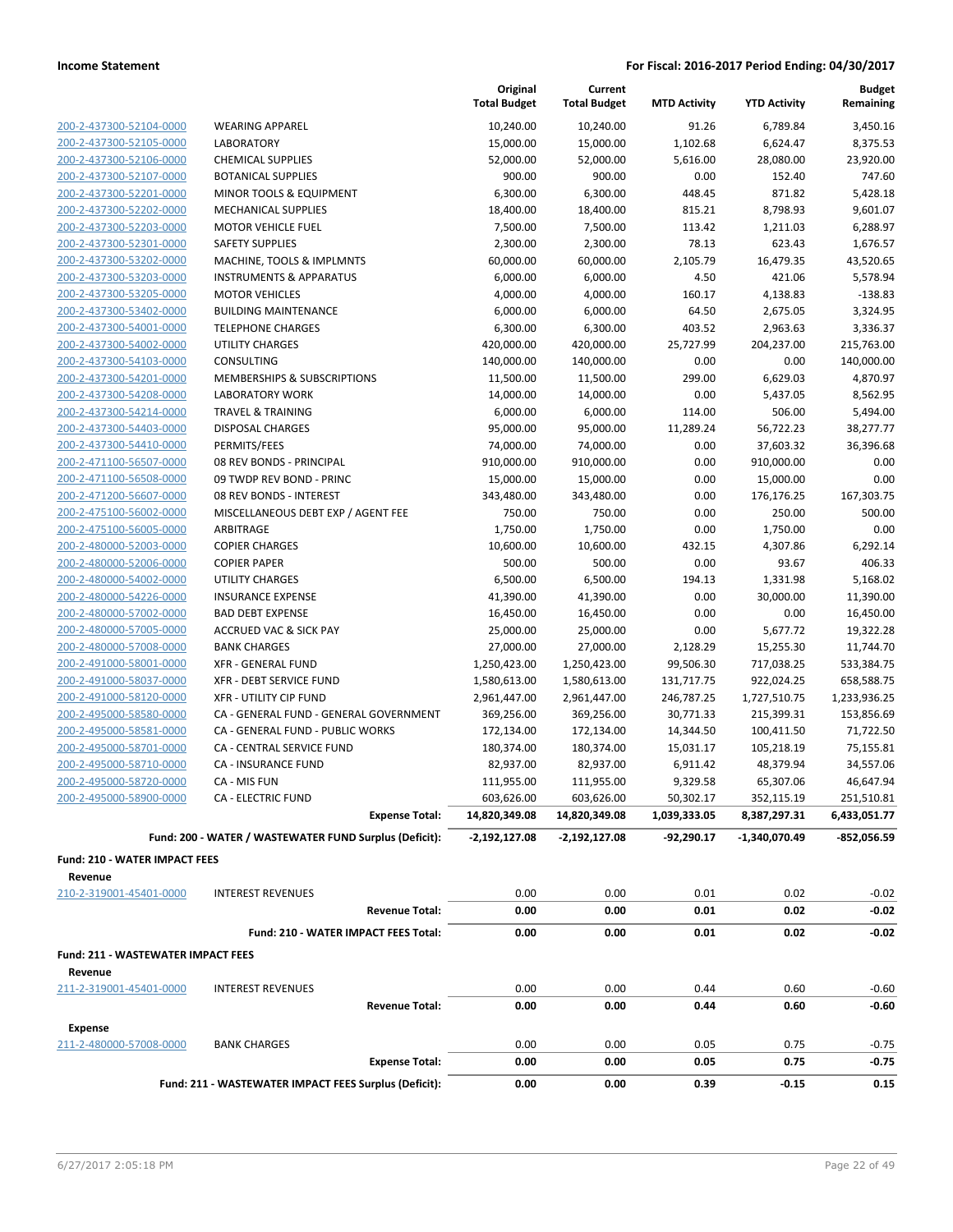| | | Original Total Budget | Current Total Budget | MTD Activity | YTD Activity | Budget Remaining |
|---|---|---|---|---|---|---|
| 200-2-437300-52104-0000 | WEARING APPAREL | 10,240.00 | 10,240.00 | 91.26 | 6,789.84 | 3,450.16 |
| 200-2-437300-52105-0000 | LABORATORY | 15,000.00 | 15,000.00 | 1,102.68 | 6,624.47 | 8,375.53 |
| 200-2-437300-52106-0000 | CHEMICAL SUPPLIES | 52,000.00 | 52,000.00 | 5,616.00 | 28,080.00 | 23,920.00 |
| 200-2-437300-52107-0000 | BOTANICAL SUPPLIES | 900.00 | 900.00 | 0.00 | 152.40 | 747.60 |
| 200-2-437300-52201-0000 | MINOR TOOLS & EQUIPMENT | 6,300.00 | 6,300.00 | 448.45 | 871.82 | 5,428.18 |
| 200-2-437300-52202-0000 | MECHANICAL SUPPLIES | 18,400.00 | 18,400.00 | 815.21 | 8,798.93 | 9,601.07 |
| 200-2-437300-52203-0000 | MOTOR VEHICLE FUEL | 7,500.00 | 7,500.00 | 113.42 | 1,211.03 | 6,288.97 |
| 200-2-437300-52301-0000 | SAFETY SUPPLIES | 2,300.00 | 2,300.00 | 78.13 | 623.43 | 1,676.57 |
| 200-2-437300-53202-0000 | MACHINE, TOOLS & IMPLMNTS | 60,000.00 | 60,000.00 | 2,105.79 | 16,479.35 | 43,520.65 |
| 200-2-437300-53203-0000 | INSTRUMENTS & APPARATUS | 6,000.00 | 6,000.00 | 4.50 | 421.06 | 5,578.94 |
| 200-2-437300-53205-0000 | MOTOR VEHICLES | 4,000.00 | 4,000.00 | 160.17 | 4,138.83 | -138.83 |
| 200-2-437300-53402-0000 | BUILDING MAINTENANCE | 6,000.00 | 6,000.00 | 64.50 | 2,675.05 | 3,324.95 |
| 200-2-437300-54001-0000 | TELEPHONE CHARGES | 6,300.00 | 6,300.00 | 403.52 | 2,963.63 | 3,336.37 |
| 200-2-437300-54002-0000 | UTILITY CHARGES | 420,000.00 | 420,000.00 | 25,727.99 | 204,237.00 | 215,763.00 |
| 200-2-437300-54103-0000 | CONSULTING | 140,000.00 | 140,000.00 | 0.00 | 0.00 | 140,000.00 |
| 200-2-437300-54201-0000 | MEMBERSHIPS & SUBSCRIPTIONS | 11,500.00 | 11,500.00 | 299.00 | 6,629.03 | 4,870.97 |
| 200-2-437300-54208-0000 | LABORATORY WORK | 14,000.00 | 14,000.00 | 0.00 | 5,437.05 | 8,562.95 |
| 200-2-437300-54214-0000 | TRAVEL & TRAINING | 6,000.00 | 6,000.00 | 114.00 | 506.00 | 5,494.00 |
| 200-2-437300-54403-0000 | DISPOSAL CHARGES | 95,000.00 | 95,000.00 | 11,289.24 | 56,722.23 | 38,277.77 |
| 200-2-437300-54410-0000 | PERMITS/FEES | 74,000.00 | 74,000.00 | 0.00 | 37,603.32 | 36,396.68 |
| 200-2-471100-56507-0000 | 08 REV BONDS - PRINCIPAL | 910,000.00 | 910,000.00 | 0.00 | 910,000.00 | 0.00 |
| 200-2-471100-56508-0000 | 09 TWDP REV BOND - PRINC | 15,000.00 | 15,000.00 | 0.00 | 15,000.00 | 0.00 |
| 200-2-471200-56607-0000 | 08 REV BONDS - INTEREST | 343,480.00 | 343,480.00 | 0.00 | 176,176.25 | 167,303.75 |
| 200-2-475100-56002-0000 | MISCELLANEOUS DEBT EXP / AGENT FEE | 750.00 | 750.00 | 0.00 | 250.00 | 500.00 |
| 200-2-475100-56005-0000 | ARBITRAGE | 1,750.00 | 1,750.00 | 0.00 | 1,750.00 | 0.00 |
| 200-2-480000-52003-0000 | COPIER CHARGES | 10,600.00 | 10,600.00 | 432.15 | 4,307.86 | 6,292.14 |
| 200-2-480000-52006-0000 | COPIER PAPER | 500.00 | 500.00 | 0.00 | 93.67 | 406.33 |
| 200-2-480000-54002-0000 | UTILITY CHARGES | 6,500.00 | 6,500.00 | 194.13 | 1,331.98 | 5,168.02 |
| 200-2-480000-54226-0000 | INSURANCE EXPENSE | 41,390.00 | 41,390.00 | 0.00 | 30,000.00 | 11,390.00 |
| 200-2-480000-57002-0000 | BAD DEBT EXPENSE | 16,450.00 | 16,450.00 | 0.00 | 0.00 | 16,450.00 |
| 200-2-480000-57005-0000 | ACCRUED VAC & SICK PAY | 25,000.00 | 25,000.00 | 0.00 | 5,677.72 | 19,322.28 |
| 200-2-480000-57008-0000 | BANK CHARGES | 27,000.00 | 27,000.00 | 2,128.29 | 15,255.30 | 11,744.70 |
| 200-2-491000-58001-0000 | XFR - GENERAL FUND | 1,250,423.00 | 1,250,423.00 | 99,506.30 | 717,038.25 | 533,384.75 |
| 200-2-491000-58037-0000 | XFR - DEBT SERVICE FUND | 1,580,613.00 | 1,580,613.00 | 131,717.75 | 922,024.25 | 658,588.75 |
| 200-2-491000-58120-0000 | XFR - UTILITY CIP FUND | 2,961,447.00 | 2,961,447.00 | 246,787.25 | 1,727,510.75 | 1,233,936.25 |
| 200-2-495000-58580-0000 | CA - GENERAL FUND - GENERAL GOVERNMENT | 369,256.00 | 369,256.00 | 30,771.33 | 215,399.31 | 153,856.69 |
| 200-2-495000-58581-0000 | CA - GENERAL FUND - PUBLIC WORKS | 172,134.00 | 172,134.00 | 14,344.50 | 100,411.50 | 71,722.50 |
| 200-2-495000-58701-0000 | CA - CENTRAL SERVICE FUND | 180,374.00 | 180,374.00 | 15,031.17 | 105,218.19 | 75,155.81 |
| 200-2-495000-58710-0000 | CA - INSURANCE FUND | 82,937.00 | 82,937.00 | 6,911.42 | 48,379.94 | 34,557.06 |
| 200-2-495000-58720-0000 | CA - MIS FUN | 111,955.00 | 111,955.00 | 9,329.58 | 65,307.06 | 46,647.94 |
| 200-2-495000-58900-0000 | CA - ELECTRIC FUND | 603,626.00 | 603,626.00 | 50,302.17 | 352,115.19 | 251,510.81 |
| | **Expense Total:** | **14,820,349.08** | **14,820,349.08** | **1,039,333.05** | **8,387,297.31** | **6,433,051.77** |
| | **Fund: 200 - WATER / WASTEWATER FUND Surplus (Deficit):** | **-2,192,127.08** | **-2,192,127.08** | **-92,290.17** | **-1,340,070.49** | **-852,056.59** |

**Fund: 210 - WATER IMPACT FEES**

**Revenue**

| | | Original Total Budget | Current Total Budget | MTD Activity | YTD Activity | Budget Remaining |
|---|---|---|---|---|---|---|
| 210-2-319001-45401-0000 | INTEREST REVENUES | 0.00 | 0.00 | 0.01 | 0.02 | -0.02 |
| | **Revenue Total:** | **0.00** | **0.00** | **0.01** | **0.02** | **-0.02** |
| | **Fund: 210 - WATER IMPACT FEES Total:** | **0.00** | **0.00** | **0.01** | **0.02** | **-0.02** |

**Fund: 211 - WASTEWATER IMPACT FEES**

**Revenue**

| | | Original Total Budget | Current Total Budget | MTD Activity | YTD Activity | Budget Remaining |
|---|---|---|---|---|---|---|
| 211-2-319001-45401-0000 | INTEREST REVENUES | 0.00 | 0.00 | 0.44 | 0.60 | -0.60 |
| | **Revenue Total:** | **0.00** | **0.00** | **0.44** | **0.60** | **-0.60** |

**Expense**

| | | Original Total Budget | Current Total Budget | MTD Activity | YTD Activity | Budget Remaining |
|---|---|---|---|---|---|---|
| 211-2-480000-57008-0000 | BANK CHARGES | 0.00 | 0.00 | 0.05 | 0.75 | -0.75 |
| | **Expense Total:** | **0.00** | **0.00** | **0.05** | **0.75** | **-0.75** |
| | **Fund: 211 - WASTEWATER IMPACT FEES Surplus (Deficit):** | **0.00** | **0.00** | **0.39** | **-0.15** | **0.15** |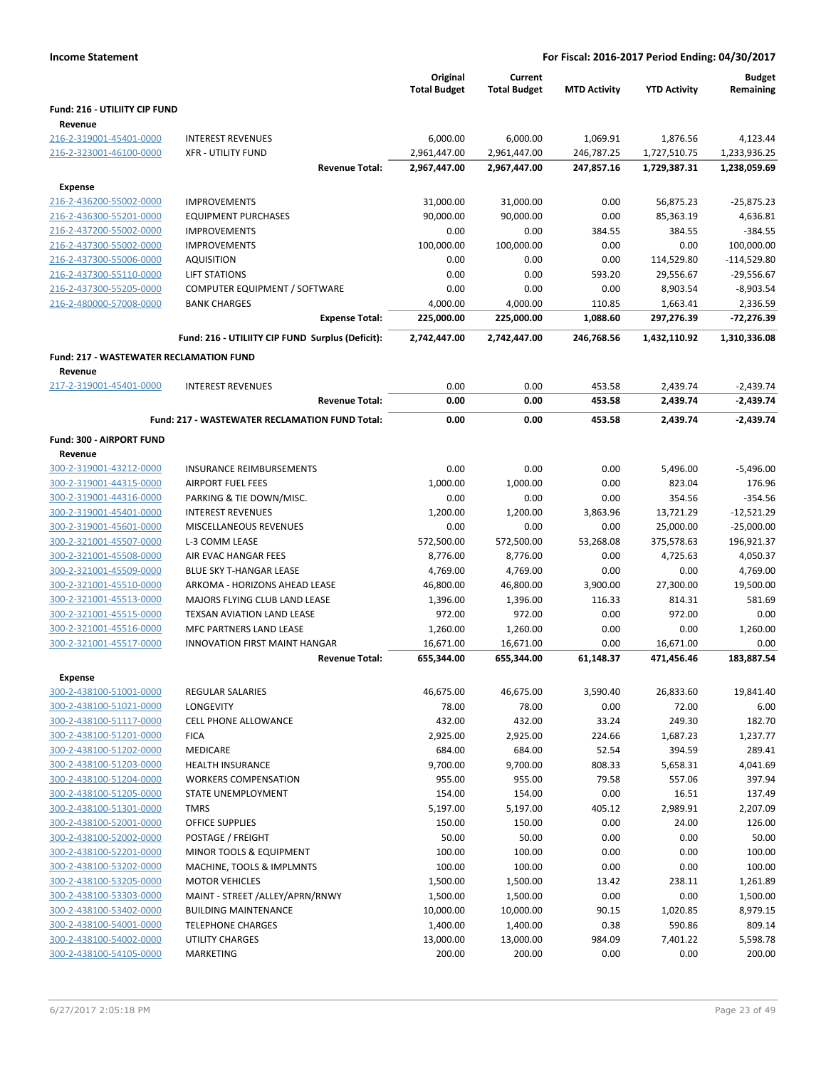**Income Statement** | **For Fiscal: 2016-2017 Period Ending: 04/30/2017**

| | | Original Total Budget | Current Total Budget | MTD Activity | YTD Activity | Budget Remaining |
|---|---|---|---|---|---|---|
| **Fund: 216 - UTILIITY CIP FUND** | | | | | | |
| **Revenue** | | | | | | |
| 216-2-319001-45401-0000 | INTEREST REVENUES | 6,000.00 | 6,000.00 | 1,069.91 | 1,876.56 | 4,123.44 |
| 216-2-323001-46100-0000 | XFR - UTILITY FUND | 2,961,447.00 | 2,961,447.00 | 246,787.25 | 1,727,510.75 | 1,233,936.25 |
| | **Revenue Total:** | **2,967,447.00** | **2,967,447.00** | **247,857.16** | **1,729,387.31** | **1,238,059.69** |
| **Expense** | | | | | | |
| 216-2-436200-55002-0000 | IMPROVEMENTS | 31,000.00 | 31,000.00 | 0.00 | 56,875.23 | -25,875.23 |
| 216-2-436300-55201-0000 | EQUIPMENT PURCHASES | 90,000.00 | 90,000.00 | 0.00 | 85,363.19 | 4,636.81 |
| 216-2-437200-55002-0000 | IMPROVEMENTS | 0.00 | 0.00 | 384.55 | 384.55 | -384.55 |
| 216-2-437300-55002-0000 | IMPROVEMENTS | 100,000.00 | 100,000.00 | 0.00 | 0.00 | 100,000.00 |
| 216-2-437300-55006-0000 | AQUISITION | 0.00 | 0.00 | 0.00 | 114,529.80 | -114,529.80 |
| 216-2-437300-55110-0000 | LIFT STATIONS | 0.00 | 0.00 | 593.20 | 29,556.67 | -29,556.67 |
| 216-2-437300-55205-0000 | COMPUTER EQUIPMENT / SOFTWARE | 0.00 | 0.00 | 0.00 | 8,903.54 | -8,903.54 |
| 216-2-480000-57008-0000 | BANK CHARGES | 4,000.00 | 4,000.00 | 110.85 | 1,663.41 | 2,336.59 |
| | **Expense Total:** | **225,000.00** | **225,000.00** | **1,088.60** | **297,276.39** | **-72,276.39** |
| | **Fund: 216 - UTILIITY CIP FUND Surplus (Deficit):** | **2,742,447.00** | **2,742,447.00** | **246,768.56** | **1,432,110.92** | **1,310,336.08** |
| **Fund: 217 - WASTEWATER RECLAMATION FUND** | | | | | | |
| **Revenue** | | | | | | |
| 217-2-319001-45401-0000 | INTEREST REVENUES | 0.00 | 0.00 | 453.58 | 2,439.74 | -2,439.74 |
| | **Revenue Total:** | **0.00** | **0.00** | **453.58** | **2,439.74** | **-2,439.74** |
| | **Fund: 217 - WASTEWATER RECLAMATION FUND Total:** | **0.00** | **0.00** | **453.58** | **2,439.74** | **-2,439.74** |
| **Fund: 300 - AIRPORT FUND** | | | | | | |
| **Revenue** | | | | | | |
| 300-2-319001-43212-0000 | INSURANCE REIMBURSEMENTS | 0.00 | 0.00 | 0.00 | 5,496.00 | -5,496.00 |
| 300-2-319001-44315-0000 | AIRPORT FUEL FEES | 1,000.00 | 1,000.00 | 0.00 | 823.04 | 176.96 |
| 300-2-319001-44316-0000 | PARKING & TIE DOWN/MISC. | 0.00 | 0.00 | 0.00 | 354.56 | -354.56 |
| 300-2-319001-45401-0000 | INTEREST REVENUES | 1,200.00 | 1,200.00 | 3,863.96 | 13,721.29 | -12,521.29 |
| 300-2-319001-45601-0000 | MISCELLANEOUS REVENUES | 0.00 | 0.00 | 0.00 | 25,000.00 | -25,000.00 |
| 300-2-321001-45507-0000 | L-3 COMM LEASE | 572,500.00 | 572,500.00 | 53,268.08 | 375,578.63 | 196,921.37 |
| 300-2-321001-45508-0000 | AIR EVAC HANGAR FEES | 8,776.00 | 8,776.00 | 0.00 | 4,725.63 | 4,050.37 |
| 300-2-321001-45509-0000 | BLUE SKY T-HANGAR LEASE | 4,769.00 | 4,769.00 | 0.00 | 0.00 | 4,769.00 |
| 300-2-321001-45510-0000 | ARKOMA - HORIZONS AHEAD LEASE | 46,800.00 | 46,800.00 | 3,900.00 | 27,300.00 | 19,500.00 |
| 300-2-321001-45513-0000 | MAJORS FLYING CLUB LAND LEASE | 1,396.00 | 1,396.00 | 116.33 | 814.31 | 581.69 |
| 300-2-321001-45515-0000 | TEXSAN AVIATION LAND LEASE | 972.00 | 972.00 | 0.00 | 972.00 | 0.00 |
| 300-2-321001-45516-0000 | MFC PARTNERS LAND LEASE | 1,260.00 | 1,260.00 | 0.00 | 0.00 | 1,260.00 |
| 300-2-321001-45517-0000 | INNOVATION FIRST MAINT HANGAR | 16,671.00 | 16,671.00 | 0.00 | 16,671.00 | 0.00 |
| | **Revenue Total:** | **655,344.00** | **655,344.00** | **61,148.37** | **471,456.46** | **183,887.54** |
| **Expense** | | | | | | |
| 300-2-438100-51001-0000 | REGULAR SALARIES | 46,675.00 | 46,675.00 | 3,590.40 | 26,833.60 | 19,841.40 |
| 300-2-438100-51021-0000 | LONGEVITY | 78.00 | 78.00 | 0.00 | 72.00 | 6.00 |
| 300-2-438100-51117-0000 | CELL PHONE ALLOWANCE | 432.00 | 432.00 | 33.24 | 249.30 | 182.70 |
| 300-2-438100-51201-0000 | FICA | 2,925.00 | 2,925.00 | 224.66 | 1,687.23 | 1,237.77 |
| 300-2-438100-51202-0000 | MEDICARE | 684.00 | 684.00 | 52.54 | 394.59 | 289.41 |
| 300-2-438100-51203-0000 | HEALTH INSURANCE | 9,700.00 | 9,700.00 | 808.33 | 5,658.31 | 4,041.69 |
| 300-2-438100-51204-0000 | WORKERS COMPENSATION | 955.00 | 955.00 | 79.58 | 557.06 | 397.94 |
| 300-2-438100-51205-0000 | STATE UNEMPLOYMENT | 154.00 | 154.00 | 0.00 | 16.51 | 137.49 |
| 300-2-438100-51301-0000 | TMRS | 5,197.00 | 5,197.00 | 405.12 | 2,989.91 | 2,207.09 |
| 300-2-438100-52001-0000 | OFFICE SUPPLIES | 150.00 | 150.00 | 0.00 | 24.00 | 126.00 |
| 300-2-438100-52002-0000 | POSTAGE / FREIGHT | 50.00 | 50.00 | 0.00 | 0.00 | 50.00 |
| 300-2-438100-52201-0000 | MINOR TOOLS & EQUIPMENT | 100.00 | 100.00 | 0.00 | 0.00 | 100.00 |
| 300-2-438100-53202-0000 | MACHINE, TOOLS & IMPLMNTS | 100.00 | 100.00 | 0.00 | 0.00 | 100.00 |
| 300-2-438100-53205-0000 | MOTOR VEHICLES | 1,500.00 | 1,500.00 | 13.42 | 238.11 | 1,261.89 |
| 300-2-438100-53303-0000 | MAINT - STREET /ALLEY/APRN/RNWY | 1,500.00 | 1,500.00 | 0.00 | 0.00 | 1,500.00 |
| 300-2-438100-53402-0000 | BUILDING MAINTENANCE | 10,000.00 | 10,000.00 | 90.15 | 1,020.85 | 8,979.15 |
| 300-2-438100-54001-0000 | TELEPHONE CHARGES | 1,400.00 | 1,400.00 | 0.38 | 590.86 | 809.14 |
| 300-2-438100-54002-0000 | UTILITY CHARGES | 13,000.00 | 13,000.00 | 984.09 | 7,401.22 | 5,598.78 |
| 300-2-438100-54105-0000 | MARKETING | 200.00 | 200.00 | 0.00 | 0.00 | 200.00 |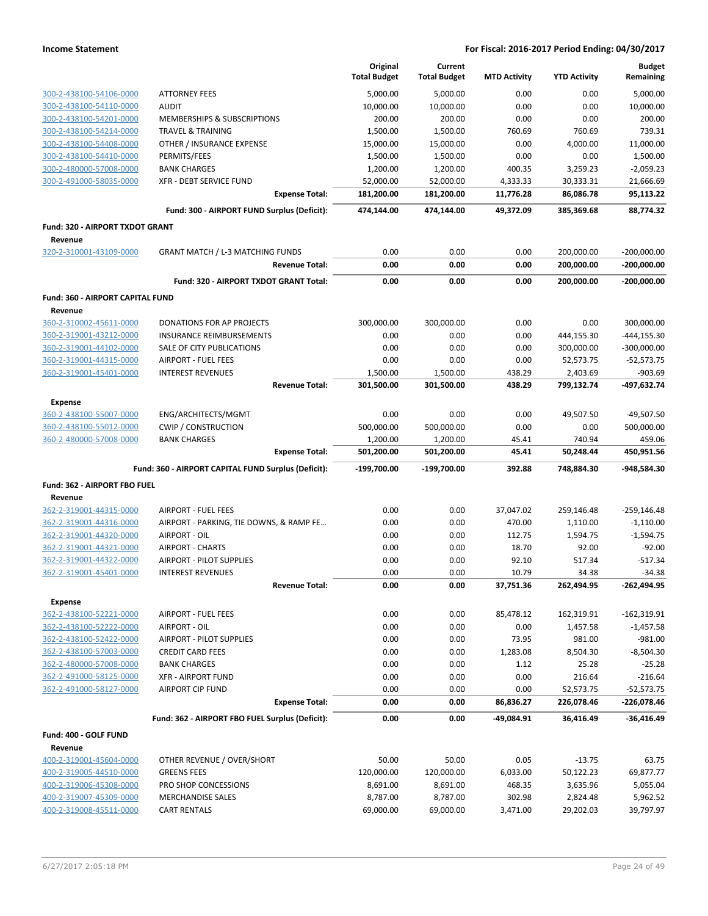**Income Statement** — **For Fiscal: 2016-2017 Period Ending: 04/30/2017**

| | | Original Total Budget | Current Total Budget | MTD Activity | YTD Activity | Budget Remaining |
|---|---|---|---|---|---|---|
| 300-2-438100-54106-0000 | ATTORNEY FEES | 5,000.00 | 5,000.00 | 0.00 | 0.00 | 5,000.00 |
| 300-2-438100-54110-0000 | AUDIT | 10,000.00 | 10,000.00 | 0.00 | 0.00 | 10,000.00 |
| 300-2-438100-54201-0000 | MEMBERSHIPS & SUBSCRIPTIONS | 200.00 | 200.00 | 0.00 | 0.00 | 200.00 |
| 300-2-438100-54214-0000 | TRAVEL & TRAINING | 1,500.00 | 1,500.00 | 760.69 | 760.69 | 739.31 |
| 300-2-438100-54408-0000 | OTHER / INSURANCE EXPENSE | 15,000.00 | 15,000.00 | 0.00 | 4,000.00 | 11,000.00 |
| 300-2-438100-54410-0000 | PERMITS/FEES | 1,500.00 | 1,500.00 | 0.00 | 0.00 | 1,500.00 |
| 300-2-480000-57008-0000 | BANK CHARGES | 1,200.00 | 1,200.00 | 400.35 | 3,259.23 | -2,059.23 |
| 300-2-491000-58035-0000 | XFR - DEBT SERVICE FUND | 52,000.00 | 52,000.00 | 4,333.33 | 30,333.31 | 21,666.69 |
| | **Expense Total:** | **181,200.00** | **181,200.00** | **11,776.28** | **86,086.78** | **95,113.22** |
| | **Fund: 300 - AIRPORT FUND Surplus (Deficit):** | **474,144.00** | **474,144.00** | **49,372.09** | **385,369.68** | **88,774.32** |
| **Fund: 320 - AIRPORT TXDOT GRANT** | | | | | | |
| **Revenue** | | | | | | |
| 320-2-310001-43109-0000 | GRANT MATCH / L-3 MATCHING FUNDS | 0.00 | 0.00 | 0.00 | 200,000.00 | -200,000.00 |
| | **Revenue Total:** | **0.00** | **0.00** | **0.00** | **200,000.00** | **-200,000.00** |
| | **Fund: 320 - AIRPORT TXDOT GRANT Total:** | **0.00** | **0.00** | **0.00** | **200,000.00** | **-200,000.00** |
| **Fund: 360 - AIRPORT CAPITAL FUND** | | | | | | |
| **Revenue** | | | | | | |
| 360-2-310002-45611-0000 | DONATIONS FOR AP PROJECTS | 300,000.00 | 300,000.00 | 0.00 | 0.00 | 300,000.00 |
| 360-2-319001-43212-0000 | INSURANCE REIMBURSEMENTS | 0.00 | 0.00 | 0.00 | 444,155.30 | -444,155.30 |
| 360-2-319001-44102-0000 | SALE OF CITY PUBLICATIONS | 0.00 | 0.00 | 0.00 | 300,000.00 | -300,000.00 |
| 360-2-319001-44315-0000 | AIRPORT - FUEL FEES | 0.00 | 0.00 | 0.00 | 52,573.75 | -52,573.75 |
| 360-2-319001-45401-0000 | INTEREST REVENUES | 1,500.00 | 1,500.00 | 438.29 | 2,403.69 | -903.69 |
| | **Revenue Total:** | **301,500.00** | **301,500.00** | **438.29** | **799,132.74** | **-497,632.74** |
| **Expense** | | | | | | |
| 360-2-438100-55007-0000 | ENG/ARCHITECTS/MGMT | 0.00 | 0.00 | 0.00 | 49,507.50 | -49,507.50 |
| 360-2-438100-55012-0000 | CWIP / CONSTRUCTION | 500,000.00 | 500,000.00 | 0.00 | 0.00 | 500,000.00 |
| 360-2-480000-57008-0000 | BANK CHARGES | 1,200.00 | 1,200.00 | 45.41 | 740.94 | 459.06 |
| | **Expense Total:** | **501,200.00** | **501,200.00** | **45.41** | **50,248.44** | **450,951.56** |
| | **Fund: 360 - AIRPORT CAPITAL FUND Surplus (Deficit):** | **-199,700.00** | **-199,700.00** | **392.88** | **748,884.30** | **-948,584.30** |
| **Fund: 362 - AIRPORT FBO FUEL** | | | | | | |
| **Revenue** | | | | | | |
| 362-2-319001-44315-0000 | AIRPORT - FUEL FEES | 0.00 | 0.00 | 37,047.02 | 259,146.48 | -259,146.48 |
| 362-2-319001-44316-0000 | AIRPORT - PARKING, TIE DOWNS, & RAMP FE... | 0.00 | 0.00 | 470.00 | 1,110.00 | -1,110.00 |
| 362-2-319001-44320-0000 | AIRPORT - OIL | 0.00 | 0.00 | 112.75 | 1,594.75 | -1,594.75 |
| 362-2-319001-44321-0000 | AIRPORT - CHARTS | 0.00 | 0.00 | 18.70 | 92.00 | -92.00 |
| 362-2-319001-44322-0000 | AIRPORT - PILOT SUPPLIES | 0.00 | 0.00 | 92.10 | 517.34 | -517.34 |
| 362-2-319001-45401-0000 | INTEREST REVENUES | 0.00 | 0.00 | 10.79 | 34.38 | -34.38 |
| | **Revenue Total:** | **0.00** | **0.00** | **37,751.36** | **262,494.95** | **-262,494.95** |
| **Expense** | | | | | | |
| 362-2-438100-52221-0000 | AIRPORT - FUEL FEES | 0.00 | 0.00 | 85,478.12 | 162,319.91 | -162,319.91 |
| 362-2-438100-52222-0000 | AIRPORT - OIL | 0.00 | 0.00 | 0.00 | 1,457.58 | -1,457.58 |
| 362-2-438100-52422-0000 | AIRPORT - PILOT SUPPLIES | 0.00 | 0.00 | 73.95 | 981.00 | -981.00 |
| 362-2-438100-57003-0000 | CREDIT CARD FEES | 0.00 | 0.00 | 1,283.08 | 8,504.30 | -8,504.30 |
| 362-2-480000-57008-0000 | BANK CHARGES | 0.00 | 0.00 | 1.12 | 25.28 | -25.28 |
| 362-2-491000-58125-0000 | XFR - AIRPORT FUND | 0.00 | 0.00 | 0.00 | 216.64 | -216.64 |
| 362-2-491000-58127-0000 | AIRPORT CIP FUND | 0.00 | 0.00 | 0.00 | 52,573.75 | -52,573.75 |
| | **Expense Total:** | **0.00** | **0.00** | **86,836.27** | **226,078.46** | **-226,078.46** |
| | **Fund: 362 - AIRPORT FBO FUEL Surplus (Deficit):** | **0.00** | **0.00** | **-49,084.91** | **36,416.49** | **-36,416.49** |
| **Fund: 400 - GOLF FUND** | | | | | | |
| **Revenue** | | | | | | |
| 400-2-319001-45604-0000 | OTHER REVENUE / OVER/SHORT | 50.00 | 50.00 | 0.05 | -13.75 | 63.75 |
| 400-2-319005-44510-0000 | GREENS FEES | 120,000.00 | 120,000.00 | 6,033.00 | 50,122.23 | 69,877.77 |
| 400-2-319006-45308-0000 | PRO SHOP CONCESSIONS | 8,691.00 | 8,691.00 | 468.35 | 3,635.96 | 5,055.04 |
| 400-2-319007-45309-0000 | MERCHANDISE SALES | 8,787.00 | 8,787.00 | 302.98 | 2,824.48 | 5,962.52 |
| 400-2-319008-45511-0000 | CART RENTALS | 69,000.00 | 69,000.00 | 3,471.00 | 29,202.03 | 39,797.97 |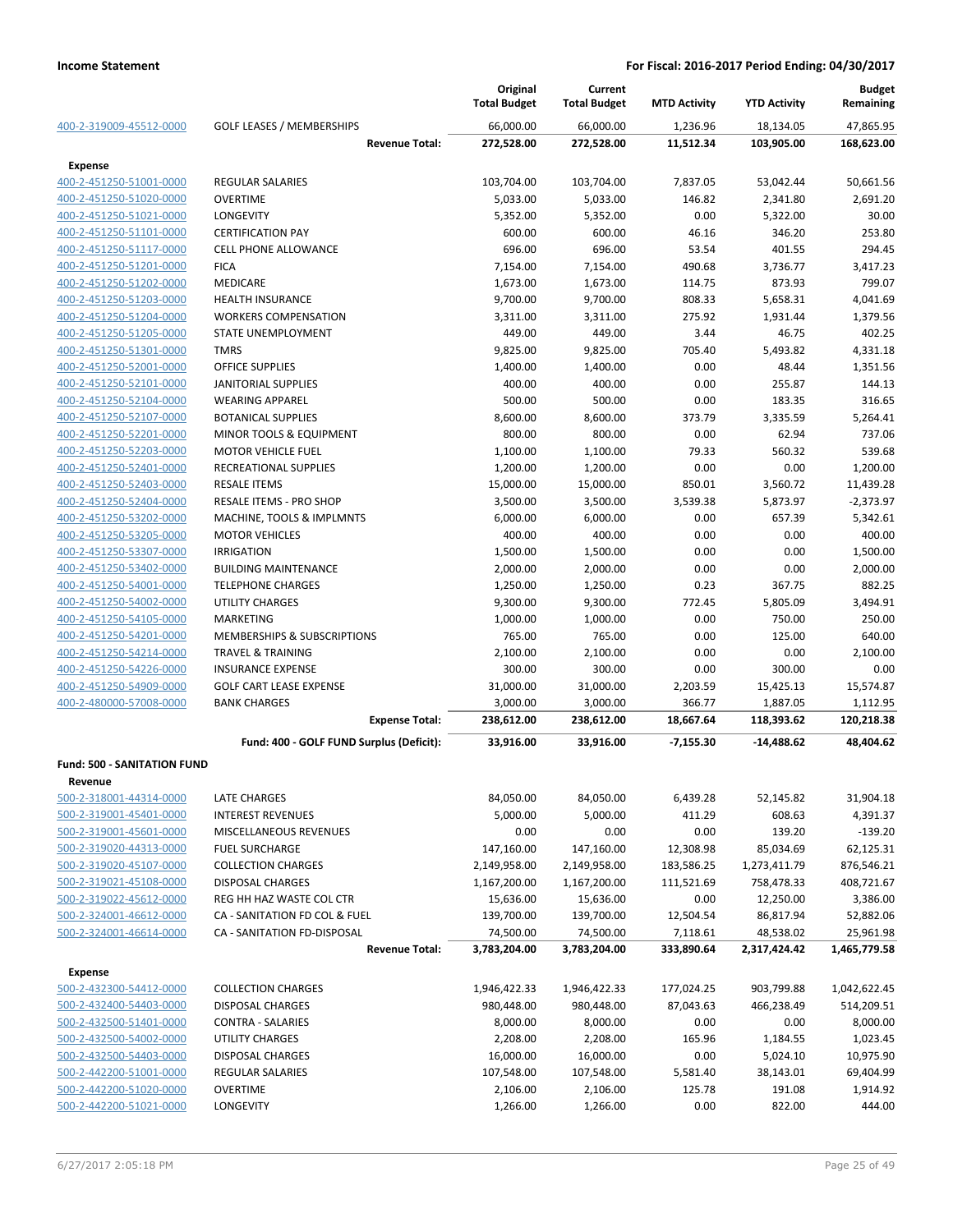**Income Statement** — **For Fiscal: 2016-2017 Period Ending: 04/30/2017**

| | | Original Total Budget | Current Total Budget | MTD Activity | YTD Activity | Budget Remaining |
|---|---|---|---|---|---|---|
| 400-2-319009-45512-0000 | GOLF LEASES / MEMBERSHIPS | 66,000.00 | 66,000.00 | 1,236.96 | 18,134.05 | 47,865.95 |
| | **Revenue Total:** | **272,528.00** | **272,528.00** | **11,512.34** | **103,905.00** | **168,623.00** |
| **Expense** | | | | | | |
| 400-2-451250-51001-0000 | REGULAR SALARIES | 103,704.00 | 103,704.00 | 7,837.05 | 53,042.44 | 50,661.56 |
| 400-2-451250-51020-0000 | OVERTIME | 5,033.00 | 5,033.00 | 146.82 | 2,341.80 | 2,691.20 |
| 400-2-451250-51021-0000 | LONGEVITY | 5,352.00 | 5,352.00 | 0.00 | 5,322.00 | 30.00 |
| 400-2-451250-51101-0000 | CERTIFICATION PAY | 600.00 | 600.00 | 46.16 | 346.20 | 253.80 |
| 400-2-451250-51117-0000 | CELL PHONE ALLOWANCE | 696.00 | 696.00 | 53.54 | 401.55 | 294.45 |
| 400-2-451250-51201-0000 | FICA | 7,154.00 | 7,154.00 | 490.68 | 3,736.77 | 3,417.23 |
| 400-2-451250-51202-0000 | MEDICARE | 1,673.00 | 1,673.00 | 114.75 | 873.93 | 799.07 |
| 400-2-451250-51203-0000 | HEALTH INSURANCE | 9,700.00 | 9,700.00 | 808.33 | 5,658.31 | 4,041.69 |
| 400-2-451250-51204-0000 | WORKERS COMPENSATION | 3,311.00 | 3,311.00 | 275.92 | 1,931.44 | 1,379.56 |
| 400-2-451250-51205-0000 | STATE UNEMPLOYMENT | 449.00 | 449.00 | 3.44 | 46.75 | 402.25 |
| 400-2-451250-51301-0000 | TMRS | 9,825.00 | 9,825.00 | 705.40 | 5,493.82 | 4,331.18 |
| 400-2-451250-52001-0000 | OFFICE SUPPLIES | 1,400.00 | 1,400.00 | 0.00 | 48.44 | 1,351.56 |
| 400-2-451250-52101-0000 | JANITORIAL SUPPLIES | 400.00 | 400.00 | 0.00 | 255.87 | 144.13 |
| 400-2-451250-52104-0000 | WEARING APPAREL | 500.00 | 500.00 | 0.00 | 183.35 | 316.65 |
| 400-2-451250-52107-0000 | BOTANICAL SUPPLIES | 8,600.00 | 8,600.00 | 373.79 | 3,335.59 | 5,264.41 |
| 400-2-451250-52201-0000 | MINOR TOOLS & EQUIPMENT | 800.00 | 800.00 | 0.00 | 62.94 | 737.06 |
| 400-2-451250-52203-0000 | MOTOR VEHICLE FUEL | 1,100.00 | 1,100.00 | 79.33 | 560.32 | 539.68 |
| 400-2-451250-52401-0000 | RECREATIONAL SUPPLIES | 1,200.00 | 1,200.00 | 0.00 | 0.00 | 1,200.00 |
| 400-2-451250-52403-0000 | RESALE ITEMS | 15,000.00 | 15,000.00 | 850.01 | 3,560.72 | 11,439.28 |
| 400-2-451250-52404-0000 | RESALE ITEMS - PRO SHOP | 3,500.00 | 3,500.00 | 3,539.38 | 5,873.97 | -2,373.97 |
| 400-2-451250-53202-0000 | MACHINE, TOOLS & IMPLMNTS | 6,000.00 | 6,000.00 | 0.00 | 657.39 | 5,342.61 |
| 400-2-451250-53205-0000 | MOTOR VEHICLES | 400.00 | 400.00 | 0.00 | 0.00 | 400.00 |
| 400-2-451250-53307-0000 | IRRIGATION | 1,500.00 | 1,500.00 | 0.00 | 0.00 | 1,500.00 |
| 400-2-451250-53402-0000 | BUILDING MAINTENANCE | 2,000.00 | 2,000.00 | 0.00 | 0.00 | 2,000.00 |
| 400-2-451250-54001-0000 | TELEPHONE CHARGES | 1,250.00 | 1,250.00 | 0.23 | 367.75 | 882.25 |
| 400-2-451250-54002-0000 | UTILITY CHARGES | 9,300.00 | 9,300.00 | 772.45 | 5,805.09 | 3,494.91 |
| 400-2-451250-54105-0000 | MARKETING | 1,000.00 | 1,000.00 | 0.00 | 750.00 | 250.00 |
| 400-2-451250-54201-0000 | MEMBERSHIPS & SUBSCRIPTIONS | 765.00 | 765.00 | 0.00 | 125.00 | 640.00 |
| 400-2-451250-54214-0000 | TRAVEL & TRAINING | 2,100.00 | 2,100.00 | 0.00 | 0.00 | 2,100.00 |
| 400-2-451250-54226-0000 | INSURANCE EXPENSE | 300.00 | 300.00 | 0.00 | 300.00 | 0.00 |
| 400-2-451250-54909-0000 | GOLF CART LEASE EXPENSE | 31,000.00 | 31,000.00 | 2,203.59 | 15,425.13 | 15,574.87 |
| 400-2-480000-57008-0000 | BANK CHARGES | 3,000.00 | 3,000.00 | 366.77 | 1,887.05 | 1,112.95 |
| | **Expense Total:** | **238,612.00** | **238,612.00** | **18,667.64** | **118,393.62** | **120,218.38** |
| | **Fund: 400 - GOLF FUND Surplus (Deficit):** | **33,916.00** | **33,916.00** | **-7,155.30** | **-14,488.62** | **48,404.62** |
| **Fund: 500 - SANITATION FUND** | | | | | | |
| **Revenue** | | | | | | |
| 500-2-318001-44314-0000 | LATE CHARGES | 84,050.00 | 84,050.00 | 6,439.28 | 52,145.82 | 31,904.18 |
| 500-2-319001-45401-0000 | INTEREST REVENUES | 5,000.00 | 5,000.00 | 411.29 | 608.63 | 4,391.37 |
| 500-2-319001-45601-0000 | MISCELLANEOUS REVENUES | 0.00 | 0.00 | 0.00 | 139.20 | -139.20 |
| 500-2-319020-44313-0000 | FUEL SURCHARGE | 147,160.00 | 147,160.00 | 12,308.98 | 85,034.69 | 62,125.31 |
| 500-2-319020-45107-0000 | COLLECTION CHARGES | 2,149,958.00 | 2,149,958.00 | 183,586.25 | 1,273,411.79 | 876,546.21 |
| 500-2-319021-45108-0000 | DISPOSAL CHARGES | 1,167,200.00 | 1,167,200.00 | 111,521.69 | 758,478.33 | 408,721.67 |
| 500-2-319022-45612-0000 | REG HH HAZ WASTE COL CTR | 15,636.00 | 15,636.00 | 0.00 | 12,250.00 | 3,386.00 |
| 500-2-324001-46612-0000 | CA - SANITATION FD COL & FUEL | 139,700.00 | 139,700.00 | 12,504.54 | 86,817.94 | 52,882.06 |
| 500-2-324001-46614-0000 | CA - SANITATION FD-DISPOSAL | 74,500.00 | 74,500.00 | 7,118.61 | 48,538.02 | 25,961.98 |
| | **Revenue Total:** | **3,783,204.00** | **3,783,204.00** | **333,890.64** | **2,317,424.42** | **1,465,779.58** |
| **Expense** | | | | | | |
| 500-2-432300-54412-0000 | COLLECTION CHARGES | 1,946,422.33 | 1,946,422.33 | 177,024.25 | 903,799.88 | 1,042,622.45 |
| 500-2-432400-54403-0000 | DISPOSAL CHARGES | 980,448.00 | 980,448.00 | 87,043.63 | 466,238.49 | 514,209.51 |
| 500-2-432500-51401-0000 | CONTRA - SALARIES | 8,000.00 | 8,000.00 | 0.00 | 0.00 | 8,000.00 |
| 500-2-432500-54002-0000 | UTILITY CHARGES | 2,208.00 | 2,208.00 | 165.96 | 1,184.55 | 1,023.45 |
| 500-2-432500-54403-0000 | DISPOSAL CHARGES | 16,000.00 | 16,000.00 | 0.00 | 5,024.10 | 10,975.90 |
| 500-2-442200-51001-0000 | REGULAR SALARIES | 107,548.00 | 107,548.00 | 5,581.40 | 38,143.01 | 69,404.99 |
| 500-2-442200-51020-0000 | OVERTIME | 2,106.00 | 2,106.00 | 125.78 | 191.08 | 1,914.92 |
| 500-2-442200-51021-0000 | LONGEVITY | 1,266.00 | 1,266.00 | 0.00 | 822.00 | 444.00 |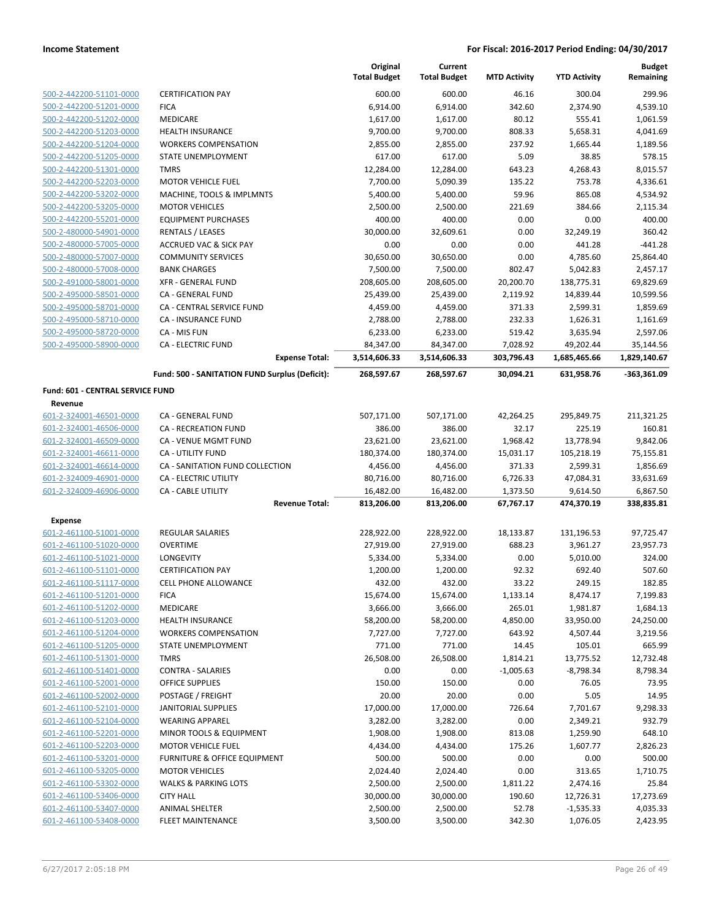| | | Original Total Budget | Current Total Budget | MTD Activity | YTD Activity | Budget Remaining |
|---|---|---|---|---|---|---|
| 500-2-442200-51101-0000 | CERTIFICATION PAY | 600.00 | 600.00 | 46.16 | 300.04 | 299.96 |
| 500-2-442200-51201-0000 | FICA | 6,914.00 | 6,914.00 | 342.60 | 2,374.90 | 4,539.10 |
| 500-2-442200-51202-0000 | MEDICARE | 1,617.00 | 1,617.00 | 80.12 | 555.41 | 1,061.59 |
| 500-2-442200-51203-0000 | HEALTH INSURANCE | 9,700.00 | 9,700.00 | 808.33 | 5,658.31 | 4,041.69 |
| 500-2-442200-51204-0000 | WORKERS COMPENSATION | 2,855.00 | 2,855.00 | 237.92 | 1,665.44 | 1,189.56 |
| 500-2-442200-51205-0000 | STATE UNEMPLOYMENT | 617.00 | 617.00 | 5.09 | 38.85 | 578.15 |
| 500-2-442200-51301-0000 | TMRS | 12,284.00 | 12,284.00 | 643.23 | 4,268.43 | 8,015.57 |
| 500-2-442200-52203-0000 | MOTOR VEHICLE FUEL | 7,700.00 | 5,090.39 | 135.22 | 753.78 | 4,336.61 |
| 500-2-442200-53202-0000 | MACHINE, TOOLS & IMPLMNTS | 5,400.00 | 5,400.00 | 59.96 | 865.08 | 4,534.92 |
| 500-2-442200-53205-0000 | MOTOR VEHICLES | 2,500.00 | 2,500.00 | 221.69 | 384.66 | 2,115.34 |
| 500-2-442200-55201-0000 | EQUIPMENT PURCHASES | 400.00 | 400.00 | 0.00 | 0.00 | 400.00 |
| 500-2-480000-54901-0000 | RENTALS / LEASES | 30,000.00 | 32,609.61 | 0.00 | 32,249.19 | 360.42 |
| 500-2-480000-57005-0000 | ACCRUED VAC & SICK PAY | 0.00 | 0.00 | 0.00 | 441.28 | -441.28 |
| 500-2-480000-57007-0000 | COMMUNITY SERVICES | 30,650.00 | 30,650.00 | 0.00 | 4,785.60 | 25,864.40 |
| 500-2-480000-57008-0000 | BANK CHARGES | 7,500.00 | 7,500.00 | 802.47 | 5,042.83 | 2,457.17 |
| 500-2-491000-58001-0000 | XFR - GENERAL FUND | 208,605.00 | 208,605.00 | 20,200.70 | 138,775.31 | 69,829.69 |
| 500-2-495000-58501-0000 | CA - GENERAL FUND | 25,439.00 | 25,439.00 | 2,119.92 | 14,839.44 | 10,599.56 |
| 500-2-495000-58701-0000 | CA - CENTRAL SERVICE FUND | 4,459.00 | 4,459.00 | 371.33 | 2,599.31 | 1,859.69 |
| 500-2-495000-58710-0000 | CA - INSURANCE FUND | 2,788.00 | 2,788.00 | 232.33 | 1,626.31 | 1,161.69 |
| 500-2-495000-58720-0000 | CA - MIS FUN | 6,233.00 | 6,233.00 | 519.42 | 3,635.94 | 2,597.06 |
| 500-2-495000-58900-0000 | CA - ELECTRIC FUND | 84,347.00 | 84,347.00 | 7,028.92 | 49,202.44 | 35,144.56 |
| | **Expense Total:** | **3,514,606.33** | **3,514,606.33** | **303,796.43** | **1,685,465.66** | **1,829,140.67** |
| | **Fund: 500 - SANITATION FUND Surplus (Deficit):** | **268,597.67** | **268,597.67** | **30,094.21** | **631,958.76** | **-363,361.09** |

**Fund: 601 - CENTRAL SERVICE FUND**

**Revenue**

| | | Original Total Budget | Current Total Budget | MTD Activity | YTD Activity | Budget Remaining |
|---|---|---|---|---|---|---|
| 601-2-324001-46501-0000 | CA - GENERAL FUND | 507,171.00 | 507,171.00 | 42,264.25 | 295,849.75 | 211,321.25 |
| 601-2-324001-46506-0000 | CA - RECREATION FUND | 386.00 | 386.00 | 32.17 | 225.19 | 160.81 |
| 601-2-324001-46509-0000 | CA - VENUE MGMT FUND | 23,621.00 | 23,621.00 | 1,968.42 | 13,778.94 | 9,842.06 |
| 601-2-324001-46611-0000 | CA - UTILITY FUND | 180,374.00 | 180,374.00 | 15,031.17 | 105,218.19 | 75,155.81 |
| 601-2-324001-46614-0000 | CA - SANITATION FUND COLLECTION | 4,456.00 | 4,456.00 | 371.33 | 2,599.31 | 1,856.69 |
| 601-2-324009-46901-0000 | CA - ELECTRIC UTILITY | 80,716.00 | 80,716.00 | 6,726.33 | 47,084.31 | 33,631.69 |
| 601-2-324009-46906-0000 | CA - CABLE UTILITY | 16,482.00 | 16,482.00 | 1,373.50 | 9,614.50 | 6,867.50 |
| | **Revenue Total:** | **813,206.00** | **813,206.00** | **67,767.17** | **474,370.19** | **338,835.81** |

**Expense**

| | | Original Total Budget | Current Total Budget | MTD Activity | YTD Activity | Budget Remaining |
|---|---|---|---|---|---|---|
| 601-2-461100-51001-0000 | REGULAR SALARIES | 228,922.00 | 228,922.00 | 18,133.87 | 131,196.53 | 97,725.47 |
| 601-2-461100-51020-0000 | OVERTIME | 27,919.00 | 27,919.00 | 688.23 | 3,961.27 | 23,957.73 |
| 601-2-461100-51021-0000 | LONGEVITY | 5,334.00 | 5,334.00 | 0.00 | 5,010.00 | 324.00 |
| 601-2-461100-51101-0000 | CERTIFICATION PAY | 1,200.00 | 1,200.00 | 92.32 | 692.40 | 507.60 |
| 601-2-461100-51117-0000 | CELL PHONE ALLOWANCE | 432.00 | 432.00 | 33.22 | 249.15 | 182.85 |
| 601-2-461100-51201-0000 | FICA | 15,674.00 | 15,674.00 | 1,133.14 | 8,474.17 | 7,199.83 |
| 601-2-461100-51202-0000 | MEDICARE | 3,666.00 | 3,666.00 | 265.01 | 1,981.87 | 1,684.13 |
| 601-2-461100-51203-0000 | HEALTH INSURANCE | 58,200.00 | 58,200.00 | 4,850.00 | 33,950.00 | 24,250.00 |
| 601-2-461100-51204-0000 | WORKERS COMPENSATION | 7,727.00 | 7,727.00 | 643.92 | 4,507.44 | 3,219.56 |
| 601-2-461100-51205-0000 | STATE UNEMPLOYMENT | 771.00 | 771.00 | 14.45 | 105.01 | 665.99 |
| 601-2-461100-51301-0000 | TMRS | 26,508.00 | 26,508.00 | 1,814.21 | 13,775.52 | 12,732.48 |
| 601-2-461100-51401-0000 | CONTRA - SALARIES | 0.00 | 0.00 | -1,005.63 | -8,798.34 | 8,798.34 |
| 601-2-461100-52001-0000 | OFFICE SUPPLIES | 150.00 | 150.00 | 0.00 | 76.05 | 73.95 |
| 601-2-461100-52002-0000 | POSTAGE / FREIGHT | 20.00 | 20.00 | 0.00 | 5.05 | 14.95 |
| 601-2-461100-52101-0000 | JANITORIAL SUPPLIES | 17,000.00 | 17,000.00 | 726.64 | 7,701.67 | 9,298.33 |
| 601-2-461100-52104-0000 | WEARING APPAREL | 3,282.00 | 3,282.00 | 0.00 | 2,349.21 | 932.79 |
| 601-2-461100-52201-0000 | MINOR TOOLS & EQUIPMENT | 1,908.00 | 1,908.00 | 813.08 | 1,259.90 | 648.10 |
| 601-2-461100-52203-0000 | MOTOR VEHICLE FUEL | 4,434.00 | 4,434.00 | 175.26 | 1,607.77 | 2,826.23 |
| 601-2-461100-53201-0000 | FURNITURE & OFFICE EQUIPMENT | 500.00 | 500.00 | 0.00 | 0.00 | 500.00 |
| 601-2-461100-53205-0000 | MOTOR VEHICLES | 2,024.40 | 2,024.40 | 0.00 | 313.65 | 1,710.75 |
| 601-2-461100-53302-0000 | WALKS & PARKING LOTS | 2,500.00 | 2,500.00 | 1,811.22 | 2,474.16 | 25.84 |
| 601-2-461100-53406-0000 | CITY HALL | 30,000.00 | 30,000.00 | 190.60 | 12,726.31 | 17,273.69 |
| 601-2-461100-53407-0000 | ANIMAL SHELTER | 2,500.00 | 2,500.00 | 52.78 | -1,535.33 | 4,035.33 |
| 601-2-461100-53408-0000 | FLEET MAINTENANCE | 3,500.00 | 3,500.00 | 342.30 | 1,076.05 | 2,423.95 |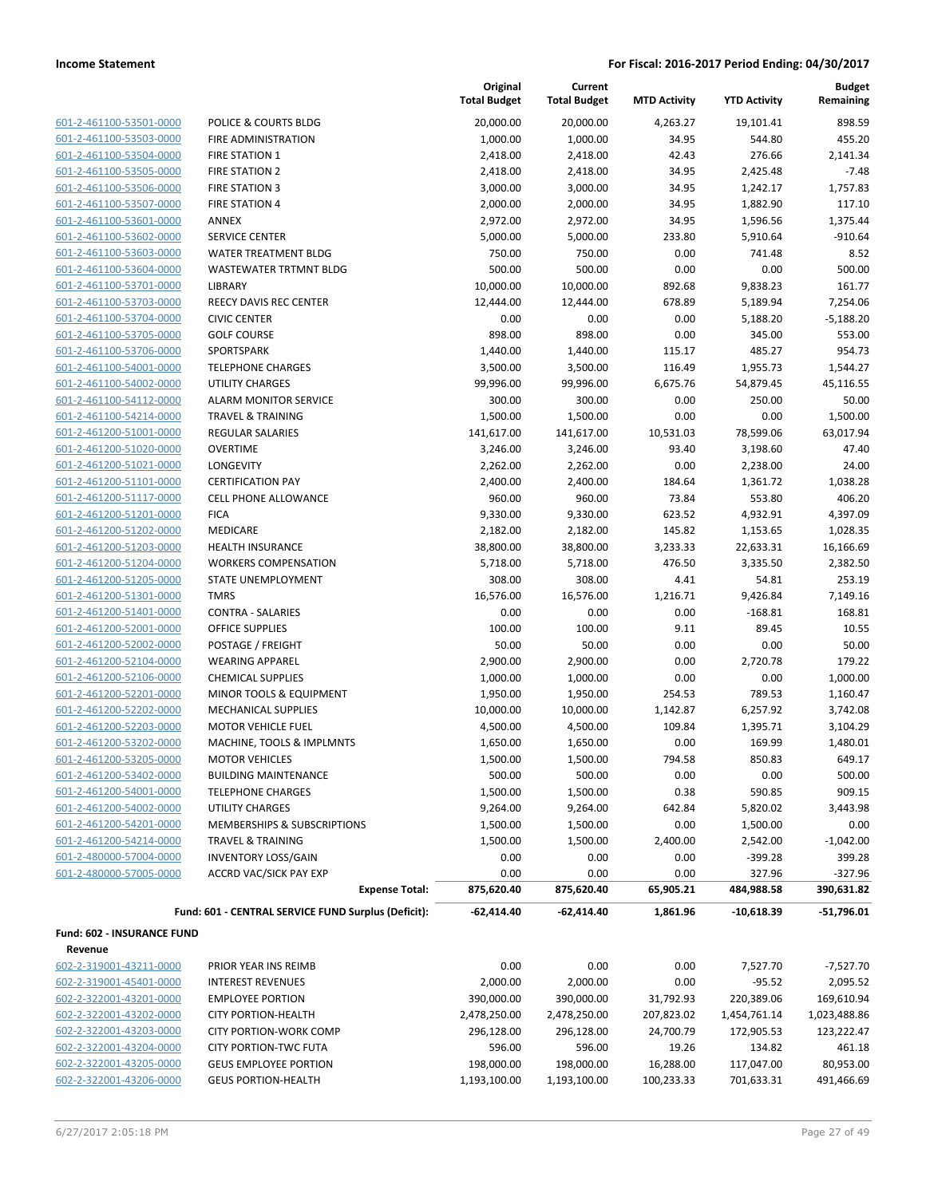**Income Statement** **For Fiscal: 2016-2017 Period Ending: 04/30/2017**

| | | Original Total Budget | Current Total Budget | MTD Activity | YTD Activity | Budget Remaining |
|---|---|---|---|---|---|---|
| 601-2-461100-53501-0000 | POLICE & COURTS BLDG | 20,000.00 | 20,000.00 | 4,263.27 | 19,101.41 | 898.59 |
| 601-2-461100-53503-0000 | FIRE ADMINISTRATION | 1,000.00 | 1,000.00 | 34.95 | 544.80 | 455.20 |
| 601-2-461100-53504-0000 | FIRE STATION 1 | 2,418.00 | 2,418.00 | 42.43 | 276.66 | 2,141.34 |
| 601-2-461100-53505-0000 | FIRE STATION 2 | 2,418.00 | 2,418.00 | 34.95 | 2,425.48 | -7.48 |
| 601-2-461100-53506-0000 | FIRE STATION 3 | 3,000.00 | 3,000.00 | 34.95 | 1,242.17 | 1,757.83 |
| 601-2-461100-53507-0000 | FIRE STATION 4 | 2,000.00 | 2,000.00 | 34.95 | 1,882.90 | 117.10 |
| 601-2-461100-53601-0000 | ANNEX | 2,972.00 | 2,972.00 | 34.95 | 1,596.56 | 1,375.44 |
| 601-2-461100-53602-0000 | SERVICE CENTER | 5,000.00 | 5,000.00 | 233.80 | 5,910.64 | -910.64 |
| 601-2-461100-53603-0000 | WATER TREATMENT BLDG | 750.00 | 750.00 | 0.00 | 741.48 | 8.52 |
| 601-2-461100-53604-0000 | WASTEWATER TRTMNT BLDG | 500.00 | 500.00 | 0.00 | 0.00 | 500.00 |
| 601-2-461100-53701-0000 | LIBRARY | 10,000.00 | 10,000.00 | 892.68 | 9,838.23 | 161.77 |
| 601-2-461100-53703-0000 | REECY DAVIS REC CENTER | 12,444.00 | 12,444.00 | 678.89 | 5,189.94 | 7,254.06 |
| 601-2-461100-53704-0000 | CIVIC CENTER | 0.00 | 0.00 | 0.00 | 5,188.20 | -5,188.20 |
| 601-2-461100-53705-0000 | GOLF COURSE | 898.00 | 898.00 | 0.00 | 345.00 | 553.00 |
| 601-2-461100-53706-0000 | SPORTSPARK | 1,440.00 | 1,440.00 | 115.17 | 485.27 | 954.73 |
| 601-2-461100-54001-0000 | TELEPHONE CHARGES | 3,500.00 | 3,500.00 | 116.49 | 1,955.73 | 1,544.27 |
| 601-2-461100-54002-0000 | UTILITY CHARGES | 99,996.00 | 99,996.00 | 6,675.76 | 54,879.45 | 45,116.55 |
| 601-2-461100-54112-0000 | ALARM MONITOR SERVICE | 300.00 | 300.00 | 0.00 | 250.00 | 50.00 |
| 601-2-461100-54214-0000 | TRAVEL & TRAINING | 1,500.00 | 1,500.00 | 0.00 | 0.00 | 1,500.00 |
| 601-2-461200-51001-0000 | REGULAR SALARIES | 141,617.00 | 141,617.00 | 10,531.03 | 78,599.06 | 63,017.94 |
| 601-2-461200-51020-0000 | OVERTIME | 3,246.00 | 3,246.00 | 93.40 | 3,198.60 | 47.40 |
| 601-2-461200-51021-0000 | LONGEVITY | 2,262.00 | 2,262.00 | 0.00 | 2,238.00 | 24.00 |
| 601-2-461200-51101-0000 | CERTIFICATION PAY | 2,400.00 | 2,400.00 | 184.64 | 1,361.72 | 1,038.28 |
| 601-2-461200-51117-0000 | CELL PHONE ALLOWANCE | 960.00 | 960.00 | 73.84 | 553.80 | 406.20 |
| 601-2-461200-51201-0000 | FICA | 9,330.00 | 9,330.00 | 623.52 | 4,932.91 | 4,397.09 |
| 601-2-461200-51202-0000 | MEDICARE | 2,182.00 | 2,182.00 | 145.82 | 1,153.65 | 1,028.35 |
| 601-2-461200-51203-0000 | HEALTH INSURANCE | 38,800.00 | 38,800.00 | 3,233.33 | 22,633.31 | 16,166.69 |
| 601-2-461200-51204-0000 | WORKERS COMPENSATION | 5,718.00 | 5,718.00 | 476.50 | 3,335.50 | 2,382.50 |
| 601-2-461200-51205-0000 | STATE UNEMPLOYMENT | 308.00 | 308.00 | 4.41 | 54.81 | 253.19 |
| 601-2-461200-51301-0000 | TMRS | 16,576.00 | 16,576.00 | 1,216.71 | 9,426.84 | 7,149.16 |
| 601-2-461200-51401-0000 | CONTRA - SALARIES | 0.00 | 0.00 | 0.00 | -168.81 | 168.81 |
| 601-2-461200-52001-0000 | OFFICE SUPPLIES | 100.00 | 100.00 | 9.11 | 89.45 | 10.55 |
| 601-2-461200-52002-0000 | POSTAGE / FREIGHT | 50.00 | 50.00 | 0.00 | 0.00 | 50.00 |
| 601-2-461200-52104-0000 | WEARING APPAREL | 2,900.00 | 2,900.00 | 0.00 | 2,720.78 | 179.22 |
| 601-2-461200-52106-0000 | CHEMICAL SUPPLIES | 1,000.00 | 1,000.00 | 0.00 | 0.00 | 1,000.00 |
| 601-2-461200-52201-0000 | MINOR TOOLS & EQUIPMENT | 1,950.00 | 1,950.00 | 254.53 | 789.53 | 1,160.47 |
| 601-2-461200-52202-0000 | MECHANICAL SUPPLIES | 10,000.00 | 10,000.00 | 1,142.87 | 6,257.92 | 3,742.08 |
| 601-2-461200-52203-0000 | MOTOR VEHICLE FUEL | 4,500.00 | 4,500.00 | 109.84 | 1,395.71 | 3,104.29 |
| 601-2-461200-53202-0000 | MACHINE, TOOLS & IMPLMNTS | 1,650.00 | 1,650.00 | 0.00 | 169.99 | 1,480.01 |
| 601-2-461200-53205-0000 | MOTOR VEHICLES | 1,500.00 | 1,500.00 | 794.58 | 850.83 | 649.17 |
| 601-2-461200-53402-0000 | BUILDING MAINTENANCE | 500.00 | 500.00 | 0.00 | 0.00 | 500.00 |
| 601-2-461200-54001-0000 | TELEPHONE CHARGES | 1,500.00 | 1,500.00 | 0.38 | 590.85 | 909.15 |
| 601-2-461200-54002-0000 | UTILITY CHARGES | 9,264.00 | 9,264.00 | 642.84 | 5,820.02 | 3,443.98 |
| 601-2-461200-54201-0000 | MEMBERSHIPS & SUBSCRIPTIONS | 1,500.00 | 1,500.00 | 0.00 | 1,500.00 | 0.00 |
| 601-2-461200-54214-0000 | TRAVEL & TRAINING | 1,500.00 | 1,500.00 | 2,400.00 | 2,542.00 | -1,042.00 |
| 601-2-480000-57004-0000 | INVENTORY LOSS/GAIN | 0.00 | 0.00 | 0.00 | -399.28 | 399.28 |
| 601-2-480000-57005-0000 | ACCRD VAC/SICK PAY EXP | 0.00 | 0.00 | 0.00 | 327.96 | -327.96 |
| | **Expense Total:** | **875,620.40** | **875,620.40** | **65,905.21** | **484,988.58** | **390,631.82** |
| | **Fund: 601 - CENTRAL SERVICE FUND Surplus (Deficit):** | **-62,414.40** | **-62,414.40** | **1,861.96** | **-10,618.39** | **-51,796.01** |

**Fund: 602 - INSURANCE FUND**

**Revenue**

| | | Original Total Budget | Current Total Budget | MTD Activity | YTD Activity | Budget Remaining |
|---|---|---|---|---|---|---|
| 602-2-319001-43211-0000 | PRIOR YEAR INS REIMB | 0.00 | 0.00 | 0.00 | 7,527.70 | -7,527.70 |
| 602-2-319001-45401-0000 | INTEREST REVENUES | 2,000.00 | 2,000.00 | 0.00 | -95.52 | 2,095.52 |
| 602-2-322001-43201-0000 | EMPLOYEE PORTION | 390,000.00 | 390,000.00 | 31,792.93 | 220,389.06 | 169,610.94 |
| 602-2-322001-43202-0000 | CITY PORTION-HEALTH | 2,478,250.00 | 2,478,250.00 | 207,823.02 | 1,454,761.14 | 1,023,488.86 |
| 602-2-322001-43203-0000 | CITY PORTION-WORK COMP | 296,128.00 | 296,128.00 | 24,700.79 | 172,905.53 | 123,222.47 |
| 602-2-322001-43204-0000 | CITY PORTION-TWC FUTA | 596.00 | 596.00 | 19.26 | 134.82 | 461.18 |
| 602-2-322001-43205-0000 | GEUS EMPLOYEE PORTION | 198,000.00 | 198,000.00 | 16,288.00 | 117,047.00 | 80,953.00 |
| 602-2-322001-43206-0000 | GEUS PORTION-HEALTH | 1,193,100.00 | 1,193,100.00 | 100,233.33 | 701,633.31 | 491,466.69 |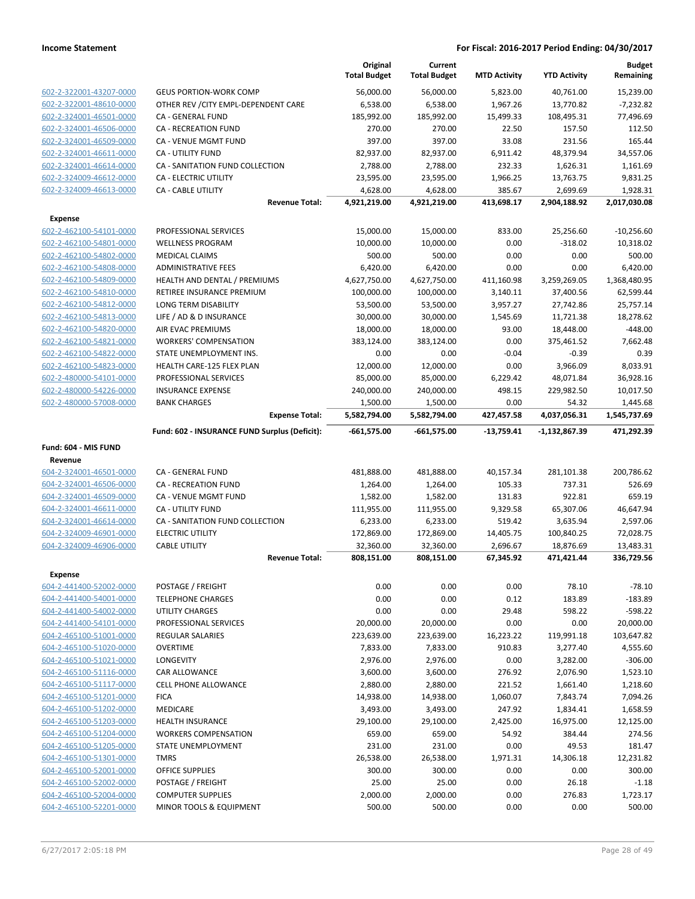| | | Original Total Budget | Current Total Budget | MTD Activity | YTD Activity | Budget Remaining |
|---|---|---|---|---|---|---|
| 602-2-322001-43207-0000 | GEUS PORTION-WORK COMP | 56,000.00 | 56,000.00 | 5,823.00 | 40,761.00 | 15,239.00 |
| 602-2-322001-48610-0000 | OTHER REV /CITY EMPL-DEPENDENT CARE | 6,538.00 | 6,538.00 | 1,967.26 | 13,770.82 | -7,232.82 |
| 602-2-324001-46501-0000 | CA - GENERAL FUND | 185,992.00 | 185,992.00 | 15,499.33 | 108,495.31 | 77,496.69 |
| 602-2-324001-46506-0000 | CA - RECREATION FUND | 270.00 | 270.00 | 22.50 | 157.50 | 112.50 |
| 602-2-324001-46509-0000 | CA - VENUE MGMT FUND | 397.00 | 397.00 | 33.08 | 231.56 | 165.44 |
| 602-2-324001-46611-0000 | CA - UTILITY FUND | 82,937.00 | 82,937.00 | 6,911.42 | 48,379.94 | 34,557.06 |
| 602-2-324001-46614-0000 | CA - SANITATION FUND COLLECTION | 2,788.00 | 2,788.00 | 232.33 | 1,626.31 | 1,161.69 |
| 602-2-324009-46612-0000 | CA - ELECTRIC UTILITY | 23,595.00 | 23,595.00 | 1,966.25 | 13,763.75 | 9,831.25 |
| 602-2-324009-46613-0000 | CA - CABLE UTILITY | 4,628.00 | 4,628.00 | 385.67 | 2,699.69 | 1,928.31 |
| | **Revenue Total:** | **4,921,219.00** | **4,921,219.00** | **413,698.17** | **2,904,188.92** | **2,017,030.08** |
| **Expense** | | | | | | |
| 602-2-462100-54101-0000 | PROFESSIONAL SERVICES | 15,000.00 | 15,000.00 | 833.00 | 25,256.60 | -10,256.60 |
| 602-2-462100-54801-0000 | WELLNESS PROGRAM | 10,000.00 | 10,000.00 | 0.00 | -318.02 | 10,318.02 |
| 602-2-462100-54802-0000 | MEDICAL CLAIMS | 500.00 | 500.00 | 0.00 | 0.00 | 500.00 |
| 602-2-462100-54808-0000 | ADMINISTRATIVE FEES | 6,420.00 | 6,420.00 | 0.00 | 0.00 | 6,420.00 |
| 602-2-462100-54809-0000 | HEALTH AND DENTAL / PREMIUMS | 4,627,750.00 | 4,627,750.00 | 411,160.98 | 3,259,269.05 | 1,368,480.95 |
| 602-2-462100-54810-0000 | RETIREE INSURANCE PREMIUM | 100,000.00 | 100,000.00 | 3,140.11 | 37,400.56 | 62,599.44 |
| 602-2-462100-54812-0000 | LONG TERM DISABILITY | 53,500.00 | 53,500.00 | 3,957.27 | 27,742.86 | 25,757.14 |
| 602-2-462100-54813-0000 | LIFE / AD & D INSURANCE | 30,000.00 | 30,000.00 | 1,545.69 | 11,721.38 | 18,278.62 |
| 602-2-462100-54820-0000 | AIR EVAC PREMIUMS | 18,000.00 | 18,000.00 | 93.00 | 18,448.00 | -448.00 |
| 602-2-462100-54821-0000 | WORKERS' COMPENSATION | 383,124.00 | 383,124.00 | 0.00 | 375,461.52 | 7,662.48 |
| 602-2-462100-54822-0000 | STATE UNEMPLOYMENT INS. | 0.00 | 0.00 | -0.04 | -0.39 | 0.39 |
| 602-2-462100-54823-0000 | HEALTH CARE-125 FLEX PLAN | 12,000.00 | 12,000.00 | 0.00 | 3,966.09 | 8,033.91 |
| 602-2-480000-54101-0000 | PROFESSIONAL SERVICES | 85,000.00 | 85,000.00 | 6,229.42 | 48,071.84 | 36,928.16 |
| 602-2-480000-54226-0000 | INSURANCE EXPENSE | 240,000.00 | 240,000.00 | 498.15 | 229,982.50 | 10,017.50 |
| 602-2-480000-57008-0000 | BANK CHARGES | 1,500.00 | 1,500.00 | 0.00 | 54.32 | 1,445.68 |
| | **Expense Total:** | **5,582,794.00** | **5,582,794.00** | **427,457.58** | **4,037,056.31** | **1,545,737.69** |
| | **Fund: 602 - INSURANCE FUND Surplus (Deficit):** | **-661,575.00** | **-661,575.00** | **-13,759.41** | **-1,132,867.39** | **471,292.39** |
| **Fund: 604 - MIS FUND** | | | | | | |
| **Revenue** | | | | | | |
| 604-2-324001-46501-0000 | CA - GENERAL FUND | 481,888.00 | 481,888.00 | 40,157.34 | 281,101.38 | 200,786.62 |
| 604-2-324001-46506-0000 | CA - RECREATION FUND | 1,264.00 | 1,264.00 | 105.33 | 737.31 | 526.69 |
| 604-2-324001-46509-0000 | CA - VENUE MGMT FUND | 1,582.00 | 1,582.00 | 131.83 | 922.81 | 659.19 |
| 604-2-324001-46611-0000 | CA - UTILITY FUND | 111,955.00 | 111,955.00 | 9,329.58 | 65,307.06 | 46,647.94 |
| 604-2-324001-46614-0000 | CA - SANITATION FUND COLLECTION | 6,233.00 | 6,233.00 | 519.42 | 3,635.94 | 2,597.06 |
| 604-2-324009-46901-0000 | ELECTRIC UTILITY | 172,869.00 | 172,869.00 | 14,405.75 | 100,840.25 | 72,028.75 |
| 604-2-324009-46906-0000 | CABLE UTILITY | 32,360.00 | 32,360.00 | 2,696.67 | 18,876.69 | 13,483.31 |
| | **Revenue Total:** | **808,151.00** | **808,151.00** | **67,345.92** | **471,421.44** | **336,729.56** |
| **Expense** | | | | | | |
| 604-2-441400-52002-0000 | POSTAGE / FREIGHT | 0.00 | 0.00 | 0.00 | 78.10 | -78.10 |
| 604-2-441400-54001-0000 | TELEPHONE CHARGES | 0.00 | 0.00 | 0.12 | 183.89 | -183.89 |
| 604-2-441400-54002-0000 | UTILITY CHARGES | 0.00 | 0.00 | 29.48 | 598.22 | -598.22 |
| 604-2-441400-54101-0000 | PROFESSIONAL SERVICES | 20,000.00 | 20,000.00 | 0.00 | 0.00 | 20,000.00 |
| 604-2-465100-51001-0000 | REGULAR SALARIES | 223,639.00 | 223,639.00 | 16,223.22 | 119,991.18 | 103,647.82 |
| 604-2-465100-51020-0000 | OVERTIME | 7,833.00 | 7,833.00 | 910.83 | 3,277.40 | 4,555.60 |
| 604-2-465100-51021-0000 | LONGEVITY | 2,976.00 | 2,976.00 | 0.00 | 3,282.00 | -306.00 |
| 604-2-465100-51116-0000 | CAR ALLOWANCE | 3,600.00 | 3,600.00 | 276.92 | 2,076.90 | 1,523.10 |
| 604-2-465100-51117-0000 | CELL PHONE ALLOWANCE | 2,880.00 | 2,880.00 | 221.52 | 1,661.40 | 1,218.60 |
| 604-2-465100-51201-0000 | FICA | 14,938.00 | 14,938.00 | 1,060.07 | 7,843.74 | 7,094.26 |
| 604-2-465100-51202-0000 | MEDICARE | 3,493.00 | 3,493.00 | 247.92 | 1,834.41 | 1,658.59 |
| 604-2-465100-51203-0000 | HEALTH INSURANCE | 29,100.00 | 29,100.00 | 2,425.00 | 16,975.00 | 12,125.00 |
| 604-2-465100-51204-0000 | WORKERS COMPENSATION | 659.00 | 659.00 | 54.92 | 384.44 | 274.56 |
| 604-2-465100-51205-0000 | STATE UNEMPLOYMENT | 231.00 | 231.00 | 0.00 | 49.53 | 181.47 |
| 604-2-465100-51301-0000 | TMRS | 26,538.00 | 26,538.00 | 1,971.31 | 14,306.18 | 12,231.82 |
| 604-2-465100-52001-0000 | OFFICE SUPPLIES | 300.00 | 300.00 | 0.00 | 0.00 | 300.00 |
| 604-2-465100-52002-0000 | POSTAGE / FREIGHT | 25.00 | 25.00 | 0.00 | 26.18 | -1.18 |
| 604-2-465100-52004-0000 | COMPUTER SUPPLIES | 2,000.00 | 2,000.00 | 0.00 | 276.83 | 1,723.17 |
| 604-2-465100-52201-0000 | MINOR TOOLS & EQUIPMENT | 500.00 | 500.00 | 0.00 | 0.00 | 500.00 |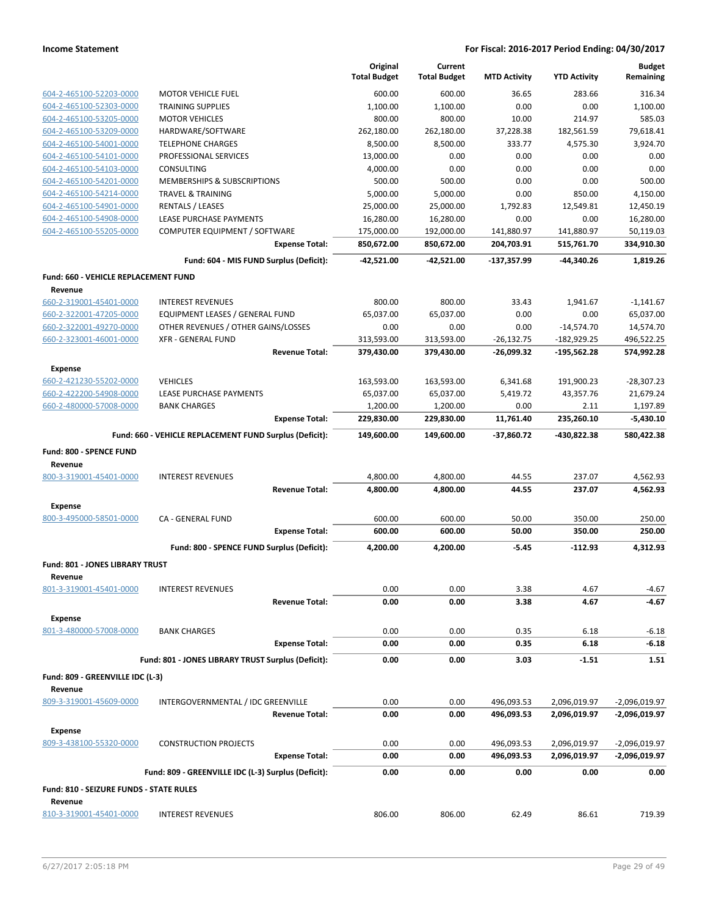| | | Original Total Budget | Current Total Budget | MTD Activity | YTD Activity | Budget Remaining |
|---|---|---|---|---|---|---|
| 604-2-465100-52203-0000 | MOTOR VEHICLE FUEL | 600.00 | 600.00 | 36.65 | 283.66 | 316.34 |
| 604-2-465100-52303-0000 | TRAINING SUPPLIES | 1,100.00 | 1,100.00 | 0.00 | 0.00 | 1,100.00 |
| 604-2-465100-53205-0000 | MOTOR VEHICLES | 800.00 | 800.00 | 10.00 | 214.97 | 585.03 |
| 604-2-465100-53209-0000 | HARDWARE/SOFTWARE | 262,180.00 | 262,180.00 | 37,228.38 | 182,561.59 | 79,618.41 |
| 604-2-465100-54001-0000 | TELEPHONE CHARGES | 8,500.00 | 8,500.00 | 333.77 | 4,575.30 | 3,924.70 |
| 604-2-465100-54101-0000 | PROFESSIONAL SERVICES | 13,000.00 | 0.00 | 0.00 | 0.00 | 0.00 |
| 604-2-465100-54103-0000 | CONSULTING | 4,000.00 | 0.00 | 0.00 | 0.00 | 0.00 |
| 604-2-465100-54201-0000 | MEMBERSHIPS & SUBSCRIPTIONS | 500.00 | 500.00 | 0.00 | 0.00 | 500.00 |
| 604-2-465100-54214-0000 | TRAVEL & TRAINING | 5,000.00 | 5,000.00 | 0.00 | 850.00 | 4,150.00 |
| 604-2-465100-54901-0000 | RENTALS / LEASES | 25,000.00 | 25,000.00 | 1,792.83 | 12,549.81 | 12,450.19 |
| 604-2-465100-54908-0000 | LEASE PURCHASE PAYMENTS | 16,280.00 | 16,280.00 | 0.00 | 0.00 | 16,280.00 |
| 604-2-465100-55205-0000 | COMPUTER EQUIPMENT / SOFTWARE | 175,000.00 | 192,000.00 | 141,880.97 | 141,880.97 | 50,119.03 |
| | **Expense Total:** | **850,672.00** | **850,672.00** | **204,703.91** | **515,761.70** | **334,910.30** |
| | **Fund: 604 - MIS FUND Surplus (Deficit):** | **-42,521.00** | **-42,521.00** | **-137,357.99** | **-44,340.26** | **1,819.26** |
| **Fund: 660 - VEHICLE REPLACEMENT FUND** | | | | | | |
| **Revenue** | | | | | | |
| 660-2-319001-45401-0000 | INTEREST REVENUES | 800.00 | 800.00 | 33.43 | 1,941.67 | -1,141.67 |
| 660-2-322001-47205-0000 | EQUIPMENT LEASES / GENERAL FUND | 65,037.00 | 65,037.00 | 0.00 | 0.00 | 65,037.00 |
| 660-2-322001-49270-0000 | OTHER REVENUES / OTHER GAINS/LOSSES | 0.00 | 0.00 | 0.00 | -14,574.70 | 14,574.70 |
| 660-2-323001-46001-0000 | XFR - GENERAL FUND | 313,593.00 | 313,593.00 | -26,132.75 | -182,929.25 | 496,522.25 |
| | **Revenue Total:** | **379,430.00** | **379,430.00** | **-26,099.32** | **-195,562.28** | **574,992.28** |
| **Expense** | | | | | | |
| 660-2-421230-55202-0000 | VEHICLES | 163,593.00 | 163,593.00 | 6,341.68 | 191,900.23 | -28,307.23 |
| 660-2-422200-54908-0000 | LEASE PURCHASE PAYMENTS | 65,037.00 | 65,037.00 | 5,419.72 | 43,357.76 | 21,679.24 |
| 660-2-480000-57008-0000 | BANK CHARGES | 1,200.00 | 1,200.00 | 0.00 | 2.11 | 1,197.89 |
| | **Expense Total:** | **229,830.00** | **229,830.00** | **11,761.40** | **235,260.10** | **-5,430.10** |
| | **Fund: 660 - VEHICLE REPLACEMENT FUND Surplus (Deficit):** | **149,600.00** | **149,600.00** | **-37,860.72** | **-430,822.38** | **580,422.38** |
| **Fund: 800 - SPENCE FUND** | | | | | | |
| **Revenue** | | | | | | |
| 800-3-319001-45401-0000 | INTEREST REVENUES | 4,800.00 | 4,800.00 | 44.55 | 237.07 | 4,562.93 |
| | **Revenue Total:** | **4,800.00** | **4,800.00** | **44.55** | **237.07** | **4,562.93** |
| **Expense** | | | | | | |
| 800-3-495000-58501-0000 | CA - GENERAL FUND | 600.00 | 600.00 | 50.00 | 350.00 | 250.00 |
| | **Expense Total:** | **600.00** | **600.00** | **50.00** | **350.00** | **250.00** |
| | **Fund: 800 - SPENCE FUND Surplus (Deficit):** | **4,200.00** | **4,200.00** | **-5.45** | **-112.93** | **4,312.93** |
| **Fund: 801 - JONES LIBRARY TRUST** | | | | | | |
| **Revenue** | | | | | | |
| 801-3-319001-45401-0000 | INTEREST REVENUES | 0.00 | 0.00 | 3.38 | 4.67 | -4.67 |
| | **Revenue Total:** | **0.00** | **0.00** | **3.38** | **4.67** | **-4.67** |
| **Expense** | | | | | | |
| 801-3-480000-57008-0000 | BANK CHARGES | 0.00 | 0.00 | 0.35 | 6.18 | -6.18 |
| | **Expense Total:** | **0.00** | **0.00** | **0.35** | **6.18** | **-6.18** |
| | **Fund: 801 - JONES LIBRARY TRUST Surplus (Deficit):** | **0.00** | **0.00** | **3.03** | **-1.51** | **1.51** |
| **Fund: 809 - GREENVILLE IDC (L-3)** | | | | | | |
| **Revenue** | | | | | | |
| 809-3-319001-45609-0000 | INTERGOVERNMENTAL / IDC GREENVILLE | 0.00 | 0.00 | 496,093.53 | 2,096,019.97 | -2,096,019.97 |
| | **Revenue Total:** | **0.00** | **0.00** | **496,093.53** | **2,096,019.97** | **-2,096,019.97** |
| **Expense** | | | | | | |
| 809-3-438100-55320-0000 | CONSTRUCTION PROJECTS | 0.00 | 0.00 | 496,093.53 | 2,096,019.97 | -2,096,019.97 |
| | **Expense Total:** | **0.00** | **0.00** | **496,093.53** | **2,096,019.97** | **-2,096,019.97** |
| | **Fund: 809 - GREENVILLE IDC (L-3) Surplus (Deficit):** | **0.00** | **0.00** | **0.00** | **0.00** | **0.00** |
| **Fund: 810 - SEIZURE FUNDS - STATE RULES** | | | | | | |
| **Revenue** | | | | | | |
| 810-3-319001-45401-0000 | INTEREST REVENUES | 806.00 | 806.00 | 62.49 | 86.61 | 719.39 |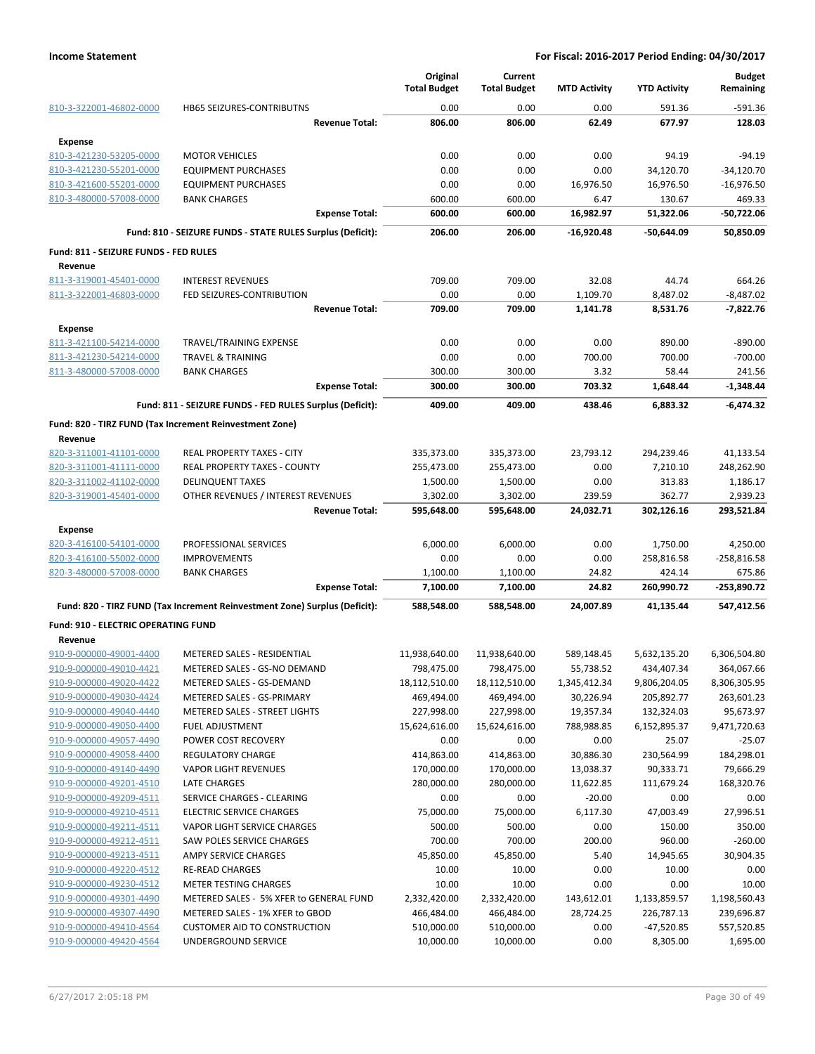| | | Original Total Budget | Current Total Budget | MTD Activity | YTD Activity | Budget Remaining |
|---|---|---|---|---|---|---|
| 810-3-322001-46802-0000 | HB65 SEIZURES-CONTRIBUTNS | 0.00 | 0.00 | 0.00 | 591.36 | -591.36 |
| | **Revenue Total:** | **806.00** | **806.00** | **62.49** | **677.97** | **128.03** |
| **Expense** | | | | | | |
| 810-3-421230-53205-0000 | MOTOR VEHICLES | 0.00 | 0.00 | 0.00 | 94.19 | -94.19 |
| 810-3-421230-55201-0000 | EQUIPMENT PURCHASES | 0.00 | 0.00 | 0.00 | 34,120.70 | -34,120.70 |
| 810-3-421600-55201-0000 | EQUIPMENT PURCHASES | 0.00 | 0.00 | 16,976.50 | 16,976.50 | -16,976.50 |
| 810-3-480000-57008-0000 | BANK CHARGES | 600.00 | 600.00 | 6.47 | 130.67 | 469.33 |
| | **Expense Total:** | **600.00** | **600.00** | **16,982.97** | **51,322.06** | **-50,722.06** |
| | **Fund: 810 - SEIZURE FUNDS - STATE RULES Surplus (Deficit):** | **206.00** | **206.00** | **-16,920.48** | **-50,644.09** | **50,850.09** |
| **Fund: 811 - SEIZURE FUNDS - FED RULES** | | | | | | |
| **Revenue** | | | | | | |
| 811-3-319001-45401-0000 | INTEREST REVENUES | 709.00 | 709.00 | 32.08 | 44.74 | 664.26 |
| 811-3-322001-46803-0000 | FED SEIZURES-CONTRIBUTION | 0.00 | 0.00 | 1,109.70 | 8,487.02 | -8,487.02 |
| | **Revenue Total:** | **709.00** | **709.00** | **1,141.78** | **8,531.76** | **-7,822.76** |
| **Expense** | | | | | | |
| 811-3-421100-54214-0000 | TRAVEL/TRAINING EXPENSE | 0.00 | 0.00 | 0.00 | 890.00 | -890.00 |
| 811-3-421230-54214-0000 | TRAVEL & TRAINING | 0.00 | 0.00 | 700.00 | 700.00 | -700.00 |
| 811-3-480000-57008-0000 | BANK CHARGES | 300.00 | 300.00 | 3.32 | 58.44 | 241.56 |
| | **Expense Total:** | **300.00** | **300.00** | **703.32** | **1,648.44** | **-1,348.44** |
| | **Fund: 811 - SEIZURE FUNDS - FED RULES Surplus (Deficit):** | **409.00** | **409.00** | **438.46** | **6,883.32** | **-6,474.32** |
| **Fund: 820 - TIRZ FUND (Tax Increment Reinvestment Zone)** | | | | | | |
| **Revenue** | | | | | | |
| 820-3-311001-41101-0000 | REAL PROPERTY TAXES - CITY | 335,373.00 | 335,373.00 | 23,793.12 | 294,239.46 | 41,133.54 |
| 820-3-311001-41111-0000 | REAL PROPERTY TAXES - COUNTY | 255,473.00 | 255,473.00 | 0.00 | 7,210.10 | 248,262.90 |
| 820-3-311002-41102-0000 | DELINQUENT TAXES | 1,500.00 | 1,500.00 | 0.00 | 313.83 | 1,186.17 |
| 820-3-319001-45401-0000 | OTHER REVENUES / INTEREST REVENUES | 3,302.00 | 3,302.00 | 239.59 | 362.77 | 2,939.23 |
| | **Revenue Total:** | **595,648.00** | **595,648.00** | **24,032.71** | **302,126.16** | **293,521.84** |
| **Expense** | | | | | | |
| 820-3-416100-54101-0000 | PROFESSIONAL SERVICES | 6,000.00 | 6,000.00 | 0.00 | 1,750.00 | 4,250.00 |
| 820-3-416100-55002-0000 | IMPROVEMENTS | 0.00 | 0.00 | 0.00 | 258,816.58 | -258,816.58 |
| 820-3-480000-57008-0000 | BANK CHARGES | 1,100.00 | 1,100.00 | 24.82 | 424.14 | 675.86 |
| | **Expense Total:** | **7,100.00** | **7,100.00** | **24.82** | **260,990.72** | **-253,890.72** |
| | **Fund: 820 - TIRZ FUND (Tax Increment Reinvestment Zone) Surplus (Deficit):** | **588,548.00** | **588,548.00** | **24,007.89** | **41,135.44** | **547,412.56** |
| **Fund: 910 - ELECTRIC OPERATING FUND** | | | | | | |
| **Revenue** | | | | | | |
| 910-9-000000-49001-4400 | METERED SALES - RESIDENTIAL | 11,938,640.00 | 11,938,640.00 | 589,148.45 | 5,632,135.20 | 6,306,504.80 |
| 910-9-000000-49010-4421 | METERED SALES - GS-NO DEMAND | 798,475.00 | 798,475.00 | 55,738.52 | 434,407.34 | 364,067.66 |
| 910-9-000000-49020-4422 | METERED SALES - GS-DEMAND | 18,112,510.00 | 18,112,510.00 | 1,345,412.34 | 9,806,204.05 | 8,306,305.95 |
| 910-9-000000-49030-4424 | METERED SALES - GS-PRIMARY | 469,494.00 | 469,494.00 | 30,226.94 | 205,892.77 | 263,601.23 |
| 910-9-000000-49040-4440 | METERED SALES - STREET LIGHTS | 227,998.00 | 227,998.00 | 19,357.34 | 132,324.03 | 95,673.97 |
| 910-9-000000-49050-4400 | FUEL ADJUSTMENT | 15,624,616.00 | 15,624,616.00 | 788,988.85 | 6,152,895.37 | 9,471,720.63 |
| 910-9-000000-49057-4490 | POWER COST RECOVERY | 0.00 | 0.00 | 0.00 | 25.07 | -25.07 |
| 910-9-000000-49058-4400 | REGULATORY CHARGE | 414,863.00 | 414,863.00 | 30,886.30 | 230,564.99 | 184,298.01 |
| 910-9-000000-49140-4490 | VAPOR LIGHT REVENUES | 170,000.00 | 170,000.00 | 13,038.37 | 90,333.71 | 79,666.29 |
| 910-9-000000-49201-4510 | LATE CHARGES | 280,000.00 | 280,000.00 | 11,622.85 | 111,679.24 | 168,320.76 |
| 910-9-000000-49209-4511 | SERVICE CHARGES - CLEARING | 0.00 | 0.00 | -20.00 | 0.00 | 0.00 |
| 910-9-000000-49210-4511 | ELECTRIC SERVICE CHARGES | 75,000.00 | 75,000.00 | 6,117.30 | 47,003.49 | 27,996.51 |
| 910-9-000000-49211-4511 | VAPOR LIGHT SERVICE CHARGES | 500.00 | 500.00 | 0.00 | 150.00 | 350.00 |
| 910-9-000000-49212-4511 | SAW POLES SERVICE CHARGES | 700.00 | 700.00 | 200.00 | 960.00 | -260.00 |
| 910-9-000000-49213-4511 | AMPY SERVICE CHARGES | 45,850.00 | 45,850.00 | 5.40 | 14,945.65 | 30,904.35 |
| 910-9-000000-49220-4512 | RE-READ CHARGES | 10.00 | 10.00 | 0.00 | 10.00 | 0.00 |
| 910-9-000000-49230-4512 | METER TESTING CHARGES | 10.00 | 10.00 | 0.00 | 0.00 | 10.00 |
| 910-9-000000-49301-4490 | METERED SALES - 5% XFER to GENERAL FUND | 2,332,420.00 | 2,332,420.00 | 143,612.01 | 1,133,859.57 | 1,198,560.43 |
| 910-9-000000-49307-4490 | METERED SALES - 1% XFER to GBOD | 466,484.00 | 466,484.00 | 28,724.25 | 226,787.13 | 239,696.87 |
| 910-9-000000-49410-4564 | CUSTOMER AID TO CONSTRUCTION | 510,000.00 | 510,000.00 | 0.00 | -47,520.85 | 557,520.85 |
| 910-9-000000-49420-4564 | UNDERGROUND SERVICE | 10,000.00 | 10,000.00 | 0.00 | 8,305.00 | 1,695.00 |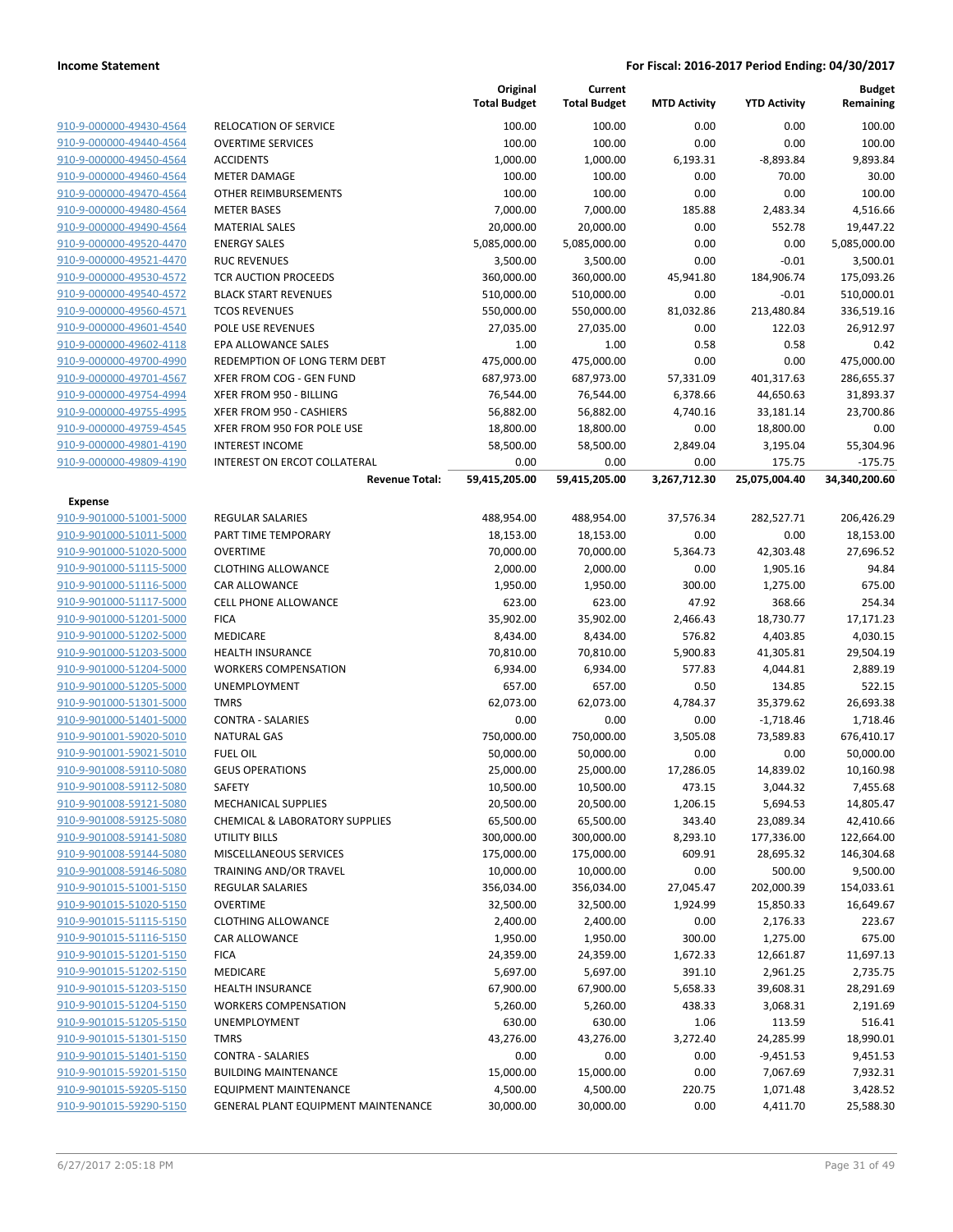**Income Statement** | **For Fiscal: 2016-2017 Period Ending: 04/30/2017**

| | | Original Total Budget | Current Total Budget | MTD Activity | YTD Activity | Budget Remaining |
|---|---|---|---|---|---|---|
| 910-9-000000-49430-4564 | RELOCATION OF SERVICE | 100.00 | 100.00 | 0.00 | 0.00 | 100.00 |
| 910-9-000000-49440-4564 | OVERTIME SERVICES | 100.00 | 100.00 | 0.00 | 0.00 | 100.00 |
| 910-9-000000-49450-4564 | ACCIDENTS | 1,000.00 | 1,000.00 | 6,193.31 | -8,893.84 | 9,893.84 |
| 910-9-000000-49460-4564 | METER DAMAGE | 100.00 | 100.00 | 0.00 | 70.00 | 30.00 |
| 910-9-000000-49470-4564 | OTHER REIMBURSEMENTS | 100.00 | 100.00 | 0.00 | 0.00 | 100.00 |
| 910-9-000000-49480-4564 | METER BASES | 7,000.00 | 7,000.00 | 185.88 | 2,483.34 | 4,516.66 |
| 910-9-000000-49490-4564 | MATERIAL SALES | 20,000.00 | 20,000.00 | 0.00 | 552.78 | 19,447.22 |
| 910-9-000000-49520-4470 | ENERGY SALES | 5,085,000.00 | 5,085,000.00 | 0.00 | 0.00 | 5,085,000.00 |
| 910-9-000000-49521-4470 | RUC REVENUES | 3,500.00 | 3,500.00 | 0.00 | -0.01 | 3,500.01 |
| 910-9-000000-49530-4572 | TCR AUCTION PROCEEDS | 360,000.00 | 360,000.00 | 45,941.80 | 184,906.74 | 175,093.26 |
| 910-9-000000-49540-4572 | BLACK START REVENUES | 510,000.00 | 510,000.00 | 0.00 | -0.01 | 510,000.01 |
| 910-9-000000-49560-4571 | TCOS REVENUES | 550,000.00 | 550,000.00 | 81,032.86 | 213,480.84 | 336,519.16 |
| 910-9-000000-49601-4540 | POLE USE REVENUES | 27,035.00 | 27,035.00 | 0.00 | 122.03 | 26,912.97 |
| 910-9-000000-49602-4118 | EPA ALLOWANCE SALES | 1.00 | 1.00 | 0.58 | 0.58 | 0.42 |
| 910-9-000000-49700-4990 | REDEMPTION OF LONG TERM DEBT | 475,000.00 | 475,000.00 | 0.00 | 0.00 | 475,000.00 |
| 910-9-000000-49701-4567 | XFER FROM COG - GEN FUND | 687,973.00 | 687,973.00 | 57,331.09 | 401,317.63 | 286,655.37 |
| 910-9-000000-49754-4994 | XFER FROM 950 - BILLING | 76,544.00 | 76,544.00 | 6,378.66 | 44,650.63 | 31,893.37 |
| 910-9-000000-49755-4995 | XFER FROM 950 - CASHIERS | 56,882.00 | 56,882.00 | 4,740.16 | 33,181.14 | 23,700.86 |
| 910-9-000000-49759-4545 | XFER FROM 950 FOR POLE USE | 18,800.00 | 18,800.00 | 0.00 | 18,800.00 | 0.00 |
| 910-9-000000-49801-4190 | INTEREST INCOME | 58,500.00 | 58,500.00 | 2,849.04 | 3,195.04 | 55,304.96 |
| 910-9-000000-49809-4190 | INTEREST ON ERCOT COLLATERAL | 0.00 | 0.00 | 0.00 | 175.75 | -175.75 |
| | **Revenue Total:** | **59,415,205.00** | **59,415,205.00** | **3,267,712.30** | **25,075,004.40** | **34,340,200.60** |
| **Expense** | | | | | | |
| 910-9-901000-51001-5000 | REGULAR SALARIES | 488,954.00 | 488,954.00 | 37,576.34 | 282,527.71 | 206,426.29 |
| 910-9-901000-51011-5000 | PART TIME TEMPORARY | 18,153.00 | 18,153.00 | 0.00 | 0.00 | 18,153.00 |
| 910-9-901000-51020-5000 | OVERTIME | 70,000.00 | 70,000.00 | 5,364.73 | 42,303.48 | 27,696.52 |
| 910-9-901000-51115-5000 | CLOTHING ALLOWANCE | 2,000.00 | 2,000.00 | 0.00 | 1,905.16 | 94.84 |
| 910-9-901000-51116-5000 | CAR ALLOWANCE | 1,950.00 | 1,950.00 | 300.00 | 1,275.00 | 675.00 |
| 910-9-901000-51117-5000 | CELL PHONE ALLOWANCE | 623.00 | 623.00 | 47.92 | 368.66 | 254.34 |
| 910-9-901000-51201-5000 | FICA | 35,902.00 | 35,902.00 | 2,466.43 | 18,730.77 | 17,171.23 |
| 910-9-901000-51202-5000 | MEDICARE | 8,434.00 | 8,434.00 | 576.82 | 4,403.85 | 4,030.15 |
| 910-9-901000-51203-5000 | HEALTH INSURANCE | 70,810.00 | 70,810.00 | 5,900.83 | 41,305.81 | 29,504.19 |
| 910-9-901000-51204-5000 | WORKERS COMPENSATION | 6,934.00 | 6,934.00 | 577.83 | 4,044.81 | 2,889.19 |
| 910-9-901000-51205-5000 | UNEMPLOYMENT | 657.00 | 657.00 | 0.50 | 134.85 | 522.15 |
| 910-9-901000-51301-5000 | TMRS | 62,073.00 | 62,073.00 | 4,784.37 | 35,379.62 | 26,693.38 |
| 910-9-901000-51401-5000 | CONTRA - SALARIES | 0.00 | 0.00 | 0.00 | -1,718.46 | 1,718.46 |
| 910-9-901001-59020-5010 | NATURAL GAS | 750,000.00 | 750,000.00 | 3,505.08 | 73,589.83 | 676,410.17 |
| 910-9-901001-59021-5010 | FUEL OIL | 50,000.00 | 50,000.00 | 0.00 | 0.00 | 50,000.00 |
| 910-9-901008-59110-5080 | GEUS OPERATIONS | 25,000.00 | 25,000.00 | 17,286.05 | 14,839.02 | 10,160.98 |
| 910-9-901008-59112-5080 | SAFETY | 10,500.00 | 10,500.00 | 473.15 | 3,044.32 | 7,455.68 |
| 910-9-901008-59121-5080 | MECHANICAL SUPPLIES | 20,500.00 | 20,500.00 | 1,206.15 | 5,694.53 | 14,805.47 |
| 910-9-901008-59125-5080 | CHEMICAL & LABORATORY SUPPLIES | 65,500.00 | 65,500.00 | 343.40 | 23,089.34 | 42,410.66 |
| 910-9-901008-59141-5080 | UTILITY BILLS | 300,000.00 | 300,000.00 | 8,293.10 | 177,336.00 | 122,664.00 |
| 910-9-901008-59144-5080 | MISCELLANEOUS SERVICES | 175,000.00 | 175,000.00 | 609.91 | 28,695.32 | 146,304.68 |
| 910-9-901008-59146-5080 | TRAINING AND/OR TRAVEL | 10,000.00 | 10,000.00 | 0.00 | 500.00 | 9,500.00 |
| 910-9-901015-51001-5150 | REGULAR SALARIES | 356,034.00 | 356,034.00 | 27,045.47 | 202,000.39 | 154,033.61 |
| 910-9-901015-51020-5150 | OVERTIME | 32,500.00 | 32,500.00 | 1,924.99 | 15,850.33 | 16,649.67 |
| 910-9-901015-51115-5150 | CLOTHING ALLOWANCE | 2,400.00 | 2,400.00 | 0.00 | 2,176.33 | 223.67 |
| 910-9-901015-51116-5150 | CAR ALLOWANCE | 1,950.00 | 1,950.00 | 300.00 | 1,275.00 | 675.00 |
| 910-9-901015-51201-5150 | FICA | 24,359.00 | 24,359.00 | 1,672.33 | 12,661.87 | 11,697.13 |
| 910-9-901015-51202-5150 | MEDICARE | 5,697.00 | 5,697.00 | 391.10 | 2,961.25 | 2,735.75 |
| 910-9-901015-51203-5150 | HEALTH INSURANCE | 67,900.00 | 67,900.00 | 5,658.33 | 39,608.31 | 28,291.69 |
| 910-9-901015-51204-5150 | WORKERS COMPENSATION | 5,260.00 | 5,260.00 | 438.33 | 3,068.31 | 2,191.69 |
| 910-9-901015-51205-5150 | UNEMPLOYMENT | 630.00 | 630.00 | 1.06 | 113.59 | 516.41 |
| 910-9-901015-51301-5150 | TMRS | 43,276.00 | 43,276.00 | 3,272.40 | 24,285.99 | 18,990.01 |
| 910-9-901015-51401-5150 | CONTRA - SALARIES | 0.00 | 0.00 | 0.00 | -9,451.53 | 9,451.53 |
| 910-9-901015-59201-5150 | BUILDING MAINTENANCE | 15,000.00 | 15,000.00 | 0.00 | 7,067.69 | 7,932.31 |
| 910-9-901015-59205-5150 | EQUIPMENT MAINTENANCE | 4,500.00 | 4,500.00 | 220.75 | 1,071.48 | 3,428.52 |
| 910-9-901015-59290-5150 | GENERAL PLANT EQUIPMENT MAINTENANCE | 30,000.00 | 30,000.00 | 0.00 | 4,411.70 | 25,588.30 |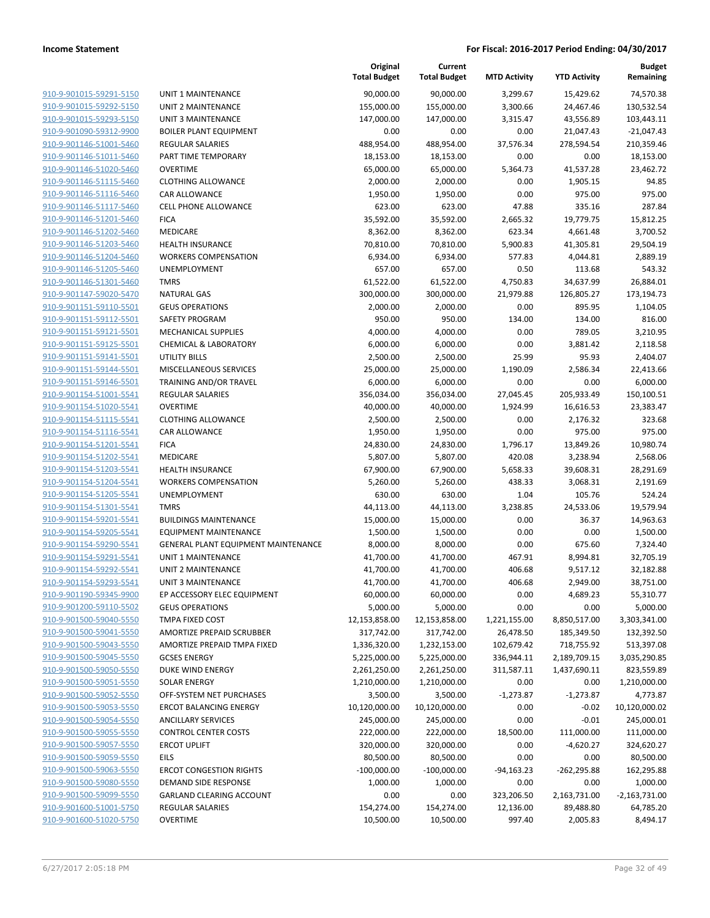**Income Statement** **For Fiscal: 2016-2017 Period Ending: 04/30/2017**

| | | Original Total Budget | Current Total Budget | MTD Activity | YTD Activity | Budget Remaining |
|---|---|---|---|---|---|---|
| 910-9-901015-59291-5150 | UNIT 1 MAINTENANCE | 90,000.00 | 90,000.00 | 3,299.67 | 15,429.62 | 74,570.38 |
| 910-9-901015-59292-5150 | UNIT 2 MAINTENANCE | 155,000.00 | 155,000.00 | 3,300.66 | 24,467.46 | 130,532.54 |
| 910-9-901015-59293-5150 | UNIT 3 MAINTENANCE | 147,000.00 | 147,000.00 | 3,315.47 | 43,556.89 | 103,443.11 |
| 910-9-901090-59312-9900 | BOILER PLANT EQUIPMENT | 0.00 | 0.00 | 0.00 | 21,047.43 | -21,047.43 |
| 910-9-901146-51001-5460 | REGULAR SALARIES | 488,954.00 | 488,954.00 | 37,576.34 | 278,594.54 | 210,359.46 |
| 910-9-901146-51011-5460 | PART TIME TEMPORARY | 18,153.00 | 18,153.00 | 0.00 | 0.00 | 18,153.00 |
| 910-9-901146-51020-5460 | OVERTIME | 65,000.00 | 65,000.00 | 5,364.73 | 41,537.28 | 23,462.72 |
| 910-9-901146-51115-5460 | CLOTHING ALLOWANCE | 2,000.00 | 2,000.00 | 0.00 | 1,905.15 | 94.85 |
| 910-9-901146-51116-5460 | CAR ALLOWANCE | 1,950.00 | 1,950.00 | 0.00 | 975.00 | 975.00 |
| 910-9-901146-51117-5460 | CELL PHONE ALLOWANCE | 623.00 | 623.00 | 47.88 | 335.16 | 287.84 |
| 910-9-901146-51201-5460 | FICA | 35,592.00 | 35,592.00 | 2,665.32 | 19,779.75 | 15,812.25 |
| 910-9-901146-51202-5460 | MEDICARE | 8,362.00 | 8,362.00 | 623.34 | 4,661.48 | 3,700.52 |
| 910-9-901146-51203-5460 | HEALTH INSURANCE | 70,810.00 | 70,810.00 | 5,900.83 | 41,305.81 | 29,504.19 |
| 910-9-901146-51204-5460 | WORKERS COMPENSATION | 6,934.00 | 6,934.00 | 577.83 | 4,044.81 | 2,889.19 |
| 910-9-901146-51205-5460 | UNEMPLOYMENT | 657.00 | 657.00 | 0.50 | 113.68 | 543.32 |
| 910-9-901146-51301-5460 | TMRS | 61,522.00 | 61,522.00 | 4,750.83 | 34,637.99 | 26,884.01 |
| 910-9-901147-59020-5470 | NATURAL GAS | 300,000.00 | 300,000.00 | 21,979.88 | 126,805.27 | 173,194.73 |
| 910-9-901151-59110-5501 | GEUS OPERATIONS | 2,000.00 | 2,000.00 | 0.00 | 895.95 | 1,104.05 |
| 910-9-901151-59112-5501 | SAFETY PROGRAM | 950.00 | 950.00 | 134.00 | 134.00 | 816.00 |
| 910-9-901151-59121-5501 | MECHANICAL SUPPLIES | 4,000.00 | 4,000.00 | 0.00 | 789.05 | 3,210.95 |
| 910-9-901151-59125-5501 | CHEMICAL & LABORATORY | 6,000.00 | 6,000.00 | 0.00 | 3,881.42 | 2,118.58 |
| 910-9-901151-59141-5501 | UTILITY BILLS | 2,500.00 | 2,500.00 | 25.99 | 95.93 | 2,404.07 |
| 910-9-901151-59144-5501 | MISCELLANEOUS SERVICES | 25,000.00 | 25,000.00 | 1,190.09 | 2,586.34 | 22,413.66 |
| 910-9-901151-59146-5501 | TRAINING AND/OR TRAVEL | 6,000.00 | 6,000.00 | 0.00 | 0.00 | 6,000.00 |
| 910-9-901154-51001-5541 | REGULAR SALARIES | 356,034.00 | 356,034.00 | 27,045.45 | 205,933.49 | 150,100.51 |
| 910-9-901154-51020-5541 | OVERTIME | 40,000.00 | 40,000.00 | 1,924.99 | 16,616.53 | 23,383.47 |
| 910-9-901154-51115-5541 | CLOTHING ALLOWANCE | 2,500.00 | 2,500.00 | 0.00 | 2,176.32 | 323.68 |
| 910-9-901154-51116-5541 | CAR ALLOWANCE | 1,950.00 | 1,950.00 | 0.00 | 975.00 | 975.00 |
| 910-9-901154-51201-5541 | FICA | 24,830.00 | 24,830.00 | 1,796.17 | 13,849.26 | 10,980.74 |
| 910-9-901154-51202-5541 | MEDICARE | 5,807.00 | 5,807.00 | 420.08 | 3,238.94 | 2,568.06 |
| 910-9-901154-51203-5541 | HEALTH INSURANCE | 67,900.00 | 67,900.00 | 5,658.33 | 39,608.31 | 28,291.69 |
| 910-9-901154-51204-5541 | WORKERS COMPENSATION | 5,260.00 | 5,260.00 | 438.33 | 3,068.31 | 2,191.69 |
| 910-9-901154-51205-5541 | UNEMPLOYMENT | 630.00 | 630.00 | 1.04 | 105.76 | 524.24 |
| 910-9-901154-51301-5541 | TMRS | 44,113.00 | 44,113.00 | 3,238.85 | 24,533.06 | 19,579.94 |
| 910-9-901154-59201-5541 | BUILDINGS MAINTENANCE | 15,000.00 | 15,000.00 | 0.00 | 36.37 | 14,963.63 |
| 910-9-901154-59205-5541 | EQUIPMENT MAINTENANCE | 1,500.00 | 1,500.00 | 0.00 | 0.00 | 1,500.00 |
| 910-9-901154-59290-5541 | GENERAL PLANT EQUIPMENT MAINTENANCE | 8,000.00 | 8,000.00 | 0.00 | 675.60 | 7,324.40 |
| 910-9-901154-59291-5541 | UNIT 1 MAINTENANCE | 41,700.00 | 41,700.00 | 467.91 | 8,994.81 | 32,705.19 |
| 910-9-901154-59292-5541 | UNIT 2 MAINTENANCE | 41,700.00 | 41,700.00 | 406.68 | 9,517.12 | 32,182.88 |
| 910-9-901154-59293-5541 | UNIT 3 MAINTENANCE | 41,700.00 | 41,700.00 | 406.68 | 2,949.00 | 38,751.00 |
| 910-9-901190-59345-9900 | EP ACCESSORY ELEC EQUIPMENT | 60,000.00 | 60,000.00 | 0.00 | 4,689.23 | 55,310.77 |
| 910-9-901200-59110-5502 | GEUS OPERATIONS | 5,000.00 | 5,000.00 | 0.00 | 0.00 | 5,000.00 |
| 910-9-901500-59040-5550 | TMPA FIXED COST | 12,153,858.00 | 12,153,858.00 | 1,221,155.00 | 8,850,517.00 | 3,303,341.00 |
| 910-9-901500-59041-5550 | AMORTIZE PREPAID SCRUBBER | 317,742.00 | 317,742.00 | 26,478.50 | 185,349.50 | 132,392.50 |
| 910-9-901500-59043-5550 | AMORTIZE PREPAID TMPA FIXED | 1,336,320.00 | 1,232,153.00 | 102,679.42 | 718,755.92 | 513,397.08 |
| 910-9-901500-59045-5550 | GCSES ENERGY | 5,225,000.00 | 5,225,000.00 | 336,944.11 | 2,189,709.15 | 3,035,290.85 |
| 910-9-901500-59050-5550 | DUKE WIND ENERGY | 2,261,250.00 | 2,261,250.00 | 311,587.11 | 1,437,690.11 | 823,559.89 |
| 910-9-901500-59051-5550 | SOLAR ENERGY | 1,210,000.00 | 1,210,000.00 | 0.00 | 0.00 | 1,210,000.00 |
| 910-9-901500-59052-5550 | OFF-SYSTEM NET PURCHASES | 3,500.00 | 3,500.00 | -1,273.87 | -1,273.87 | 4,773.87 |
| 910-9-901500-59053-5550 | ERCOT BALANCING ENERGY | 10,120,000.00 | 10,120,000.00 | 0.00 | -0.02 | 10,120,000.02 |
| 910-9-901500-59054-5550 | ANCILLARY SERVICES | 245,000.00 | 245,000.00 | 0.00 | -0.01 | 245,000.01 |
| 910-9-901500-59055-5550 | CONTROL CENTER COSTS | 222,000.00 | 222,000.00 | 18,500.00 | 111,000.00 | 111,000.00 |
| 910-9-901500-59057-5550 | ERCOT UPLIFT | 320,000.00 | 320,000.00 | 0.00 | -4,620.27 | 324,620.27 |
| 910-9-901500-59059-5550 | EILS | 80,500.00 | 80,500.00 | 0.00 | 0.00 | 80,500.00 |
| 910-9-901500-59063-5550 | ERCOT CONGESTION RIGHTS | -100,000.00 | -100,000.00 | -94,163.23 | -262,295.88 | 162,295.88 |
| 910-9-901500-59080-5550 | DEMAND SIDE RESPONSE | 1,000.00 | 1,000.00 | 0.00 | 0.00 | 1,000.00 |
| 910-9-901500-59099-5550 | GARLAND CLEARING ACCOUNT | 0.00 | 0.00 | 323,206.50 | 2,163,731.00 | -2,163,731.00 |
| 910-9-901600-51001-5750 | REGULAR SALARIES | 154,274.00 | 154,274.00 | 12,136.00 | 89,488.80 | 64,785.20 |
| 910-9-901600-51020-5750 | OVERTIME | 10,500.00 | 10,500.00 | 997.40 | 2,005.83 | 8,494.17 |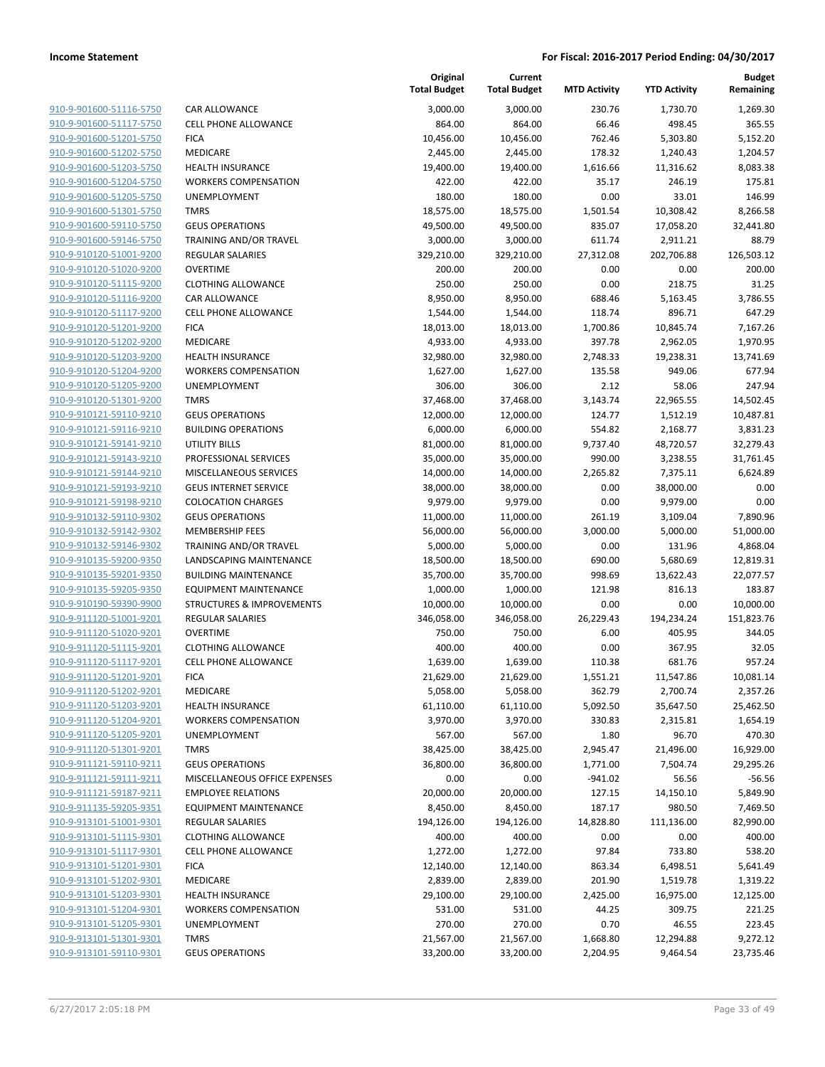**Income Statement** **For Fiscal: 2016-2017 Period Ending: 04/30/2017**

| | | Original Total Budget | Current Total Budget | MTD Activity | YTD Activity | Budget Remaining |
|---|---|---|---|---|---|---|
| 910-9-901600-51116-5750 | CAR ALLOWANCE | 3,000.00 | 3,000.00 | 230.76 | 1,730.70 | 1,269.30 |
| 910-9-901600-51117-5750 | CELL PHONE ALLOWANCE | 864.00 | 864.00 | 66.46 | 498.45 | 365.55 |
| 910-9-901600-51201-5750 | FICA | 10,456.00 | 10,456.00 | 762.46 | 5,303.80 | 5,152.20 |
| 910-9-901600-51202-5750 | MEDICARE | 2,445.00 | 2,445.00 | 178.32 | 1,240.43 | 1,204.57 |
| 910-9-901600-51203-5750 | HEALTH INSURANCE | 19,400.00 | 19,400.00 | 1,616.66 | 11,316.62 | 8,083.38 |
| 910-9-901600-51204-5750 | WORKERS COMPENSATION | 422.00 | 422.00 | 35.17 | 246.19 | 175.81 |
| 910-9-901600-51205-5750 | UNEMPLOYMENT | 180.00 | 180.00 | 0.00 | 33.01 | 146.99 |
| 910-9-901600-51301-5750 | TMRS | 18,575.00 | 18,575.00 | 1,501.54 | 10,308.42 | 8,266.58 |
| 910-9-901600-59110-5750 | GEUS OPERATIONS | 49,500.00 | 49,500.00 | 835.07 | 17,058.20 | 32,441.80 |
| 910-9-901600-59146-5750 | TRAINING AND/OR TRAVEL | 3,000.00 | 3,000.00 | 611.74 | 2,911.21 | 88.79 |
| 910-9-910120-51001-9200 | REGULAR SALARIES | 329,210.00 | 329,210.00 | 27,312.08 | 202,706.88 | 126,503.12 |
| 910-9-910120-51020-9200 | OVERTIME | 200.00 | 200.00 | 0.00 | 0.00 | 200.00 |
| 910-9-910120-51115-9200 | CLOTHING ALLOWANCE | 250.00 | 250.00 | 0.00 | 218.75 | 31.25 |
| 910-9-910120-51116-9200 | CAR ALLOWANCE | 8,950.00 | 8,950.00 | 688.46 | 5,163.45 | 3,786.55 |
| 910-9-910120-51117-9200 | CELL PHONE ALLOWANCE | 1,544.00 | 1,544.00 | 118.74 | 896.71 | 647.29 |
| 910-9-910120-51201-9200 | FICA | 18,013.00 | 18,013.00 | 1,700.86 | 10,845.74 | 7,167.26 |
| 910-9-910120-51202-9200 | MEDICARE | 4,933.00 | 4,933.00 | 397.78 | 2,962.05 | 1,970.95 |
| 910-9-910120-51203-9200 | HEALTH INSURANCE | 32,980.00 | 32,980.00 | 2,748.33 | 19,238.31 | 13,741.69 |
| 910-9-910120-51204-9200 | WORKERS COMPENSATION | 1,627.00 | 1,627.00 | 135.58 | 949.06 | 677.94 |
| 910-9-910120-51205-9200 | UNEMPLOYMENT | 306.00 | 306.00 | 2.12 | 58.06 | 247.94 |
| 910-9-910120-51301-9200 | TMRS | 37,468.00 | 37,468.00 | 3,143.74 | 22,965.55 | 14,502.45 |
| 910-9-910121-59110-9210 | GEUS OPERATIONS | 12,000.00 | 12,000.00 | 124.77 | 1,512.19 | 10,487.81 |
| 910-9-910121-59116-9210 | BUILDING OPERATIONS | 6,000.00 | 6,000.00 | 554.82 | 2,168.77 | 3,831.23 |
| 910-9-910121-59141-9210 | UTILITY BILLS | 81,000.00 | 81,000.00 | 9,737.40 | 48,720.57 | 32,279.43 |
| 910-9-910121-59143-9210 | PROFESSIONAL SERVICES | 35,000.00 | 35,000.00 | 990.00 | 3,238.55 | 31,761.45 |
| 910-9-910121-59144-9210 | MISCELLANEOUS SERVICES | 14,000.00 | 14,000.00 | 2,265.82 | 7,375.11 | 6,624.89 |
| 910-9-910121-59193-9210 | GEUS INTERNET SERVICE | 38,000.00 | 38,000.00 | 0.00 | 38,000.00 | 0.00 |
| 910-9-910121-59198-9210 | COLOCATION CHARGES | 9,979.00 | 9,979.00 | 0.00 | 9,979.00 | 0.00 |
| 910-9-910132-59110-9302 | GEUS OPERATIONS | 11,000.00 | 11,000.00 | 261.19 | 3,109.04 | 7,890.96 |
| 910-9-910132-59142-9302 | MEMBERSHIP FEES | 56,000.00 | 56,000.00 | 3,000.00 | 5,000.00 | 51,000.00 |
| 910-9-910132-59146-9302 | TRAINING AND/OR TRAVEL | 5,000.00 | 5,000.00 | 0.00 | 131.96 | 4,868.04 |
| 910-9-910135-59200-9350 | LANDSCAPING MAINTENANCE | 18,500.00 | 18,500.00 | 690.00 | 5,680.69 | 12,819.31 |
| 910-9-910135-59201-9350 | BUILDING MAINTENANCE | 35,700.00 | 35,700.00 | 998.69 | 13,622.43 | 22,077.57 |
| 910-9-910135-59205-9350 | EQUIPMENT MAINTENANCE | 1,000.00 | 1,000.00 | 121.98 | 816.13 | 183.87 |
| 910-9-910190-59390-9900 | STRUCTURES & IMPROVEMENTS | 10,000.00 | 10,000.00 | 0.00 | 0.00 | 10,000.00 |
| 910-9-911120-51001-9201 | REGULAR SALARIES | 346,058.00 | 346,058.00 | 26,229.43 | 194,234.24 | 151,823.76 |
| 910-9-911120-51020-9201 | OVERTIME | 750.00 | 750.00 | 6.00 | 405.95 | 344.05 |
| 910-9-911120-51115-9201 | CLOTHING ALLOWANCE | 400.00 | 400.00 | 0.00 | 367.95 | 32.05 |
| 910-9-911120-51117-9201 | CELL PHONE ALLOWANCE | 1,639.00 | 1,639.00 | 110.38 | 681.76 | 957.24 |
| 910-9-911120-51201-9201 | FICA | 21,629.00 | 21,629.00 | 1,551.21 | 11,547.86 | 10,081.14 |
| 910-9-911120-51202-9201 | MEDICARE | 5,058.00 | 5,058.00 | 362.79 | 2,700.74 | 2,357.26 |
| 910-9-911120-51203-9201 | HEALTH INSURANCE | 61,110.00 | 61,110.00 | 5,092.50 | 35,647.50 | 25,462.50 |
| 910-9-911120-51204-9201 | WORKERS COMPENSATION | 3,970.00 | 3,970.00 | 330.83 | 2,315.81 | 1,654.19 |
| 910-9-911120-51205-9201 | UNEMPLOYMENT | 567.00 | 567.00 | 1.80 | 96.70 | 470.30 |
| 910-9-911120-51301-9201 | TMRS | 38,425.00 | 38,425.00 | 2,945.47 | 21,496.00 | 16,929.00 |
| 910-9-911121-59110-9211 | GEUS OPERATIONS | 36,800.00 | 36,800.00 | 1,771.00 | 7,504.74 | 29,295.26 |
| 910-9-911121-59111-9211 | MISCELLANEOUS OFFICE EXPENSES | 0.00 | 0.00 | -941.02 | 56.56 | -56.56 |
| 910-9-911121-59187-9211 | EMPLOYEE RELATIONS | 20,000.00 | 20,000.00 | 127.15 | 14,150.10 | 5,849.90 |
| 910-9-911135-59205-9351 | EQUIPMENT MAINTENANCE | 8,450.00 | 8,450.00 | 187.17 | 980.50 | 7,469.50 |
| 910-9-913101-51001-9301 | REGULAR SALARIES | 194,126.00 | 194,126.00 | 14,828.80 | 111,136.00 | 82,990.00 |
| 910-9-913101-51115-9301 | CLOTHING ALLOWANCE | 400.00 | 400.00 | 0.00 | 0.00 | 400.00 |
| 910-9-913101-51117-9301 | CELL PHONE ALLOWANCE | 1,272.00 | 1,272.00 | 97.84 | 733.80 | 538.20 |
| 910-9-913101-51201-9301 | FICA | 12,140.00 | 12,140.00 | 863.34 | 6,498.51 | 5,641.49 |
| 910-9-913101-51202-9301 | MEDICARE | 2,839.00 | 2,839.00 | 201.90 | 1,519.78 | 1,319.22 |
| 910-9-913101-51203-9301 | HEALTH INSURANCE | 29,100.00 | 29,100.00 | 2,425.00 | 16,975.00 | 12,125.00 |
| 910-9-913101-51204-9301 | WORKERS COMPENSATION | 531.00 | 531.00 | 44.25 | 309.75 | 221.25 |
| 910-9-913101-51205-9301 | UNEMPLOYMENT | 270.00 | 270.00 | 0.70 | 46.55 | 223.45 |
| 910-9-913101-51301-9301 | TMRS | 21,567.00 | 21,567.00 | 1,668.80 | 12,294.88 | 9,272.12 |
| 910-9-913101-59110-9301 | GEUS OPERATIONS | 33,200.00 | 33,200.00 | 2,204.95 | 9,464.54 | 23,735.46 |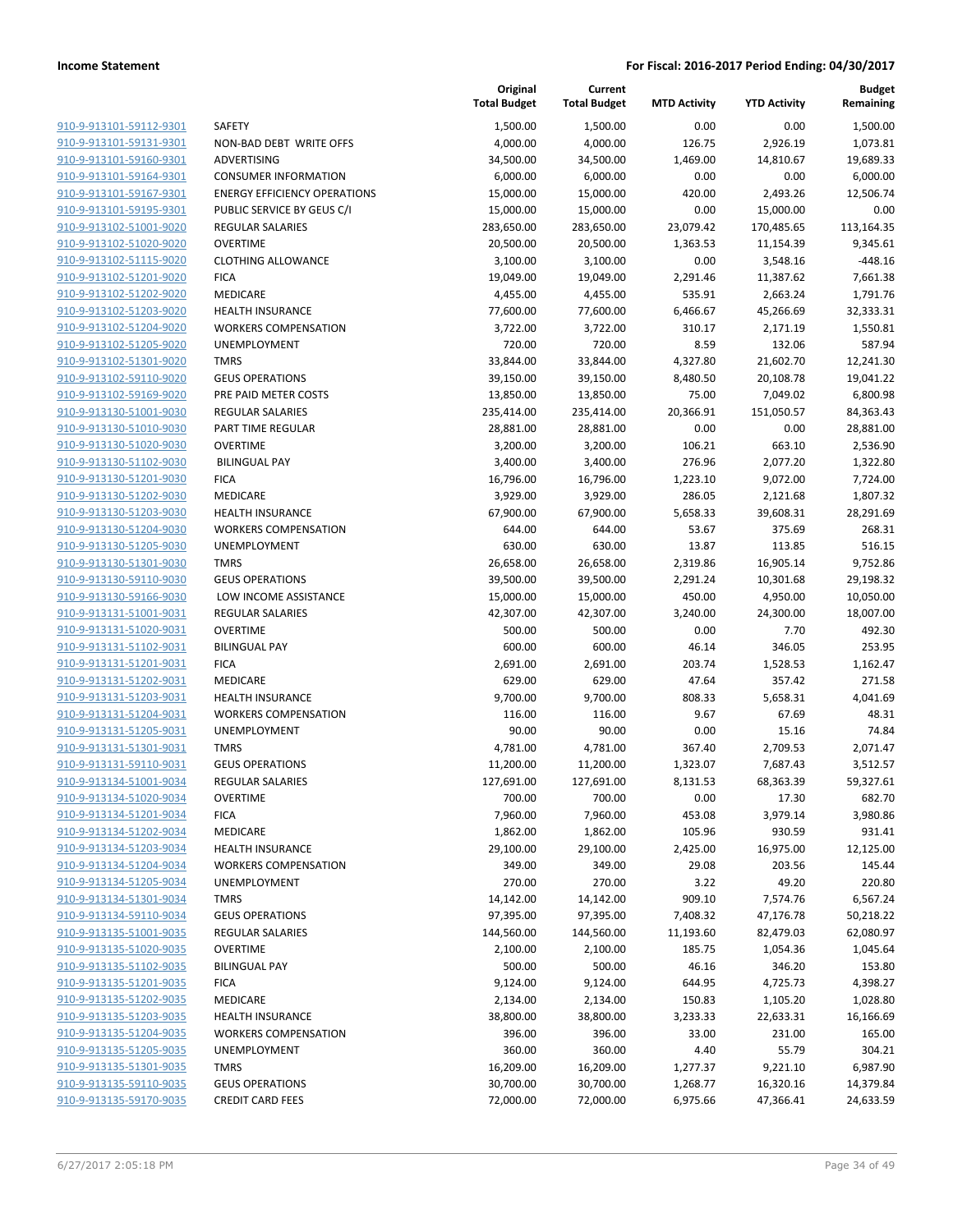**Income Statement** | **For Fiscal: 2016-2017 Period Ending: 04/30/2017**

| | | Original Total Budget | Current Total Budget | MTD Activity | YTD Activity | Budget Remaining |
|---|---|---|---|---|---|---|
| 910-9-913101-59112-9301 | SAFETY | 1,500.00 | 1,500.00 | 0.00 | 0.00 | 1,500.00 |
| 910-9-913101-59131-9301 | NON-BAD DEBT WRITE OFFS | 4,000.00 | 4,000.00 | 126.75 | 2,926.19 | 1,073.81 |
| 910-9-913101-59160-9301 | ADVERTISING | 34,500.00 | 34,500.00 | 1,469.00 | 14,810.67 | 19,689.33 |
| 910-9-913101-59164-9301 | CONSUMER INFORMATION | 6,000.00 | 6,000.00 | 0.00 | 0.00 | 6,000.00 |
| 910-9-913101-59167-9301 | ENERGY EFFICIENCY OPERATIONS | 15,000.00 | 15,000.00 | 420.00 | 2,493.26 | 12,506.74 |
| 910-9-913101-59195-9301 | PUBLIC SERVICE BY GEUS C/I | 15,000.00 | 15,000.00 | 0.00 | 15,000.00 | 0.00 |
| 910-9-913102-51001-9020 | REGULAR SALARIES | 283,650.00 | 283,650.00 | 23,079.42 | 170,485.65 | 113,164.35 |
| 910-9-913102-51020-9020 | OVERTIME | 20,500.00 | 20,500.00 | 1,363.53 | 11,154.39 | 9,345.61 |
| 910-9-913102-51115-9020 | CLOTHING ALLOWANCE | 3,100.00 | 3,100.00 | 0.00 | 3,548.16 | -448.16 |
| 910-9-913102-51201-9020 | FICA | 19,049.00 | 19,049.00 | 2,291.46 | 11,387.62 | 7,661.38 |
| 910-9-913102-51202-9020 | MEDICARE | 4,455.00 | 4,455.00 | 535.91 | 2,663.24 | 1,791.76 |
| 910-9-913102-51203-9020 | HEALTH INSURANCE | 77,600.00 | 77,600.00 | 6,466.67 | 45,266.69 | 32,333.31 |
| 910-9-913102-51204-9020 | WORKERS COMPENSATION | 3,722.00 | 3,722.00 | 310.17 | 2,171.19 | 1,550.81 |
| 910-9-913102-51205-9020 | UNEMPLOYMENT | 720.00 | 720.00 | 8.59 | 132.06 | 587.94 |
| 910-9-913102-51301-9020 | TMRS | 33,844.00 | 33,844.00 | 4,327.80 | 21,602.70 | 12,241.30 |
| 910-9-913102-59110-9020 | GEUS OPERATIONS | 39,150.00 | 39,150.00 | 8,480.50 | 20,108.78 | 19,041.22 |
| 910-9-913102-59169-9020 | PRE PAID METER COSTS | 13,850.00 | 13,850.00 | 75.00 | 7,049.02 | 6,800.98 |
| 910-9-913130-51001-9030 | REGULAR SALARIES | 235,414.00 | 235,414.00 | 20,366.91 | 151,050.57 | 84,363.43 |
| 910-9-913130-51010-9030 | PART TIME REGULAR | 28,881.00 | 28,881.00 | 0.00 | 0.00 | 28,881.00 |
| 910-9-913130-51020-9030 | OVERTIME | 3,200.00 | 3,200.00 | 106.21 | 663.10 | 2,536.90 |
| 910-9-913130-51102-9030 | BILINGUAL PAY | 3,400.00 | 3,400.00 | 276.96 | 2,077.20 | 1,322.80 |
| 910-9-913130-51201-9030 | FICA | 16,796.00 | 16,796.00 | 1,223.10 | 9,072.00 | 7,724.00 |
| 910-9-913130-51202-9030 | MEDICARE | 3,929.00 | 3,929.00 | 286.05 | 2,121.68 | 1,807.32 |
| 910-9-913130-51203-9030 | HEALTH INSURANCE | 67,900.00 | 67,900.00 | 5,658.33 | 39,608.31 | 28,291.69 |
| 910-9-913130-51204-9030 | WORKERS COMPENSATION | 644.00 | 644.00 | 53.67 | 375.69 | 268.31 |
| 910-9-913130-51205-9030 | UNEMPLOYMENT | 630.00 | 630.00 | 13.87 | 113.85 | 516.15 |
| 910-9-913130-51301-9030 | TMRS | 26,658.00 | 26,658.00 | 2,319.86 | 16,905.14 | 9,752.86 |
| 910-9-913130-59110-9030 | GEUS OPERATIONS | 39,500.00 | 39,500.00 | 2,291.24 | 10,301.68 | 29,198.32 |
| 910-9-913130-59166-9030 | LOW INCOME ASSISTANCE | 15,000.00 | 15,000.00 | 450.00 | 4,950.00 | 10,050.00 |
| 910-9-913131-51001-9031 | REGULAR SALARIES | 42,307.00 | 42,307.00 | 3,240.00 | 24,300.00 | 18,007.00 |
| 910-9-913131-51020-9031 | OVERTIME | 500.00 | 500.00 | 0.00 | 7.70 | 492.30 |
| 910-9-913131-51102-9031 | BILINGUAL PAY | 600.00 | 600.00 | 46.14 | 346.05 | 253.95 |
| 910-9-913131-51201-9031 | FICA | 2,691.00 | 2,691.00 | 203.74 | 1,528.53 | 1,162.47 |
| 910-9-913131-51202-9031 | MEDICARE | 629.00 | 629.00 | 47.64 | 357.42 | 271.58 |
| 910-9-913131-51203-9031 | HEALTH INSURANCE | 9,700.00 | 9,700.00 | 808.33 | 5,658.31 | 4,041.69 |
| 910-9-913131-51204-9031 | WORKERS COMPENSATION | 116.00 | 116.00 | 9.67 | 67.69 | 48.31 |
| 910-9-913131-51205-9031 | UNEMPLOYMENT | 90.00 | 90.00 | 0.00 | 15.16 | 74.84 |
| 910-9-913131-51301-9031 | TMRS | 4,781.00 | 4,781.00 | 367.40 | 2,709.53 | 2,071.47 |
| 910-9-913131-59110-9031 | GEUS OPERATIONS | 11,200.00 | 11,200.00 | 1,323.07 | 7,687.43 | 3,512.57 |
| 910-9-913134-51001-9034 | REGULAR SALARIES | 127,691.00 | 127,691.00 | 8,131.53 | 68,363.39 | 59,327.61 |
| 910-9-913134-51020-9034 | OVERTIME | 700.00 | 700.00 | 0.00 | 17.30 | 682.70 |
| 910-9-913134-51201-9034 | FICA | 7,960.00 | 7,960.00 | 453.08 | 3,979.14 | 3,980.86 |
| 910-9-913134-51202-9034 | MEDICARE | 1,862.00 | 1,862.00 | 105.96 | 930.59 | 931.41 |
| 910-9-913134-51203-9034 | HEALTH INSURANCE | 29,100.00 | 29,100.00 | 2,425.00 | 16,975.00 | 12,125.00 |
| 910-9-913134-51204-9034 | WORKERS COMPENSATION | 349.00 | 349.00 | 29.08 | 203.56 | 145.44 |
| 910-9-913134-51205-9034 | UNEMPLOYMENT | 270.00 | 270.00 | 3.22 | 49.20 | 220.80 |
| 910-9-913134-51301-9034 | TMRS | 14,142.00 | 14,142.00 | 909.10 | 7,574.76 | 6,567.24 |
| 910-9-913134-59110-9034 | GEUS OPERATIONS | 97,395.00 | 97,395.00 | 7,408.32 | 47,176.78 | 50,218.22 |
| 910-9-913135-51001-9035 | REGULAR SALARIES | 144,560.00 | 144,560.00 | 11,193.60 | 82,479.03 | 62,080.97 |
| 910-9-913135-51020-9035 | OVERTIME | 2,100.00 | 2,100.00 | 185.75 | 1,054.36 | 1,045.64 |
| 910-9-913135-51102-9035 | BILINGUAL PAY | 500.00 | 500.00 | 46.16 | 346.20 | 153.80 |
| 910-9-913135-51201-9035 | FICA | 9,124.00 | 9,124.00 | 644.95 | 4,725.73 | 4,398.27 |
| 910-9-913135-51202-9035 | MEDICARE | 2,134.00 | 2,134.00 | 150.83 | 1,105.20 | 1,028.80 |
| 910-9-913135-51203-9035 | HEALTH INSURANCE | 38,800.00 | 38,800.00 | 3,233.33 | 22,633.31 | 16,166.69 |
| 910-9-913135-51204-9035 | WORKERS COMPENSATION | 396.00 | 396.00 | 33.00 | 231.00 | 165.00 |
| 910-9-913135-51205-9035 | UNEMPLOYMENT | 360.00 | 360.00 | 4.40 | 55.79 | 304.21 |
| 910-9-913135-51301-9035 | TMRS | 16,209.00 | 16,209.00 | 1,277.37 | 9,221.10 | 6,987.90 |
| 910-9-913135-59110-9035 | GEUS OPERATIONS | 30,700.00 | 30,700.00 | 1,268.77 | 16,320.16 | 14,379.84 |
| 910-9-913135-59170-9035 | CREDIT CARD FEES | 72,000.00 | 72,000.00 | 6,975.66 | 47,366.41 | 24,633.59 |

6/27/2017 2:05:18 PM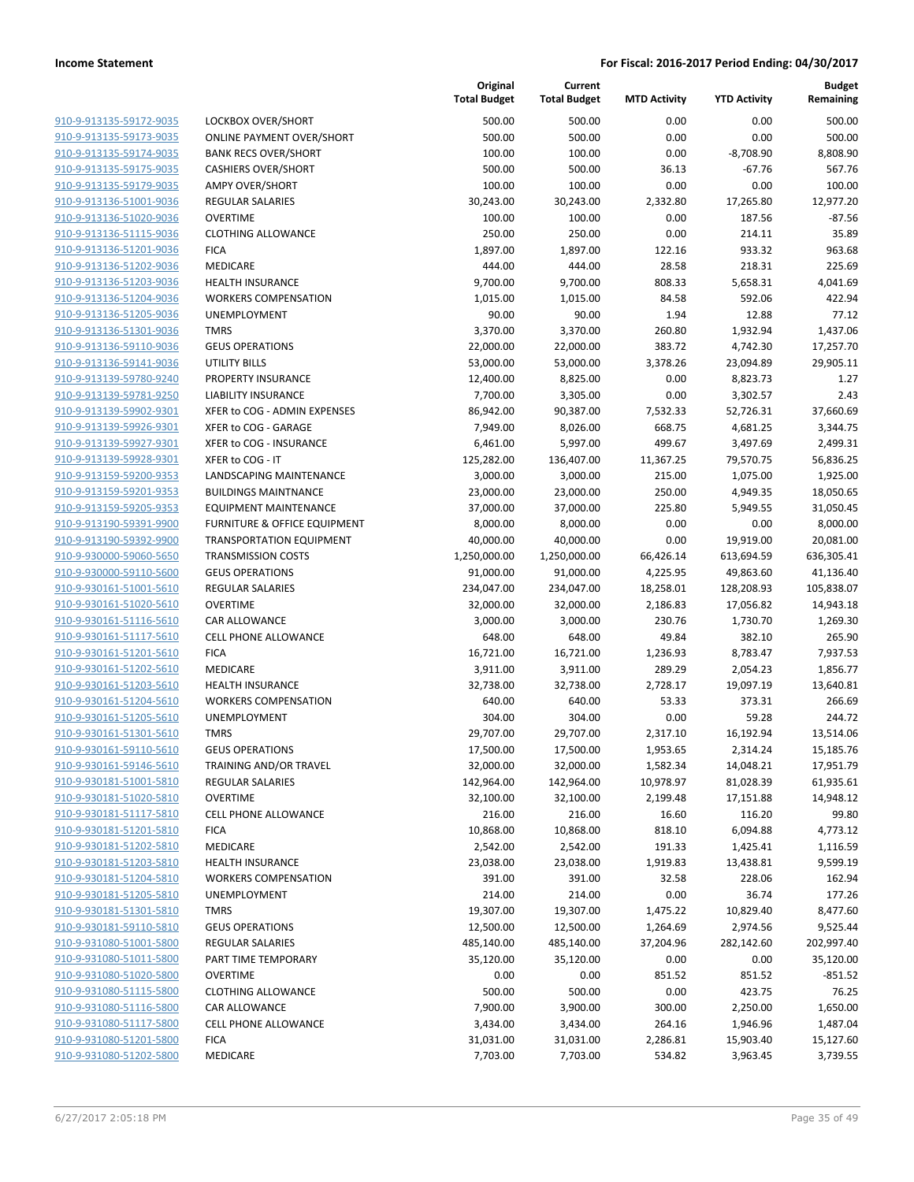**Income Statement** | **For Fiscal: 2016-2017 Period Ending: 04/30/2017**

| | | Original Total Budget | Current Total Budget | MTD Activity | YTD Activity | Budget Remaining |
|---|---|---|---|---|---|---|
| 910-9-913135-59172-9035 | LOCKBOX OVER/SHORT | 500.00 | 500.00 | 0.00 | 0.00 | 500.00 |
| 910-9-913135-59173-9035 | ONLINE PAYMENT OVER/SHORT | 500.00 | 500.00 | 0.00 | 0.00 | 500.00 |
| 910-9-913135-59174-9035 | BANK RECS OVER/SHORT | 100.00 | 100.00 | 0.00 | -8,708.90 | 8,808.90 |
| 910-9-913135-59175-9035 | CASHIERS OVER/SHORT | 500.00 | 500.00 | 36.13 | -67.76 | 567.76 |
| 910-9-913135-59179-9035 | AMPY OVER/SHORT | 100.00 | 100.00 | 0.00 | 0.00 | 100.00 |
| 910-9-913136-51001-9036 | REGULAR SALARIES | 30,243.00 | 30,243.00 | 2,332.80 | 17,265.80 | 12,977.20 |
| 910-9-913136-51020-9036 | OVERTIME | 100.00 | 100.00 | 0.00 | 187.56 | -87.56 |
| 910-9-913136-51115-9036 | CLOTHING ALLOWANCE | 250.00 | 250.00 | 0.00 | 214.11 | 35.89 |
| 910-9-913136-51201-9036 | FICA | 1,897.00 | 1,897.00 | 122.16 | 933.32 | 963.68 |
| 910-9-913136-51202-9036 | MEDICARE | 444.00 | 444.00 | 28.58 | 218.31 | 225.69 |
| 910-9-913136-51203-9036 | HEALTH INSURANCE | 9,700.00 | 9,700.00 | 808.33 | 5,658.31 | 4,041.69 |
| 910-9-913136-51204-9036 | WORKERS COMPENSATION | 1,015.00 | 1,015.00 | 84.58 | 592.06 | 422.94 |
| 910-9-913136-51205-9036 | UNEMPLOYMENT | 90.00 | 90.00 | 1.94 | 12.88 | 77.12 |
| 910-9-913136-51301-9036 | TMRS | 3,370.00 | 3,370.00 | 260.80 | 1,932.94 | 1,437.06 |
| 910-9-913136-59110-9036 | GEUS OPERATIONS | 22,000.00 | 22,000.00 | 383.72 | 4,742.30 | 17,257.70 |
| 910-9-913136-59141-9036 | UTILITY BILLS | 53,000.00 | 53,000.00 | 3,378.26 | 23,094.89 | 29,905.11 |
| 910-9-913139-59780-9240 | PROPERTY INSURANCE | 12,400.00 | 8,825.00 | 0.00 | 8,823.73 | 1.27 |
| 910-9-913139-59781-9250 | LIABILITY INSURANCE | 7,700.00 | 3,305.00 | 0.00 | 3,302.57 | 2.43 |
| 910-9-913139-59902-9301 | XFER to COG - ADMIN EXPENSES | 86,942.00 | 90,387.00 | 7,532.33 | 52,726.31 | 37,660.69 |
| 910-9-913139-59926-9301 | XFER to COG - GARAGE | 7,949.00 | 8,026.00 | 668.75 | 4,681.25 | 3,344.75 |
| 910-9-913139-59927-9301 | XFER to COG - INSURANCE | 6,461.00 | 5,997.00 | 499.67 | 3,497.69 | 2,499.31 |
| 910-9-913139-59928-9301 | XFER to COG - IT | 125,282.00 | 136,407.00 | 11,367.25 | 79,570.75 | 56,836.25 |
| 910-9-913159-59200-9353 | LANDSCAPING MAINTENANCE | 3,000.00 | 3,000.00 | 215.00 | 1,075.00 | 1,925.00 |
| 910-9-913159-59201-9353 | BUILDINGS MAINTNANCE | 23,000.00 | 23,000.00 | 250.00 | 4,949.35 | 18,050.65 |
| 910-9-913159-59205-9353 | EQUIPMENT MAINTENANCE | 37,000.00 | 37,000.00 | 225.80 | 5,949.55 | 31,050.45 |
| 910-9-913190-59391-9900 | FURNITURE & OFFICE EQUIPMENT | 8,000.00 | 8,000.00 | 0.00 | 0.00 | 8,000.00 |
| 910-9-913190-59392-9900 | TRANSPORTATION EQUIPMENT | 40,000.00 | 40,000.00 | 0.00 | 19,919.00 | 20,081.00 |
| 910-9-930000-59060-5650 | TRANSMISSION COSTS | 1,250,000.00 | 1,250,000.00 | 66,426.14 | 613,694.59 | 636,305.41 |
| 910-9-930000-59110-5600 | GEUS OPERATIONS | 91,000.00 | 91,000.00 | 4,225.95 | 49,863.60 | 41,136.40 |
| 910-9-930161-51001-5610 | REGULAR SALARIES | 234,047.00 | 234,047.00 | 18,258.01 | 128,208.93 | 105,838.07 |
| 910-9-930161-51020-5610 | OVERTIME | 32,000.00 | 32,000.00 | 2,186.83 | 17,056.82 | 14,943.18 |
| 910-9-930161-51116-5610 | CAR ALLOWANCE | 3,000.00 | 3,000.00 | 230.76 | 1,730.70 | 1,269.30 |
| 910-9-930161-51117-5610 | CELL PHONE ALLOWANCE | 648.00 | 648.00 | 49.84 | 382.10 | 265.90 |
| 910-9-930161-51201-5610 | FICA | 16,721.00 | 16,721.00 | 1,236.93 | 8,783.47 | 7,937.53 |
| 910-9-930161-51202-5610 | MEDICARE | 3,911.00 | 3,911.00 | 289.29 | 2,054.23 | 1,856.77 |
| 910-9-930161-51203-5610 | HEALTH INSURANCE | 32,738.00 | 32,738.00 | 2,728.17 | 19,097.19 | 13,640.81 |
| 910-9-930161-51204-5610 | WORKERS COMPENSATION | 640.00 | 640.00 | 53.33 | 373.31 | 266.69 |
| 910-9-930161-51205-5610 | UNEMPLOYMENT | 304.00 | 304.00 | 0.00 | 59.28 | 244.72 |
| 910-9-930161-51301-5610 | TMRS | 29,707.00 | 29,707.00 | 2,317.10 | 16,192.94 | 13,514.06 |
| 910-9-930161-59110-5610 | GEUS OPERATIONS | 17,500.00 | 17,500.00 | 1,953.65 | 2,314.24 | 15,185.76 |
| 910-9-930161-59146-5610 | TRAINING AND/OR TRAVEL | 32,000.00 | 32,000.00 | 1,582.34 | 14,048.21 | 17,951.79 |
| 910-9-930181-51001-5810 | REGULAR SALARIES | 142,964.00 | 142,964.00 | 10,978.97 | 81,028.39 | 61,935.61 |
| 910-9-930181-51020-5810 | OVERTIME | 32,100.00 | 32,100.00 | 2,199.48 | 17,151.88 | 14,948.12 |
| 910-9-930181-51117-5810 | CELL PHONE ALLOWANCE | 216.00 | 216.00 | 16.60 | 116.20 | 99.80 |
| 910-9-930181-51201-5810 | FICA | 10,868.00 | 10,868.00 | 818.10 | 6,094.88 | 4,773.12 |
| 910-9-930181-51202-5810 | MEDICARE | 2,542.00 | 2,542.00 | 191.33 | 1,425.41 | 1,116.59 |
| 910-9-930181-51203-5810 | HEALTH INSURANCE | 23,038.00 | 23,038.00 | 1,919.83 | 13,438.81 | 9,599.19 |
| 910-9-930181-51204-5810 | WORKERS COMPENSATION | 391.00 | 391.00 | 32.58 | 228.06 | 162.94 |
| 910-9-930181-51205-5810 | UNEMPLOYMENT | 214.00 | 214.00 | 0.00 | 36.74 | 177.26 |
| 910-9-930181-51301-5810 | TMRS | 19,307.00 | 19,307.00 | 1,475.22 | 10,829.40 | 8,477.60 |
| 910-9-930181-59110-5810 | GEUS OPERATIONS | 12,500.00 | 12,500.00 | 1,264.69 | 2,974.56 | 9,525.44 |
| 910-9-931080-51001-5800 | REGULAR SALARIES | 485,140.00 | 485,140.00 | 37,204.96 | 282,142.60 | 202,997.40 |
| 910-9-931080-51011-5800 | PART TIME TEMPORARY | 35,120.00 | 35,120.00 | 0.00 | 0.00 | 35,120.00 |
| 910-9-931080-51020-5800 | OVERTIME | 0.00 | 0.00 | 851.52 | 851.52 | -851.52 |
| 910-9-931080-51115-5800 | CLOTHING ALLOWANCE | 500.00 | 500.00 | 0.00 | 423.75 | 76.25 |
| 910-9-931080-51116-5800 | CAR ALLOWANCE | 7,900.00 | 3,900.00 | 300.00 | 2,250.00 | 1,650.00 |
| 910-9-931080-51117-5800 | CELL PHONE ALLOWANCE | 3,434.00 | 3,434.00 | 264.16 | 1,946.96 | 1,487.04 |
| 910-9-931080-51201-5800 | FICA | 31,031.00 | 31,031.00 | 2,286.81 | 15,903.40 | 15,127.60 |
| 910-9-931080-51202-5800 | MEDICARE | 7,703.00 | 7,703.00 | 534.82 | 3,963.45 | 3,739.55 |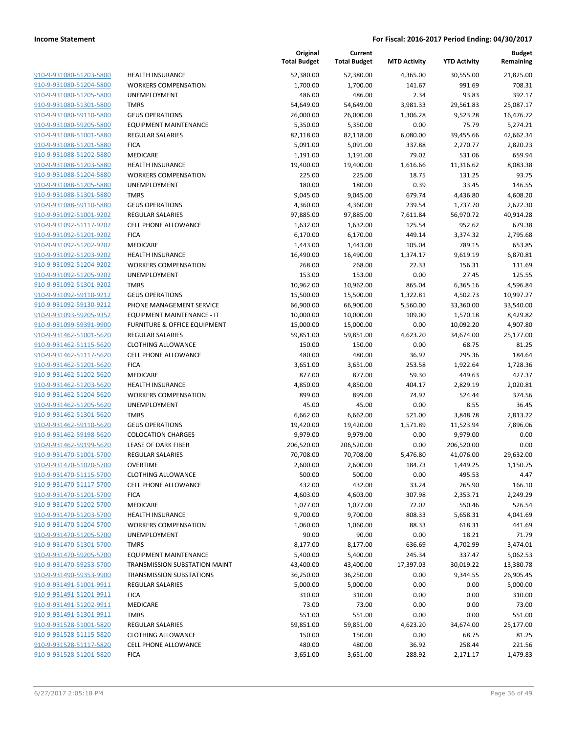**Income Statement** | **For Fiscal: 2016-2017 Period Ending: 04/30/2017**

| | | Original Total Budget | Current Total Budget | MTD Activity | YTD Activity | Budget Remaining |
|---|---|---|---|---|---|---|
| 910-9-931080-51203-5800 | HEALTH INSURANCE | 52,380.00 | 52,380.00 | 4,365.00 | 30,555.00 | 21,825.00 |
| 910-9-931080-51204-5800 | WORKERS COMPENSATION | 1,700.00 | 1,700.00 | 141.67 | 991.69 | 708.31 |
| 910-9-931080-51205-5800 | UNEMPLOYMENT | 486.00 | 486.00 | 2.34 | 93.83 | 392.17 |
| 910-9-931080-51301-5800 | TMRS | 54,649.00 | 54,649.00 | 3,981.33 | 29,561.83 | 25,087.17 |
| 910-9-931080-59110-5800 | GEUS OPERATIONS | 26,000.00 | 26,000.00 | 1,306.28 | 9,523.28 | 16,476.72 |
| 910-9-931080-59205-5800 | EQUIPMENT MAINTENANCE | 5,350.00 | 5,350.00 | 0.00 | 75.79 | 5,274.21 |
| 910-9-931088-51001-5880 | REGULAR SALARIES | 82,118.00 | 82,118.00 | 6,080.00 | 39,455.66 | 42,662.34 |
| 910-9-931088-51201-5880 | FICA | 5,091.00 | 5,091.00 | 337.88 | 2,270.77 | 2,820.23 |
| 910-9-931088-51202-5880 | MEDICARE | 1,191.00 | 1,191.00 | 79.02 | 531.06 | 659.94 |
| 910-9-931088-51203-5880 | HEALTH INSURANCE | 19,400.00 | 19,400.00 | 1,616.66 | 11,316.62 | 8,083.38 |
| 910-9-931088-51204-5880 | WORKERS COMPENSATION | 225.00 | 225.00 | 18.75 | 131.25 | 93.75 |
| 910-9-931088-51205-5880 | UNEMPLOYMENT | 180.00 | 180.00 | 0.39 | 33.45 | 146.55 |
| 910-9-931088-51301-5880 | TMRS | 9,045.00 | 9,045.00 | 679.74 | 4,436.80 | 4,608.20 |
| 910-9-931088-59110-5880 | GEUS OPERATIONS | 4,360.00 | 4,360.00 | 239.54 | 1,737.70 | 2,622.30 |
| 910-9-931092-51001-9202 | REGULAR SALARIES | 97,885.00 | 97,885.00 | 7,611.84 | 56,970.72 | 40,914.28 |
| 910-9-931092-51117-9202 | CELL PHONE ALLOWANCE | 1,632.00 | 1,632.00 | 125.54 | 952.62 | 679.38 |
| 910-9-931092-51201-9202 | FICA | 6,170.00 | 6,170.00 | 449.14 | 3,374.32 | 2,795.68 |
| 910-9-931092-51202-9202 | MEDICARE | 1,443.00 | 1,443.00 | 105.04 | 789.15 | 653.85 |
| 910-9-931092-51203-9202 | HEALTH INSURANCE | 16,490.00 | 16,490.00 | 1,374.17 | 9,619.19 | 6,870.81 |
| 910-9-931092-51204-9202 | WORKERS COMPENSATION | 268.00 | 268.00 | 22.33 | 156.31 | 111.69 |
| 910-9-931092-51205-9202 | UNEMPLOYMENT | 153.00 | 153.00 | 0.00 | 27.45 | 125.55 |
| 910-9-931092-51301-9202 | TMRS | 10,962.00 | 10,962.00 | 865.04 | 6,365.16 | 4,596.84 |
| 910-9-931092-59110-9212 | GEUS OPERATIONS | 15,500.00 | 15,500.00 | 1,322.81 | 4,502.73 | 10,997.27 |
| 910-9-931092-59130-9212 | PHONE MANAGEMENT SERVICE | 66,900.00 | 66,900.00 | 5,560.00 | 33,360.00 | 33,540.00 |
| 910-9-931093-59205-9352 | EQUIPMENT MAINTENANCE - IT | 10,000.00 | 10,000.00 | 109.00 | 1,570.18 | 8,429.82 |
| 910-9-931099-59391-9900 | FURNITURE & OFFICE EQUIPMENT | 15,000.00 | 15,000.00 | 0.00 | 10,092.20 | 4,907.80 |
| 910-9-931462-51001-5620 | REGULAR SALARIES | 59,851.00 | 59,851.00 | 4,623.20 | 34,674.00 | 25,177.00 |
| 910-9-931462-51115-5620 | CLOTHING ALLOWANCE | 150.00 | 150.00 | 0.00 | 68.75 | 81.25 |
| 910-9-931462-51117-5620 | CELL PHONE ALLOWANCE | 480.00 | 480.00 | 36.92 | 295.36 | 184.64 |
| 910-9-931462-51201-5620 | FICA | 3,651.00 | 3,651.00 | 253.58 | 1,922.64 | 1,728.36 |
| 910-9-931462-51202-5620 | MEDICARE | 877.00 | 877.00 | 59.30 | 449.63 | 427.37 |
| 910-9-931462-51203-5620 | HEALTH INSURANCE | 4,850.00 | 4,850.00 | 404.17 | 2,829.19 | 2,020.81 |
| 910-9-931462-51204-5620 | WORKERS COMPENSATION | 899.00 | 899.00 | 74.92 | 524.44 | 374.56 |
| 910-9-931462-51205-5620 | UNEMPLOYMENT | 45.00 | 45.00 | 0.00 | 8.55 | 36.45 |
| 910-9-931462-51301-5620 | TMRS | 6,662.00 | 6,662.00 | 521.00 | 3,848.78 | 2,813.22 |
| 910-9-931462-59110-5620 | GEUS OPERATIONS | 19,420.00 | 19,420.00 | 1,571.89 | 11,523.94 | 7,896.06 |
| 910-9-931462-59198-5620 | COLOCATION CHARGES | 9,979.00 | 9,979.00 | 0.00 | 9,979.00 | 0.00 |
| 910-9-931462-59199-5620 | LEASE OF DARK FIBER | 206,520.00 | 206,520.00 | 0.00 | 206,520.00 | 0.00 |
| 910-9-931470-51001-5700 | REGULAR SALARIES | 70,708.00 | 70,708.00 | 5,476.80 | 41,076.00 | 29,632.00 |
| 910-9-931470-51020-5700 | OVERTIME | 2,600.00 | 2,600.00 | 184.73 | 1,449.25 | 1,150.75 |
| 910-9-931470-51115-5700 | CLOTHING ALLOWANCE | 500.00 | 500.00 | 0.00 | 495.53 | 4.47 |
| 910-9-931470-51117-5700 | CELL PHONE ALLOWANCE | 432.00 | 432.00 | 33.24 | 265.90 | 166.10 |
| 910-9-931470-51201-5700 | FICA | 4,603.00 | 4,603.00 | 307.98 | 2,353.71 | 2,249.29 |
| 910-9-931470-51202-5700 | MEDICARE | 1,077.00 | 1,077.00 | 72.02 | 550.46 | 526.54 |
| 910-9-931470-51203-5700 | HEALTH INSURANCE | 9,700.00 | 9,700.00 | 808.33 | 5,658.31 | 4,041.69 |
| 910-9-931470-51204-5700 | WORKERS COMPENSATION | 1,060.00 | 1,060.00 | 88.33 | 618.31 | 441.69 |
| 910-9-931470-51205-5700 | UNEMPLOYMENT | 90.00 | 90.00 | 0.00 | 18.21 | 71.79 |
| 910-9-931470-51301-5700 | TMRS | 8,177.00 | 8,177.00 | 636.69 | 4,702.99 | 3,474.01 |
| 910-9-931470-59205-5700 | EQUIPMENT MAINTENANCE | 5,400.00 | 5,400.00 | 245.34 | 337.47 | 5,062.53 |
| 910-9-931470-59253-5700 | TRANSMISSION SUBSTATION MAINT | 43,400.00 | 43,400.00 | 17,397.03 | 30,019.22 | 13,380.78 |
| 910-9-931490-59353-9900 | TRANSMISSION SUBSTATIONS | 36,250.00 | 36,250.00 | 0.00 | 9,344.55 | 26,905.45 |
| 910-9-931491-51001-9911 | REGULAR SALARIES | 5,000.00 | 5,000.00 | 0.00 | 0.00 | 5,000.00 |
| 910-9-931491-51201-9911 | FICA | 310.00 | 310.00 | 0.00 | 0.00 | 310.00 |
| 910-9-931491-51202-9911 | MEDICARE | 73.00 | 73.00 | 0.00 | 0.00 | 73.00 |
| 910-9-931491-51301-9911 | TMRS | 551.00 | 551.00 | 0.00 | 0.00 | 551.00 |
| 910-9-931528-51001-5820 | REGULAR SALARIES | 59,851.00 | 59,851.00 | 4,623.20 | 34,674.00 | 25,177.00 |
| 910-9-931528-51115-5820 | CLOTHING ALLOWANCE | 150.00 | 150.00 | 0.00 | 68.75 | 81.25 |
| 910-9-931528-51117-5820 | CELL PHONE ALLOWANCE | 480.00 | 480.00 | 36.92 | 258.44 | 221.56 |
| 910-9-931528-51201-5820 | FICA | 3,651.00 | 3,651.00 | 288.92 | 2,171.17 | 1,479.83 |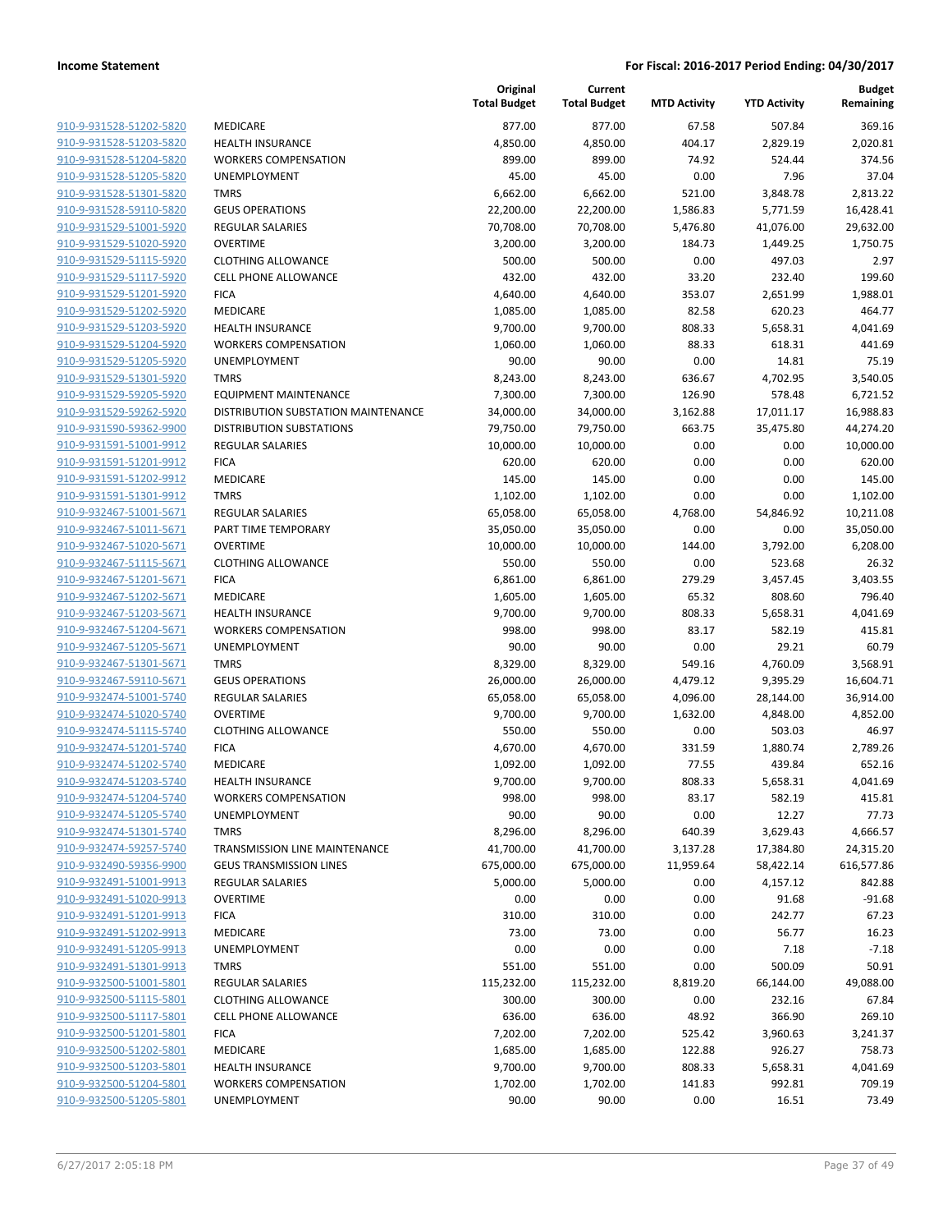| | | Original Total Budget | Current Total Budget | MTD Activity | YTD Activity | Budget Remaining |
|---|---|---|---|---|---|---|
| 910-9-931528-51202-5820 | MEDICARE | 877.00 | 877.00 | 67.58 | 507.84 | 369.16 |
| 910-9-931528-51203-5820 | HEALTH INSURANCE | 4,850.00 | 4,850.00 | 404.17 | 2,829.19 | 2,020.81 |
| 910-9-931528-51204-5820 | WORKERS COMPENSATION | 899.00 | 899.00 | 74.92 | 524.44 | 374.56 |
| 910-9-931528-51205-5820 | UNEMPLOYMENT | 45.00 | 45.00 | 0.00 | 7.96 | 37.04 |
| 910-9-931528-51301-5820 | TMRS | 6,662.00 | 6,662.00 | 521.00 | 3,848.78 | 2,813.22 |
| 910-9-931528-59110-5820 | GEUS OPERATIONS | 22,200.00 | 22,200.00 | 1,586.83 | 5,771.59 | 16,428.41 |
| 910-9-931529-51001-5920 | REGULAR SALARIES | 70,708.00 | 70,708.00 | 5,476.80 | 41,076.00 | 29,632.00 |
| 910-9-931529-51020-5920 | OVERTIME | 3,200.00 | 3,200.00 | 184.73 | 1,449.25 | 1,750.75 |
| 910-9-931529-51115-5920 | CLOTHING ALLOWANCE | 500.00 | 500.00 | 0.00 | 497.03 | 2.97 |
| 910-9-931529-51117-5920 | CELL PHONE ALLOWANCE | 432.00 | 432.00 | 33.20 | 232.40 | 199.60 |
| 910-9-931529-51201-5920 | FICA | 4,640.00 | 4,640.00 | 353.07 | 2,651.99 | 1,988.01 |
| 910-9-931529-51202-5920 | MEDICARE | 1,085.00 | 1,085.00 | 82.58 | 620.23 | 464.77 |
| 910-9-931529-51203-5920 | HEALTH INSURANCE | 9,700.00 | 9,700.00 | 808.33 | 5,658.31 | 4,041.69 |
| 910-9-931529-51204-5920 | WORKERS COMPENSATION | 1,060.00 | 1,060.00 | 88.33 | 618.31 | 441.69 |
| 910-9-931529-51205-5920 | UNEMPLOYMENT | 90.00 | 90.00 | 0.00 | 14.81 | 75.19 |
| 910-9-931529-51301-5920 | TMRS | 8,243.00 | 8,243.00 | 636.67 | 4,702.95 | 3,540.05 |
| 910-9-931529-59205-5920 | EQUIPMENT MAINTENANCE | 7,300.00 | 7,300.00 | 126.90 | 578.48 | 6,721.52 |
| 910-9-931529-59262-5920 | DISTRIBUTION SUBSTATION MAINTENANCE | 34,000.00 | 34,000.00 | 3,162.88 | 17,011.17 | 16,988.83 |
| 910-9-931590-59362-9900 | DISTRIBUTION SUBSTATIONS | 79,750.00 | 79,750.00 | 663.75 | 35,475.80 | 44,274.20 |
| 910-9-931591-51001-9912 | REGULAR SALARIES | 10,000.00 | 10,000.00 | 0.00 | 0.00 | 10,000.00 |
| 910-9-931591-51201-9912 | FICA | 620.00 | 620.00 | 0.00 | 0.00 | 620.00 |
| 910-9-931591-51202-9912 | MEDICARE | 145.00 | 145.00 | 0.00 | 0.00 | 145.00 |
| 910-9-931591-51301-9912 | TMRS | 1,102.00 | 1,102.00 | 0.00 | 0.00 | 1,102.00 |
| 910-9-932467-51001-5671 | REGULAR SALARIES | 65,058.00 | 65,058.00 | 4,768.00 | 54,846.92 | 10,211.08 |
| 910-9-932467-51011-5671 | PART TIME TEMPORARY | 35,050.00 | 35,050.00 | 0.00 | 0.00 | 35,050.00 |
| 910-9-932467-51020-5671 | OVERTIME | 10,000.00 | 10,000.00 | 144.00 | 3,792.00 | 6,208.00 |
| 910-9-932467-51115-5671 | CLOTHING ALLOWANCE | 550.00 | 550.00 | 0.00 | 523.68 | 26.32 |
| 910-9-932467-51201-5671 | FICA | 6,861.00 | 6,861.00 | 279.29 | 3,457.45 | 3,403.55 |
| 910-9-932467-51202-5671 | MEDICARE | 1,605.00 | 1,605.00 | 65.32 | 808.60 | 796.40 |
| 910-9-932467-51203-5671 | HEALTH INSURANCE | 9,700.00 | 9,700.00 | 808.33 | 5,658.31 | 4,041.69 |
| 910-9-932467-51204-5671 | WORKERS COMPENSATION | 998.00 | 998.00 | 83.17 | 582.19 | 415.81 |
| 910-9-932467-51205-5671 | UNEMPLOYMENT | 90.00 | 90.00 | 0.00 | 29.21 | 60.79 |
| 910-9-932467-51301-5671 | TMRS | 8,329.00 | 8,329.00 | 549.16 | 4,760.09 | 3,568.91 |
| 910-9-932467-59110-5671 | GEUS OPERATIONS | 26,000.00 | 26,000.00 | 4,479.12 | 9,395.29 | 16,604.71 |
| 910-9-932474-51001-5740 | REGULAR SALARIES | 65,058.00 | 65,058.00 | 4,096.00 | 28,144.00 | 36,914.00 |
| 910-9-932474-51020-5740 | OVERTIME | 9,700.00 | 9,700.00 | 1,632.00 | 4,848.00 | 4,852.00 |
| 910-9-932474-51115-5740 | CLOTHING ALLOWANCE | 550.00 | 550.00 | 0.00 | 503.03 | 46.97 |
| 910-9-932474-51201-5740 | FICA | 4,670.00 | 4,670.00 | 331.59 | 1,880.74 | 2,789.26 |
| 910-9-932474-51202-5740 | MEDICARE | 1,092.00 | 1,092.00 | 77.55 | 439.84 | 652.16 |
| 910-9-932474-51203-5740 | HEALTH INSURANCE | 9,700.00 | 9,700.00 | 808.33 | 5,658.31 | 4,041.69 |
| 910-9-932474-51204-5740 | WORKERS COMPENSATION | 998.00 | 998.00 | 83.17 | 582.19 | 415.81 |
| 910-9-932474-51205-5740 | UNEMPLOYMENT | 90.00 | 90.00 | 0.00 | 12.27 | 77.73 |
| 910-9-932474-51301-5740 | TMRS | 8,296.00 | 8,296.00 | 640.39 | 3,629.43 | 4,666.57 |
| 910-9-932474-59257-5740 | TRANSMISSION LINE MAINTENANCE | 41,700.00 | 41,700.00 | 3,137.28 | 17,384.80 | 24,315.20 |
| 910-9-932490-59356-9900 | GEUS TRANSMISSION LINES | 675,000.00 | 675,000.00 | 11,959.64 | 58,422.14 | 616,577.86 |
| 910-9-932491-51001-9913 | REGULAR SALARIES | 5,000.00 | 5,000.00 | 0.00 | 4,157.12 | 842.88 |
| 910-9-932491-51020-9913 | OVERTIME | 0.00 | 0.00 | 0.00 | 91.68 | -91.68 |
| 910-9-932491-51201-9913 | FICA | 310.00 | 310.00 | 0.00 | 242.77 | 67.23 |
| 910-9-932491-51202-9913 | MEDICARE | 73.00 | 73.00 | 0.00 | 56.77 | 16.23 |
| 910-9-932491-51205-9913 | UNEMPLOYMENT | 0.00 | 0.00 | 0.00 | 7.18 | -7.18 |
| 910-9-932491-51301-9913 | TMRS | 551.00 | 551.00 | 0.00 | 500.09 | 50.91 |
| 910-9-932500-51001-5801 | REGULAR SALARIES | 115,232.00 | 115,232.00 | 8,819.20 | 66,144.00 | 49,088.00 |
| 910-9-932500-51115-5801 | CLOTHING ALLOWANCE | 300.00 | 300.00 | 0.00 | 232.16 | 67.84 |
| 910-9-932500-51117-5801 | CELL PHONE ALLOWANCE | 636.00 | 636.00 | 48.92 | 366.90 | 269.10 |
| 910-9-932500-51201-5801 | FICA | 7,202.00 | 7,202.00 | 525.42 | 3,960.63 | 3,241.37 |
| 910-9-932500-51202-5801 | MEDICARE | 1,685.00 | 1,685.00 | 122.88 | 926.27 | 758.73 |
| 910-9-932500-51203-5801 | HEALTH INSURANCE | 9,700.00 | 9,700.00 | 808.33 | 5,658.31 | 4,041.69 |
| 910-9-932500-51204-5801 | WORKERS COMPENSATION | 1,702.00 | 1,702.00 | 141.83 | 992.81 | 709.19 |
| 910-9-932500-51205-5801 | UNEMPLOYMENT | 90.00 | 90.00 | 0.00 | 16.51 | 73.49 |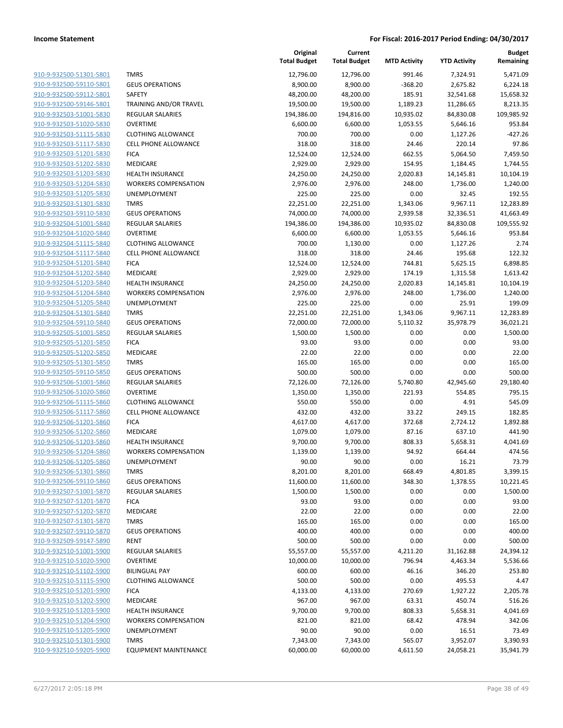**Income Statement** — **For Fiscal: 2016-2017 Period Ending: 04/30/2017**

| | | Original Total Budget | Current Total Budget | MTD Activity | YTD Activity | Budget Remaining |
|---|---|---|---|---|---|---|
| 910-9-932500-51301-5801 | TMRS | 12,796.00 | 12,796.00 | 991.46 | 7,324.91 | 5,471.09 |
| 910-9-932500-59110-5801 | GEUS OPERATIONS | 8,900.00 | 8,900.00 | -368.20 | 2,675.82 | 6,224.18 |
| 910-9-932500-59112-5801 | SAFETY | 48,200.00 | 48,200.00 | 185.91 | 32,541.68 | 15,658.32 |
| 910-9-932500-59146-5801 | TRAINING AND/OR TRAVEL | 19,500.00 | 19,500.00 | 1,189.23 | 11,286.65 | 8,213.35 |
| 910-9-932503-51001-5830 | REGULAR SALARIES | 194,386.00 | 194,816.00 | 10,935.02 | 84,830.08 | 109,985.92 |
| 910-9-932503-51020-5830 | OVERTIME | 6,600.00 | 6,600.00 | 1,053.55 | 5,646.16 | 953.84 |
| 910-9-932503-51115-5830 | CLOTHING ALLOWANCE | 700.00 | 700.00 | 0.00 | 1,127.26 | -427.26 |
| 910-9-932503-51117-5830 | CELL PHONE ALLOWANCE | 318.00 | 318.00 | 24.46 | 220.14 | 97.86 |
| 910-9-932503-51201-5830 | FICA | 12,524.00 | 12,524.00 | 662.55 | 5,064.50 | 7,459.50 |
| 910-9-932503-51202-5830 | MEDICARE | 2,929.00 | 2,929.00 | 154.95 | 1,184.45 | 1,744.55 |
| 910-9-932503-51203-5830 | HEALTH INSURANCE | 24,250.00 | 24,250.00 | 2,020.83 | 14,145.81 | 10,104.19 |
| 910-9-932503-51204-5830 | WORKERS COMPENSATION | 2,976.00 | 2,976.00 | 248.00 | 1,736.00 | 1,240.00 |
| 910-9-932503-51205-5830 | UNEMPLOYMENT | 225.00 | 225.00 | 0.00 | 32.45 | 192.55 |
| 910-9-932503-51301-5830 | TMRS | 22,251.00 | 22,251.00 | 1,343.06 | 9,967.11 | 12,283.89 |
| 910-9-932503-59110-5830 | GEUS OPERATIONS | 74,000.00 | 74,000.00 | 2,939.58 | 32,336.51 | 41,663.49 |
| 910-9-932504-51001-5840 | REGULAR SALARIES | 194,386.00 | 194,386.00 | 10,935.02 | 84,830.08 | 109,555.92 |
| 910-9-932504-51020-5840 | OVERTIME | 6,600.00 | 6,600.00 | 1,053.55 | 5,646.16 | 953.84 |
| 910-9-932504-51115-5840 | CLOTHING ALLOWANCE | 700.00 | 1,130.00 | 0.00 | 1,127.26 | 2.74 |
| 910-9-932504-51117-5840 | CELL PHONE ALLOWANCE | 318.00 | 318.00 | 24.46 | 195.68 | 122.32 |
| 910-9-932504-51201-5840 | FICA | 12,524.00 | 12,524.00 | 744.81 | 5,625.15 | 6,898.85 |
| 910-9-932504-51202-5840 | MEDICARE | 2,929.00 | 2,929.00 | 174.19 | 1,315.58 | 1,613.42 |
| 910-9-932504-51203-5840 | HEALTH INSURANCE | 24,250.00 | 24,250.00 | 2,020.83 | 14,145.81 | 10,104.19 |
| 910-9-932504-51204-5840 | WORKERS COMPENSATION | 2,976.00 | 2,976.00 | 248.00 | 1,736.00 | 1,240.00 |
| 910-9-932504-51205-5840 | UNEMPLOYMENT | 225.00 | 225.00 | 0.00 | 25.91 | 199.09 |
| 910-9-932504-51301-5840 | TMRS | 22,251.00 | 22,251.00 | 1,343.06 | 9,967.11 | 12,283.89 |
| 910-9-932504-59110-5840 | GEUS OPERATIONS | 72,000.00 | 72,000.00 | 5,110.32 | 35,978.79 | 36,021.21 |
| 910-9-932505-51001-5850 | REGULAR SALARIES | 1,500.00 | 1,500.00 | 0.00 | 0.00 | 1,500.00 |
| 910-9-932505-51201-5850 | FICA | 93.00 | 93.00 | 0.00 | 0.00 | 93.00 |
| 910-9-932505-51202-5850 | MEDICARE | 22.00 | 22.00 | 0.00 | 0.00 | 22.00 |
| 910-9-932505-51301-5850 | TMRS | 165.00 | 165.00 | 0.00 | 0.00 | 165.00 |
| 910-9-932505-59110-5850 | GEUS OPERATIONS | 500.00 | 500.00 | 0.00 | 0.00 | 500.00 |
| 910-9-932506-51001-5860 | REGULAR SALARIES | 72,126.00 | 72,126.00 | 5,740.80 | 42,945.60 | 29,180.40 |
| 910-9-932506-51020-5860 | OVERTIME | 1,350.00 | 1,350.00 | 221.93 | 554.85 | 795.15 |
| 910-9-932506-51115-5860 | CLOTHING ALLOWANCE | 550.00 | 550.00 | 0.00 | 4.91 | 545.09 |
| 910-9-932506-51117-5860 | CELL PHONE ALLOWANCE | 432.00 | 432.00 | 33.22 | 249.15 | 182.85 |
| 910-9-932506-51201-5860 | FICA | 4,617.00 | 4,617.00 | 372.68 | 2,724.12 | 1,892.88 |
| 910-9-932506-51202-5860 | MEDICARE | 1,079.00 | 1,079.00 | 87.16 | 637.10 | 441.90 |
| 910-9-932506-51203-5860 | HEALTH INSURANCE | 9,700.00 | 9,700.00 | 808.33 | 5,658.31 | 4,041.69 |
| 910-9-932506-51204-5860 | WORKERS COMPENSATION | 1,139.00 | 1,139.00 | 94.92 | 664.44 | 474.56 |
| 910-9-932506-51205-5860 | UNEMPLOYMENT | 90.00 | 90.00 | 0.00 | 16.21 | 73.79 |
| 910-9-932506-51301-5860 | TMRS | 8,201.00 | 8,201.00 | 668.49 | 4,801.85 | 3,399.15 |
| 910-9-932506-59110-5860 | GEUS OPERATIONS | 11,600.00 | 11,600.00 | 348.30 | 1,378.55 | 10,221.45 |
| 910-9-932507-51001-5870 | REGULAR SALARIES | 1,500.00 | 1,500.00 | 0.00 | 0.00 | 1,500.00 |
| 910-9-932507-51201-5870 | FICA | 93.00 | 93.00 | 0.00 | 0.00 | 93.00 |
| 910-9-932507-51202-5870 | MEDICARE | 22.00 | 22.00 | 0.00 | 0.00 | 22.00 |
| 910-9-932507-51301-5870 | TMRS | 165.00 | 165.00 | 0.00 | 0.00 | 165.00 |
| 910-9-932507-59110-5870 | GEUS OPERATIONS | 400.00 | 400.00 | 0.00 | 0.00 | 400.00 |
| 910-9-932509-59147-5890 | RENT | 500.00 | 500.00 | 0.00 | 0.00 | 500.00 |
| 910-9-932510-51001-5900 | REGULAR SALARIES | 55,557.00 | 55,557.00 | 4,211.20 | 31,162.88 | 24,394.12 |
| 910-9-932510-51020-5900 | OVERTIME | 10,000.00 | 10,000.00 | 796.94 | 4,463.34 | 5,536.66 |
| 910-9-932510-51102-5900 | BILINGUAL PAY | 600.00 | 600.00 | 46.16 | 346.20 | 253.80 |
| 910-9-932510-51115-5900 | CLOTHING ALLOWANCE | 500.00 | 500.00 | 0.00 | 495.53 | 4.47 |
| 910-9-932510-51201-5900 | FICA | 4,133.00 | 4,133.00 | 270.69 | 1,927.22 | 2,205.78 |
| 910-9-932510-51202-5900 | MEDICARE | 967.00 | 967.00 | 63.31 | 450.74 | 516.26 |
| 910-9-932510-51203-5900 | HEALTH INSURANCE | 9,700.00 | 9,700.00 | 808.33 | 5,658.31 | 4,041.69 |
| 910-9-932510-51204-5900 | WORKERS COMPENSATION | 821.00 | 821.00 | 68.42 | 478.94 | 342.06 |
| 910-9-932510-51205-5900 | UNEMPLOYMENT | 90.00 | 90.00 | 0.00 | 16.51 | 73.49 |
| 910-9-932510-51301-5900 | TMRS | 7,343.00 | 7,343.00 | 565.07 | 3,952.07 | 3,390.93 |
| 910-9-932510-59205-5900 | EQUIPMENT MAINTENANCE | 60,000.00 | 60,000.00 | 4,611.50 | 24,058.21 | 35,941.79 |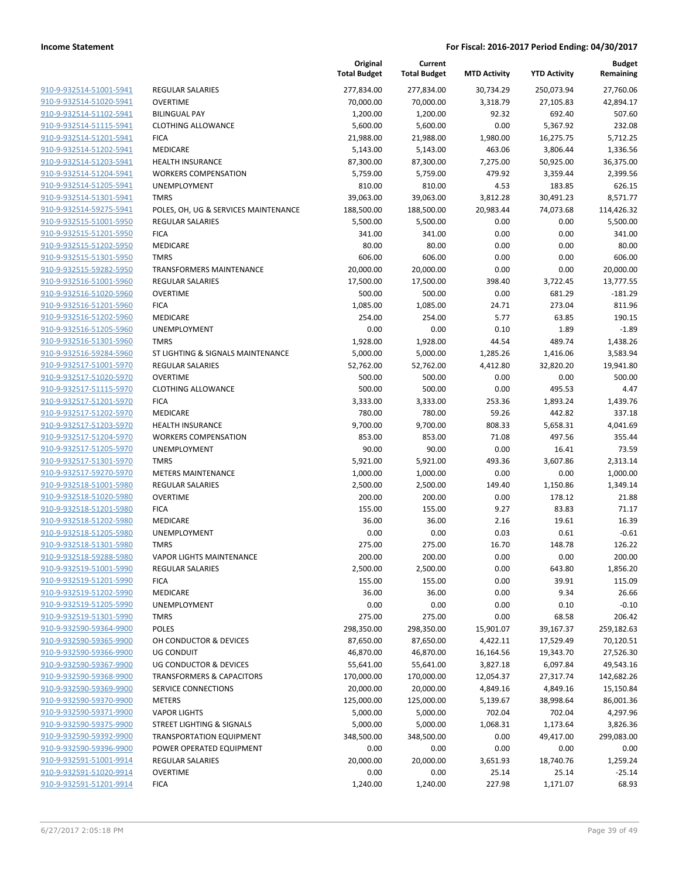**Income Statement** — **For Fiscal: 2016-2017 Period Ending: 04/30/2017**

| | | Original Total Budget | Current Total Budget | MTD Activity | YTD Activity | Budget Remaining |
|---|---|---|---|---|---|---|
| 910-9-932514-51001-5941 | REGULAR SALARIES | 277,834.00 | 277,834.00 | 30,734.29 | 250,073.94 | 27,760.06 |
| 910-9-932514-51020-5941 | OVERTIME | 70,000.00 | 70,000.00 | 3,318.79 | 27,105.83 | 42,894.17 |
| 910-9-932514-51102-5941 | BILINGUAL PAY | 1,200.00 | 1,200.00 | 92.32 | 692.40 | 507.60 |
| 910-9-932514-51115-5941 | CLOTHING ALLOWANCE | 5,600.00 | 5,600.00 | 0.00 | 5,367.92 | 232.08 |
| 910-9-932514-51201-5941 | FICA | 21,988.00 | 21,988.00 | 1,980.00 | 16,275.75 | 5,712.25 |
| 910-9-932514-51202-5941 | MEDICARE | 5,143.00 | 5,143.00 | 463.06 | 3,806.44 | 1,336.56 |
| 910-9-932514-51203-5941 | HEALTH INSURANCE | 87,300.00 | 87,300.00 | 7,275.00 | 50,925.00 | 36,375.00 |
| 910-9-932514-51204-5941 | WORKERS COMPENSATION | 5,759.00 | 5,759.00 | 479.92 | 3,359.44 | 2,399.56 |
| 910-9-932514-51205-5941 | UNEMPLOYMENT | 810.00 | 810.00 | 4.53 | 183.85 | 626.15 |
| 910-9-932514-51301-5941 | TMRS | 39,063.00 | 39,063.00 | 3,812.28 | 30,491.23 | 8,571.77 |
| 910-9-932514-59275-5941 | POLES, OH, UG & SERVICES MAINTENANCE | 188,500.00 | 188,500.00 | 20,983.44 | 74,073.68 | 114,426.32 |
| 910-9-932515-51001-5950 | REGULAR SALARIES | 5,500.00 | 5,500.00 | 0.00 | 0.00 | 5,500.00 |
| 910-9-932515-51201-5950 | FICA | 341.00 | 341.00 | 0.00 | 0.00 | 341.00 |
| 910-9-932515-51202-5950 | MEDICARE | 80.00 | 80.00 | 0.00 | 0.00 | 80.00 |
| 910-9-932515-51301-5950 | TMRS | 606.00 | 606.00 | 0.00 | 0.00 | 606.00 |
| 910-9-932515-59282-5950 | TRANSFORMERS MAINTENANCE | 20,000.00 | 20,000.00 | 0.00 | 0.00 | 20,000.00 |
| 910-9-932516-51001-5960 | REGULAR SALARIES | 17,500.00 | 17,500.00 | 398.40 | 3,722.45 | 13,777.55 |
| 910-9-932516-51020-5960 | OVERTIME | 500.00 | 500.00 | 0.00 | 681.29 | -181.29 |
| 910-9-932516-51201-5960 | FICA | 1,085.00 | 1,085.00 | 24.71 | 273.04 | 811.96 |
| 910-9-932516-51202-5960 | MEDICARE | 254.00 | 254.00 | 5.77 | 63.85 | 190.15 |
| 910-9-932516-51205-5960 | UNEMPLOYMENT | 0.00 | 0.00 | 0.10 | 1.89 | -1.89 |
| 910-9-932516-51301-5960 | TMRS | 1,928.00 | 1,928.00 | 44.54 | 489.74 | 1,438.26 |
| 910-9-932516-59284-5960 | ST LIGHTING & SIGNALS MAINTENANCE | 5,000.00 | 5,000.00 | 1,285.26 | 1,416.06 | 3,583.94 |
| 910-9-932517-51001-5970 | REGULAR SALARIES | 52,762.00 | 52,762.00 | 4,412.80 | 32,820.20 | 19,941.80 |
| 910-9-932517-51020-5970 | OVERTIME | 500.00 | 500.00 | 0.00 | 0.00 | 500.00 |
| 910-9-932517-51115-5970 | CLOTHING ALLOWANCE | 500.00 | 500.00 | 0.00 | 495.53 | 4.47 |
| 910-9-932517-51201-5970 | FICA | 3,333.00 | 3,333.00 | 253.36 | 1,893.24 | 1,439.76 |
| 910-9-932517-51202-5970 | MEDICARE | 780.00 | 780.00 | 59.26 | 442.82 | 337.18 |
| 910-9-932517-51203-5970 | HEALTH INSURANCE | 9,700.00 | 9,700.00 | 808.33 | 5,658.31 | 4,041.69 |
| 910-9-932517-51204-5970 | WORKERS COMPENSATION | 853.00 | 853.00 | 71.08 | 497.56 | 355.44 |
| 910-9-932517-51205-5970 | UNEMPLOYMENT | 90.00 | 90.00 | 0.00 | 16.41 | 73.59 |
| 910-9-932517-51301-5970 | TMRS | 5,921.00 | 5,921.00 | 493.36 | 3,607.86 | 2,313.14 |
| 910-9-932517-59270-5970 | METERS MAINTENANCE | 1,000.00 | 1,000.00 | 0.00 | 0.00 | 1,000.00 |
| 910-9-932518-51001-5980 | REGULAR SALARIES | 2,500.00 | 2,500.00 | 149.40 | 1,150.86 | 1,349.14 |
| 910-9-932518-51020-5980 | OVERTIME | 200.00 | 200.00 | 0.00 | 178.12 | 21.88 |
| 910-9-932518-51201-5980 | FICA | 155.00 | 155.00 | 9.27 | 83.83 | 71.17 |
| 910-9-932518-51202-5980 | MEDICARE | 36.00 | 36.00 | 2.16 | 19.61 | 16.39 |
| 910-9-932518-51205-5980 | UNEMPLOYMENT | 0.00 | 0.00 | 0.03 | 0.61 | -0.61 |
| 910-9-932518-51301-5980 | TMRS | 275.00 | 275.00 | 16.70 | 148.78 | 126.22 |
| 910-9-932518-59288-5980 | VAPOR LIGHTS MAINTENANCE | 200.00 | 200.00 | 0.00 | 0.00 | 200.00 |
| 910-9-932519-51001-5990 | REGULAR SALARIES | 2,500.00 | 2,500.00 | 0.00 | 643.80 | 1,856.20 |
| 910-9-932519-51201-5990 | FICA | 155.00 | 155.00 | 0.00 | 39.91 | 115.09 |
| 910-9-932519-51202-5990 | MEDICARE | 36.00 | 36.00 | 0.00 | 9.34 | 26.66 |
| 910-9-932519-51205-5990 | UNEMPLOYMENT | 0.00 | 0.00 | 0.00 | 0.10 | -0.10 |
| 910-9-932519-51301-5990 | TMRS | 275.00 | 275.00 | 0.00 | 68.58 | 206.42 |
| 910-9-932590-59364-9900 | POLES | 298,350.00 | 298,350.00 | 15,901.07 | 39,167.37 | 259,182.63 |
| 910-9-932590-59365-9900 | OH CONDUCTOR & DEVICES | 87,650.00 | 87,650.00 | 4,422.11 | 17,529.49 | 70,120.51 |
| 910-9-932590-59366-9900 | UG CONDUIT | 46,870.00 | 46,870.00 | 16,164.56 | 19,343.70 | 27,526.30 |
| 910-9-932590-59367-9900 | UG CONDUCTOR & DEVICES | 55,641.00 | 55,641.00 | 3,827.18 | 6,097.84 | 49,543.16 |
| 910-9-932590-59368-9900 | TRANSFORMERS & CAPACITORS | 170,000.00 | 170,000.00 | 12,054.37 | 27,317.74 | 142,682.26 |
| 910-9-932590-59369-9900 | SERVICE CONNECTIONS | 20,000.00 | 20,000.00 | 4,849.16 | 4,849.16 | 15,150.84 |
| 910-9-932590-59370-9900 | METERS | 125,000.00 | 125,000.00 | 5,139.67 | 38,998.64 | 86,001.36 |
| 910-9-932590-59371-9900 | VAPOR LIGHTS | 5,000.00 | 5,000.00 | 702.04 | 702.04 | 4,297.96 |
| 910-9-932590-59375-9900 | STREET LIGHTING & SIGNALS | 5,000.00 | 5,000.00 | 1,068.31 | 1,173.64 | 3,826.36 |
| 910-9-932590-59392-9900 | TRANSPORTATION EQUIPMENT | 348,500.00 | 348,500.00 | 0.00 | 49,417.00 | 299,083.00 |
| 910-9-932590-59396-9900 | POWER OPERATED EQUIPMENT | 0.00 | 0.00 | 0.00 | 0.00 | 0.00 |
| 910-9-932591-51001-9914 | REGULAR SALARIES | 20,000.00 | 20,000.00 | 3,651.93 | 18,740.76 | 1,259.24 |
| 910-9-932591-51020-9914 | OVERTIME | 0.00 | 0.00 | 25.14 | 25.14 | -25.14 |
| 910-9-932591-51201-9914 | FICA | 1,240.00 | 1,240.00 | 227.98 | 1,171.07 | 68.93 |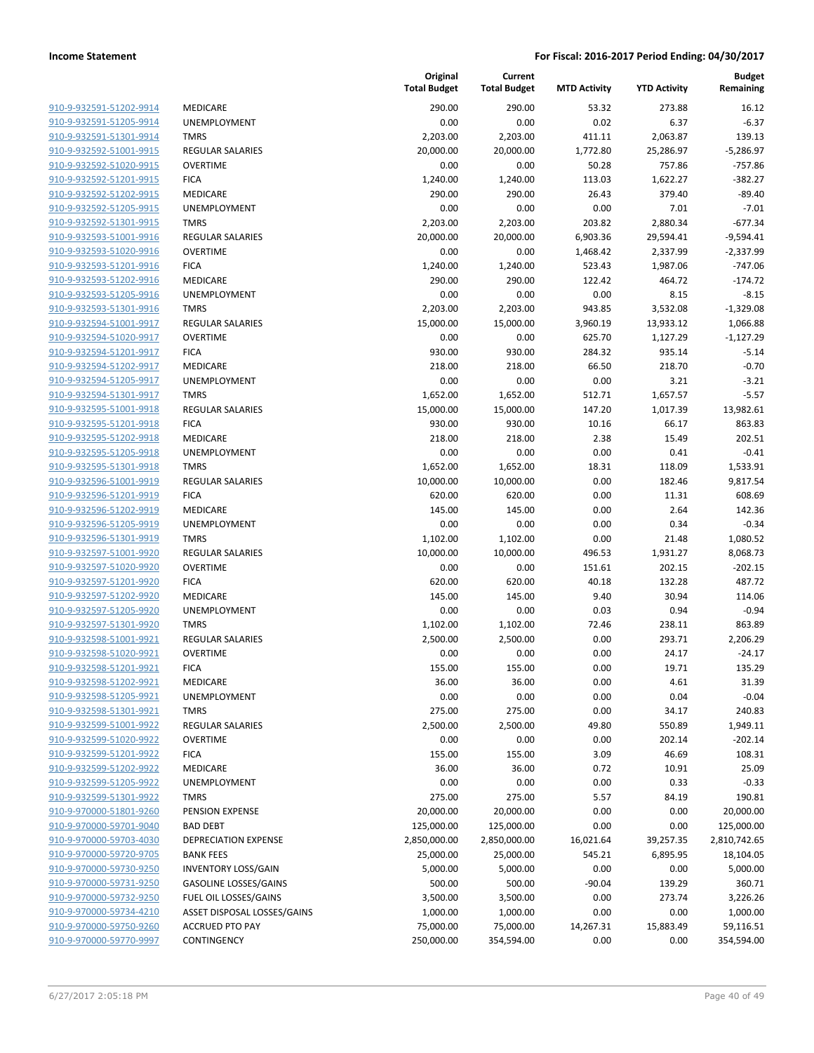**Income Statement** **For Fiscal: 2016-2017 Period Ending: 04/30/2017**

| | | Original Total Budget | Current Total Budget | MTD Activity | YTD Activity | Budget Remaining |
|---|---|---|---|---|---|---|
| 910-9-932591-51202-9914 | MEDICARE | 290.00 | 290.00 | 53.32 | 273.88 | 16.12 |
| 910-9-932591-51205-9914 | UNEMPLOYMENT | 0.00 | 0.00 | 0.02 | 6.37 | -6.37 |
| 910-9-932591-51301-9914 | TMRS | 2,203.00 | 2,203.00 | 411.11 | 2,063.87 | 139.13 |
| 910-9-932592-51001-9915 | REGULAR SALARIES | 20,000.00 | 20,000.00 | 1,772.80 | 25,286.97 | -5,286.97 |
| 910-9-932592-51020-9915 | OVERTIME | 0.00 | 0.00 | 50.28 | 757.86 | -757.86 |
| 910-9-932592-51201-9915 | FICA | 1,240.00 | 1,240.00 | 113.03 | 1,622.27 | -382.27 |
| 910-9-932592-51202-9915 | MEDICARE | 290.00 | 290.00 | 26.43 | 379.40 | -89.40 |
| 910-9-932592-51205-9915 | UNEMPLOYMENT | 0.00 | 0.00 | 0.00 | 7.01 | -7.01 |
| 910-9-932592-51301-9915 | TMRS | 2,203.00 | 2,203.00 | 203.82 | 2,880.34 | -677.34 |
| 910-9-932593-51001-9916 | REGULAR SALARIES | 20,000.00 | 20,000.00 | 6,903.36 | 29,594.41 | -9,594.41 |
| 910-9-932593-51020-9916 | OVERTIME | 0.00 | 0.00 | 1,468.42 | 2,337.99 | -2,337.99 |
| 910-9-932593-51201-9916 | FICA | 1,240.00 | 1,240.00 | 523.43 | 1,987.06 | -747.06 |
| 910-9-932593-51202-9916 | MEDICARE | 290.00 | 290.00 | 122.42 | 464.72 | -174.72 |
| 910-9-932593-51205-9916 | UNEMPLOYMENT | 0.00 | 0.00 | 0.00 | 8.15 | -8.15 |
| 910-9-932593-51301-9916 | TMRS | 2,203.00 | 2,203.00 | 943.85 | 3,532.08 | -1,329.08 |
| 910-9-932594-51001-9917 | REGULAR SALARIES | 15,000.00 | 15,000.00 | 3,960.19 | 13,933.12 | 1,066.88 |
| 910-9-932594-51020-9917 | OVERTIME | 0.00 | 0.00 | 625.70 | 1,127.29 | -1,127.29 |
| 910-9-932594-51201-9917 | FICA | 930.00 | 930.00 | 284.32 | 935.14 | -5.14 |
| 910-9-932594-51202-9917 | MEDICARE | 218.00 | 218.00 | 66.50 | 218.70 | -0.70 |
| 910-9-932594-51205-9917 | UNEMPLOYMENT | 0.00 | 0.00 | 0.00 | 3.21 | -3.21 |
| 910-9-932594-51301-9917 | TMRS | 1,652.00 | 1,652.00 | 512.71 | 1,657.57 | -5.57 |
| 910-9-932595-51001-9918 | REGULAR SALARIES | 15,000.00 | 15,000.00 | 147.20 | 1,017.39 | 13,982.61 |
| 910-9-932595-51201-9918 | FICA | 930.00 | 930.00 | 10.16 | 66.17 | 863.83 |
| 910-9-932595-51202-9918 | MEDICARE | 218.00 | 218.00 | 2.38 | 15.49 | 202.51 |
| 910-9-932595-51205-9918 | UNEMPLOYMENT | 0.00 | 0.00 | 0.00 | 0.41 | -0.41 |
| 910-9-932595-51301-9918 | TMRS | 1,652.00 | 1,652.00 | 18.31 | 118.09 | 1,533.91 |
| 910-9-932596-51001-9919 | REGULAR SALARIES | 10,000.00 | 10,000.00 | 0.00 | 182.46 | 9,817.54 |
| 910-9-932596-51201-9919 | FICA | 620.00 | 620.00 | 0.00 | 11.31 | 608.69 |
| 910-9-932596-51202-9919 | MEDICARE | 145.00 | 145.00 | 0.00 | 2.64 | 142.36 |
| 910-9-932596-51205-9919 | UNEMPLOYMENT | 0.00 | 0.00 | 0.00 | 0.34 | -0.34 |
| 910-9-932596-51301-9919 | TMRS | 1,102.00 | 1,102.00 | 0.00 | 21.48 | 1,080.52 |
| 910-9-932597-51001-9920 | REGULAR SALARIES | 10,000.00 | 10,000.00 | 496.53 | 1,931.27 | 8,068.73 |
| 910-9-932597-51020-9920 | OVERTIME | 0.00 | 0.00 | 151.61 | 202.15 | -202.15 |
| 910-9-932597-51201-9920 | FICA | 620.00 | 620.00 | 40.18 | 132.28 | 487.72 |
| 910-9-932597-51202-9920 | MEDICARE | 145.00 | 145.00 | 9.40 | 30.94 | 114.06 |
| 910-9-932597-51205-9920 | UNEMPLOYMENT | 0.00 | 0.00 | 0.03 | 0.94 | -0.94 |
| 910-9-932597-51301-9920 | TMRS | 1,102.00 | 1,102.00 | 72.46 | 238.11 | 863.89 |
| 910-9-932598-51001-9921 | REGULAR SALARIES | 2,500.00 | 2,500.00 | 0.00 | 293.71 | 2,206.29 |
| 910-9-932598-51020-9921 | OVERTIME | 0.00 | 0.00 | 0.00 | 24.17 | -24.17 |
| 910-9-932598-51201-9921 | FICA | 155.00 | 155.00 | 0.00 | 19.71 | 135.29 |
| 910-9-932598-51202-9921 | MEDICARE | 36.00 | 36.00 | 0.00 | 4.61 | 31.39 |
| 910-9-932598-51205-9921 | UNEMPLOYMENT | 0.00 | 0.00 | 0.00 | 0.04 | -0.04 |
| 910-9-932598-51301-9921 | TMRS | 275.00 | 275.00 | 0.00 | 34.17 | 240.83 |
| 910-9-932599-51001-9922 | REGULAR SALARIES | 2,500.00 | 2,500.00 | 49.80 | 550.89 | 1,949.11 |
| 910-9-932599-51020-9922 | OVERTIME | 0.00 | 0.00 | 0.00 | 202.14 | -202.14 |
| 910-9-932599-51201-9922 | FICA | 155.00 | 155.00 | 3.09 | 46.69 | 108.31 |
| 910-9-932599-51202-9922 | MEDICARE | 36.00 | 36.00 | 0.72 | 10.91 | 25.09 |
| 910-9-932599-51205-9922 | UNEMPLOYMENT | 0.00 | 0.00 | 0.00 | 0.33 | -0.33 |
| 910-9-932599-51301-9922 | TMRS | 275.00 | 275.00 | 5.57 | 84.19 | 190.81 |
| 910-9-970000-51801-9260 | PENSION EXPENSE | 20,000.00 | 20,000.00 | 0.00 | 0.00 | 20,000.00 |
| 910-9-970000-59701-9040 | BAD DEBT | 125,000.00 | 125,000.00 | 0.00 | 0.00 | 125,000.00 |
| 910-9-970000-59703-4030 | DEPRECIATION EXPENSE | 2,850,000.00 | 2,850,000.00 | 16,021.64 | 39,257.35 | 2,810,742.65 |
| 910-9-970000-59720-9705 | BANK FEES | 25,000.00 | 25,000.00 | 545.21 | 6,895.95 | 18,104.05 |
| 910-9-970000-59730-9250 | INVENTORY LOSS/GAIN | 5,000.00 | 5,000.00 | 0.00 | 0.00 | 5,000.00 |
| 910-9-970000-59731-9250 | GASOLINE LOSSES/GAINS | 500.00 | 500.00 | -90.04 | 139.29 | 360.71 |
| 910-9-970000-59732-9250 | FUEL OIL LOSSES/GAINS | 3,500.00 | 3,500.00 | 0.00 | 273.74 | 3,226.26 |
| 910-9-970000-59734-4210 | ASSET DISPOSAL LOSSES/GAINS | 1,000.00 | 1,000.00 | 0.00 | 0.00 | 1,000.00 |
| 910-9-970000-59750-9260 | ACCRUED PTO PAY | 75,000.00 | 75,000.00 | 14,267.31 | 15,883.49 | 59,116.51 |
| 910-9-970000-59770-9997 | CONTINGENCY | 250,000.00 | 354,594.00 | 0.00 | 0.00 | 354,594.00 |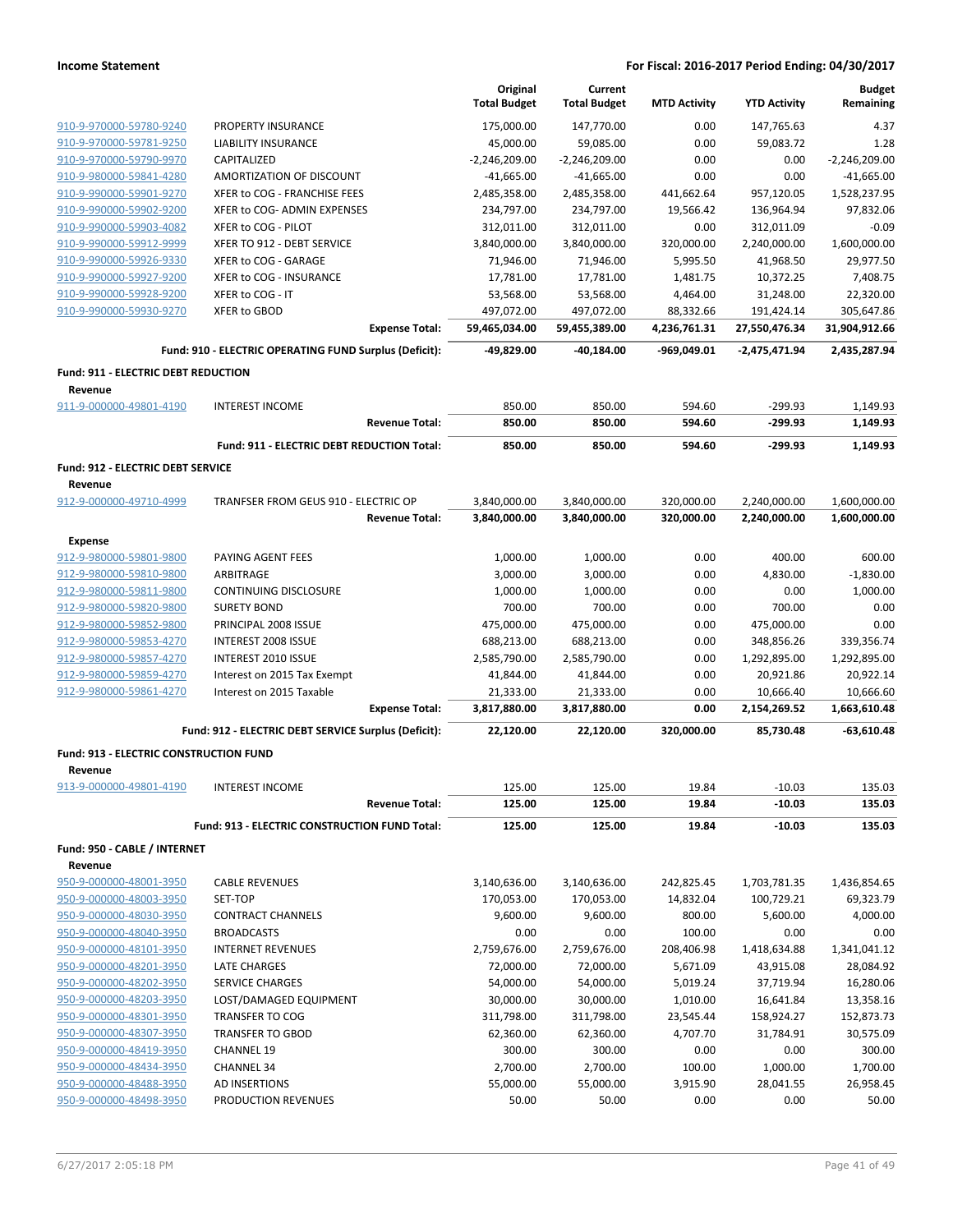**Income Statement** — For Fiscal: 2016-2017 Period Ending: 04/30/2017

| | | Original Total Budget | Current Total Budget | MTD Activity | YTD Activity | Budget Remaining |
|---|---|---|---|---|---|---|
| 910-9-970000-59780-9240 | PROPERTY INSURANCE | 175,000.00 | 147,770.00 | 0.00 | 147,765.63 | 4.37 |
| 910-9-970000-59781-9250 | LIABILITY INSURANCE | 45,000.00 | 59,085.00 | 0.00 | 59,083.72 | 1.28 |
| 910-9-970000-59790-9970 | CAPITALIZED | -2,246,209.00 | -2,246,209.00 | 0.00 | 0.00 | -2,246,209.00 |
| 910-9-980000-59841-4280 | AMORTIZATION OF DISCOUNT | -41,665.00 | -41,665.00 | 0.00 | 0.00 | -41,665.00 |
| 910-9-990000-59901-9270 | XFER to COG - FRANCHISE FEES | 2,485,358.00 | 2,485,358.00 | 441,662.64 | 957,120.05 | 1,528,237.95 |
| 910-9-990000-59902-9200 | XFER to COG- ADMIN EXPENSES | 234,797.00 | 234,797.00 | 19,566.42 | 136,964.94 | 97,832.06 |
| 910-9-990000-59903-4082 | XFER to COG - PILOT | 312,011.00 | 312,011.00 | 0.00 | 312,011.09 | -0.09 |
| 910-9-990000-59912-9999 | XFER TO 912 - DEBT SERVICE | 3,840,000.00 | 3,840,000.00 | 320,000.00 | 2,240,000.00 | 1,600,000.00 |
| 910-9-990000-59926-9330 | XFER to COG - GARAGE | 71,946.00 | 71,946.00 | 5,995.50 | 41,968.50 | 29,977.50 |
| 910-9-990000-59927-9200 | XFER to COG - INSURANCE | 17,781.00 | 17,781.00 | 1,481.75 | 10,372.25 | 7,408.75 |
| 910-9-990000-59928-9200 | XFER to COG - IT | 53,568.00 | 53,568.00 | 4,464.00 | 31,248.00 | 22,320.00 |
| 910-9-990000-59930-9270 | XFER to GBOD | 497,072.00 | 497,072.00 | 88,332.66 | 191,424.14 | 305,647.86 |
| | **Expense Total:** | **59,465,034.00** | **59,455,389.00** | **4,236,761.31** | **27,550,476.34** | **31,904,912.66** |
| | **Fund: 910 - ELECTRIC OPERATING FUND Surplus (Deficit):** | **-49,829.00** | **-40,184.00** | **-969,049.01** | **-2,475,471.94** | **2,435,287.94** |
| **Fund: 911 - ELECTRIC DEBT REDUCTION** | | | | | | |
| **Revenue** | | | | | | |
| 911-9-000000-49801-4190 | INTEREST INCOME | 850.00 | 850.00 | 594.60 | -299.93 | 1,149.93 |
| | **Revenue Total:** | **850.00** | **850.00** | **594.60** | **-299.93** | **1,149.93** |
| | **Fund: 911 - ELECTRIC DEBT REDUCTION Total:** | **850.00** | **850.00** | **594.60** | **-299.93** | **1,149.93** |
| **Fund: 912 - ELECTRIC DEBT SERVICE** | | | | | | |
| **Revenue** | | | | | | |
| 912-9-000000-49710-4999 | TRANFSER FROM GEUS 910 - ELECTRIC OP | 3,840,000.00 | 3,840,000.00 | 320,000.00 | 2,240,000.00 | 1,600,000.00 |
| | **Revenue Total:** | **3,840,000.00** | **3,840,000.00** | **320,000.00** | **2,240,000.00** | **1,600,000.00** |
| **Expense** | | | | | | |
| 912-9-980000-59801-9800 | PAYING AGENT FEES | 1,000.00 | 1,000.00 | 0.00 | 400.00 | 600.00 |
| 912-9-980000-59810-9800 | ARBITRAGE | 3,000.00 | 3,000.00 | 0.00 | 4,830.00 | -1,830.00 |
| 912-9-980000-59811-9800 | CONTINUING DISCLOSURE | 1,000.00 | 1,000.00 | 0.00 | 0.00 | 1,000.00 |
| 912-9-980000-59820-9800 | SURETY BOND | 700.00 | 700.00 | 0.00 | 700.00 | 0.00 |
| 912-9-980000-59852-9800 | PRINCIPAL 2008 ISSUE | 475,000.00 | 475,000.00 | 0.00 | 475,000.00 | 0.00 |
| 912-9-980000-59853-4270 | INTEREST 2008 ISSUE | 688,213.00 | 688,213.00 | 0.00 | 348,856.26 | 339,356.74 |
| 912-9-980000-59857-4270 | INTEREST 2010 ISSUE | 2,585,790.00 | 2,585,790.00 | 0.00 | 1,292,895.00 | 1,292,895.00 |
| 912-9-980000-59859-4270 | Interest on 2015 Tax Exempt | 41,844.00 | 41,844.00 | 0.00 | 20,921.86 | 20,922.14 |
| 912-9-980000-59861-4270 | Interest on 2015 Taxable | 21,333.00 | 21,333.00 | 0.00 | 10,666.40 | 10,666.60 |
| | **Expense Total:** | **3,817,880.00** | **3,817,880.00** | **0.00** | **2,154,269.52** | **1,663,610.48** |
| | **Fund: 912 - ELECTRIC DEBT SERVICE Surplus (Deficit):** | **22,120.00** | **22,120.00** | **320,000.00** | **85,730.48** | **-63,610.48** |
| **Fund: 913 - ELECTRIC CONSTRUCTION FUND** | | | | | | |
| **Revenue** | | | | | | |
| 913-9-000000-49801-4190 | INTEREST INCOME | 125.00 | 125.00 | 19.84 | -10.03 | 135.03 |
| | **Revenue Total:** | **125.00** | **125.00** | **19.84** | **-10.03** | **135.03** |
| | **Fund: 913 - ELECTRIC CONSTRUCTION FUND Total:** | **125.00** | **125.00** | **19.84** | **-10.03** | **135.03** |
| **Fund: 950 - CABLE / INTERNET** | | | | | | |
| **Revenue** | | | | | | |
| 950-9-000000-48001-3950 | CABLE REVENUES | 3,140,636.00 | 3,140,636.00 | 242,825.45 | 1,703,781.35 | 1,436,854.65 |
| 950-9-000000-48003-3950 | SET-TOP | 170,053.00 | 170,053.00 | 14,832.04 | 100,729.21 | 69,323.79 |
| 950-9-000000-48030-3950 | CONTRACT CHANNELS | 9,600.00 | 9,600.00 | 800.00 | 5,600.00 | 4,000.00 |
| 950-9-000000-48040-3950 | BROADCASTS | 0.00 | 0.00 | 100.00 | 0.00 | 0.00 |
| 950-9-000000-48101-3950 | INTERNET REVENUES | 2,759,676.00 | 2,759,676.00 | 208,406.98 | 1,418,634.88 | 1,341,041.12 |
| 950-9-000000-48201-3950 | LATE CHARGES | 72,000.00 | 72,000.00 | 5,671.09 | 43,915.08 | 28,084.92 |
| 950-9-000000-48202-3950 | SERVICE CHARGES | 54,000.00 | 54,000.00 | 5,019.24 | 37,719.94 | 16,280.06 |
| 950-9-000000-48203-3950 | LOST/DAMAGED EQUIPMENT | 30,000.00 | 30,000.00 | 1,010.00 | 16,641.84 | 13,358.16 |
| 950-9-000000-48301-3950 | TRANSFER TO COG | 311,798.00 | 311,798.00 | 23,545.44 | 158,924.27 | 152,873.73 |
| 950-9-000000-48307-3950 | TRANSFER TO GBOD | 62,360.00 | 62,360.00 | 4,707.70 | 31,784.91 | 30,575.09 |
| 950-9-000000-48419-3950 | CHANNEL 19 | 300.00 | 300.00 | 0.00 | 0.00 | 300.00 |
| 950-9-000000-48434-3950 | CHANNEL 34 | 2,700.00 | 2,700.00 | 100.00 | 1,000.00 | 1,700.00 |
| 950-9-000000-48488-3950 | AD INSERTIONS | 55,000.00 | 55,000.00 | 3,915.90 | 28,041.55 | 26,958.45 |
| 950-9-000000-48498-3950 | PRODUCTION REVENUES | 50.00 | 50.00 | 0.00 | 0.00 | 50.00 |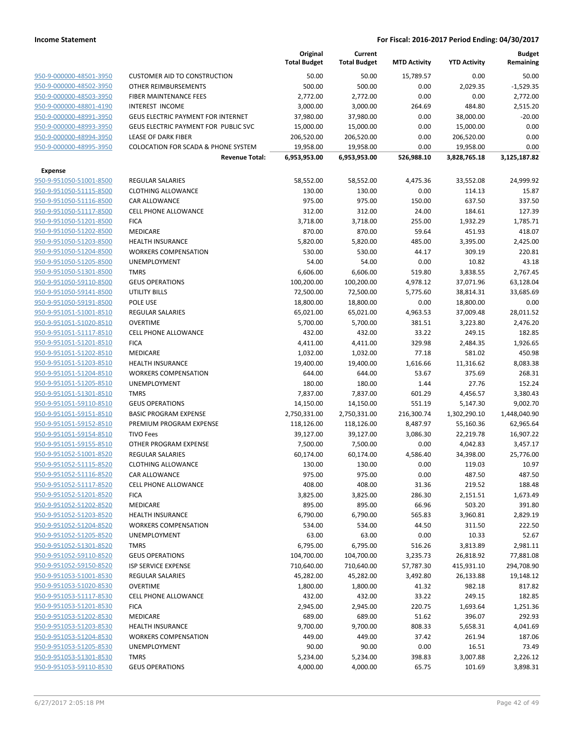**Income Statement** — **For Fiscal: 2016-2017 Period Ending: 04/30/2017**

| | | Original Total Budget | Current Total Budget | MTD Activity | YTD Activity | Budget Remaining |
|---|---|---|---|---|---|---|
| 950-9-000000-48501-3950 | CUSTOMER AID TO CONSTRUCTION | 50.00 | 50.00 | 15,789.57 | 0.00 | 50.00 |
| 950-9-000000-48502-3950 | OTHER REIMBURSEMENTS | 500.00 | 500.00 | 0.00 | 2,029.35 | -1,529.35 |
| 950-9-000000-48503-3950 | FIBER MAINTENANCE FEES | 2,772.00 | 2,772.00 | 0.00 | 0.00 | 2,772.00 |
| 950-9-000000-48801-4190 | INTEREST INCOME | 3,000.00 | 3,000.00 | 264.69 | 484.80 | 2,515.20 |
| 950-9-000000-48991-3950 | GEUS ELECTRIC PAYMENT FOR INTERNET | 37,980.00 | 37,980.00 | 0.00 | 38,000.00 | -20.00 |
| 950-9-000000-48993-3950 | GEUS ELECTRIC PAYMENT FOR PUBLIC SVC | 15,000.00 | 15,000.00 | 0.00 | 15,000.00 | 0.00 |
| 950-9-000000-48994-3950 | LEASE OF DARK FIBER | 206,520.00 | 206,520.00 | 0.00 | 206,520.00 | 0.00 |
| 950-9-000000-48995-3950 | COLOCATION FOR SCADA & PHONE SYSTEM | 19,958.00 | 19,958.00 | 0.00 | 19,958.00 | 0.00 |
| | **Revenue Total:** | **6,953,953.00** | **6,953,953.00** | **526,988.10** | **3,828,765.18** | **3,125,187.82** |
| **Expense** | | | | | | |
| 950-9-951050-51001-8500 | REGULAR SALARIES | 58,552.00 | 58,552.00 | 4,475.36 | 33,552.08 | 24,999.92 |
| 950-9-951050-51115-8500 | CLOTHING ALLOWANCE | 130.00 | 130.00 | 0.00 | 114.13 | 15.87 |
| 950-9-951050-51116-8500 | CAR ALLOWANCE | 975.00 | 975.00 | 150.00 | 637.50 | 337.50 |
| 950-9-951050-51117-8500 | CELL PHONE ALLOWANCE | 312.00 | 312.00 | 24.00 | 184.61 | 127.39 |
| 950-9-951050-51201-8500 | FICA | 3,718.00 | 3,718.00 | 255.00 | 1,932.29 | 1,785.71 |
| 950-9-951050-51202-8500 | MEDICARE | 870.00 | 870.00 | 59.64 | 451.93 | 418.07 |
| 950-9-951050-51203-8500 | HEALTH INSURANCE | 5,820.00 | 5,820.00 | 485.00 | 3,395.00 | 2,425.00 |
| 950-9-951050-51204-8500 | WORKERS COMPENSATION | 530.00 | 530.00 | 44.17 | 309.19 | 220.81 |
| 950-9-951050-51205-8500 | UNEMPLOYMENT | 54.00 | 54.00 | 0.00 | 10.82 | 43.18 |
| 950-9-951050-51301-8500 | TMRS | 6,606.00 | 6,606.00 | 519.80 | 3,838.55 | 2,767.45 |
| 950-9-951050-59110-8500 | GEUS OPERATIONS | 100,200.00 | 100,200.00 | 4,978.12 | 37,071.96 | 63,128.04 |
| 950-9-951050-59141-8500 | UTILITY BILLS | 72,500.00 | 72,500.00 | 5,775.60 | 38,814.31 | 33,685.69 |
| 950-9-951050-59191-8500 | POLE USE | 18,800.00 | 18,800.00 | 0.00 | 18,800.00 | 0.00 |
| 950-9-951051-51001-8510 | REGULAR SALARIES | 65,021.00 | 65,021.00 | 4,963.53 | 37,009.48 | 28,011.52 |
| 950-9-951051-51020-8510 | OVERTIME | 5,700.00 | 5,700.00 | 381.51 | 3,223.80 | 2,476.20 |
| 950-9-951051-51117-8510 | CELL PHONE ALLOWANCE | 432.00 | 432.00 | 33.22 | 249.15 | 182.85 |
| 950-9-951051-51201-8510 | FICA | 4,411.00 | 4,411.00 | 329.98 | 2,484.35 | 1,926.65 |
| 950-9-951051-51202-8510 | MEDICARE | 1,032.00 | 1,032.00 | 77.18 | 581.02 | 450.98 |
| 950-9-951051-51203-8510 | HEALTH INSURANCE | 19,400.00 | 19,400.00 | 1,616.66 | 11,316.62 | 8,083.38 |
| 950-9-951051-51204-8510 | WORKERS COMPENSATION | 644.00 | 644.00 | 53.67 | 375.69 | 268.31 |
| 950-9-951051-51205-8510 | UNEMPLOYMENT | 180.00 | 180.00 | 1.44 | 27.76 | 152.24 |
| 950-9-951051-51301-8510 | TMRS | 7,837.00 | 7,837.00 | 601.29 | 4,456.57 | 3,380.43 |
| 950-9-951051-59110-8510 | GEUS OPERATIONS | 14,150.00 | 14,150.00 | 551.19 | 5,147.30 | 9,002.70 |
| 950-9-951051-59151-8510 | BASIC PROGRAM EXPENSE | 2,750,331.00 | 2,750,331.00 | 216,300.74 | 1,302,290.10 | 1,448,040.90 |
| 950-9-951051-59152-8510 | PREMIUM PROGRAM EXPENSE | 118,126.00 | 118,126.00 | 8,487.97 | 55,160.36 | 62,965.64 |
| 950-9-951051-59154-8510 | TIVO Fees | 39,127.00 | 39,127.00 | 3,086.30 | 22,219.78 | 16,907.22 |
| 950-9-951051-59155-8510 | OTHER PROGRAM EXPENSE | 7,500.00 | 7,500.00 | 0.00 | 4,042.83 | 3,457.17 |
| 950-9-951052-51001-8520 | REGULAR SALARIES | 60,174.00 | 60,174.00 | 4,586.40 | 34,398.00 | 25,776.00 |
| 950-9-951052-51115-8520 | CLOTHING ALLOWANCE | 130.00 | 130.00 | 0.00 | 119.03 | 10.97 |
| 950-9-951052-51116-8520 | CAR ALLOWANCE | 975.00 | 975.00 | 0.00 | 487.50 | 487.50 |
| 950-9-951052-51117-8520 | CELL PHONE ALLOWANCE | 408.00 | 408.00 | 31.36 | 219.52 | 188.48 |
| 950-9-951052-51201-8520 | FICA | 3,825.00 | 3,825.00 | 286.30 | 2,151.51 | 1,673.49 |
| 950-9-951052-51202-8520 | MEDICARE | 895.00 | 895.00 | 66.96 | 503.20 | 391.80 |
| 950-9-951052-51203-8520 | HEALTH INSURANCE | 6,790.00 | 6,790.00 | 565.83 | 3,960.81 | 2,829.19 |
| 950-9-951052-51204-8520 | WORKERS COMPENSATION | 534.00 | 534.00 | 44.50 | 311.50 | 222.50 |
| 950-9-951052-51205-8520 | UNEMPLOYMENT | 63.00 | 63.00 | 0.00 | 10.33 | 52.67 |
| 950-9-951052-51301-8520 | TMRS | 6,795.00 | 6,795.00 | 516.26 | 3,813.89 | 2,981.11 |
| 950-9-951052-59110-8520 | GEUS OPERATIONS | 104,700.00 | 104,700.00 | 3,235.73 | 26,818.92 | 77,881.08 |
| 950-9-951052-59150-8520 | ISP SERVICE EXPENSE | 710,640.00 | 710,640.00 | 57,787.30 | 415,931.10 | 294,708.90 |
| 950-9-951053-51001-8530 | REGULAR SALARIES | 45,282.00 | 45,282.00 | 3,492.80 | 26,133.88 | 19,148.12 |
| 950-9-951053-51020-8530 | OVERTIME | 1,800.00 | 1,800.00 | 41.32 | 982.18 | 817.82 |
| 950-9-951053-51117-8530 | CELL PHONE ALLOWANCE | 432.00 | 432.00 | 33.22 | 249.15 | 182.85 |
| 950-9-951053-51201-8530 | FICA | 2,945.00 | 2,945.00 | 220.75 | 1,693.64 | 1,251.36 |
| 950-9-951053-51202-8530 | MEDICARE | 689.00 | 689.00 | 51.62 | 396.07 | 292.93 |
| 950-9-951053-51203-8530 | HEALTH INSURANCE | 9,700.00 | 9,700.00 | 808.33 | 5,658.31 | 4,041.69 |
| 950-9-951053-51204-8530 | WORKERS COMPENSATION | 449.00 | 449.00 | 37.42 | 261.94 | 187.06 |
| 950-9-951053-51205-8530 | UNEMPLOYMENT | 90.00 | 90.00 | 0.00 | 16.51 | 73.49 |
| 950-9-951053-51301-8530 | TMRS | 5,234.00 | 5,234.00 | 398.83 | 3,007.88 | 2,226.12 |
| 950-9-951053-59110-8530 | GEUS OPERATIONS | 4,000.00 | 4,000.00 | 65.75 | 101.69 | 3,898.31 |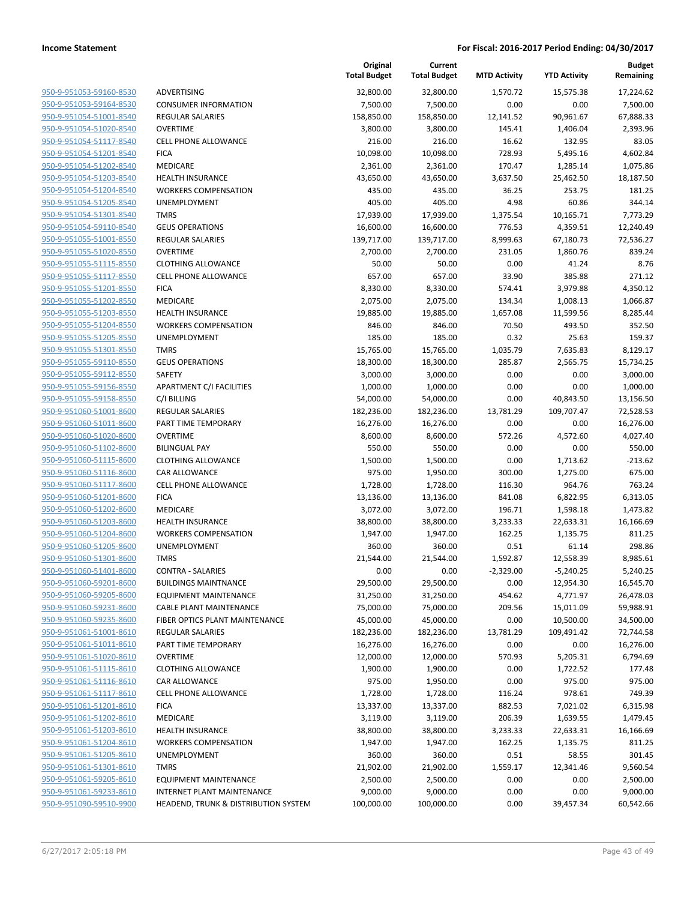**Income Statement** — **For Fiscal: 2016-2017 Period Ending: 04/30/2017**

| | | Original Total Budget | Current Total Budget | MTD Activity | YTD Activity | Budget Remaining |
|---|---|---|---|---|---|---|
| 950-9-951053-59160-8530 | ADVERTISING | 32,800.00 | 32,800.00 | 1,570.72 | 15,575.38 | 17,224.62 |
| 950-9-951053-59164-8530 | CONSUMER INFORMATION | 7,500.00 | 7,500.00 | 0.00 | 0.00 | 7,500.00 |
| 950-9-951054-51001-8540 | REGULAR SALARIES | 158,850.00 | 158,850.00 | 12,141.52 | 90,961.67 | 67,888.33 |
| 950-9-951054-51020-8540 | OVERTIME | 3,800.00 | 3,800.00 | 145.41 | 1,406.04 | 2,393.96 |
| 950-9-951054-51117-8540 | CELL PHONE ALLOWANCE | 216.00 | 216.00 | 16.62 | 132.95 | 83.05 |
| 950-9-951054-51201-8540 | FICA | 10,098.00 | 10,098.00 | 728.93 | 5,495.16 | 4,602.84 |
| 950-9-951054-51202-8540 | MEDICARE | 2,361.00 | 2,361.00 | 170.47 | 1,285.14 | 1,075.86 |
| 950-9-951054-51203-8540 | HEALTH INSURANCE | 43,650.00 | 43,650.00 | 3,637.50 | 25,462.50 | 18,187.50 |
| 950-9-951054-51204-8540 | WORKERS COMPENSATION | 435.00 | 435.00 | 36.25 | 253.75 | 181.25 |
| 950-9-951054-51205-8540 | UNEMPLOYMENT | 405.00 | 405.00 | 4.98 | 60.86 | 344.14 |
| 950-9-951054-51301-8540 | TMRS | 17,939.00 | 17,939.00 | 1,375.54 | 10,165.71 | 7,773.29 |
| 950-9-951054-59110-8540 | GEUS OPERATIONS | 16,600.00 | 16,600.00 | 776.53 | 4,359.51 | 12,240.49 |
| 950-9-951055-51001-8550 | REGULAR SALARIES | 139,717.00 | 139,717.00 | 8,999.63 | 67,180.73 | 72,536.27 |
| 950-9-951055-51020-8550 | OVERTIME | 2,700.00 | 2,700.00 | 231.05 | 1,860.76 | 839.24 |
| 950-9-951055-51115-8550 | CLOTHING ALLOWANCE | 50.00 | 50.00 | 0.00 | 41.24 | 8.76 |
| 950-9-951055-51117-8550 | CELL PHONE ALLOWANCE | 657.00 | 657.00 | 33.90 | 385.88 | 271.12 |
| 950-9-951055-51201-8550 | FICA | 8,330.00 | 8,330.00 | 574.41 | 3,979.88 | 4,350.12 |
| 950-9-951055-51202-8550 | MEDICARE | 2,075.00 | 2,075.00 | 134.34 | 1,008.13 | 1,066.87 |
| 950-9-951055-51203-8550 | HEALTH INSURANCE | 19,885.00 | 19,885.00 | 1,657.08 | 11,599.56 | 8,285.44 |
| 950-9-951055-51204-8550 | WORKERS COMPENSATION | 846.00 | 846.00 | 70.50 | 493.50 | 352.50 |
| 950-9-951055-51205-8550 | UNEMPLOYMENT | 185.00 | 185.00 | 0.32 | 25.63 | 159.37 |
| 950-9-951055-51301-8550 | TMRS | 15,765.00 | 15,765.00 | 1,035.79 | 7,635.83 | 8,129.17 |
| 950-9-951055-59110-8550 | GEUS OPERATIONS | 18,300.00 | 18,300.00 | 285.87 | 2,565.75 | 15,734.25 |
| 950-9-951055-59112-8550 | SAFETY | 3,000.00 | 3,000.00 | 0.00 | 0.00 | 3,000.00 |
| 950-9-951055-59156-8550 | APARTMENT C/I FACILITIES | 1,000.00 | 1,000.00 | 0.00 | 0.00 | 1,000.00 |
| 950-9-951055-59158-8550 | C/I BILLING | 54,000.00 | 54,000.00 | 0.00 | 40,843.50 | 13,156.50 |
| 950-9-951060-51001-8600 | REGULAR SALARIES | 182,236.00 | 182,236.00 | 13,781.29 | 109,707.47 | 72,528.53 |
| 950-9-951060-51011-8600 | PART TIME TEMPORARY | 16,276.00 | 16,276.00 | 0.00 | 0.00 | 16,276.00 |
| 950-9-951060-51020-8600 | OVERTIME | 8,600.00 | 8,600.00 | 572.26 | 4,572.60 | 4,027.40 |
| 950-9-951060-51102-8600 | BILINGUAL PAY | 550.00 | 550.00 | 0.00 | 0.00 | 550.00 |
| 950-9-951060-51115-8600 | CLOTHING ALLOWANCE | 1,500.00 | 1,500.00 | 0.00 | 1,713.62 | -213.62 |
| 950-9-951060-51116-8600 | CAR ALLOWANCE | 975.00 | 1,950.00 | 300.00 | 1,275.00 | 675.00 |
| 950-9-951060-51117-8600 | CELL PHONE ALLOWANCE | 1,728.00 | 1,728.00 | 116.30 | 964.76 | 763.24 |
| 950-9-951060-51201-8600 | FICA | 13,136.00 | 13,136.00 | 841.08 | 6,822.95 | 6,313.05 |
| 950-9-951060-51202-8600 | MEDICARE | 3,072.00 | 3,072.00 | 196.71 | 1,598.18 | 1,473.82 |
| 950-9-951060-51203-8600 | HEALTH INSURANCE | 38,800.00 | 38,800.00 | 3,233.33 | 22,633.31 | 16,166.69 |
| 950-9-951060-51204-8600 | WORKERS COMPENSATION | 1,947.00 | 1,947.00 | 162.25 | 1,135.75 | 811.25 |
| 950-9-951060-51205-8600 | UNEMPLOYMENT | 360.00 | 360.00 | 0.51 | 61.14 | 298.86 |
| 950-9-951060-51301-8600 | TMRS | 21,544.00 | 21,544.00 | 1,592.87 | 12,558.39 | 8,985.61 |
| 950-9-951060-51401-8600 | CONTRA - SALARIES | 0.00 | 0.00 | -2,329.00 | -5,240.25 | 5,240.25 |
| 950-9-951060-59201-8600 | BUILDINGS MAINTNANCE | 29,500.00 | 29,500.00 | 0.00 | 12,954.30 | 16,545.70 |
| 950-9-951060-59205-8600 | EQUIPMENT MAINTENANCE | 31,250.00 | 31,250.00 | 454.62 | 4,771.97 | 26,478.03 |
| 950-9-951060-59231-8600 | CABLE PLANT MAINTENANCE | 75,000.00 | 75,000.00 | 209.56 | 15,011.09 | 59,988.91 |
| 950-9-951060-59235-8600 | FIBER OPTICS PLANT MAINTENANCE | 45,000.00 | 45,000.00 | 0.00 | 10,500.00 | 34,500.00 |
| 950-9-951061-51001-8610 | REGULAR SALARIES | 182,236.00 | 182,236.00 | 13,781.29 | 109,491.42 | 72,744.58 |
| 950-9-951061-51011-8610 | PART TIME TEMPORARY | 16,276.00 | 16,276.00 | 0.00 | 0.00 | 16,276.00 |
| 950-9-951061-51020-8610 | OVERTIME | 12,000.00 | 12,000.00 | 570.93 | 5,205.31 | 6,794.69 |
| 950-9-951061-51115-8610 | CLOTHING ALLOWANCE | 1,900.00 | 1,900.00 | 0.00 | 1,722.52 | 177.48 |
| 950-9-951061-51116-8610 | CAR ALLOWANCE | 975.00 | 1,950.00 | 0.00 | 975.00 | 975.00 |
| 950-9-951061-51117-8610 | CELL PHONE ALLOWANCE | 1,728.00 | 1,728.00 | 116.24 | 978.61 | 749.39 |
| 950-9-951061-51201-8610 | FICA | 13,337.00 | 13,337.00 | 882.53 | 7,021.02 | 6,315.98 |
| 950-9-951061-51202-8610 | MEDICARE | 3,119.00 | 3,119.00 | 206.39 | 1,639.55 | 1,479.45 |
| 950-9-951061-51203-8610 | HEALTH INSURANCE | 38,800.00 | 38,800.00 | 3,233.33 | 22,633.31 | 16,166.69 |
| 950-9-951061-51204-8610 | WORKERS COMPENSATION | 1,947.00 | 1,947.00 | 162.25 | 1,135.75 | 811.25 |
| 950-9-951061-51205-8610 | UNEMPLOYMENT | 360.00 | 360.00 | 0.51 | 58.55 | 301.45 |
| 950-9-951061-51301-8610 | TMRS | 21,902.00 | 21,902.00 | 1,559.17 | 12,341.46 | 9,560.54 |
| 950-9-951061-59205-8610 | EQUIPMENT MAINTENANCE | 2,500.00 | 2,500.00 | 0.00 | 0.00 | 2,500.00 |
| 950-9-951061-59233-8610 | INTERNET PLANT MAINTENANCE | 9,000.00 | 9,000.00 | 0.00 | 0.00 | 9,000.00 |
| 950-9-951090-59510-9900 | HEADEND, TRUNK & DISTRIBUTION SYSTEM | 100,000.00 | 100,000.00 | 0.00 | 39,457.34 | 60,542.66 |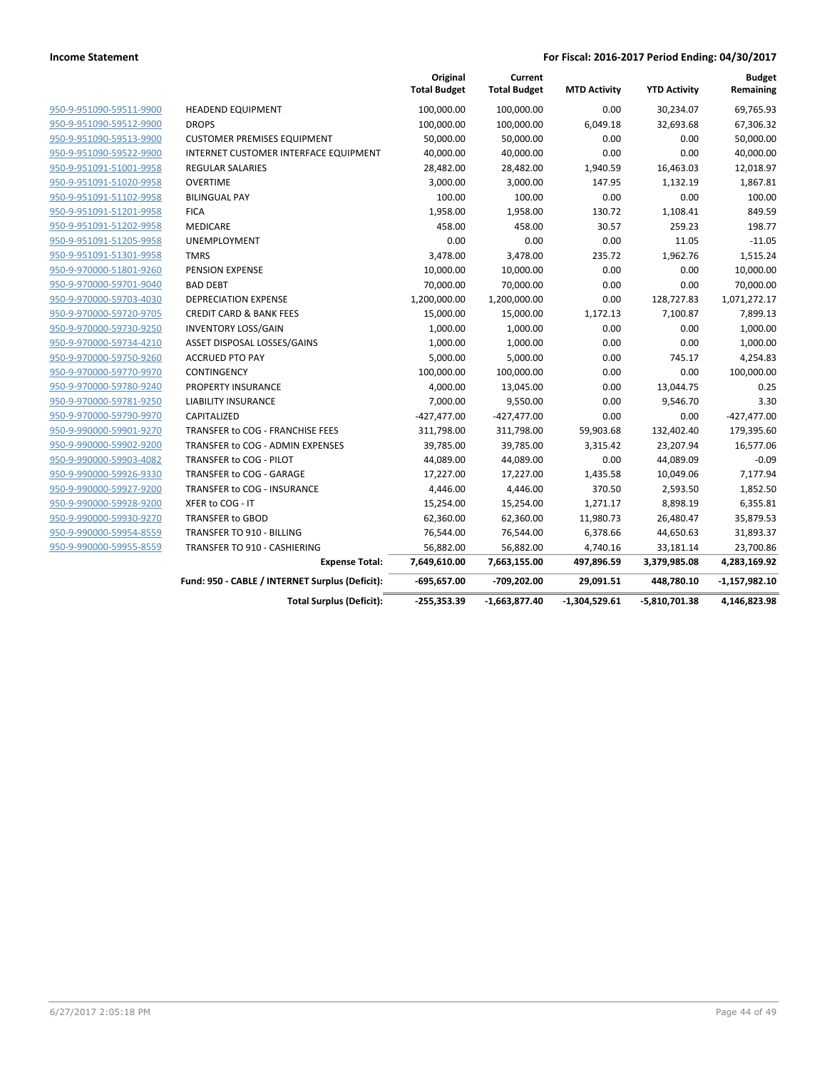**Income Statement** — For Fiscal: 2016-2017 Period Ending: 04/30/2017

| | | Original Total Budget | Current Total Budget | MTD Activity | YTD Activity | Budget Remaining |
|---|---|---|---|---|---|---|
| 950-9-951090-59511-9900 | HEADEND EQUIPMENT | 100,000.00 | 100,000.00 | 0.00 | 30,234.07 | 69,765.93 |
| 950-9-951090-59512-9900 | DROPS | 100,000.00 | 100,000.00 | 6,049.18 | 32,693.68 | 67,306.32 |
| 950-9-951090-59513-9900 | CUSTOMER PREMISES EQUIPMENT | 50,000.00 | 50,000.00 | 0.00 | 0.00 | 50,000.00 |
| 950-9-951090-59522-9900 | INTERNET CUSTOMER INTERFACE EQUIPMENT | 40,000.00 | 40,000.00 | 0.00 | 0.00 | 40,000.00 |
| 950-9-951091-51001-9958 | REGULAR SALARIES | 28,482.00 | 28,482.00 | 1,940.59 | 16,463.03 | 12,018.97 |
| 950-9-951091-51020-9958 | OVERTIME | 3,000.00 | 3,000.00 | 147.95 | 1,132.19 | 1,867.81 |
| 950-9-951091-51102-9958 | BILINGUAL PAY | 100.00 | 100.00 | 0.00 | 0.00 | 100.00 |
| 950-9-951091-51201-9958 | FICA | 1,958.00 | 1,958.00 | 130.72 | 1,108.41 | 849.59 |
| 950-9-951091-51202-9958 | MEDICARE | 458.00 | 458.00 | 30.57 | 259.23 | 198.77 |
| 950-9-951091-51205-9958 | UNEMPLOYMENT | 0.00 | 0.00 | 0.00 | 11.05 | -11.05 |
| 950-9-951091-51301-9958 | TMRS | 3,478.00 | 3,478.00 | 235.72 | 1,962.76 | 1,515.24 |
| 950-9-970000-51801-9260 | PENSION EXPENSE | 10,000.00 | 10,000.00 | 0.00 | 0.00 | 10,000.00 |
| 950-9-970000-59701-9040 | BAD DEBT | 70,000.00 | 70,000.00 | 0.00 | 0.00 | 70,000.00 |
| 950-9-970000-59703-4030 | DEPRECIATION EXPENSE | 1,200,000.00 | 1,200,000.00 | 0.00 | 128,727.83 | 1,071,272.17 |
| 950-9-970000-59720-9705 | CREDIT CARD & BANK FEES | 15,000.00 | 15,000.00 | 1,172.13 | 7,100.87 | 7,899.13 |
| 950-9-970000-59730-9250 | INVENTORY LOSS/GAIN | 1,000.00 | 1,000.00 | 0.00 | 0.00 | 1,000.00 |
| 950-9-970000-59734-4210 | ASSET DISPOSAL LOSSES/GAINS | 1,000.00 | 1,000.00 | 0.00 | 0.00 | 1,000.00 |
| 950-9-970000-59750-9260 | ACCRUED PTO PAY | 5,000.00 | 5,000.00 | 0.00 | 745.17 | 4,254.83 |
| 950-9-970000-59770-9970 | CONTINGENCY | 100,000.00 | 100,000.00 | 0.00 | 0.00 | 100,000.00 |
| 950-9-970000-59780-9240 | PROPERTY INSURANCE | 4,000.00 | 13,045.00 | 0.00 | 13,044.75 | 0.25 |
| 950-9-970000-59781-9250 | LIABILITY INSURANCE | 7,000.00 | 9,550.00 | 0.00 | 9,546.70 | 3.30 |
| 950-9-970000-59790-9970 | CAPITALIZED | -427,477.00 | -427,477.00 | 0.00 | 0.00 | -427,477.00 |
| 950-9-990000-59901-9270 | TRANSFER to COG - FRANCHISE FEES | 311,798.00 | 311,798.00 | 59,903.68 | 132,402.40 | 179,395.60 |
| 950-9-990000-59902-9200 | TRANSFER to COG - ADMIN EXPENSES | 39,785.00 | 39,785.00 | 3,315.42 | 23,207.94 | 16,577.06 |
| 950-9-990000-59903-4082 | TRANSFER to COG - PILOT | 44,089.00 | 44,089.00 | 0.00 | 44,089.09 | -0.09 |
| 950-9-990000-59926-9330 | TRANSFER to COG - GARAGE | 17,227.00 | 17,227.00 | 1,435.58 | 10,049.06 | 7,177.94 |
| 950-9-990000-59927-9200 | TRANSFER to COG - INSURANCE | 4,446.00 | 4,446.00 | 370.50 | 2,593.50 | 1,852.50 |
| 950-9-990000-59928-9200 | XFER to COG - IT | 15,254.00 | 15,254.00 | 1,271.17 | 8,898.19 | 6,355.81 |
| 950-9-990000-59930-9270 | TRANSFER to GBOD | 62,360.00 | 62,360.00 | 11,980.73 | 26,480.47 | 35,879.53 |
| 950-9-990000-59954-8559 | TRANSFER TO 910 - BILLING | 76,544.00 | 76,544.00 | 6,378.66 | 44,650.63 | 31,893.37 |
| 950-9-990000-59955-8559 | TRANSFER TO 910 - CASHIERING | 56,882.00 | 56,882.00 | 4,740.16 | 33,181.14 | 23,700.86 |
| | **Expense Total:** | **7,649,610.00** | **7,663,155.00** | **497,896.59** | **3,379,985.08** | **4,283,169.92** |
| | **Fund: 950 - CABLE / INTERNET Surplus (Deficit):** | **-695,657.00** | **-709,202.00** | **29,091.51** | **448,780.10** | **-1,157,982.10** |
| | **Total Surplus (Deficit):** | **-255,353.39** | **-1,663,877.40** | **-1,304,529.61** | **-5,810,701.38** | **4,146,823.98** |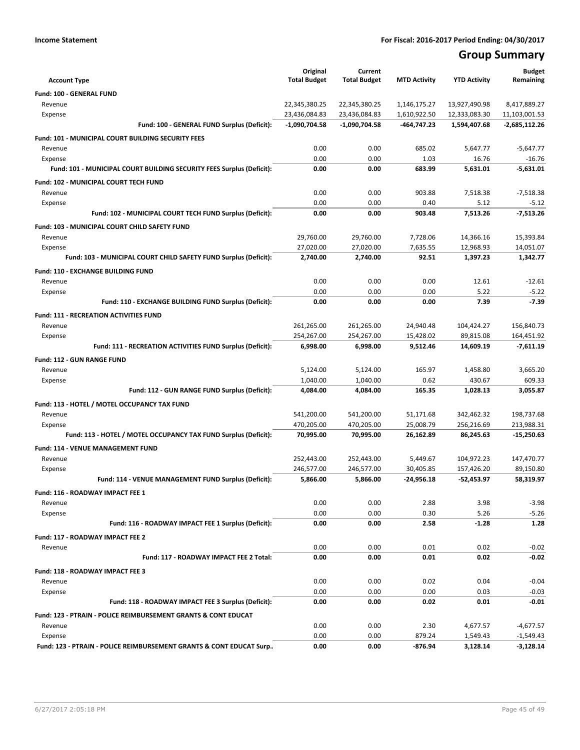**Income Statement** **For Fiscal: 2016-2017 Period Ending: 04/30/2017**

# Group Summary

| Account Type | Original Total Budget | Current Total Budget | MTD Activity | YTD Activity | Budget Remaining |
|---|---|---|---|---|---|
| **Fund: 100 - GENERAL FUND** | | | | | |
| Revenue | 22,345,380.25 | 22,345,380.25 | 1,146,175.27 | 13,927,490.98 | 8,417,889.27 |
| Expense | 23,436,084.83 | 23,436,084.83 | 1,610,922.50 | 12,333,083.30 | 11,103,001.53 |
| **Fund: 100 - GENERAL FUND Surplus (Deficit):** | **-1,090,704.58** | **-1,090,704.58** | **-464,747.23** | **1,594,407.68** | **-2,685,112.26** |
| **Fund: 101 - MUNICIPAL COURT BUILDING SECURITY FEES** | | | | | |
| Revenue | 0.00 | 0.00 | 685.02 | 5,647.77 | -5,647.77 |
| Expense | 0.00 | 0.00 | 1.03 | 16.76 | -16.76 |
| **Fund: 101 - MUNICIPAL COURT BUILDING SECURITY FEES Surplus (Deficit):** | **0.00** | **0.00** | **683.99** | **5,631.01** | **-5,631.01** |
| **Fund: 102 - MUNICIPAL COURT TECH FUND** | | | | | |
| Revenue | 0.00 | 0.00 | 903.88 | 7,518.38 | -7,518.38 |
| Expense | 0.00 | 0.00 | 0.40 | 5.12 | -5.12 |
| **Fund: 102 - MUNICIPAL COURT TECH FUND Surplus (Deficit):** | **0.00** | **0.00** | **903.48** | **7,513.26** | **-7,513.26** |
| **Fund: 103 - MUNICIPAL COURT CHILD SAFETY FUND** | | | | | |
| Revenue | 29,760.00 | 29,760.00 | 7,728.06 | 14,366.16 | 15,393.84 |
| Expense | 27,020.00 | 27,020.00 | 7,635.55 | 12,968.93 | 14,051.07 |
| **Fund: 103 - MUNICIPAL COURT CHILD SAFETY FUND Surplus (Deficit):** | **2,740.00** | **2,740.00** | **92.51** | **1,397.23** | **1,342.77** |
| **Fund: 110 - EXCHANGE BUILDING FUND** | | | | | |
| Revenue | 0.00 | 0.00 | 0.00 | 12.61 | -12.61 |
| Expense | 0.00 | 0.00 | 0.00 | 5.22 | -5.22 |
| **Fund: 110 - EXCHANGE BUILDING FUND Surplus (Deficit):** | **0.00** | **0.00** | **0.00** | **7.39** | **-7.39** |
| **Fund: 111 - RECREATION ACTIVITIES FUND** | | | | | |
| Revenue | 261,265.00 | 261,265.00 | 24,940.48 | 104,424.27 | 156,840.73 |
| Expense | 254,267.00 | 254,267.00 | 15,428.02 | 89,815.08 | 164,451.92 |
| **Fund: 111 - RECREATION ACTIVITIES FUND Surplus (Deficit):** | **6,998.00** | **6,998.00** | **9,512.46** | **14,609.19** | **-7,611.19** |
| **Fund: 112 - GUN RANGE FUND** | | | | | |
| Revenue | 5,124.00 | 5,124.00 | 165.97 | 1,458.80 | 3,665.20 |
| Expense | 1,040.00 | 1,040.00 | 0.62 | 430.67 | 609.33 |
| **Fund: 112 - GUN RANGE FUND Surplus (Deficit):** | **4,084.00** | **4,084.00** | **165.35** | **1,028.13** | **3,055.87** |
| **Fund: 113 - HOTEL / MOTEL OCCUPANCY TAX FUND** | | | | | |
| Revenue | 541,200.00 | 541,200.00 | 51,171.68 | 342,462.32 | 198,737.68 |
| Expense | 470,205.00 | 470,205.00 | 25,008.79 | 256,216.69 | 213,988.31 |
| **Fund: 113 - HOTEL / MOTEL OCCUPANCY TAX FUND Surplus (Deficit):** | **70,995.00** | **70,995.00** | **26,162.89** | **86,245.63** | **-15,250.63** |
| **Fund: 114 - VENUE MANAGEMENT FUND** | | | | | |
| Revenue | 252,443.00 | 252,443.00 | 5,449.67 | 104,972.23 | 147,470.77 |
| Expense | 246,577.00 | 246,577.00 | 30,405.85 | 157,426.20 | 89,150.80 |
| **Fund: 114 - VENUE MANAGEMENT FUND Surplus (Deficit):** | **5,866.00** | **5,866.00** | **-24,956.18** | **-52,453.97** | **58,319.97** |
| **Fund: 116 - ROADWAY IMPACT FEE 1** | | | | | |
| Revenue | 0.00 | 0.00 | 2.88 | 3.98 | -3.98 |
| Expense | 0.00 | 0.00 | 0.30 | 5.26 | -5.26 |
| **Fund: 116 - ROADWAY IMPACT FEE 1 Surplus (Deficit):** | **0.00** | **0.00** | **2.58** | **-1.28** | **1.28** |
| **Fund: 117 - ROADWAY IMPACT FEE 2** | | | | | |
| Revenue | 0.00 | 0.00 | 0.01 | 0.02 | -0.02 |
| **Fund: 117 - ROADWAY IMPACT FEE 2 Total:** | **0.00** | **0.00** | **0.01** | **0.02** | **-0.02** |
| **Fund: 118 - ROADWAY IMPACT FEE 3** | | | | | |
| Revenue | 0.00 | 0.00 | 0.02 | 0.04 | -0.04 |
| Expense | 0.00 | 0.00 | 0.00 | 0.03 | -0.03 |
| **Fund: 118 - ROADWAY IMPACT FEE 3 Surplus (Deficit):** | **0.00** | **0.00** | **0.02** | **0.01** | **-0.01** |
| **Fund: 123 - PTRAIN - POLICE REIMBURSEMENT GRANTS & CONT EDUCAT** | | | | | |
| Revenue | 0.00 | 0.00 | 2.30 | 4,677.57 | -4,677.57 |
| Expense | 0.00 | 0.00 | 879.24 | 1,549.43 | -1,549.43 |
| **Fund: 123 - PTRAIN - POLICE REIMBURSEMENT GRANTS & CONT EDUCAT Surp..** | **0.00** | **0.00** | **-876.94** | **3,128.14** | **-3,128.14** |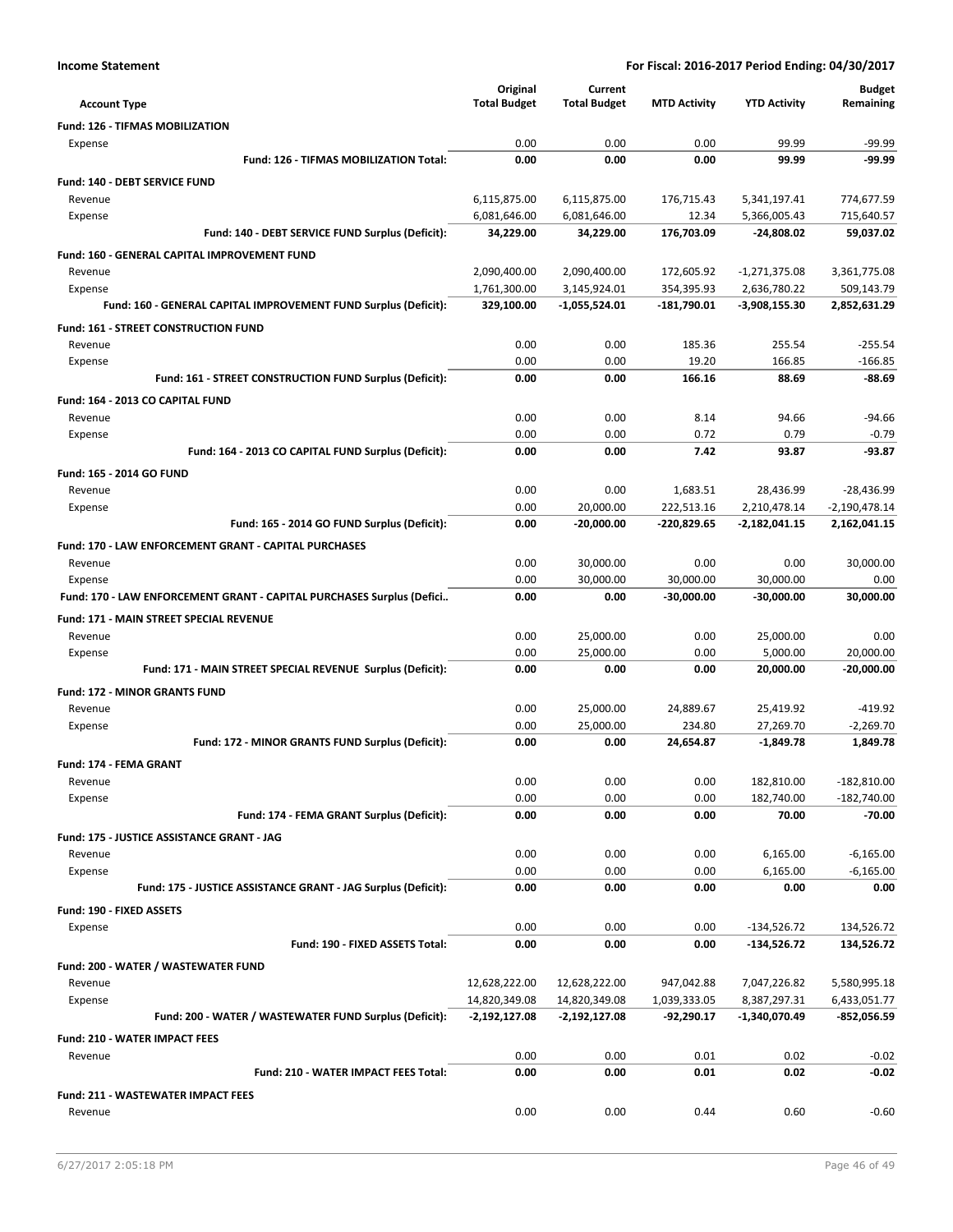**Income Statement** — For Fiscal: 2016-2017 Period Ending: 04/30/2017

| Account Type | Original Total Budget | Current Total Budget | MTD Activity | YTD Activity | Budget Remaining |
|---|---|---|---|---|---|
| **Fund: 126 - TIFMAS MOBILIZATION** | | | | | |
| Expense | 0.00 | 0.00 | 0.00 | 99.99 | -99.99 |
| **Fund: 126 - TIFMAS MOBILIZATION Total:** | **0.00** | **0.00** | **0.00** | **99.99** | **-99.99** |
| **Fund: 140 - DEBT SERVICE FUND** | | | | | |
| Revenue | 6,115,875.00 | 6,115,875.00 | 176,715.43 | 5,341,197.41 | 774,677.59 |
| Expense | 6,081,646.00 | 6,081,646.00 | 12.34 | 5,366,005.43 | 715,640.57 |
| **Fund: 140 - DEBT SERVICE FUND Surplus (Deficit):** | **34,229.00** | **34,229.00** | **176,703.09** | **-24,808.02** | **59,037.02** |
| **Fund: 160 - GENERAL CAPITAL IMPROVEMENT FUND** | | | | | |
| Revenue | 2,090,400.00 | 2,090,400.00 | 172,605.92 | -1,271,375.08 | 3,361,775.08 |
| Expense | 1,761,300.00 | 3,145,924.01 | 354,395.93 | 2,636,780.22 | 509,143.79 |
| **Fund: 160 - GENERAL CAPITAL IMPROVEMENT FUND Surplus (Deficit):** | **329,100.00** | **-1,055,524.01** | **-181,790.01** | **-3,908,155.30** | **2,852,631.29** |
| **Fund: 161 - STREET CONSTRUCTION FUND** | | | | | |
| Revenue | 0.00 | 0.00 | 185.36 | 255.54 | -255.54 |
| Expense | 0.00 | 0.00 | 19.20 | 166.85 | -166.85 |
| **Fund: 161 - STREET CONSTRUCTION FUND Surplus (Deficit):** | **0.00** | **0.00** | **166.16** | **88.69** | **-88.69** |
| **Fund: 164 - 2013 CO CAPITAL FUND** | | | | | |
| Revenue | 0.00 | 0.00 | 8.14 | 94.66 | -94.66 |
| Expense | 0.00 | 0.00 | 0.72 | 0.79 | -0.79 |
| **Fund: 164 - 2013 CO CAPITAL FUND Surplus (Deficit):** | **0.00** | **0.00** | **7.42** | **93.87** | **-93.87** |
| **Fund: 165 - 2014 GO FUND** | | | | | |
| Revenue | 0.00 | 0.00 | 1,683.51 | 28,436.99 | -28,436.99 |
| Expense | 0.00 | 20,000.00 | 222,513.16 | 2,210,478.14 | -2,190,478.14 |
| **Fund: 165 - 2014 GO FUND Surplus (Deficit):** | **0.00** | **-20,000.00** | **-220,829.65** | **-2,182,041.15** | **2,162,041.15** |
| **Fund: 170 - LAW ENFORCEMENT GRANT - CAPITAL PURCHASES** | | | | | |
| Revenue | 0.00 | 30,000.00 | 0.00 | 0.00 | 30,000.00 |
| Expense | 0.00 | 30,000.00 | 30,000.00 | 30,000.00 | 0.00 |
| **Fund: 170 - LAW ENFORCEMENT GRANT - CAPITAL PURCHASES Surplus (Defici..** | **0.00** | **0.00** | **-30,000.00** | **-30,000.00** | **30,000.00** |
| **Fund: 171 - MAIN STREET SPECIAL REVENUE** | | | | | |
| Revenue | 0.00 | 25,000.00 | 0.00 | 25,000.00 | 0.00 |
| Expense | 0.00 | 25,000.00 | 0.00 | 5,000.00 | 20,000.00 |
| **Fund: 171 - MAIN STREET SPECIAL REVENUE Surplus (Deficit):** | **0.00** | **0.00** | **0.00** | **20,000.00** | **-20,000.00** |
| **Fund: 172 - MINOR GRANTS FUND** | | | | | |
| Revenue | 0.00 | 25,000.00 | 24,889.67 | 25,419.92 | -419.92 |
| Expense | 0.00 | 25,000.00 | 234.80 | 27,269.70 | -2,269.70 |
| **Fund: 172 - MINOR GRANTS FUND Surplus (Deficit):** | **0.00** | **0.00** | **24,654.87** | **-1,849.78** | **1,849.78** |
| **Fund: 174 - FEMA GRANT** | | | | | |
| Revenue | 0.00 | 0.00 | 0.00 | 182,810.00 | -182,810.00 |
| Expense | 0.00 | 0.00 | 0.00 | 182,740.00 | -182,740.00 |
| **Fund: 174 - FEMA GRANT Surplus (Deficit):** | **0.00** | **0.00** | **0.00** | **70.00** | **-70.00** |
| **Fund: 175 - JUSTICE ASSISTANCE GRANT - JAG** | | | | | |
| Revenue | 0.00 | 0.00 | 0.00 | 6,165.00 | -6,165.00 |
| Expense | 0.00 | 0.00 | 0.00 | 6,165.00 | -6,165.00 |
| **Fund: 175 - JUSTICE ASSISTANCE GRANT - JAG Surplus (Deficit):** | **0.00** | **0.00** | **0.00** | **0.00** | **0.00** |
| **Fund: 190 - FIXED ASSETS** | | | | | |
| Expense | 0.00 | 0.00 | 0.00 | -134,526.72 | 134,526.72 |
| **Fund: 190 - FIXED ASSETS Total:** | **0.00** | **0.00** | **0.00** | **-134,526.72** | **134,526.72** |
| **Fund: 200 - WATER / WASTEWATER FUND** | | | | | |
| Revenue | 12,628,222.00 | 12,628,222.00 | 947,042.88 | 7,047,226.82 | 5,580,995.18 |
| Expense | 14,820,349.08 | 14,820,349.08 | 1,039,333.05 | 8,387,297.31 | 6,433,051.77 |
| **Fund: 200 - WATER / WASTEWATER FUND Surplus (Deficit):** | **-2,192,127.08** | **-2,192,127.08** | **-92,290.17** | **-1,340,070.49** | **-852,056.59** |
| **Fund: 210 - WATER IMPACT FEES** | | | | | |
| Revenue | 0.00 | 0.00 | 0.01 | 0.02 | -0.02 |
| **Fund: 210 - WATER IMPACT FEES Total:** | **0.00** | **0.00** | **0.01** | **0.02** | **-0.02** |
| **Fund: 211 - WASTEWATER IMPACT FEES** | | | | | |
| Revenue | 0.00 | 0.00 | 0.44 | 0.60 | -0.60 |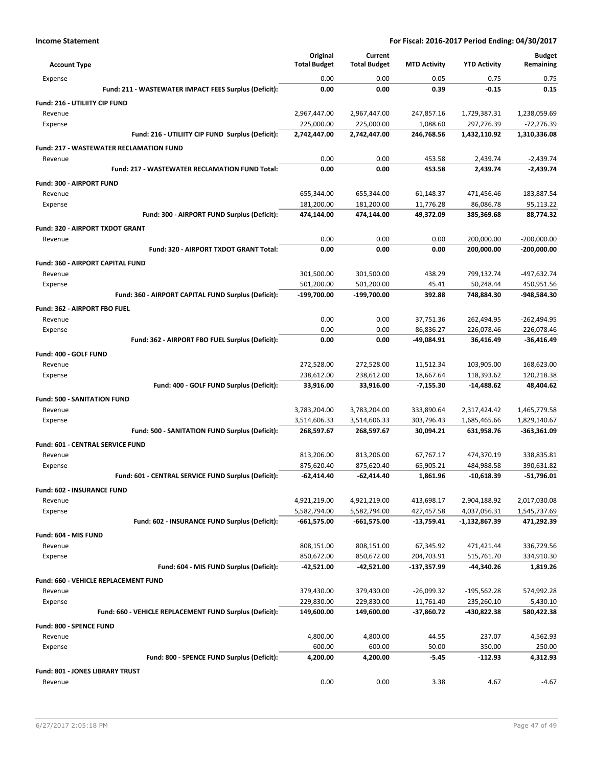**Income Statement** — **For Fiscal: 2016-2017 Period Ending: 04/30/2017**

| Account Type | Original Total Budget | Current Total Budget | MTD Activity | YTD Activity | Budget Remaining |
|---|---|---|---|---|---|
| Expense | 0.00 | 0.00 | 0.05 | 0.75 | -0.75 |
| **Fund: 211 - WASTEWATER IMPACT FEES Surplus (Deficit):** | **0.00** | **0.00** | **0.39** | **-0.15** | **0.15** |
| **Fund: 216 - UTILIITY CIP FUND** | | | | | |
| Revenue | 2,967,447.00 | 2,967,447.00 | 247,857.16 | 1,729,387.31 | 1,238,059.69 |
| Expense | 225,000.00 | 225,000.00 | 1,088.60 | 297,276.39 | -72,276.39 |
| **Fund: 216 - UTILIITY CIP FUND Surplus (Deficit):** | **2,742,447.00** | **2,742,447.00** | **246,768.56** | **1,432,110.92** | **1,310,336.08** |
| **Fund: 217 - WASTEWATER RECLAMATION FUND** | | | | | |
| Revenue | 0.00 | 0.00 | 453.58 | 2,439.74 | -2,439.74 |
| **Fund: 217 - WASTEWATER RECLAMATION FUND Total:** | **0.00** | **0.00** | **453.58** | **2,439.74** | **-2,439.74** |
| **Fund: 300 - AIRPORT FUND** | | | | | |
| Revenue | 655,344.00 | 655,344.00 | 61,148.37 | 471,456.46 | 183,887.54 |
| Expense | 181,200.00 | 181,200.00 | 11,776.28 | 86,086.78 | 95,113.22 |
| **Fund: 300 - AIRPORT FUND Surplus (Deficit):** | **474,144.00** | **474,144.00** | **49,372.09** | **385,369.68** | **88,774.32** |
| **Fund: 320 - AIRPORT TXDOT GRANT** | | | | | |
| Revenue | 0.00 | 0.00 | 0.00 | 200,000.00 | -200,000.00 |
| **Fund: 320 - AIRPORT TXDOT GRANT Total:** | **0.00** | **0.00** | **0.00** | **200,000.00** | **-200,000.00** |
| **Fund: 360 - AIRPORT CAPITAL FUND** | | | | | |
| Revenue | 301,500.00 | 301,500.00 | 438.29 | 799,132.74 | -497,632.74 |
| Expense | 501,200.00 | 501,200.00 | 45.41 | 50,248.44 | 450,951.56 |
| **Fund: 360 - AIRPORT CAPITAL FUND Surplus (Deficit):** | **-199,700.00** | **-199,700.00** | **392.88** | **748,884.30** | **-948,584.30** |
| **Fund: 362 - AIRPORT FBO FUEL** | | | | | |
| Revenue | 0.00 | 0.00 | 37,751.36 | 262,494.95 | -262,494.95 |
| Expense | 0.00 | 0.00 | 86,836.27 | 226,078.46 | -226,078.46 |
| **Fund: 362 - AIRPORT FBO FUEL Surplus (Deficit):** | **0.00** | **0.00** | **-49,084.91** | **36,416.49** | **-36,416.49** |
| **Fund: 400 - GOLF FUND** | | | | | |
| Revenue | 272,528.00 | 272,528.00 | 11,512.34 | 103,905.00 | 168,623.00 |
| Expense | 238,612.00 | 238,612.00 | 18,667.64 | 118,393.62 | 120,218.38 |
| **Fund: 400 - GOLF FUND Surplus (Deficit):** | **33,916.00** | **33,916.00** | **-7,155.30** | **-14,488.62** | **48,404.62** |
| **Fund: 500 - SANITATION FUND** | | | | | |
| Revenue | 3,783,204.00 | 3,783,204.00 | 333,890.64 | 2,317,424.42 | 1,465,779.58 |
| Expense | 3,514,606.33 | 3,514,606.33 | 303,796.43 | 1,685,465.66 | 1,829,140.67 |
| **Fund: 500 - SANITATION FUND Surplus (Deficit):** | **268,597.67** | **268,597.67** | **30,094.21** | **631,958.76** | **-363,361.09** |
| **Fund: 601 - CENTRAL SERVICE FUND** | | | | | |
| Revenue | 813,206.00 | 813,206.00 | 67,767.17 | 474,370.19 | 338,835.81 |
| Expense | 875,620.40 | 875,620.40 | 65,905.21 | 484,988.58 | 390,631.82 |
| **Fund: 601 - CENTRAL SERVICE FUND Surplus (Deficit):** | **-62,414.40** | **-62,414.40** | **1,861.96** | **-10,618.39** | **-51,796.01** |
| **Fund: 602 - INSURANCE FUND** | | | | | |
| Revenue | 4,921,219.00 | 4,921,219.00 | 413,698.17 | 2,904,188.92 | 2,017,030.08 |
| Expense | 5,582,794.00 | 5,582,794.00 | 427,457.58 | 4,037,056.31 | 1,545,737.69 |
| **Fund: 602 - INSURANCE FUND Surplus (Deficit):** | **-661,575.00** | **-661,575.00** | **-13,759.41** | **-1,132,867.39** | **471,292.39** |
| **Fund: 604 - MIS FUND** | | | | | |
| Revenue | 808,151.00 | 808,151.00 | 67,345.92 | 471,421.44 | 336,729.56 |
| Expense | 850,672.00 | 850,672.00 | 204,703.91 | 515,761.70 | 334,910.30 |
| **Fund: 604 - MIS FUND Surplus (Deficit):** | **-42,521.00** | **-42,521.00** | **-137,357.99** | **-44,340.26** | **1,819.26** |
| **Fund: 660 - VEHICLE REPLACEMENT FUND** | | | | | |
| Revenue | 379,430.00 | 379,430.00 | -26,099.32 | -195,562.28 | 574,992.28 |
| Expense | 229,830.00 | 229,830.00 | 11,761.40 | 235,260.10 | -5,430.10 |
| **Fund: 660 - VEHICLE REPLACEMENT FUND Surplus (Deficit):** | **149,600.00** | **149,600.00** | **-37,860.72** | **-430,822.38** | **580,422.38** |
| **Fund: 800 - SPENCE FUND** | | | | | |
| Revenue | 4,800.00 | 4,800.00 | 44.55 | 237.07 | 4,562.93 |
| Expense | 600.00 | 600.00 | 50.00 | 350.00 | 250.00 |
| **Fund: 800 - SPENCE FUND Surplus (Deficit):** | **4,200.00** | **4,200.00** | **-5.45** | **-112.93** | **4,312.93** |
| **Fund: 801 - JONES LIBRARY TRUST** | | | | | |
| Revenue | 0.00 | 0.00 | 3.38 | 4.67 | -4.67 |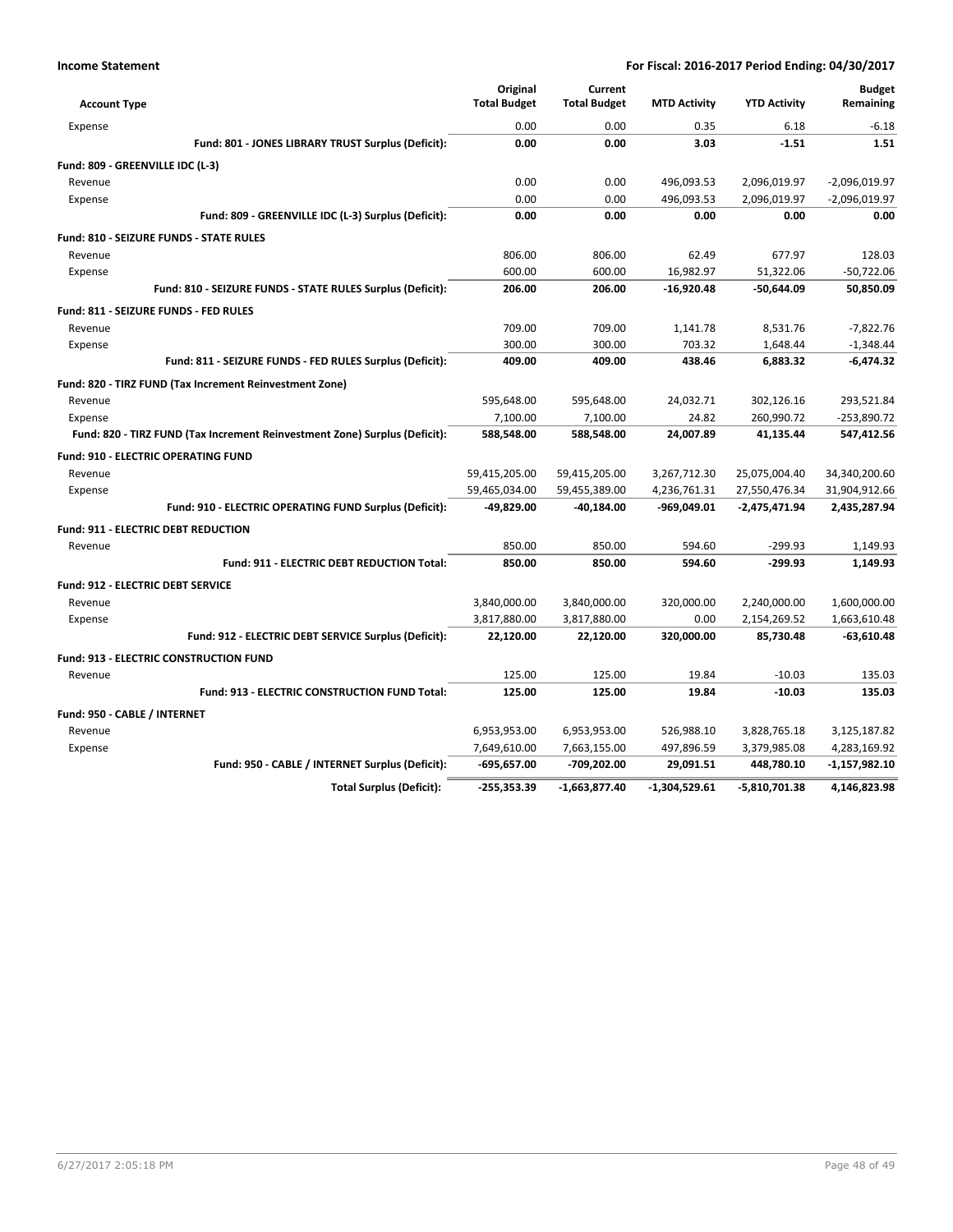**Income Statement** **For Fiscal: 2016-2017 Period Ending: 04/30/2017**

| Account Type | Original Total Budget | Current Total Budget | MTD Activity | YTD Activity | Budget Remaining |
|---|---|---|---|---|---|
| Expense | 0.00 | 0.00 | 0.35 | 6.18 | -6.18 |
| **Fund: 801 - JONES LIBRARY TRUST Surplus (Deficit):** | **0.00** | **0.00** | **3.03** | **-1.51** | **1.51** |
| **Fund: 809 - GREENVILLE IDC (L-3)** | | | | | |
| Revenue | 0.00 | 0.00 | 496,093.53 | 2,096,019.97 | -2,096,019.97 |
| Expense | 0.00 | 0.00 | 496,093.53 | 2,096,019.97 | -2,096,019.97 |
| **Fund: 809 - GREENVILLE IDC (L-3) Surplus (Deficit):** | **0.00** | **0.00** | **0.00** | **0.00** | **0.00** |
| **Fund: 810 - SEIZURE FUNDS - STATE RULES** | | | | | |
| Revenue | 806.00 | 806.00 | 62.49 | 677.97 | 128.03 |
| Expense | 600.00 | 600.00 | 16,982.97 | 51,322.06 | -50,722.06 |
| **Fund: 810 - SEIZURE FUNDS - STATE RULES Surplus (Deficit):** | **206.00** | **206.00** | **-16,920.48** | **-50,644.09** | **50,850.09** |
| **Fund: 811 - SEIZURE FUNDS - FED RULES** | | | | | |
| Revenue | 709.00 | 709.00 | 1,141.78 | 8,531.76 | -7,822.76 |
| Expense | 300.00 | 300.00 | 703.32 | 1,648.44 | -1,348.44 |
| **Fund: 811 - SEIZURE FUNDS - FED RULES Surplus (Deficit):** | **409.00** | **409.00** | **438.46** | **6,883.32** | **-6,474.32** |
| **Fund: 820 - TIRZ FUND (Tax Increment Reinvestment Zone)** | | | | | |
| Revenue | 595,648.00 | 595,648.00 | 24,032.71 | 302,126.16 | 293,521.84 |
| Expense | 7,100.00 | 7,100.00 | 24.82 | 260,990.72 | -253,890.72 |
| **Fund: 820 - TIRZ FUND (Tax Increment Reinvestment Zone) Surplus (Deficit):** | **588,548.00** | **588,548.00** | **24,007.89** | **41,135.44** | **547,412.56** |
| **Fund: 910 - ELECTRIC OPERATING FUND** | | | | | |
| Revenue | 59,415,205.00 | 59,415,205.00 | 3,267,712.30 | 25,075,004.40 | 34,340,200.60 |
| Expense | 59,465,034.00 | 59,455,389.00 | 4,236,761.31 | 27,550,476.34 | 31,904,912.66 |
| **Fund: 910 - ELECTRIC OPERATING FUND Surplus (Deficit):** | **-49,829.00** | **-40,184.00** | **-969,049.01** | **-2,475,471.94** | **2,435,287.94** |
| **Fund: 911 - ELECTRIC DEBT REDUCTION** | | | | | |
| Revenue | 850.00 | 850.00 | 594.60 | -299.93 | 1,149.93 |
| **Fund: 911 - ELECTRIC DEBT REDUCTION Total:** | **850.00** | **850.00** | **594.60** | **-299.93** | **1,149.93** |
| **Fund: 912 - ELECTRIC DEBT SERVICE** | | | | | |
| Revenue | 3,840,000.00 | 3,840,000.00 | 320,000.00 | 2,240,000.00 | 1,600,000.00 |
| Expense | 3,817,880.00 | 3,817,880.00 | 0.00 | 2,154,269.52 | 1,663,610.48 |
| **Fund: 912 - ELECTRIC DEBT SERVICE Surplus (Deficit):** | **22,120.00** | **22,120.00** | **320,000.00** | **85,730.48** | **-63,610.48** |
| **Fund: 913 - ELECTRIC CONSTRUCTION FUND** | | | | | |
| Revenue | 125.00 | 125.00 | 19.84 | -10.03 | 135.03 |
| **Fund: 913 - ELECTRIC CONSTRUCTION FUND Total:** | **125.00** | **125.00** | **19.84** | **-10.03** | **135.03** |
| **Fund: 950 - CABLE / INTERNET** | | | | | |
| Revenue | 6,953,953.00 | 6,953,953.00 | 526,988.10 | 3,828,765.18 | 3,125,187.82 |
| Expense | 7,649,610.00 | 7,663,155.00 | 497,896.59 | 3,379,985.08 | 4,283,169.92 |
| **Fund: 950 - CABLE / INTERNET Surplus (Deficit):** | **-695,657.00** | **-709,202.00** | **29,091.51** | **448,780.10** | **-1,157,982.10** |
| **Total Surplus (Deficit):** | **-255,353.39** | **-1,663,877.40** | **-1,304,529.61** | **-5,810,701.38** | **4,146,823.98** |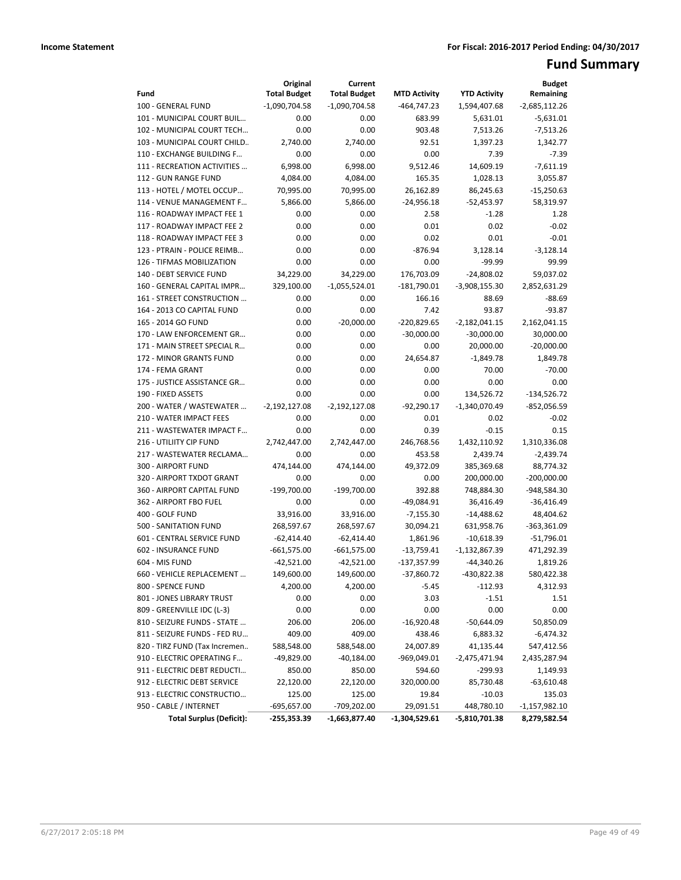**Income Statement** **For Fiscal: 2016-2017 Period Ending: 04/30/2017**

# Fund Summary

| Fund | Original Total Budget | Current Total Budget | MTD Activity | YTD Activity | Budget Remaining |
|---|---|---|---|---|---|
| 100 - GENERAL FUND | -1,090,704.58 | -1,090,704.58 | -464,747.23 | 1,594,407.68 | -2,685,112.26 |
| 101 - MUNICIPAL COURT BUIL… | 0.00 | 0.00 | 683.99 | 5,631.01 | -5,631.01 |
| 102 - MUNICIPAL COURT TECH… | 0.00 | 0.00 | 903.48 | 7,513.26 | -7,513.26 |
| 103 - MUNICIPAL COURT CHILD.. | 2,740.00 | 2,740.00 | 92.51 | 1,397.23 | 1,342.77 |
| 110 - EXCHANGE BUILDING F… | 0.00 | 0.00 | 0.00 | 7.39 | -7.39 |
| 111 - RECREATION ACTIVITIES … | 6,998.00 | 6,998.00 | 9,512.46 | 14,609.19 | -7,611.19 |
| 112 - GUN RANGE FUND | 4,084.00 | 4,084.00 | 165.35 | 1,028.13 | 3,055.87 |
| 113 - HOTEL / MOTEL OCCUP… | 70,995.00 | 70,995.00 | 26,162.89 | 86,245.63 | -15,250.63 |
| 114 - VENUE MANAGEMENT F… | 5,866.00 | 5,866.00 | -24,956.18 | -52,453.97 | 58,319.97 |
| 116 - ROADWAY IMPACT FEE 1 | 0.00 | 0.00 | 2.58 | -1.28 | 1.28 |
| 117 - ROADWAY IMPACT FEE 2 | 0.00 | 0.00 | 0.01 | 0.02 | -0.02 |
| 118 - ROADWAY IMPACT FEE 3 | 0.00 | 0.00 | 0.02 | 0.01 | -0.01 |
| 123 - PTRAIN - POLICE REIMB… | 0.00 | 0.00 | -876.94 | 3,128.14 | -3,128.14 |
| 126 - TIFMAS MOBILIZATION | 0.00 | 0.00 | 0.00 | -99.99 | 99.99 |
| 140 - DEBT SERVICE FUND | 34,229.00 | 34,229.00 | 176,703.09 | -24,808.02 | 59,037.02 |
| 160 - GENERAL CAPITAL IMPR… | 329,100.00 | -1,055,524.01 | -181,790.01 | -3,908,155.30 | 2,852,631.29 |
| 161 - STREET CONSTRUCTION … | 0.00 | 0.00 | 166.16 | 88.69 | -88.69 |
| 164 - 2013 CO CAPITAL FUND | 0.00 | 0.00 | 7.42 | 93.87 | -93.87 |
| 165 - 2014 GO FUND | 0.00 | -20,000.00 | -220,829.65 | -2,182,041.15 | 2,162,041.15 |
| 170 - LAW ENFORCEMENT GR… | 0.00 | 0.00 | -30,000.00 | -30,000.00 | 30,000.00 |
| 171 - MAIN STREET SPECIAL R… | 0.00 | 0.00 | 0.00 | 20,000.00 | -20,000.00 |
| 172 - MINOR GRANTS FUND | 0.00 | 0.00 | 24,654.87 | -1,849.78 | 1,849.78 |
| 174 - FEMA GRANT | 0.00 | 0.00 | 0.00 | 70.00 | -70.00 |
| 175 - JUSTICE ASSISTANCE GR… | 0.00 | 0.00 | 0.00 | 0.00 | 0.00 |
| 190 - FIXED ASSETS | 0.00 | 0.00 | 0.00 | 134,526.72 | -134,526.72 |
| 200 - WATER / WASTEWATER … | -2,192,127.08 | -2,192,127.08 | -92,290.17 | -1,340,070.49 | -852,056.59 |
| 210 - WATER IMPACT FEES | 0.00 | 0.00 | 0.01 | 0.02 | -0.02 |
| 211 - WASTEWATER IMPACT F… | 0.00 | 0.00 | 0.39 | -0.15 | 0.15 |
| 216 - UTILIITY CIP FUND | 2,742,447.00 | 2,742,447.00 | 246,768.56 | 1,432,110.92 | 1,310,336.08 |
| 217 - WASTEWATER RECLAMA… | 0.00 | 0.00 | 453.58 | 2,439.74 | -2,439.74 |
| 300 - AIRPORT FUND | 474,144.00 | 474,144.00 | 49,372.09 | 385,369.68 | 88,774.32 |
| 320 - AIRPORT TXDOT GRANT | 0.00 | 0.00 | 0.00 | 200,000.00 | -200,000.00 |
| 360 - AIRPORT CAPITAL FUND | -199,700.00 | -199,700.00 | 392.88 | 748,884.30 | -948,584.30 |
| 362 - AIRPORT FBO FUEL | 0.00 | 0.00 | -49,084.91 | 36,416.49 | -36,416.49 |
| 400 - GOLF FUND | 33,916.00 | 33,916.00 | -7,155.30 | -14,488.62 | 48,404.62 |
| 500 - SANITATION FUND | 268,597.67 | 268,597.67 | 30,094.21 | 631,958.76 | -363,361.09 |
| 601 - CENTRAL SERVICE FUND | -62,414.40 | -62,414.40 | 1,861.96 | -10,618.39 | -51,796.01 |
| 602 - INSURANCE FUND | -661,575.00 | -661,575.00 | -13,759.41 | -1,132,867.39 | 471,292.39 |
| 604 - MIS FUND | -42,521.00 | -42,521.00 | -137,357.99 | -44,340.26 | 1,819.26 |
| 660 - VEHICLE REPLACEMENT … | 149,600.00 | 149,600.00 | -37,860.72 | -430,822.38 | 580,422.38 |
| 800 - SPENCE FUND | 4,200.00 | 4,200.00 | -5.45 | -112.93 | 4,312.93 |
| 801 - JONES LIBRARY TRUST | 0.00 | 0.00 | 3.03 | -1.51 | 1.51 |
| 809 - GREENVILLE IDC (L-3) | 0.00 | 0.00 | 0.00 | 0.00 | 0.00 |
| 810 - SEIZURE FUNDS - STATE … | 206.00 | 206.00 | -16,920.48 | -50,644.09 | 50,850.09 |
| 811 - SEIZURE FUNDS - FED RU… | 409.00 | 409.00 | 438.46 | 6,883.32 | -6,474.32 |
| 820 - TIRZ FUND (Tax Incremen.. | 588,548.00 | 588,548.00 | 24,007.89 | 41,135.44 | 547,412.56 |
| 910 - ELECTRIC OPERATING F… | -49,829.00 | -40,184.00 | -969,049.01 | -2,475,471.94 | 2,435,287.94 |
| 911 - ELECTRIC DEBT REDUCTI… | 850.00 | 850.00 | 594.60 | -299.93 | 1,149.93 |
| 912 - ELECTRIC DEBT SERVICE | 22,120.00 | 22,120.00 | 320,000.00 | 85,730.48 | -63,610.48 |
| 913 - ELECTRIC CONSTRUCTIO… | 125.00 | 125.00 | 19.84 | -10.03 | 135.03 |
| 950 - CABLE / INTERNET | -695,657.00 | -709,202.00 | 29,091.51 | 448,780.10 | -1,157,982.10 |
| **Total Surplus (Deficit):** | **-255,353.39** | **-1,663,877.40** | **-1,304,529.61** | **-5,810,701.38** | **8,279,582.54** |